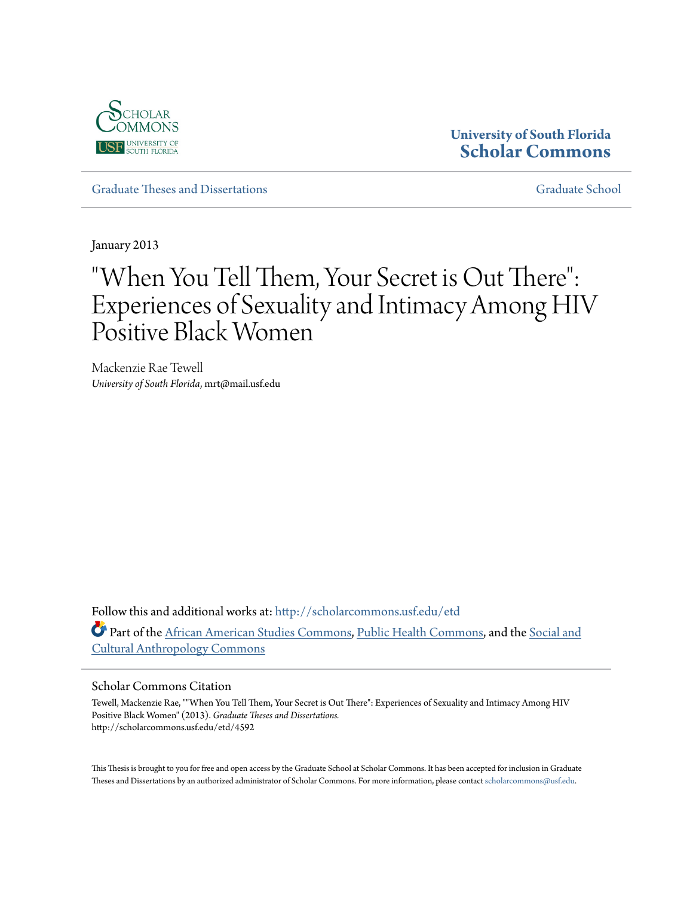University of South Florida
**Scholar Commons**

Graduate Theses and Dissertations | Graduate School

January 2013

# "When You Tell Them, Your Secret is Out There": Experiences of Sexuality and Intimacy Among HIV Positive Black Women

Mackenzie Rae Tewell
*University of South Florida*, mrt@mail.usf.edu

Follow this and additional works at: http://scholarcommons.usf.edu/etd

Part of the African American Studies Commons, Public Health Commons, and the Social and Cultural Anthropology Commons

## Scholar Commons Citation

Tewell, Mackenzie Rae, ""When You Tell Them, Your Secret is Out There": Experiences of Sexuality and Intimacy Among HIV Positive Black Women" (2013). *Graduate Theses and Dissertations.*
http://scholarcommons.usf.edu/etd/4592

This Thesis is brought to you for free and open access by the Graduate School at Scholar Commons. It has been accepted for inclusion in Graduate Theses and Dissertations by an authorized administrator of Scholar Commons. For more information, please contact scholarcommons@usf.edu.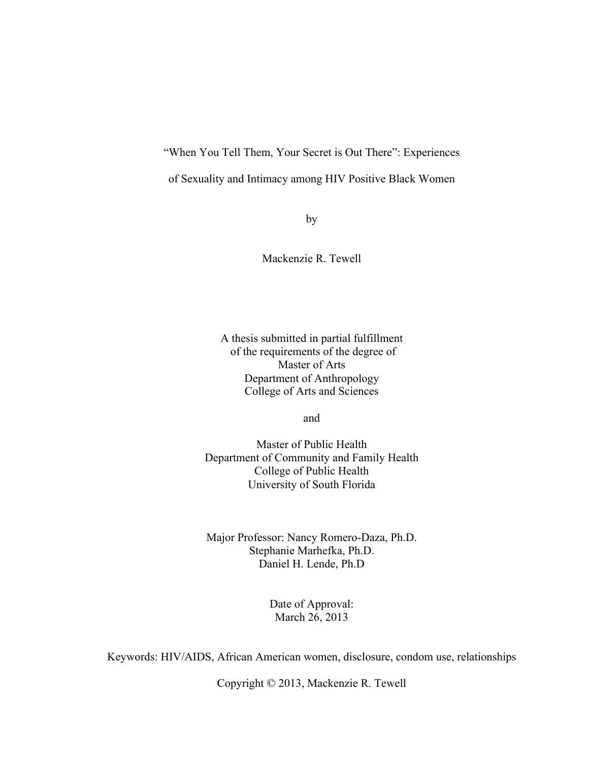# "When You Tell Them, Your Secret is Out There": Experiences of Sexuality and Intimacy among HIV Positive Black Women

by

Mackenzie R. Tewell

A thesis submitted in partial fulfillment
of the requirements of the degree of
Master of Arts
Department of Anthropology
College of Arts and Sciences

and

Master of Public Health
Department of Community and Family Health
College of Public Health
University of South Florida

Major Professor: Nancy Romero-Daza, Ph.D.
Stephanie Marhefka, Ph.D.
Daniel H. Lende, Ph.D

Date of Approval:
March 26, 2013

Keywords: HIV/AIDS, African American women, disclosure, condom use, relationships

Copyright © 2013, Mackenzie R. Tewell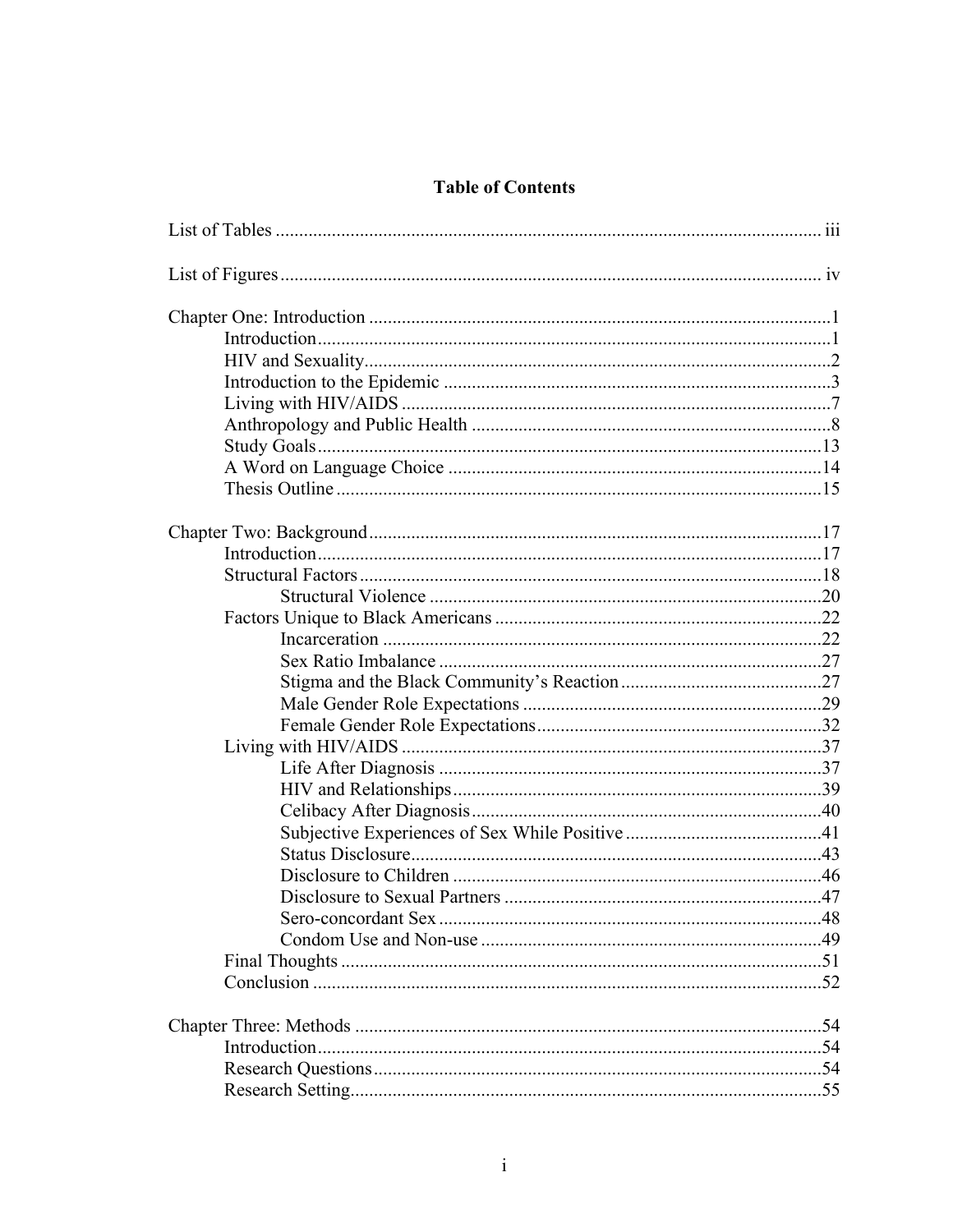# Table of Contents

List of Tables ..... iii

List of Figures ..... iv

Chapter One: Introduction ..... 1
- Introduction ..... 1
- HIV and Sexuality ..... 2
- Introduction to the Epidemic ..... 3
- Living with HIV/AIDS ..... 7
- Anthropology and Public Health ..... 8
- Study Goals ..... 13
- A Word on Language Choice ..... 14
- Thesis Outline ..... 15

Chapter Two: Background ..... 17
- Introduction ..... 17
- Structural Factors ..... 18
  - Structural Violence ..... 20
- Factors Unique to Black Americans ..... 22
  - Incarceration ..... 22
  - Sex Ratio Imbalance ..... 27
  - Stigma and the Black Community's Reaction ..... 27
  - Male Gender Role Expectations ..... 29
  - Female Gender Role Expectations ..... 32
- Living with HIV/AIDS ..... 37
  - Life After Diagnosis ..... 37
  - HIV and Relationships ..... 39
  - Celibacy After Diagnosis ..... 40
  - Subjective Experiences of Sex While Positive ..... 41
  - Status Disclosure ..... 43
  - Disclosure to Children ..... 46
  - Disclosure to Sexual Partners ..... 47
  - Sero-concordant Sex ..... 48
  - Condom Use and Non-use ..... 49
- Final Thoughts ..... 51
- Conclusion ..... 52

Chapter Three: Methods ..... 54
- Introduction ..... 54
- Research Questions ..... 54
- Research Setting ..... 55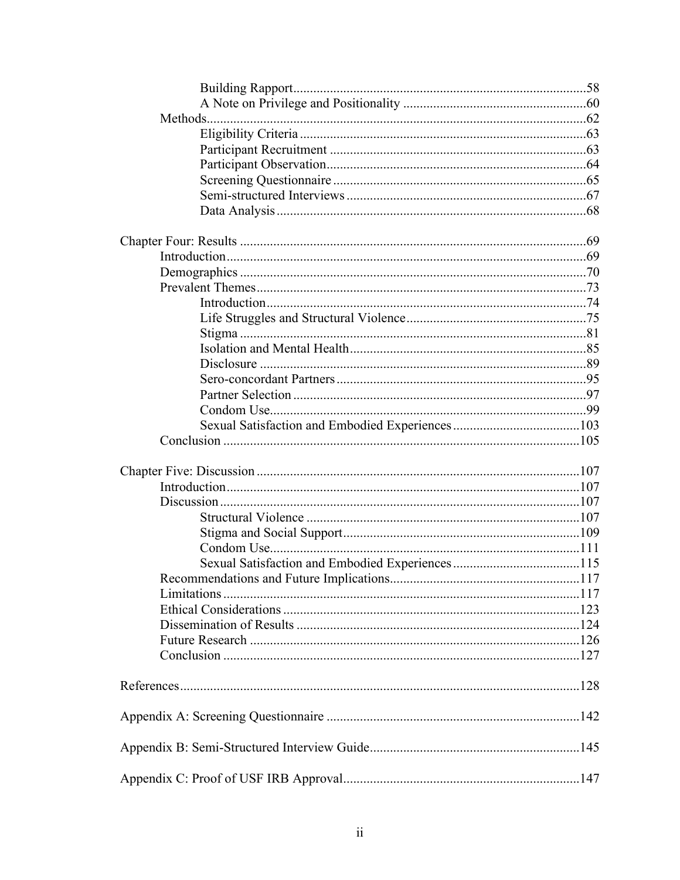Building Rapport ........................................................................................ 58
A Note on Privilege and Positionality ......................................................... 60
Methods ........................................................................................................... 62
Eligibility Criteria ......................................................................................... 63
Participant Recruitment ................................................................................ 63
Participant Observation ................................................................................. 64
Screening Questionnaire ............................................................................... 65
Semi-structured Interviews ........................................................................... 67
Data Analysis ................................................................................................ 68

Chapter Four: Results ........................................................................................... 69
Introduction ..................................................................................................... 69
Demographics .................................................................................................. 70
Prevalent Themes ............................................................................................. 73
Introduction ................................................................................................... 74
Life Struggles and Structural Violence .......................................................... 75
Stigma ........................................................................................................... 81
Isolation and Mental Health ........................................................................... 85
Disclosure ..................................................................................................... 89
Sero-concordant Partners ............................................................................... 95
Partner Selection ........................................................................................... 97
Condom Use .................................................................................................. 99
Sexual Satisfaction and Embodied Experiences ............................................ 103
Conclusion ..................................................................................................... 105

Chapter Five: Discussion ..................................................................................... 107
Introduction ................................................................................................... 107
Discussion ..................................................................................................... 107
Structural Violence ...................................................................................... 107
Stigma and Social Support ............................................................................ 109
Condom Use ................................................................................................ 111
Sexual Satisfaction and Embodied Experiences ............................................ 115
Recommendations and Future Implications ..................................................... 117
Limitations ..................................................................................................... 117
Ethical Considerations .................................................................................... 123
Dissemination of Results ................................................................................ 124
Future Research ............................................................................................. 126
Conclusion ..................................................................................................... 127

References ........................................................................................................... 128

Appendix A: Screening Questionnaire ................................................................ 142

Appendix B: Semi-Structured Interview Guide ................................................... 145

Appendix C: Proof of USF IRB Approval ........................................................... 147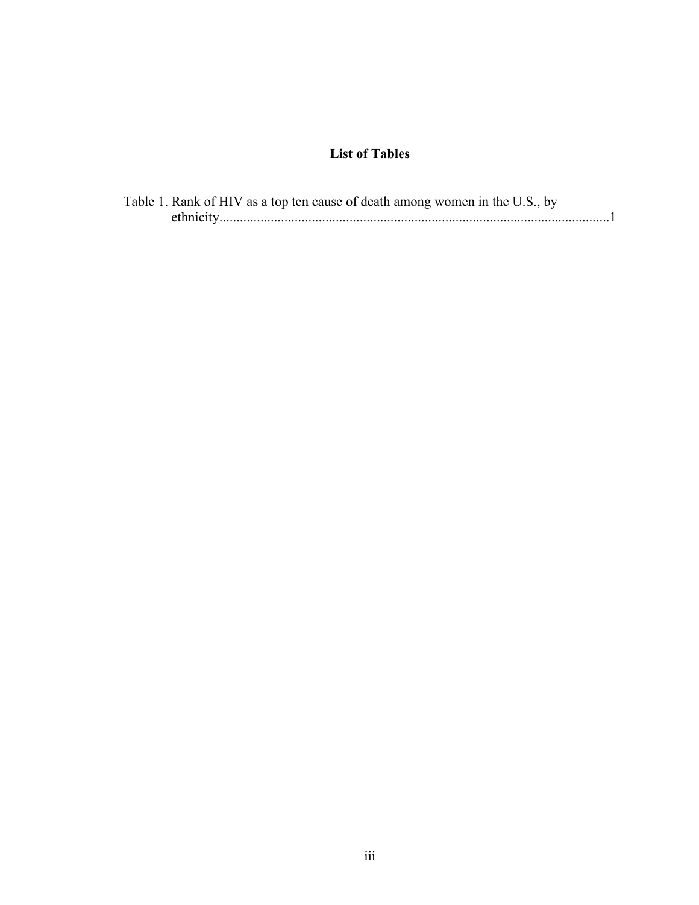## List of Tables

Table 1. Rank of HIV as a top ten cause of death among women in the U.S., by ethnicity....................................................................................................................1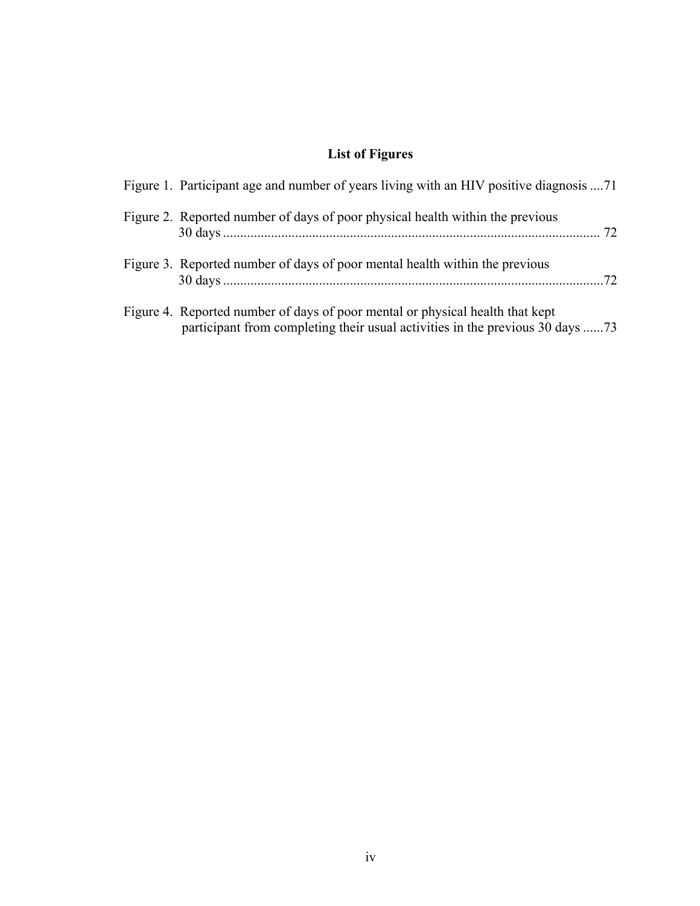## List of Figures

Figure 1. Participant age and number of years living with an HIV positive diagnosis ....71

Figure 2. Reported number of days of poor physical health within the previous 30 days .......................................................................................................... 72

Figure 3. Reported number of days of poor mental health within the previous 30 days ..........................................................................................................72

Figure 4. Reported number of days of poor mental or physical health that kept participant from completing their usual activities in the previous 30 days ......73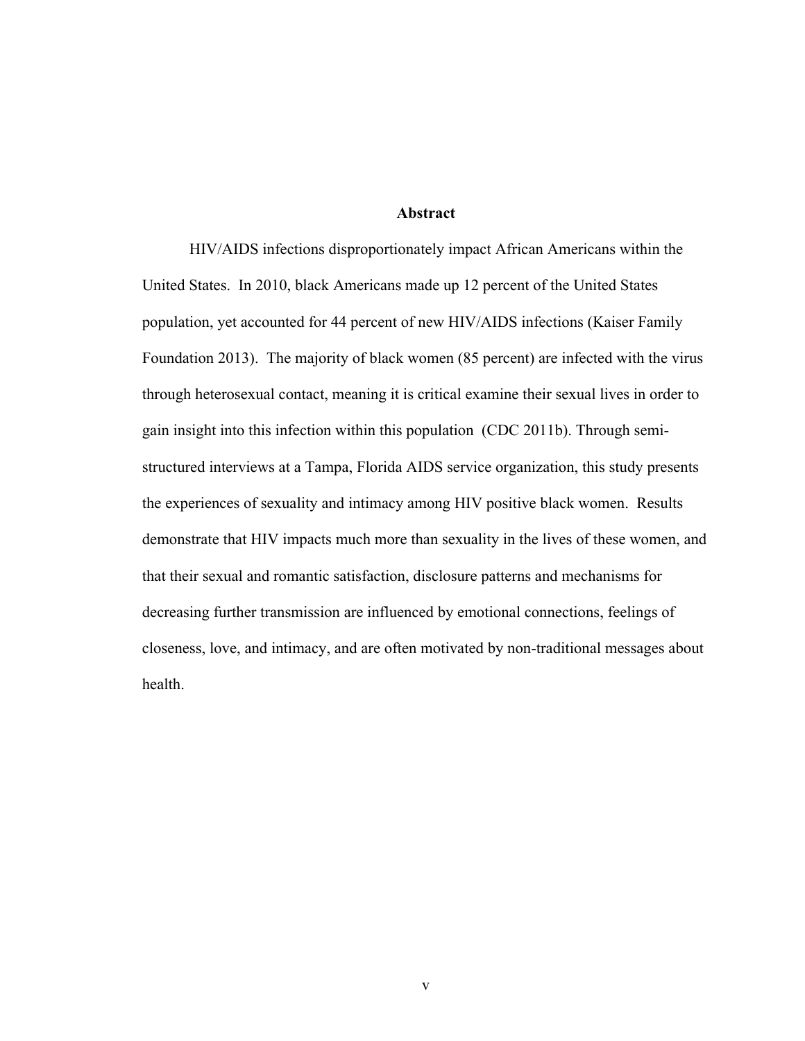# Abstract

HIV/AIDS infections disproportionately impact African Americans within the United States. In 2010, black Americans made up 12 percent of the United States population, yet accounted for 44 percent of new HIV/AIDS infections (Kaiser Family Foundation 2013). The majority of black women (85 percent) are infected with the virus through heterosexual contact, meaning it is critical examine their sexual lives in order to gain insight into this infection within this population (CDC 2011b). Through semi-structured interviews at a Tampa, Florida AIDS service organization, this study presents the experiences of sexuality and intimacy among HIV positive black women. Results demonstrate that HIV impacts much more than sexuality in the lives of these women, and that their sexual and romantic satisfaction, disclosure patterns and mechanisms for decreasing further transmission are influenced by emotional connections, feelings of closeness, love, and intimacy, and are often motivated by non-traditional messages about health.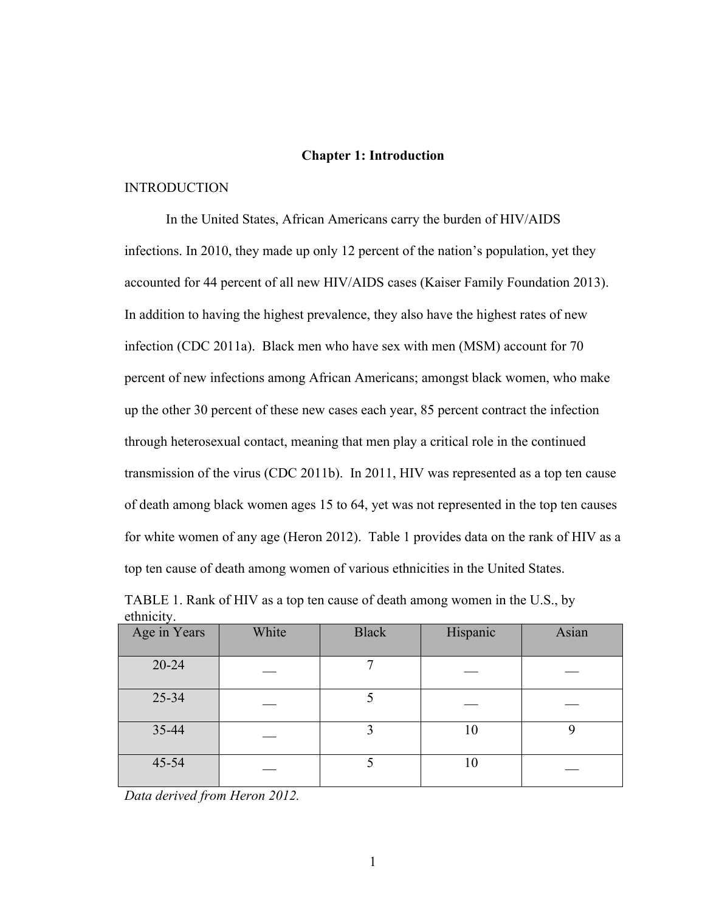# Chapter 1: Introduction

INTRODUCTION

In the United States, African Americans carry the burden of HIV/AIDS infections. In 2010, they made up only 12 percent of the nation's population, yet they accounted for 44 percent of all new HIV/AIDS cases (Kaiser Family Foundation 2013). In addition to having the highest prevalence, they also have the highest rates of new infection (CDC 2011a). Black men who have sex with men (MSM) account for 70 percent of new infections among African Americans; amongst black women, who make up the other 30 percent of these new cases each year, 85 percent contract the infection through heterosexual contact, meaning that men play a critical role in the continued transmission of the virus (CDC 2011b). In 2011, HIV was represented as a top ten cause of death among black women ages 15 to 64, yet was not represented in the top ten causes for white women of any age (Heron 2012). Table 1 provides data on the rank of HIV as a top ten cause of death among women of various ethnicities in the United States.

TABLE 1. Rank of HIV as a top ten cause of death among women in the U.S., by ethnicity.

| Age in Years | White | Black | Hispanic | Asian |
|---|---|---|---|---|
| 20-24 | __ | 7 | __ | __ |
| 25-34 | __ | 5 | __ | __ |
| 35-44 | __ | 3 | 10 | 9 |
| 45-54 | __ | 5 | 10 | __ |

*Data derived from Heron 2012.*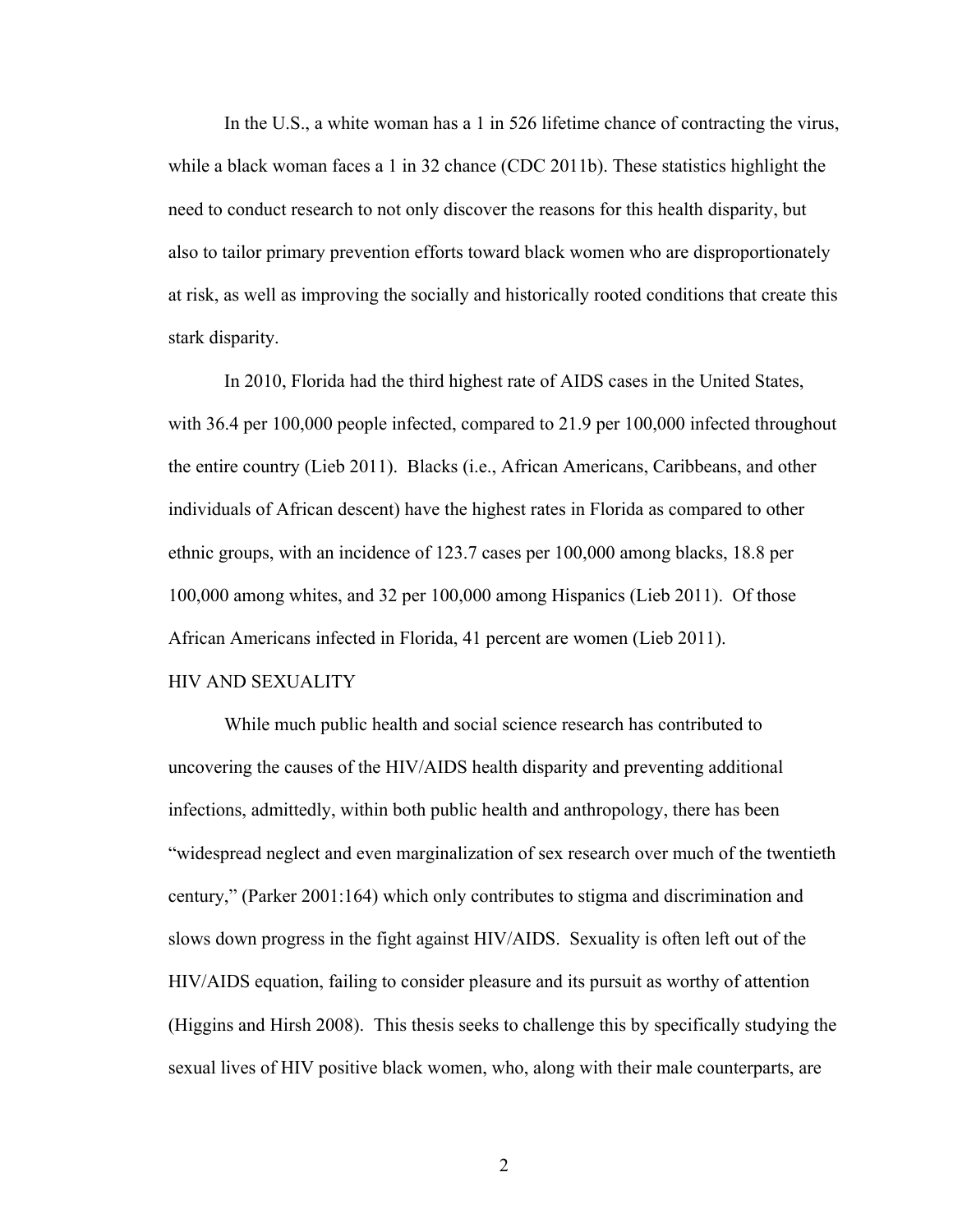In the U.S., a white woman has a 1 in 526 lifetime chance of contracting the virus, while a black woman faces a 1 in 32 chance (CDC 2011b). These statistics highlight the need to conduct research to not only discover the reasons for this health disparity, but also to tailor primary prevention efforts toward black women who are disproportionately at risk, as well as improving the socially and historically rooted conditions that create this stark disparity.

In 2010, Florida had the third highest rate of AIDS cases in the United States, with 36.4 per 100,000 people infected, compared to 21.9 per 100,000 infected throughout the entire country (Lieb 2011). Blacks (i.e., African Americans, Caribbeans, and other individuals of African descent) have the highest rates in Florida as compared to other ethnic groups, with an incidence of 123.7 cases per 100,000 among blacks, 18.8 per 100,000 among whites, and 32 per 100,000 among Hispanics (Lieb 2011). Of those African Americans infected in Florida, 41 percent are women (Lieb 2011).

## HIV AND SEXUALITY

While much public health and social science research has contributed to uncovering the causes of the HIV/AIDS health disparity and preventing additional infections, admittedly, within both public health and anthropology, there has been "widespread neglect and even marginalization of sex research over much of the twentieth century," (Parker 2001:164) which only contributes to stigma and discrimination and slows down progress in the fight against HIV/AIDS. Sexuality is often left out of the HIV/AIDS equation, failing to consider pleasure and its pursuit as worthy of attention (Higgins and Hirsh 2008). This thesis seeks to challenge this by specifically studying the sexual lives of HIV positive black women, who, along with their male counterparts, are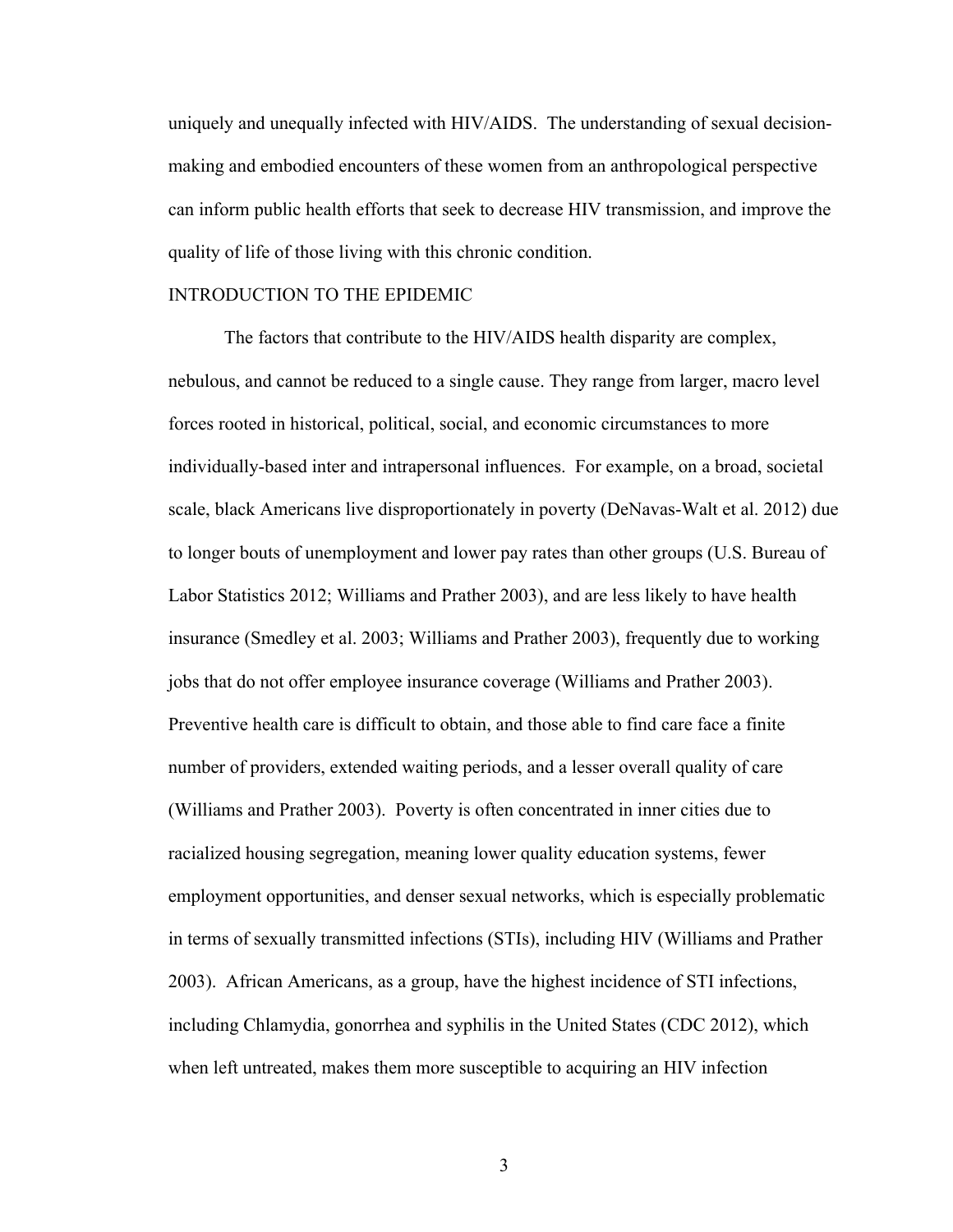uniquely and unequally infected with HIV/AIDS. The understanding of sexual decision-making and embodied encounters of these women from an anthropological perspective can inform public health efforts that seek to decrease HIV transmission, and improve the quality of life of those living with this chronic condition.

## INTRODUCTION TO THE EPIDEMIC

The factors that contribute to the HIV/AIDS health disparity are complex, nebulous, and cannot be reduced to a single cause. They range from larger, macro level forces rooted in historical, political, social, and economic circumstances to more individually-based inter and intrapersonal influences. For example, on a broad, societal scale, black Americans live disproportionately in poverty (DeNavas-Walt et al. 2012) due to longer bouts of unemployment and lower pay rates than other groups (U.S. Bureau of Labor Statistics 2012; Williams and Prather 2003), and are less likely to have health insurance (Smedley et al. 2003; Williams and Prather 2003), frequently due to working jobs that do not offer employee insurance coverage (Williams and Prather 2003). Preventive health care is difficult to obtain, and those able to find care face a finite number of providers, extended waiting periods, and a lesser overall quality of care (Williams and Prather 2003). Poverty is often concentrated in inner cities due to racialized housing segregation, meaning lower quality education systems, fewer employment opportunities, and denser sexual networks, which is especially problematic in terms of sexually transmitted infections (STIs), including HIV (Williams and Prather 2003). African Americans, as a group, have the highest incidence of STI infections, including Chlamydia, gonorrhea and syphilis in the United States (CDC 2012), which when left untreated, makes them more susceptible to acquiring an HIV infection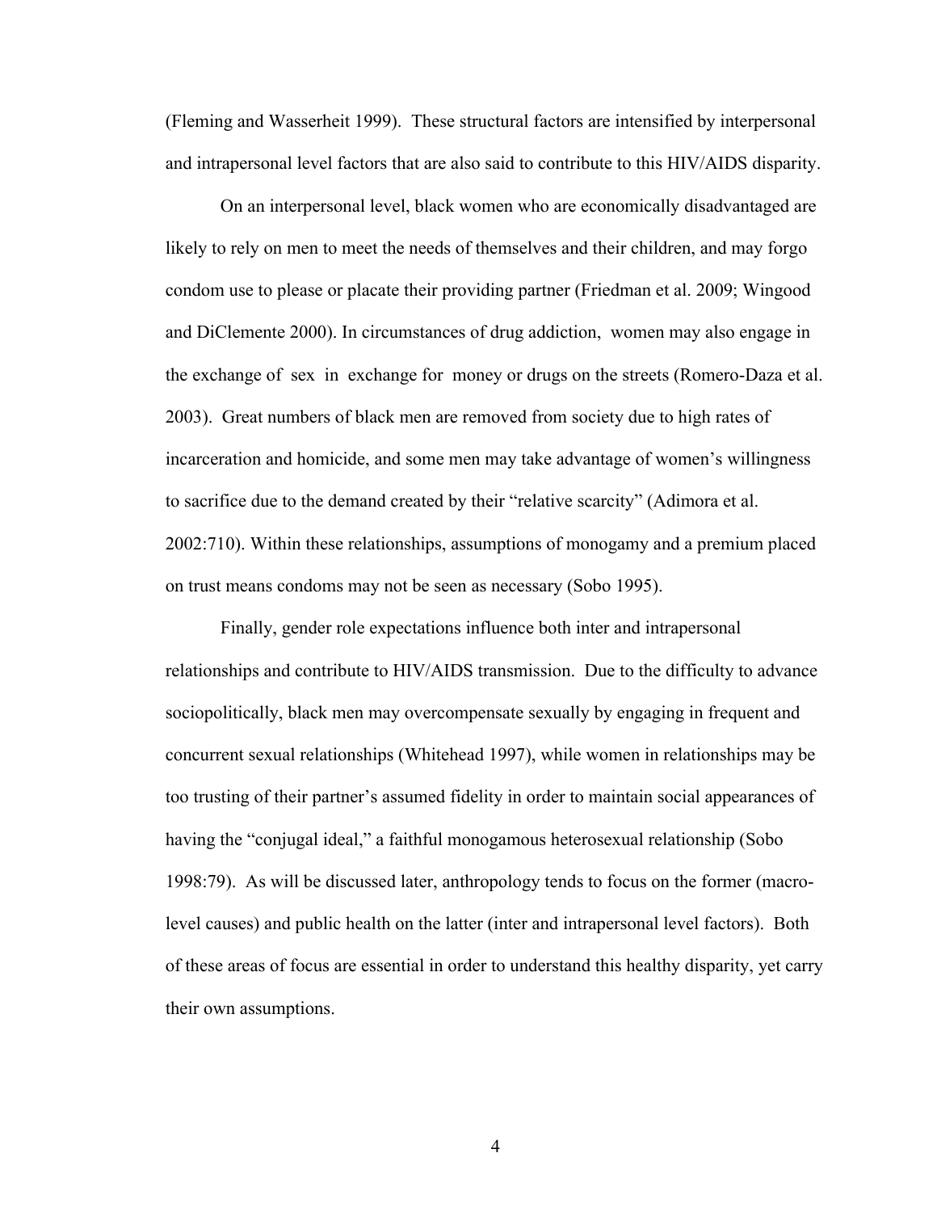(Fleming and Wasserheit 1999). These structural factors are intensified by interpersonal and intrapersonal level factors that are also said to contribute to this HIV/AIDS disparity.

On an interpersonal level, black women who are economically disadvantaged are likely to rely on men to meet the needs of themselves and their children, and may forgo condom use to please or placate their providing partner (Friedman et al. 2009; Wingood and DiClemente 2000). In circumstances of drug addiction, women may also engage in the exchange of sex in exchange for money or drugs on the streets (Romero-Daza et al. 2003). Great numbers of black men are removed from society due to high rates of incarceration and homicide, and some men may take advantage of women's willingness to sacrifice due to the demand created by their "relative scarcity" (Adimora et al. 2002:710). Within these relationships, assumptions of monogamy and a premium placed on trust means condoms may not be seen as necessary (Sobo 1995).

Finally, gender role expectations influence both inter and intrapersonal relationships and contribute to HIV/AIDS transmission. Due to the difficulty to advance sociopolitically, black men may overcompensate sexually by engaging in frequent and concurrent sexual relationships (Whitehead 1997), while women in relationships may be too trusting of their partner's assumed fidelity in order to maintain social appearances of having the "conjugal ideal," a faithful monogamous heterosexual relationship (Sobo 1998:79). As will be discussed later, anthropology tends to focus on the former (macro-level causes) and public health on the latter (inter and intrapersonal level factors). Both of these areas of focus are essential in order to understand this healthy disparity, yet carry their own assumptions.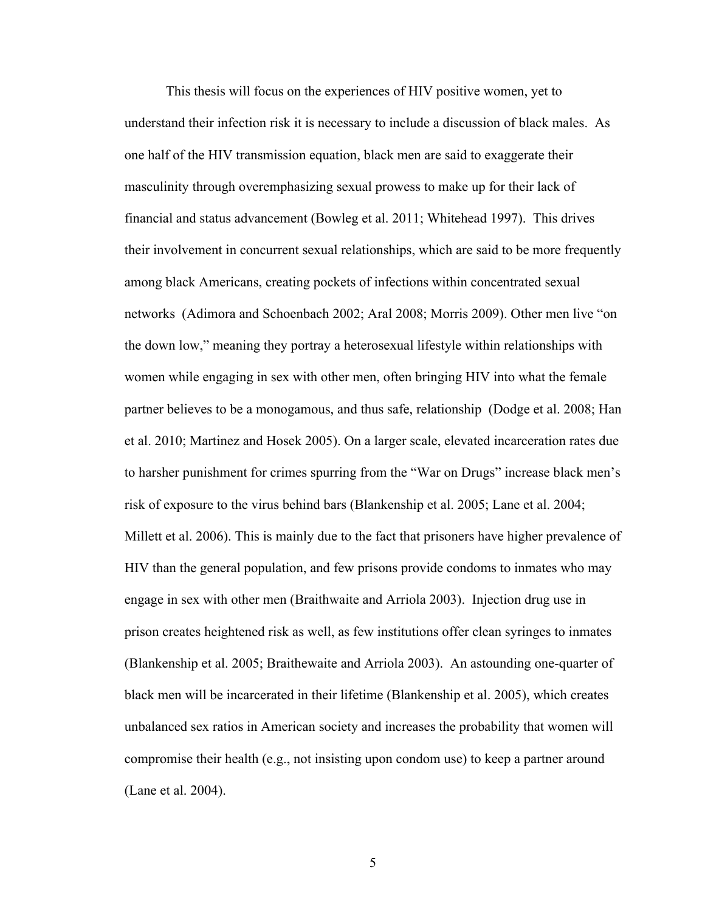This thesis will focus on the experiences of HIV positive women, yet to understand their infection risk it is necessary to include a discussion of black males. As one half of the HIV transmission equation, black men are said to exaggerate their masculinity through overemphasizing sexual prowess to make up for their lack of financial and status advancement (Bowleg et al. 2011; Whitehead 1997). This drives their involvement in concurrent sexual relationships, which are said to be more frequently among black Americans, creating pockets of infections within concentrated sexual networks (Adimora and Schoenbach 2002; Aral 2008; Morris 2009). Other men live "on the down low," meaning they portray a heterosexual lifestyle within relationships with women while engaging in sex with other men, often bringing HIV into what the female partner believes to be a monogamous, and thus safe, relationship (Dodge et al. 2008; Han et al. 2010; Martinez and Hosek 2005). On a larger scale, elevated incarceration rates due to harsher punishment for crimes spurring from the "War on Drugs" increase black men's risk of exposure to the virus behind bars (Blankenship et al. 2005; Lane et al. 2004; Millett et al. 2006). This is mainly due to the fact that prisoners have higher prevalence of HIV than the general population, and few prisons provide condoms to inmates who may engage in sex with other men (Braithwaite and Arriola 2003). Injection drug use in prison creates heightened risk as well, as few institutions offer clean syringes to inmates (Blankenship et al. 2005; Braithewaite and Arriola 2003). An astounding one-quarter of black men will be incarcerated in their lifetime (Blankenship et al. 2005), which creates unbalanced sex ratios in American society and increases the probability that women will compromise their health (e.g., not insisting upon condom use) to keep a partner around (Lane et al. 2004).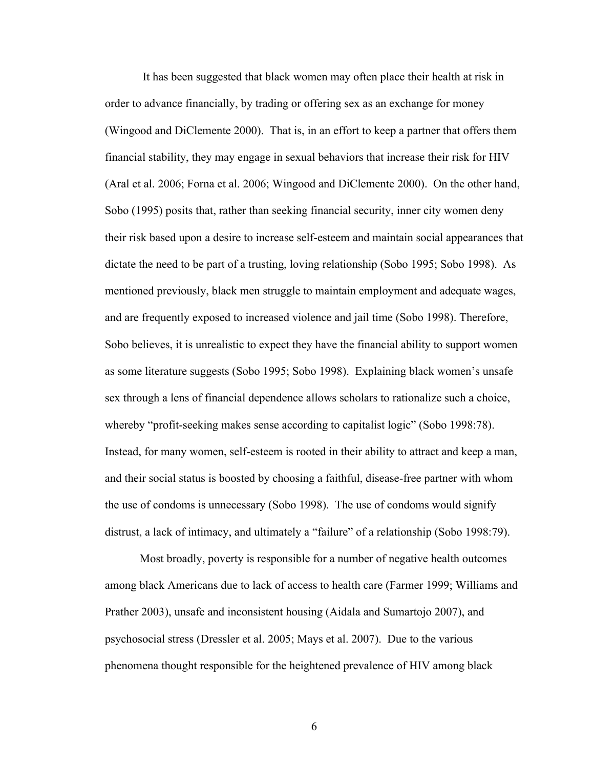It has been suggested that black women may often place their health at risk in order to advance financially, by trading or offering sex as an exchange for money (Wingood and DiClemente 2000). That is, in an effort to keep a partner that offers them financial stability, they may engage in sexual behaviors that increase their risk for HIV (Aral et al. 2006; Forna et al. 2006; Wingood and DiClemente 2000). On the other hand, Sobo (1995) posits that, rather than seeking financial security, inner city women deny their risk based upon a desire to increase self-esteem and maintain social appearances that dictate the need to be part of a trusting, loving relationship (Sobo 1995; Sobo 1998). As mentioned previously, black men struggle to maintain employment and adequate wages, and are frequently exposed to increased violence and jail time (Sobo 1998). Therefore, Sobo believes, it is unrealistic to expect they have the financial ability to support women as some literature suggests (Sobo 1995; Sobo 1998). Explaining black women's unsafe sex through a lens of financial dependence allows scholars to rationalize such a choice, whereby "profit-seeking makes sense according to capitalist logic" (Sobo 1998:78). Instead, for many women, self-esteem is rooted in their ability to attract and keep a man, and their social status is boosted by choosing a faithful, disease-free partner with whom the use of condoms is unnecessary (Sobo 1998). The use of condoms would signify distrust, a lack of intimacy, and ultimately a "failure" of a relationship (Sobo 1998:79).

Most broadly, poverty is responsible for a number of negative health outcomes among black Americans due to lack of access to health care (Farmer 1999; Williams and Prather 2003), unsafe and inconsistent housing (Aidala and Sumartojo 2007), and psychosocial stress (Dressler et al. 2005; Mays et al. 2007). Due to the various phenomena thought responsible for the heightened prevalence of HIV among black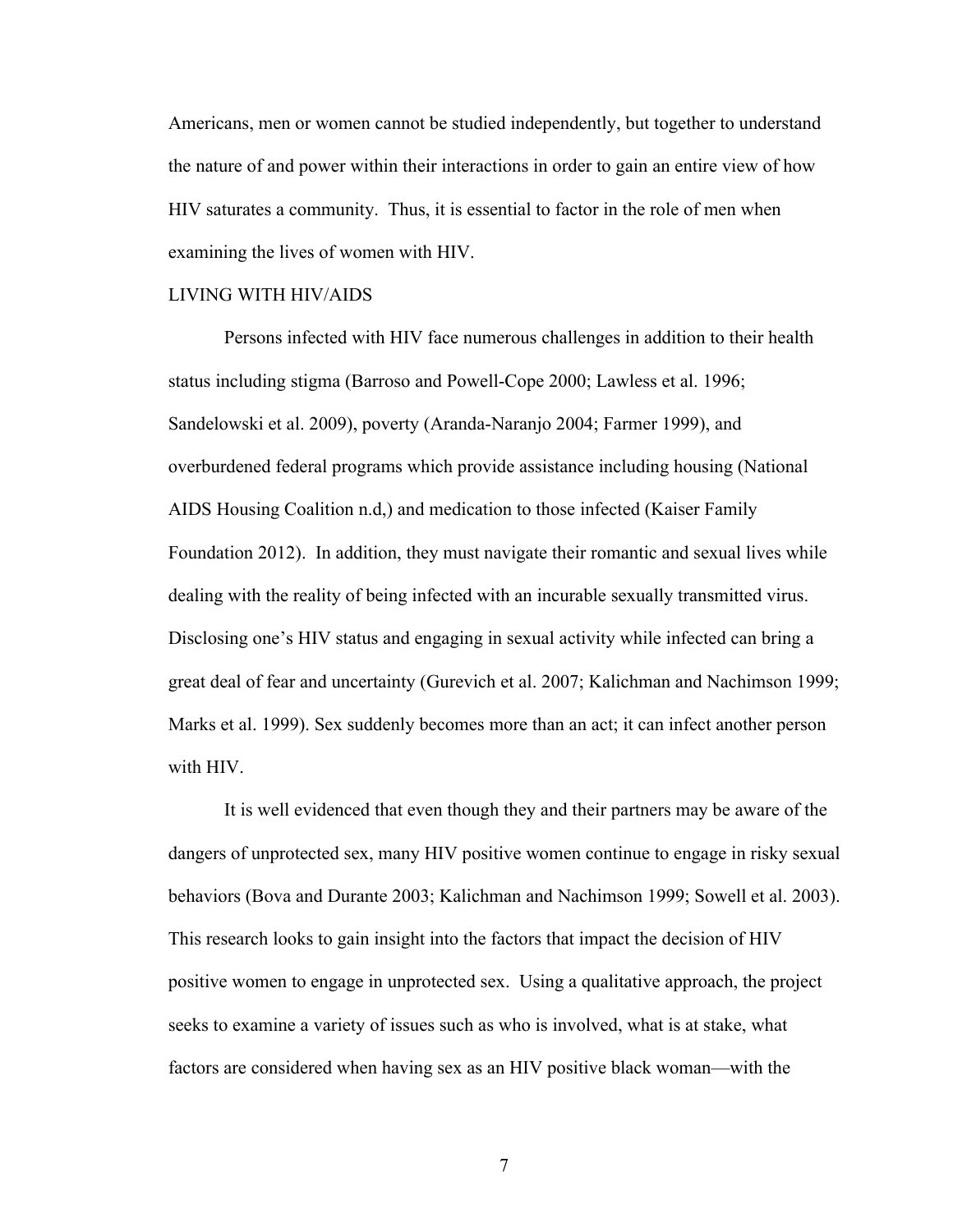Americans, men or women cannot be studied independently, but together to understand the nature of and power within their interactions in order to gain an entire view of how HIV saturates a community. Thus, it is essential to factor in the role of men when examining the lives of women with HIV.

## LIVING WITH HIV/AIDS

Persons infected with HIV face numerous challenges in addition to their health status including stigma (Barroso and Powell-Cope 2000; Lawless et al. 1996; Sandelowski et al. 2009), poverty (Aranda-Naranjo 2004; Farmer 1999), and overburdened federal programs which provide assistance including housing (National AIDS Housing Coalition n.d,) and medication to those infected (Kaiser Family Foundation 2012). In addition, they must navigate their romantic and sexual lives while dealing with the reality of being infected with an incurable sexually transmitted virus. Disclosing one's HIV status and engaging in sexual activity while infected can bring a great deal of fear and uncertainty (Gurevich et al. 2007; Kalichman and Nachimson 1999; Marks et al. 1999). Sex suddenly becomes more than an act; it can infect another person with HIV.

It is well evidenced that even though they and their partners may be aware of the dangers of unprotected sex, many HIV positive women continue to engage in risky sexual behaviors (Bova and Durante 2003; Kalichman and Nachimson 1999; Sowell et al. 2003). This research looks to gain insight into the factors that impact the decision of HIV positive women to engage in unprotected sex. Using a qualitative approach, the project seeks to examine a variety of issues such as who is involved, what is at stake, what factors are considered when having sex as an HIV positive black woman—with the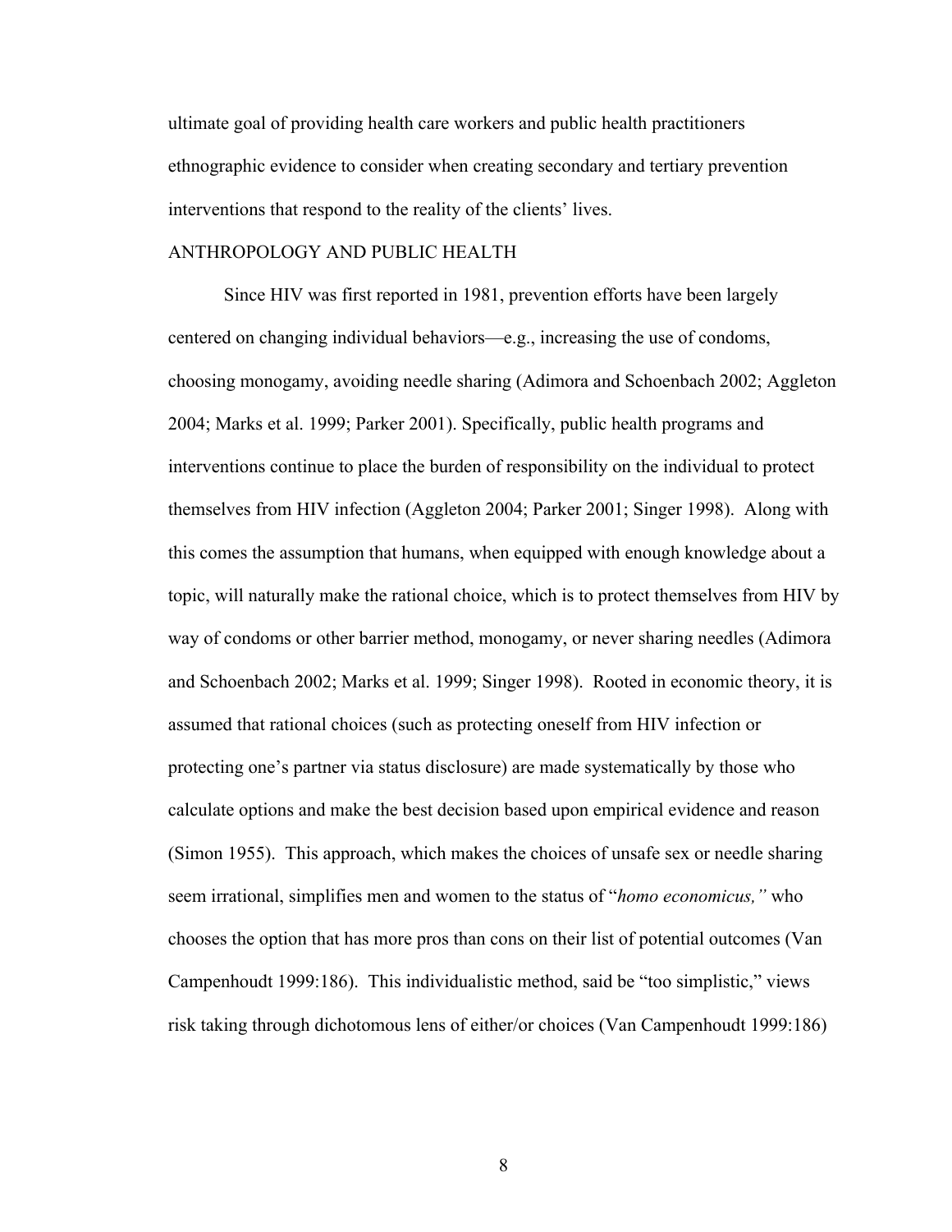ultimate goal of providing health care workers and public health practitioners ethnographic evidence to consider when creating secondary and tertiary prevention interventions that respond to the reality of the clients' lives.

## ANTHROPOLOGY AND PUBLIC HEALTH

Since HIV was first reported in 1981, prevention efforts have been largely centered on changing individual behaviors—e.g., increasing the use of condoms, choosing monogamy, avoiding needle sharing (Adimora and Schoenbach 2002; Aggleton 2004; Marks et al. 1999; Parker 2001). Specifically, public health programs and interventions continue to place the burden of responsibility on the individual to protect themselves from HIV infection (Aggleton 2004; Parker 2001; Singer 1998). Along with this comes the assumption that humans, when equipped with enough knowledge about a topic, will naturally make the rational choice, which is to protect themselves from HIV by way of condoms or other barrier method, monogamy, or never sharing needles (Adimora and Schoenbach 2002; Marks et al. 1999; Singer 1998). Rooted in economic theory, it is assumed that rational choices (such as protecting oneself from HIV infection or protecting one's partner via status disclosure) are made systematically by those who calculate options and make the best decision based upon empirical evidence and reason (Simon 1955). This approach, which makes the choices of unsafe sex or needle sharing seem irrational, simplifies men and women to the status of "*homo economicus,"* who chooses the option that has more pros than cons on their list of potential outcomes (Van Campenhoudt 1999:186). This individualistic method, said be "too simplistic," views risk taking through dichotomous lens of either/or choices (Van Campenhoudt 1999:186)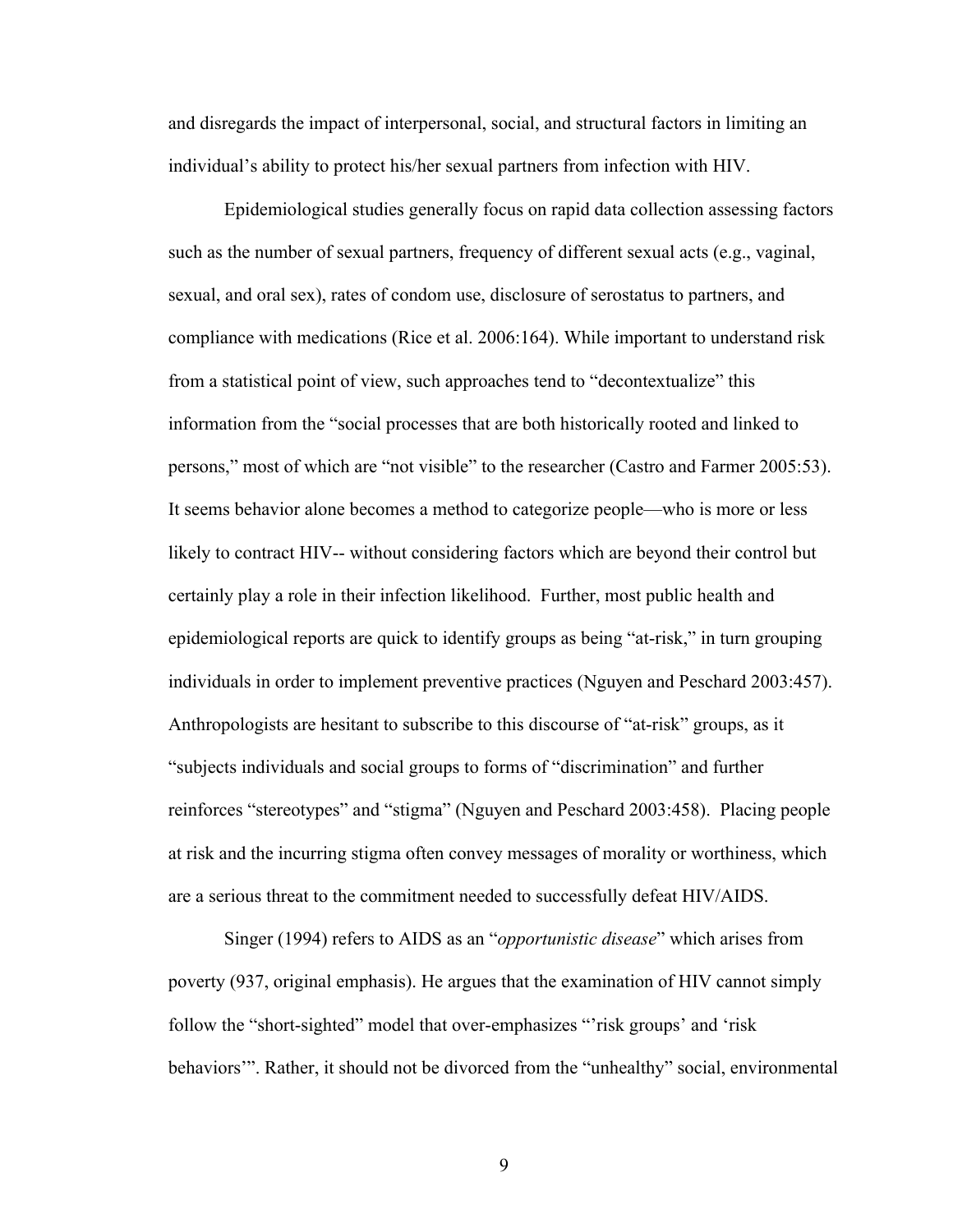and disregards the impact of interpersonal, social, and structural factors in limiting an individual's ability to protect his/her sexual partners from infection with HIV.

Epidemiological studies generally focus on rapid data collection assessing factors such as the number of sexual partners, frequency of different sexual acts (e.g., vaginal, sexual, and oral sex), rates of condom use, disclosure of serostatus to partners, and compliance with medications (Rice et al. 2006:164). While important to understand risk from a statistical point of view, such approaches tend to "decontextualize" this information from the "social processes that are both historically rooted and linked to persons," most of which are "not visible" to the researcher (Castro and Farmer 2005:53). It seems behavior alone becomes a method to categorize people—who is more or less likely to contract HIV-- without considering factors which are beyond their control but certainly play a role in their infection likelihood. Further, most public health and epidemiological reports are quick to identify groups as being "at-risk," in turn grouping individuals in order to implement preventive practices (Nguyen and Peschard 2003:457). Anthropologists are hesitant to subscribe to this discourse of "at-risk" groups, as it "subjects individuals and social groups to forms of "discrimination" and further reinforces "stereotypes" and "stigma" (Nguyen and Peschard 2003:458). Placing people at risk and the incurring stigma often convey messages of morality or worthiness, which are a serious threat to the commitment needed to successfully defeat HIV/AIDS.

Singer (1994) refers to AIDS as an "*opportunistic disease*" which arises from poverty (937, original emphasis). He argues that the examination of HIV cannot simply follow the "short-sighted" model that over-emphasizes "'risk groups' and 'risk behaviors'". Rather, it should not be divorced from the "unhealthy" social, environmental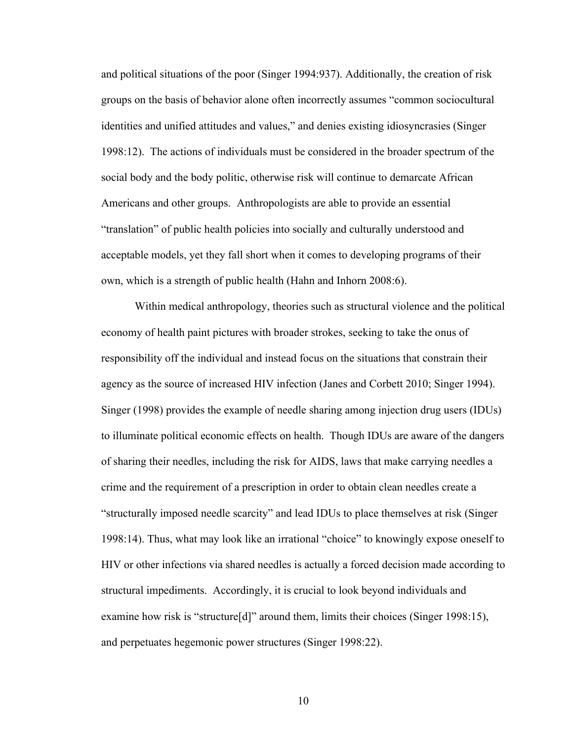and political situations of the poor (Singer 1994:937). Additionally, the creation of risk groups on the basis of behavior alone often incorrectly assumes "common sociocultural identities and unified attitudes and values," and denies existing idiosyncrasies (Singer 1998:12). The actions of individuals must be considered in the broader spectrum of the social body and the body politic, otherwise risk will continue to demarcate African Americans and other groups. Anthropologists are able to provide an essential "translation" of public health policies into socially and culturally understood and acceptable models, yet they fall short when it comes to developing programs of their own, which is a strength of public health (Hahn and Inhorn 2008:6).

Within medical anthropology, theories such as structural violence and the political economy of health paint pictures with broader strokes, seeking to take the onus of responsibility off the individual and instead focus on the situations that constrain their agency as the source of increased HIV infection (Janes and Corbett 2010; Singer 1994). Singer (1998) provides the example of needle sharing among injection drug users (IDUs) to illuminate political economic effects on health. Though IDUs are aware of the dangers of sharing their needles, including the risk for AIDS, laws that make carrying needles a crime and the requirement of a prescription in order to obtain clean needles create a "structurally imposed needle scarcity" and lead IDUs to place themselves at risk (Singer 1998:14). Thus, what may look like an irrational "choice" to knowingly expose oneself to HIV or other infections via shared needles is actually a forced decision made according to structural impediments. Accordingly, it is crucial to look beyond individuals and examine how risk is "structure[d]" around them, limits their choices (Singer 1998:15), and perpetuates hegemonic power structures (Singer 1998:22).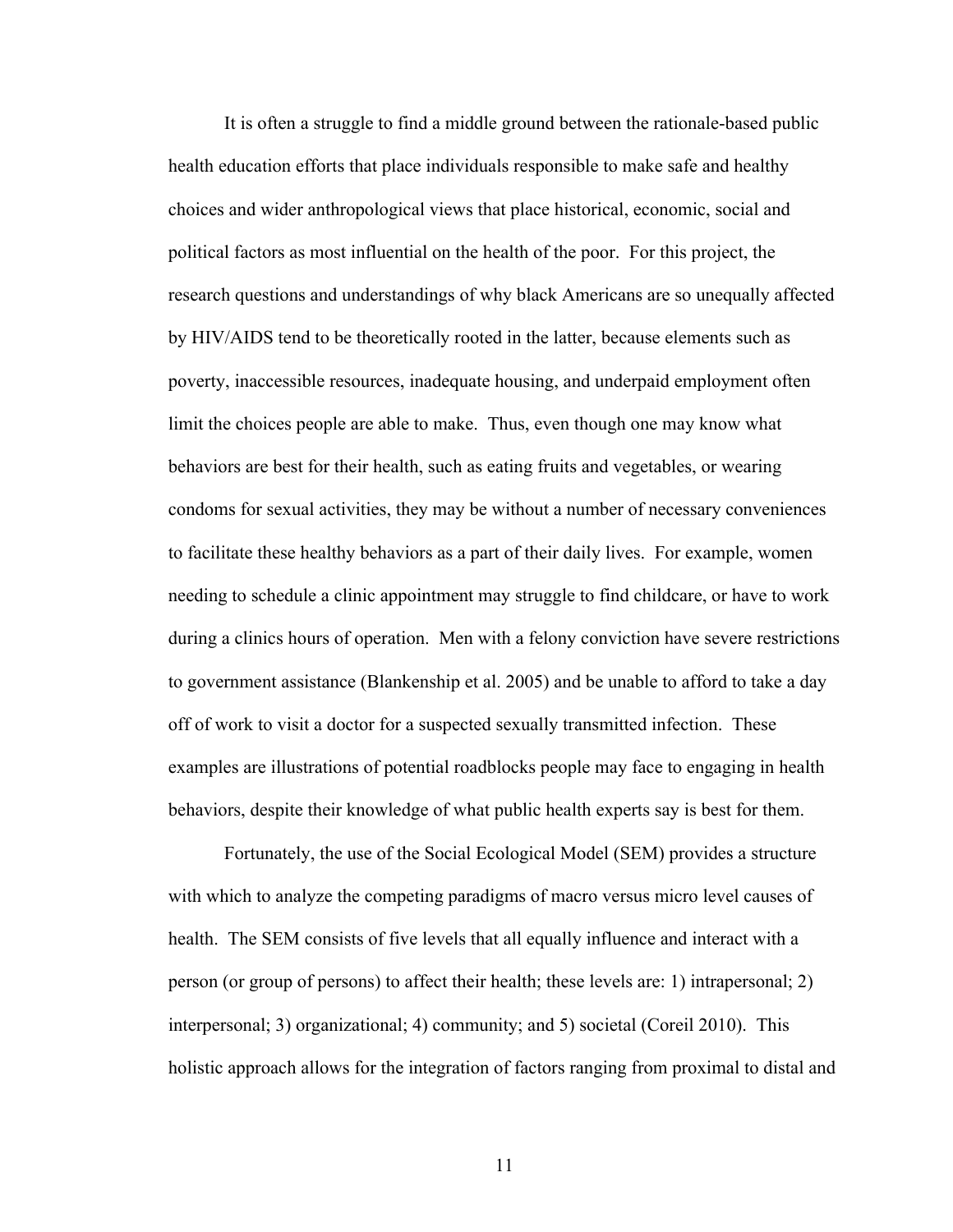It is often a struggle to find a middle ground between the rationale-based public health education efforts that place individuals responsible to make safe and healthy choices and wider anthropological views that place historical, economic, social and political factors as most influential on the health of the poor. For this project, the research questions and understandings of why black Americans are so unequally affected by HIV/AIDS tend to be theoretically rooted in the latter, because elements such as poverty, inaccessible resources, inadequate housing, and underpaid employment often limit the choices people are able to make. Thus, even though one may know what behaviors are best for their health, such as eating fruits and vegetables, or wearing condoms for sexual activities, they may be without a number of necessary conveniences to facilitate these healthy behaviors as a part of their daily lives. For example, women needing to schedule a clinic appointment may struggle to find childcare, or have to work during a clinics hours of operation. Men with a felony conviction have severe restrictions to government assistance (Blankenship et al. 2005) and be unable to afford to take a day off of work to visit a doctor for a suspected sexually transmitted infection. These examples are illustrations of potential roadblocks people may face to engaging in health behaviors, despite their knowledge of what public health experts say is best for them.

Fortunately, the use of the Social Ecological Model (SEM) provides a structure with which to analyze the competing paradigms of macro versus micro level causes of health. The SEM consists of five levels that all equally influence and interact with a person (or group of persons) to affect their health; these levels are: 1) intrapersonal; 2) interpersonal; 3) organizational; 4) community; and 5) societal (Coreil 2010). This holistic approach allows for the integration of factors ranging from proximal to distal and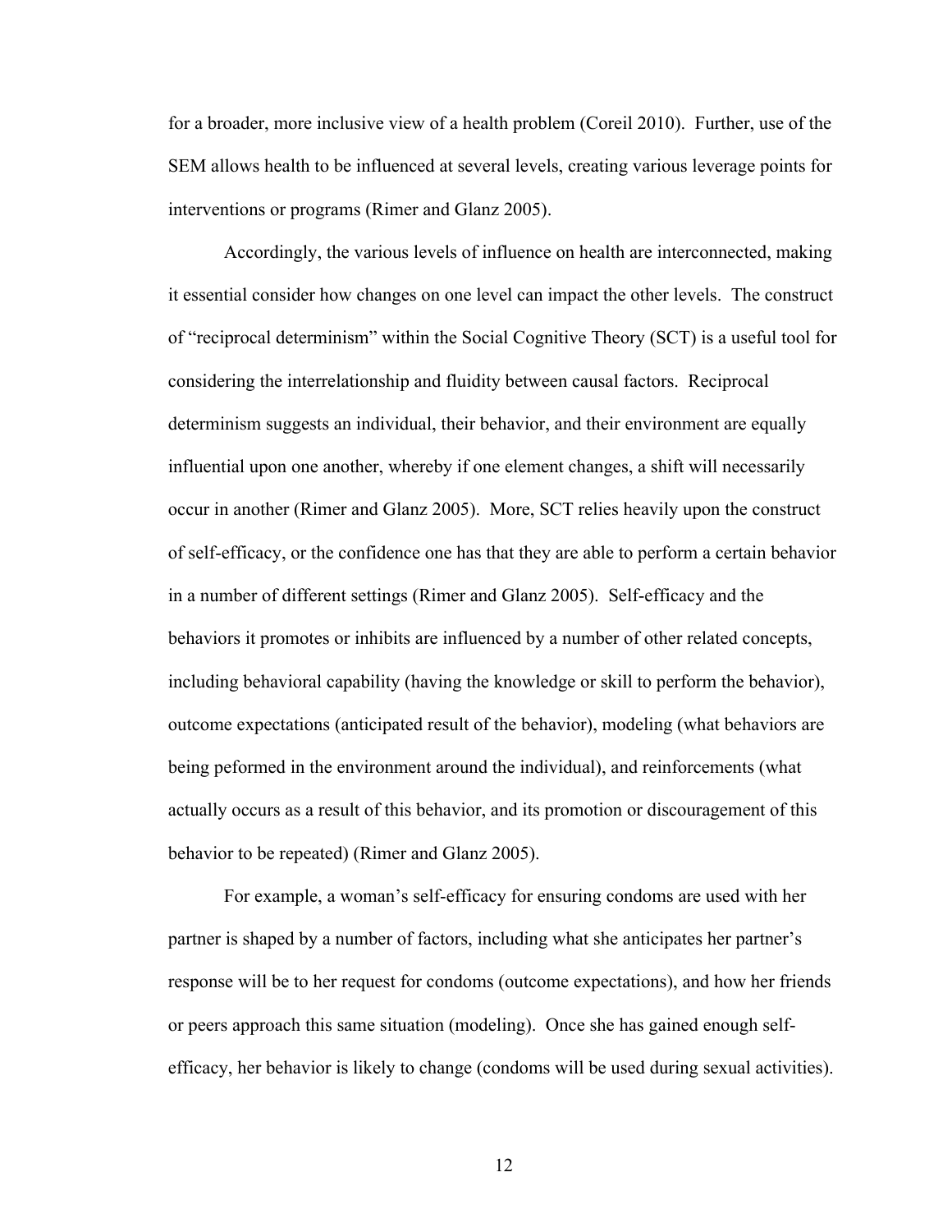for a broader, more inclusive view of a health problem (Coreil 2010). Further, use of the SEM allows health to be influenced at several levels, creating various leverage points for interventions or programs (Rimer and Glanz 2005).

Accordingly, the various levels of influence on health are interconnected, making it essential consider how changes on one level can impact the other levels. The construct of "reciprocal determinism" within the Social Cognitive Theory (SCT) is a useful tool for considering the interrelationship and fluidity between causal factors. Reciprocal determinism suggests an individual, their behavior, and their environment are equally influential upon one another, whereby if one element changes, a shift will necessarily occur in another (Rimer and Glanz 2005). More, SCT relies heavily upon the construct of self-efficacy, or the confidence one has that they are able to perform a certain behavior in a number of different settings (Rimer and Glanz 2005). Self-efficacy and the behaviors it promotes or inhibits are influenced by a number of other related concepts, including behavioral capability (having the knowledge or skill to perform the behavior), outcome expectations (anticipated result of the behavior), modeling (what behaviors are being peformed in the environment around the individual), and reinforcements (what actually occurs as a result of this behavior, and its promotion or discouragement of this behavior to be repeated) (Rimer and Glanz 2005).

For example, a woman's self-efficacy for ensuring condoms are used with her partner is shaped by a number of factors, including what she anticipates her partner's response will be to her request for condoms (outcome expectations), and how her friends or peers approach this same situation (modeling). Once she has gained enough self-efficacy, her behavior is likely to change (condoms will be used during sexual activities).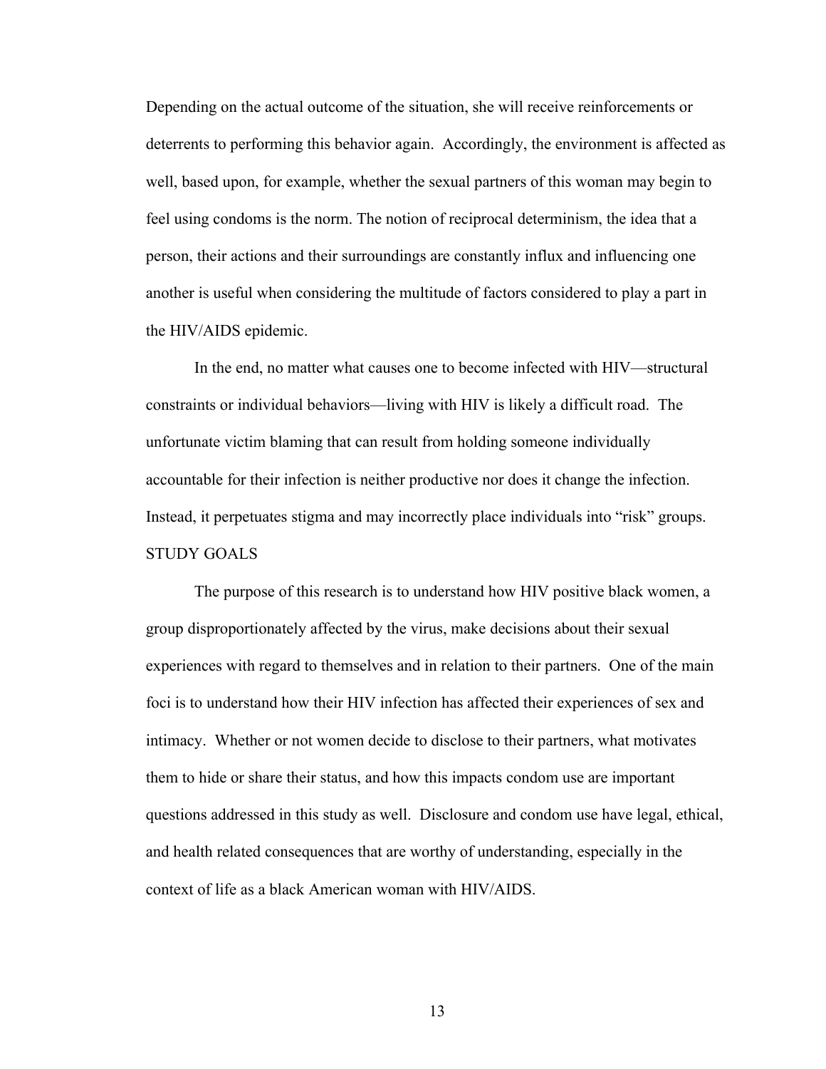Depending on the actual outcome of the situation, she will receive reinforcements or deterrents to performing this behavior again. Accordingly, the environment is affected as well, based upon, for example, whether the sexual partners of this woman may begin to feel using condoms is the norm. The notion of reciprocal determinism, the idea that a person, their actions and their surroundings are constantly influx and influencing one another is useful when considering the multitude of factors considered to play a part in the HIV/AIDS epidemic.

In the end, no matter what causes one to become infected with HIV—structural constraints or individual behaviors—living with HIV is likely a difficult road. The unfortunate victim blaming that can result from holding someone individually accountable for their infection is neither productive nor does it change the infection. Instead, it perpetuates stigma and may incorrectly place individuals into "risk" groups.

## STUDY GOALS

The purpose of this research is to understand how HIV positive black women, a group disproportionately affected by the virus, make decisions about their sexual experiences with regard to themselves and in relation to their partners. One of the main foci is to understand how their HIV infection has affected their experiences of sex and intimacy. Whether or not women decide to disclose to their partners, what motivates them to hide or share their status, and how this impacts condom use are important questions addressed in this study as well. Disclosure and condom use have legal, ethical, and health related consequences that are worthy of understanding, especially in the context of life as a black American woman with HIV/AIDS.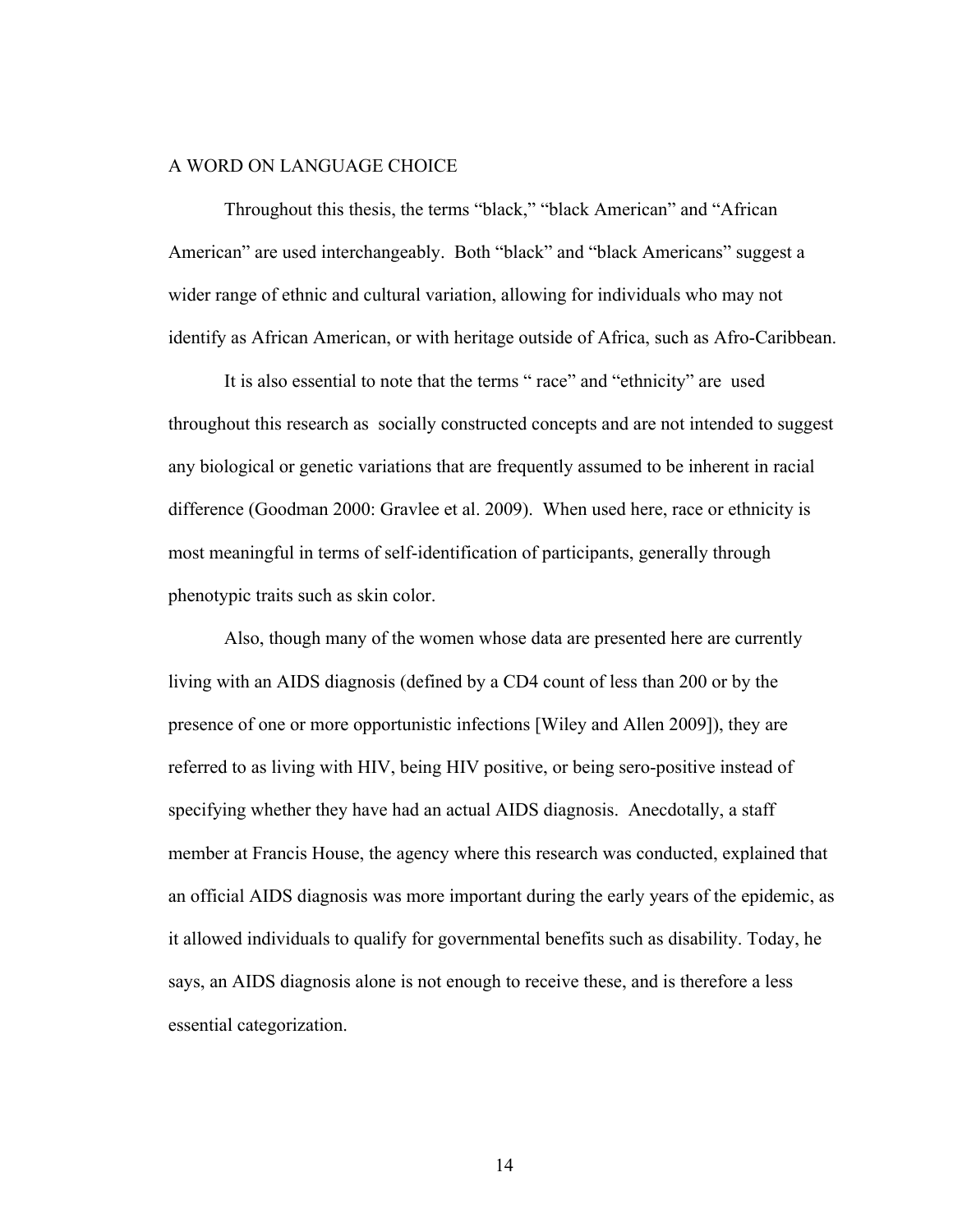## A WORD ON LANGUAGE CHOICE

Throughout this thesis, the terms "black," "black American" and "African American" are used interchangeably. Both "black" and "black Americans" suggest a wider range of ethnic and cultural variation, allowing for individuals who may not identify as African American, or with heritage outside of Africa, such as Afro-Caribbean.

It is also essential to note that the terms " race" and "ethnicity" are used throughout this research as socially constructed concepts and are not intended to suggest any biological or genetic variations that are frequently assumed to be inherent in racial difference (Goodman 2000: Gravlee et al. 2009). When used here, race or ethnicity is most meaningful in terms of self-identification of participants, generally through phenotypic traits such as skin color.

Also, though many of the women whose data are presented here are currently living with an AIDS diagnosis (defined by a CD4 count of less than 200 or by the presence of one or more opportunistic infections [Wiley and Allen 2009]), they are referred to as living with HIV, being HIV positive, or being sero-positive instead of specifying whether they have had an actual AIDS diagnosis. Anecdotally, a staff member at Francis House, the agency where this research was conducted, explained that an official AIDS diagnosis was more important during the early years of the epidemic, as it allowed individuals to qualify for governmental benefits such as disability. Today, he says, an AIDS diagnosis alone is not enough to receive these, and is therefore a less essential categorization.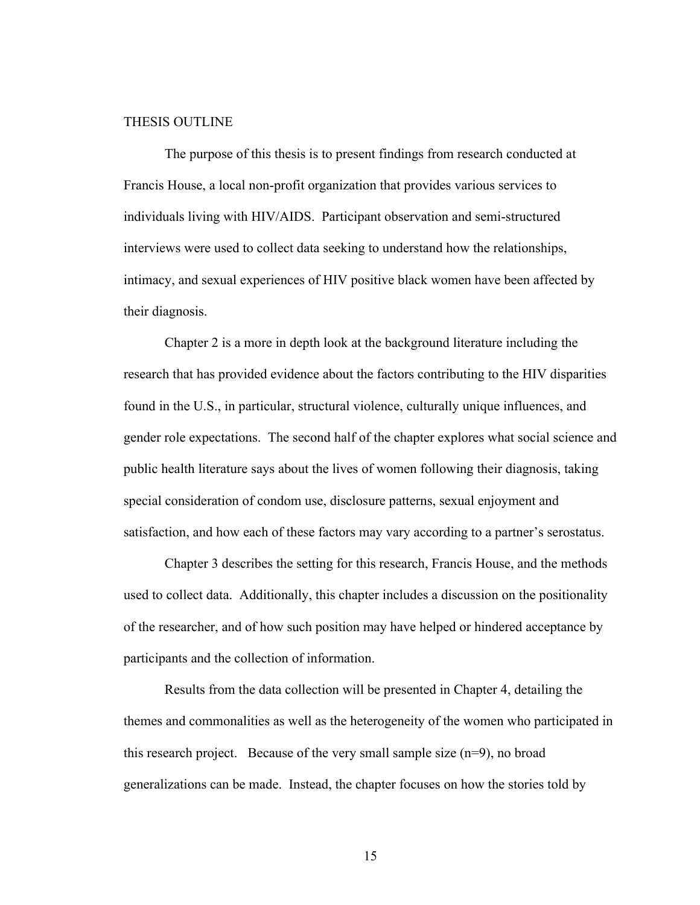## THESIS OUTLINE

The purpose of this thesis is to present findings from research conducted at Francis House, a local non-profit organization that provides various services to individuals living with HIV/AIDS. Participant observation and semi-structured interviews were used to collect data seeking to understand how the relationships, intimacy, and sexual experiences of HIV positive black women have been affected by their diagnosis.

Chapter 2 is a more in depth look at the background literature including the research that has provided evidence about the factors contributing to the HIV disparities found in the U.S., in particular, structural violence, culturally unique influences, and gender role expectations. The second half of the chapter explores what social science and public health literature says about the lives of women following their diagnosis, taking special consideration of condom use, disclosure patterns, sexual enjoyment and satisfaction, and how each of these factors may vary according to a partner's serostatus.

Chapter 3 describes the setting for this research, Francis House, and the methods used to collect data. Additionally, this chapter includes a discussion on the positionality of the researcher, and of how such position may have helped or hindered acceptance by participants and the collection of information.

Results from the data collection will be presented in Chapter 4, detailing the themes and commonalities as well as the heterogeneity of the women who participated in this research project. Because of the very small sample size (n=9), no broad generalizations can be made. Instead, the chapter focuses on how the stories told by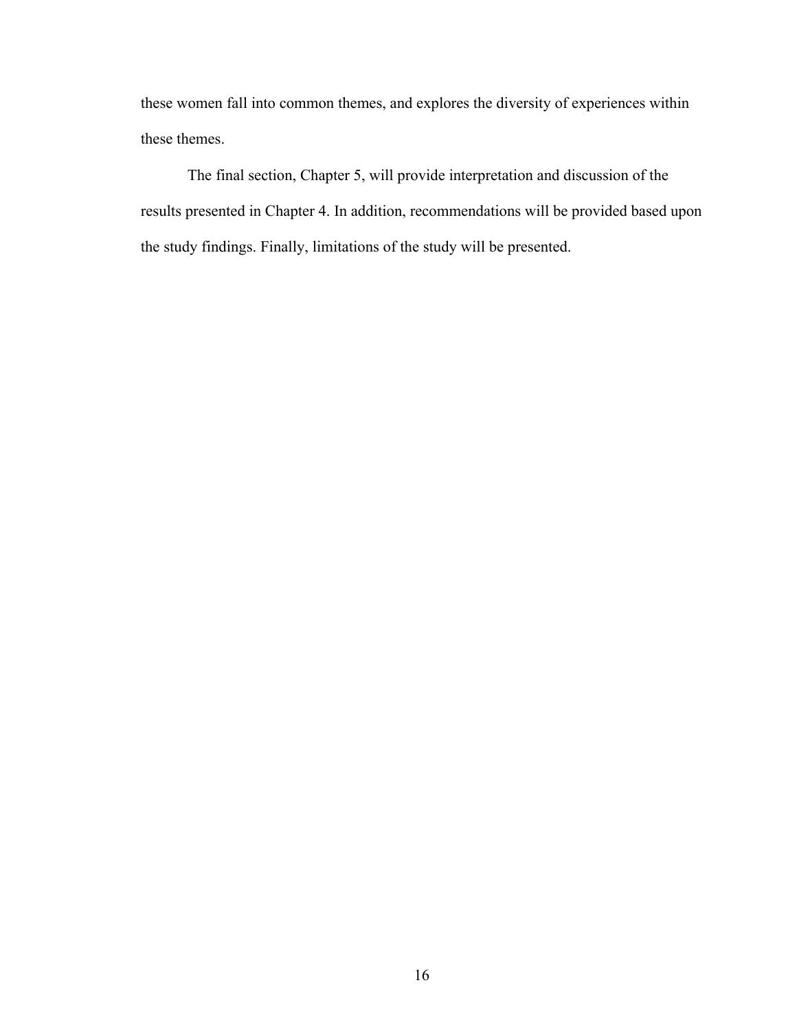these women fall into common themes, and explores the diversity of experiences within these themes.

The final section, Chapter 5, will provide interpretation and discussion of the results presented in Chapter 4. In addition, recommendations will be provided based upon the study findings. Finally, limitations of the study will be presented.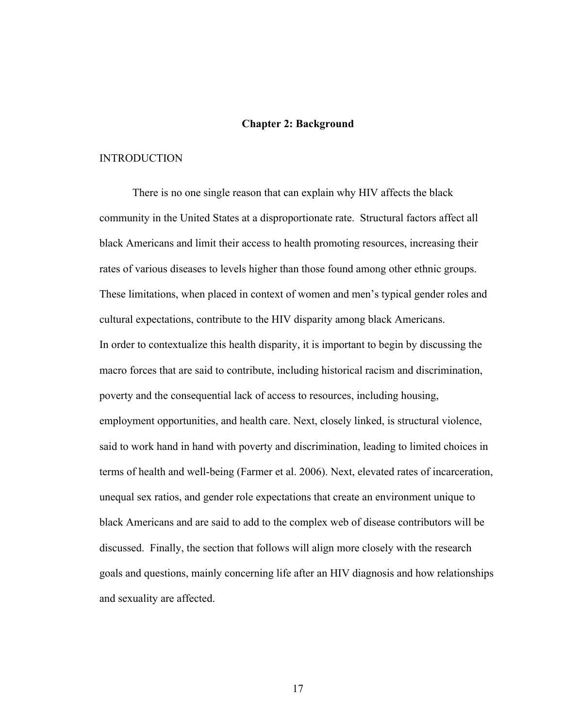# Chapter 2: Background

## INTRODUCTION

There is no one single reason that can explain why HIV affects the black community in the United States at a disproportionate rate. Structural factors affect all black Americans and limit their access to health promoting resources, increasing their rates of various diseases to levels higher than those found among other ethnic groups. These limitations, when placed in context of women and men's typical gender roles and cultural expectations, contribute to the HIV disparity among black Americans.

In order to contextualize this health disparity, it is important to begin by discussing the macro forces that are said to contribute, including historical racism and discrimination, poverty and the consequential lack of access to resources, including housing, employment opportunities, and health care. Next, closely linked, is structural violence, said to work hand in hand with poverty and discrimination, leading to limited choices in terms of health and well-being (Farmer et al. 2006). Next, elevated rates of incarceration, unequal sex ratios, and gender role expectations that create an environment unique to black Americans and are said to add to the complex web of disease contributors will be discussed. Finally, the section that follows will align more closely with the research goals and questions, mainly concerning life after an HIV diagnosis and how relationships and sexuality are affected.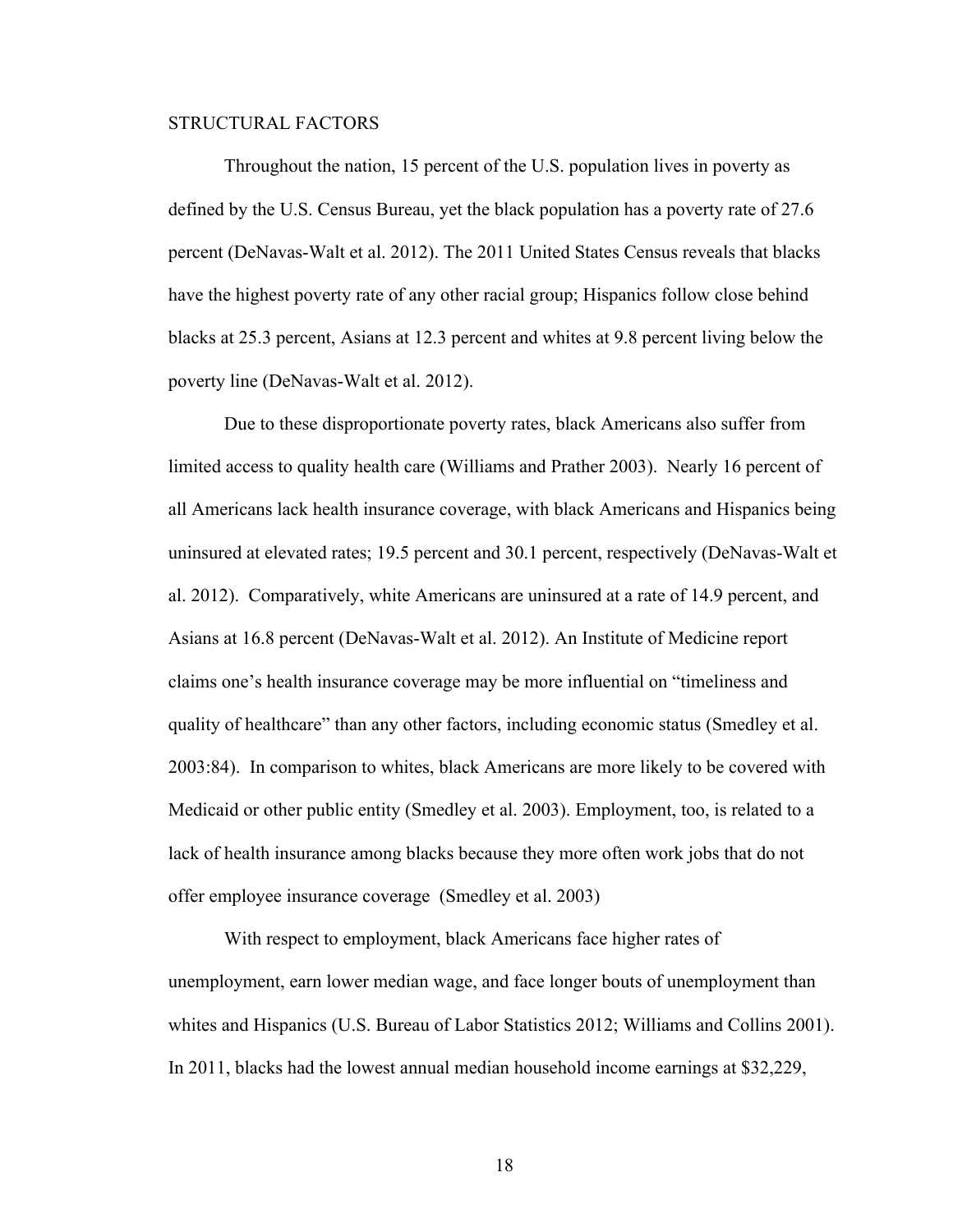## STRUCTURAL FACTORS

Throughout the nation, 15 percent of the U.S. population lives in poverty as defined by the U.S. Census Bureau, yet the black population has a poverty rate of 27.6 percent (DeNavas-Walt et al. 2012). The 2011 United States Census reveals that blacks have the highest poverty rate of any other racial group; Hispanics follow close behind blacks at 25.3 percent, Asians at 12.3 percent and whites at 9.8 percent living below the poverty line (DeNavas-Walt et al. 2012).

Due to these disproportionate poverty rates, black Americans also suffer from limited access to quality health care (Williams and Prather 2003). Nearly 16 percent of all Americans lack health insurance coverage, with black Americans and Hispanics being uninsured at elevated rates; 19.5 percent and 30.1 percent, respectively (DeNavas-Walt et al. 2012). Comparatively, white Americans are uninsured at a rate of 14.9 percent, and Asians at 16.8 percent (DeNavas-Walt et al. 2012). An Institute of Medicine report claims one's health insurance coverage may be more influential on "timeliness and quality of healthcare" than any other factors, including economic status (Smedley et al. 2003:84). In comparison to whites, black Americans are more likely to be covered with Medicaid or other public entity (Smedley et al. 2003). Employment, too, is related to a lack of health insurance among blacks because they more often work jobs that do not offer employee insurance coverage (Smedley et al. 2003)

With respect to employment, black Americans face higher rates of unemployment, earn lower median wage, and face longer bouts of unemployment than whites and Hispanics (U.S. Bureau of Labor Statistics 2012; Williams and Collins 2001). In 2011, blacks had the lowest annual median household income earnings at $32,229,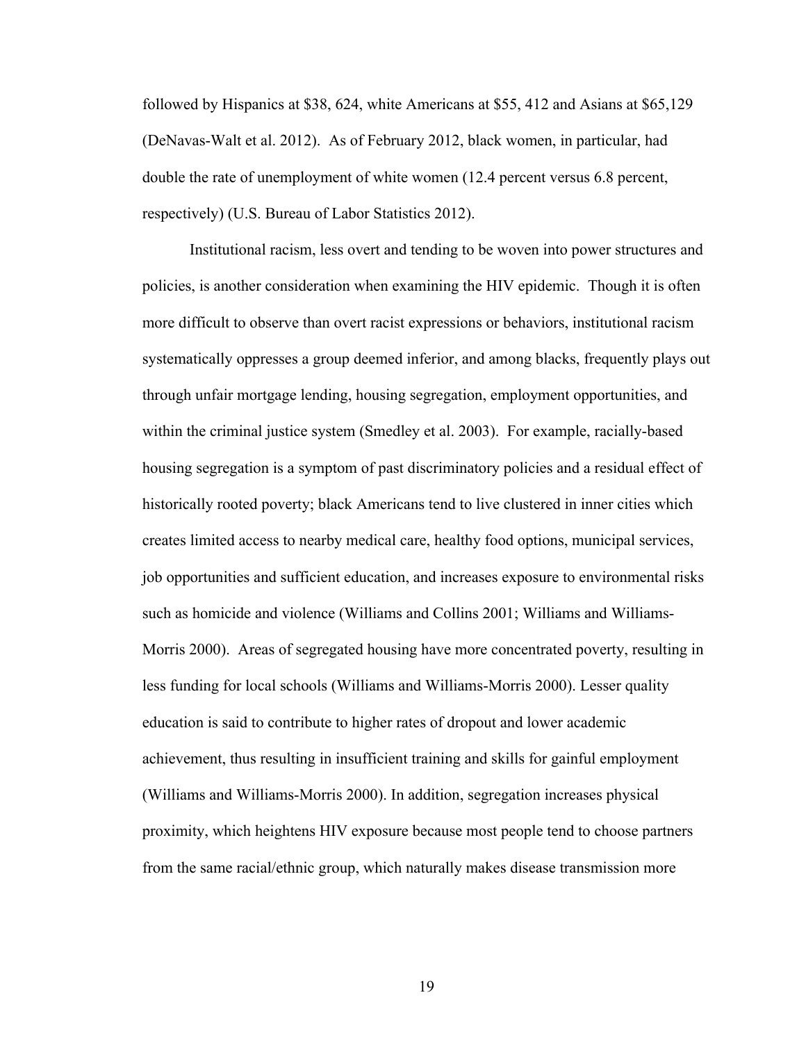followed by Hispanics at $38, 624, white Americans at $55, 412 and Asians at $65,129 (DeNavas-Walt et al. 2012). As of February 2012, black women, in particular, had double the rate of unemployment of white women (12.4 percent versus 6.8 percent, respectively) (U.S. Bureau of Labor Statistics 2012).

Institutional racism, less overt and tending to be woven into power structures and policies, is another consideration when examining the HIV epidemic. Though it is often more difficult to observe than overt racist expressions or behaviors, institutional racism systematically oppresses a group deemed inferior, and among blacks, frequently plays out through unfair mortgage lending, housing segregation, employment opportunities, and within the criminal justice system (Smedley et al. 2003). For example, racially-based housing segregation is a symptom of past discriminatory policies and a residual effect of historically rooted poverty; black Americans tend to live clustered in inner cities which creates limited access to nearby medical care, healthy food options, municipal services, job opportunities and sufficient education, and increases exposure to environmental risks such as homicide and violence (Williams and Collins 2001; Williams and Williams-Morris 2000). Areas of segregated housing have more concentrated poverty, resulting in less funding for local schools (Williams and Williams-Morris 2000). Lesser quality education is said to contribute to higher rates of dropout and lower academic achievement, thus resulting in insufficient training and skills for gainful employment (Williams and Williams-Morris 2000). In addition, segregation increases physical proximity, which heightens HIV exposure because most people tend to choose partners from the same racial/ethnic group, which naturally makes disease transmission more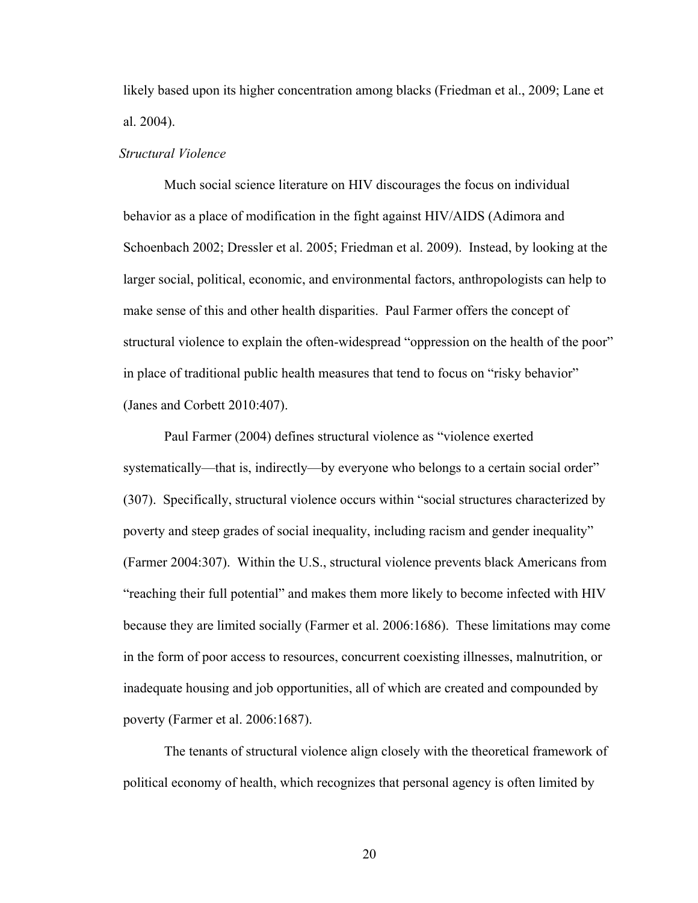likely based upon its higher concentration among blacks (Friedman et al., 2009; Lane et al. 2004).

*Structural Violence*

Much social science literature on HIV discourages the focus on individual behavior as a place of modification in the fight against HIV/AIDS (Adimora and Schoenbach 2002; Dressler et al. 2005; Friedman et al. 2009). Instead, by looking at the larger social, political, economic, and environmental factors, anthropologists can help to make sense of this and other health disparities. Paul Farmer offers the concept of structural violence to explain the often-widespread "oppression on the health of the poor" in place of traditional public health measures that tend to focus on "risky behavior" (Janes and Corbett 2010:407).

Paul Farmer (2004) defines structural violence as "violence exerted systematically—that is, indirectly—by everyone who belongs to a certain social order" (307). Specifically, structural violence occurs within "social structures characterized by poverty and steep grades of social inequality, including racism and gender inequality" (Farmer 2004:307). Within the U.S., structural violence prevents black Americans from "reaching their full potential" and makes them more likely to become infected with HIV because they are limited socially (Farmer et al. 2006:1686). These limitations may come in the form of poor access to resources, concurrent coexisting illnesses, malnutrition, or inadequate housing and job opportunities, all of which are created and compounded by poverty (Farmer et al. 2006:1687).

The tenants of structural violence align closely with the theoretical framework of political economy of health, which recognizes that personal agency is often limited by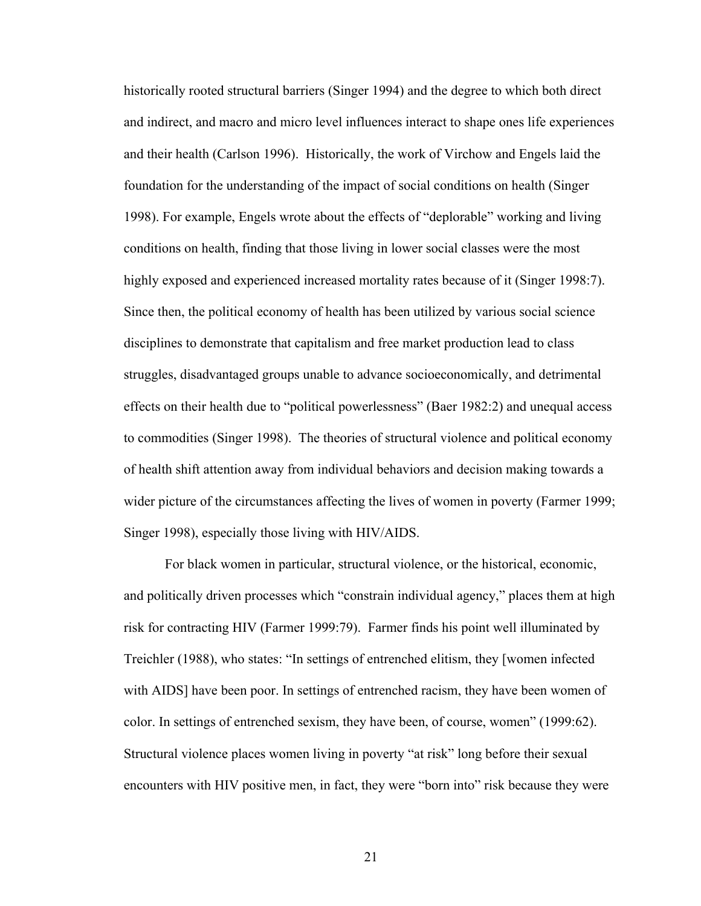historically rooted structural barriers (Singer 1994) and the degree to which both direct and indirect, and macro and micro level influences interact to shape ones life experiences and their health (Carlson 1996). Historically, the work of Virchow and Engels laid the foundation for the understanding of the impact of social conditions on health (Singer 1998). For example, Engels wrote about the effects of "deplorable" working and living conditions on health, finding that those living in lower social classes were the most highly exposed and experienced increased mortality rates because of it (Singer 1998:7). Since then, the political economy of health has been utilized by various social science disciplines to demonstrate that capitalism and free market production lead to class struggles, disadvantaged groups unable to advance socioeconomically, and detrimental effects on their health due to "political powerlessness" (Baer 1982:2) and unequal access to commodities (Singer 1998). The theories of structural violence and political economy of health shift attention away from individual behaviors and decision making towards a wider picture of the circumstances affecting the lives of women in poverty (Farmer 1999; Singer 1998), especially those living with HIV/AIDS.

For black women in particular, structural violence, or the historical, economic, and politically driven processes which "constrain individual agency," places them at high risk for contracting HIV (Farmer 1999:79). Farmer finds his point well illuminated by Treichler (1988), who states: "In settings of entrenched elitism, they [women infected with AIDS] have been poor. In settings of entrenched racism, they have been women of color. In settings of entrenched sexism, they have been, of course, women" (1999:62). Structural violence places women living in poverty "at risk" long before their sexual encounters with HIV positive men, in fact, they were "born into" risk because they were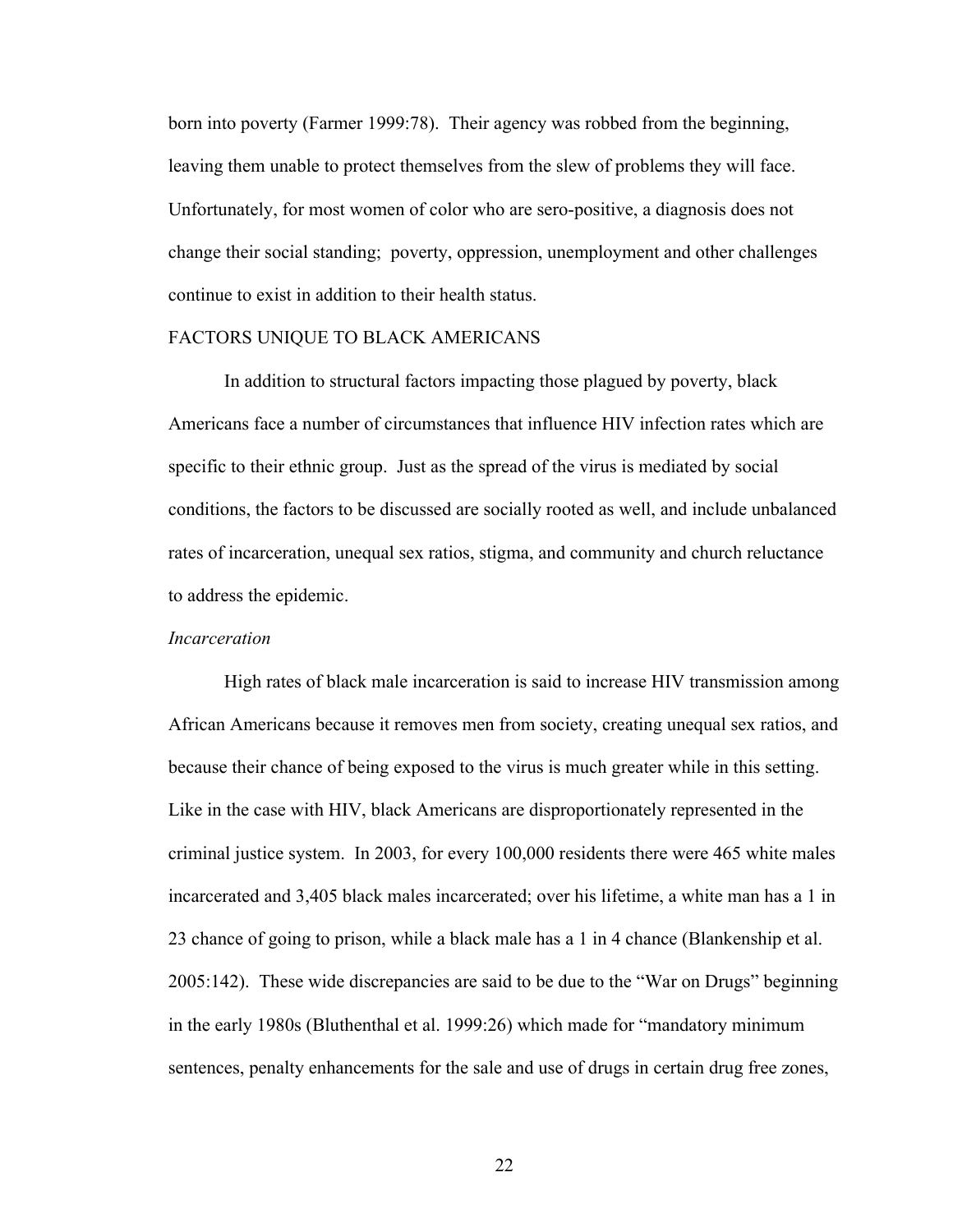born into poverty (Farmer 1999:78). Their agency was robbed from the beginning, leaving them unable to protect themselves from the slew of problems they will face. Unfortunately, for most women of color who are sero-positive, a diagnosis does not change their social standing; poverty, oppression, unemployment and other challenges continue to exist in addition to their health status.

## FACTORS UNIQUE TO BLACK AMERICANS

In addition to structural factors impacting those plagued by poverty, black Americans face a number of circumstances that influence HIV infection rates which are specific to their ethnic group. Just as the spread of the virus is mediated by social conditions, the factors to be discussed are socially rooted as well, and include unbalanced rates of incarceration, unequal sex ratios, stigma, and community and church reluctance to address the epidemic.

### *Incarceration*

High rates of black male incarceration is said to increase HIV transmission among African Americans because it removes men from society, creating unequal sex ratios, and because their chance of being exposed to the virus is much greater while in this setting. Like in the case with HIV, black Americans are disproportionately represented in the criminal justice system. In 2003, for every 100,000 residents there were 465 white males incarcerated and 3,405 black males incarcerated; over his lifetime, a white man has a 1 in 23 chance of going to prison, while a black male has a 1 in 4 chance (Blankenship et al. 2005:142). These wide discrepancies are said to be due to the "War on Drugs" beginning in the early 1980s (Bluthenthal et al. 1999:26) which made for "mandatory minimum sentences, penalty enhancements for the sale and use of drugs in certain drug free zones,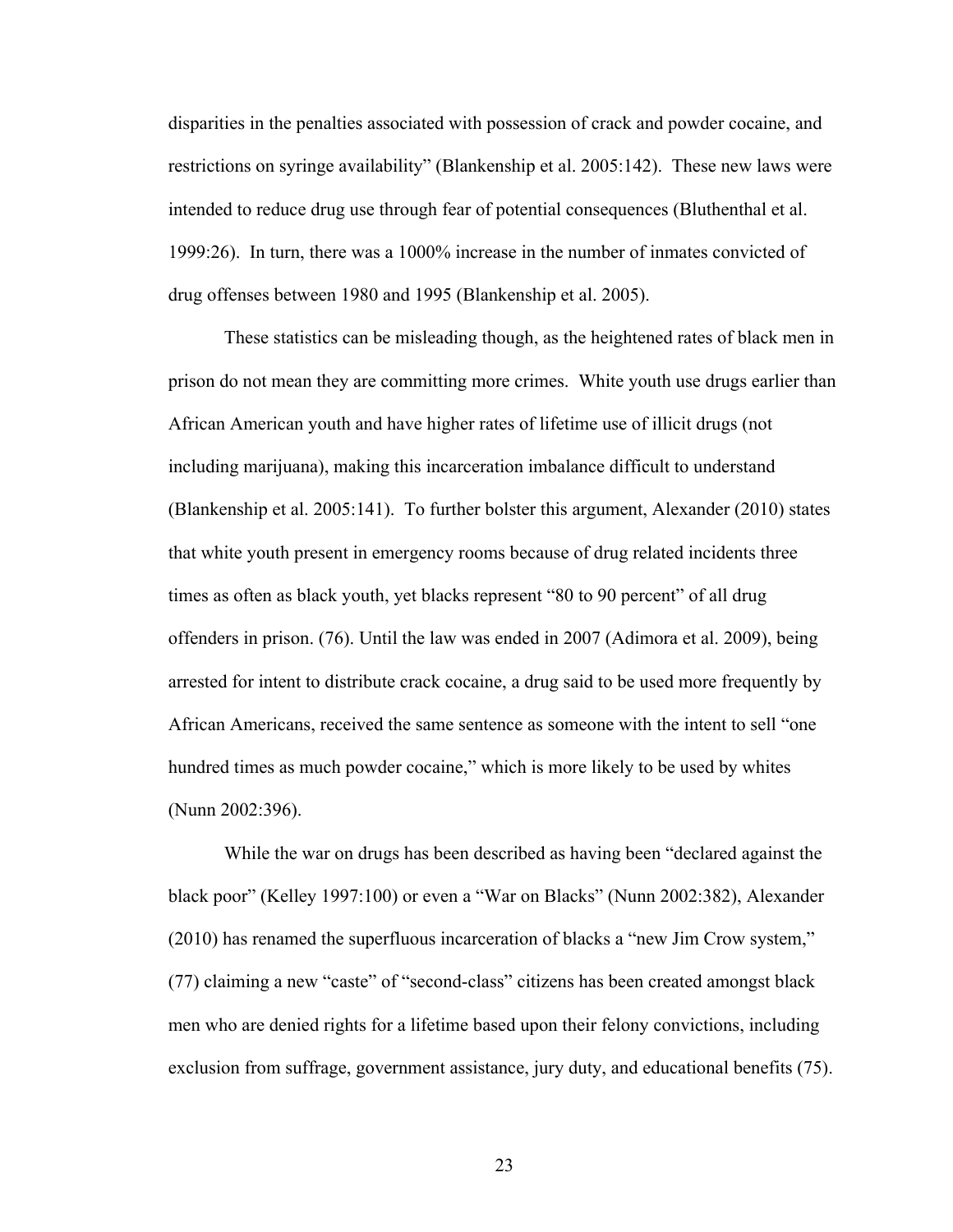disparities in the penalties associated with possession of crack and powder cocaine, and restrictions on syringe availability" (Blankenship et al. 2005:142). These new laws were intended to reduce drug use through fear of potential consequences (Bluthenthal et al. 1999:26). In turn, there was a 1000% increase in the number of inmates convicted of drug offenses between 1980 and 1995 (Blankenship et al. 2005).

These statistics can be misleading though, as the heightened rates of black men in prison do not mean they are committing more crimes. White youth use drugs earlier than African American youth and have higher rates of lifetime use of illicit drugs (not including marijuana), making this incarceration imbalance difficult to understand (Blankenship et al. 2005:141). To further bolster this argument, Alexander (2010) states that white youth present in emergency rooms because of drug related incidents three times as often as black youth, yet blacks represent "80 to 90 percent" of all drug offenders in prison. (76). Until the law was ended in 2007 (Adimora et al. 2009), being arrested for intent to distribute crack cocaine, a drug said to be used more frequently by African Americans, received the same sentence as someone with the intent to sell "one hundred times as much powder cocaine," which is more likely to be used by whites (Nunn 2002:396).

While the war on drugs has been described as having been "declared against the black poor" (Kelley 1997:100) or even a "War on Blacks" (Nunn 2002:382), Alexander (2010) has renamed the superfluous incarceration of blacks a "new Jim Crow system," (77) claiming a new "caste" of "second-class" citizens has been created amongst black men who are denied rights for a lifetime based upon their felony convictions, including exclusion from suffrage, government assistance, jury duty, and educational benefits (75).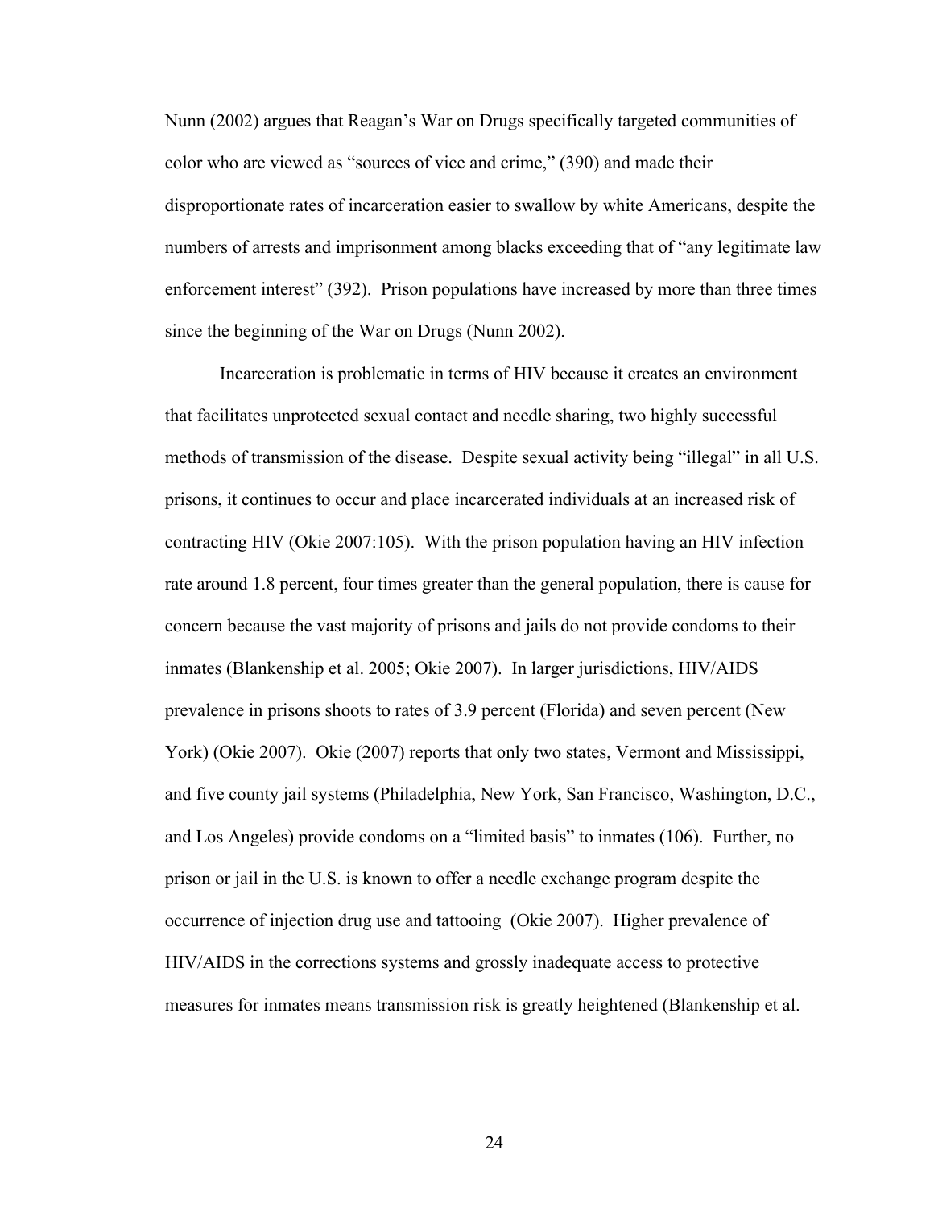Nunn (2002) argues that Reagan's War on Drugs specifically targeted communities of color who are viewed as "sources of vice and crime," (390) and made their disproportionate rates of incarceration easier to swallow by white Americans, despite the numbers of arrests and imprisonment among blacks exceeding that of "any legitimate law enforcement interest" (392). Prison populations have increased by more than three times since the beginning of the War on Drugs (Nunn 2002).

Incarceration is problematic in terms of HIV because it creates an environment that facilitates unprotected sexual contact and needle sharing, two highly successful methods of transmission of the disease. Despite sexual activity being "illegal" in all U.S. prisons, it continues to occur and place incarcerated individuals at an increased risk of contracting HIV (Okie 2007:105). With the prison population having an HIV infection rate around 1.8 percent, four times greater than the general population, there is cause for concern because the vast majority of prisons and jails do not provide condoms to their inmates (Blankenship et al. 2005; Okie 2007). In larger jurisdictions, HIV/AIDS prevalence in prisons shoots to rates of 3.9 percent (Florida) and seven percent (New York) (Okie 2007). Okie (2007) reports that only two states, Vermont and Mississippi, and five county jail systems (Philadelphia, New York, San Francisco, Washington, D.C., and Los Angeles) provide condoms on a "limited basis" to inmates (106). Further, no prison or jail in the U.S. is known to offer a needle exchange program despite the occurrence of injection drug use and tattooing (Okie 2007). Higher prevalence of HIV/AIDS in the corrections systems and grossly inadequate access to protective measures for inmates means transmission risk is greatly heightened (Blankenship et al.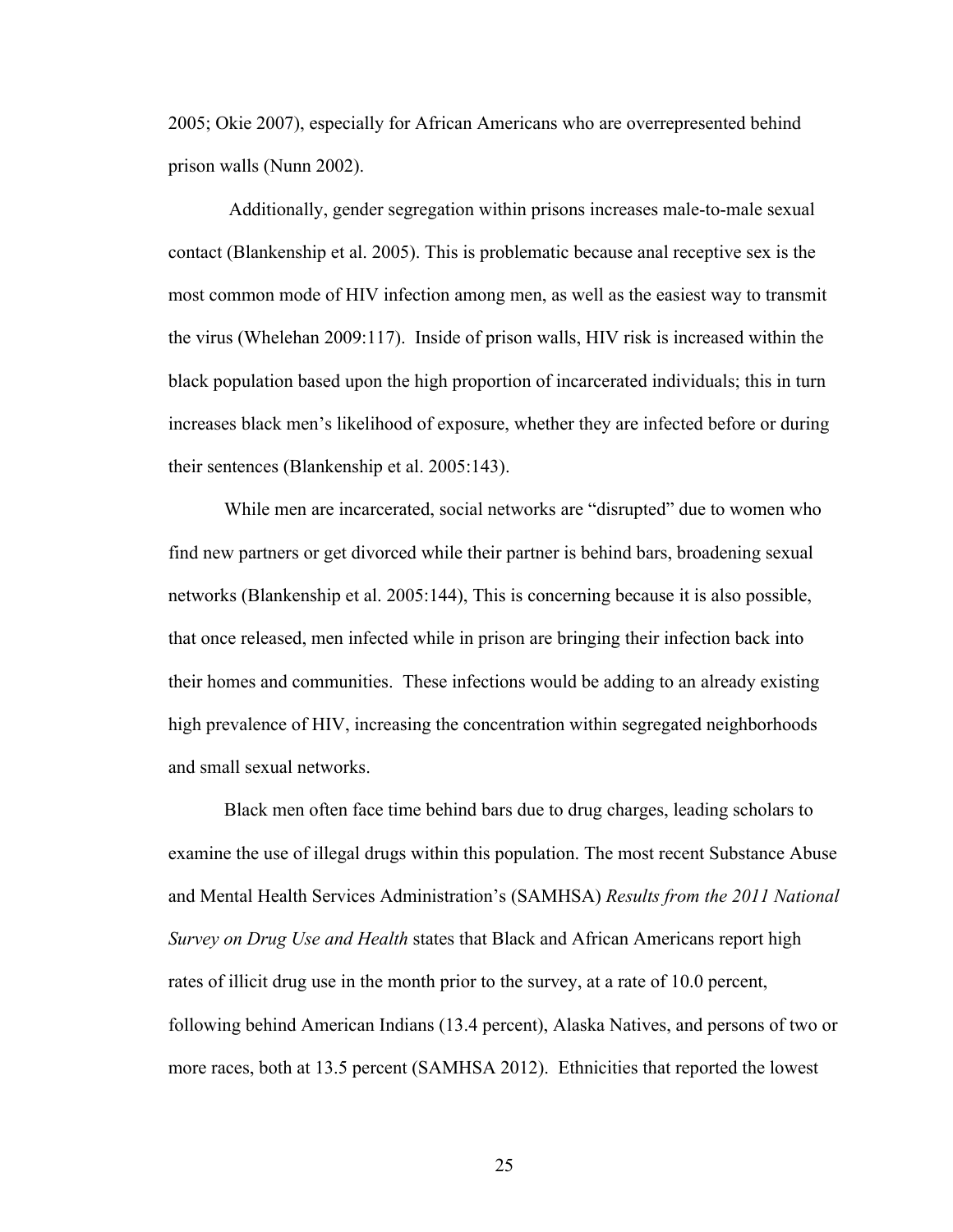2005; Okie 2007), especially for African Americans who are overrepresented behind prison walls (Nunn 2002).

Additionally, gender segregation within prisons increases male-to-male sexual contact (Blankenship et al. 2005). This is problematic because anal receptive sex is the most common mode of HIV infection among men, as well as the easiest way to transmit the virus (Whelehan 2009:117). Inside of prison walls, HIV risk is increased within the black population based upon the high proportion of incarcerated individuals; this in turn increases black men's likelihood of exposure, whether they are infected before or during their sentences (Blankenship et al. 2005:143).

While men are incarcerated, social networks are "disrupted" due to women who find new partners or get divorced while their partner is behind bars, broadening sexual networks (Blankenship et al. 2005:144), This is concerning because it is also possible, that once released, men infected while in prison are bringing their infection back into their homes and communities. These infections would be adding to an already existing high prevalence of HIV, increasing the concentration within segregated neighborhoods and small sexual networks.

Black men often face time behind bars due to drug charges, leading scholars to examine the use of illegal drugs within this population. The most recent Substance Abuse and Mental Health Services Administration's (SAMHSA) *Results from the 2011 National Survey on Drug Use and Health* states that Black and African Americans report high rates of illicit drug use in the month prior to the survey, at a rate of 10.0 percent, following behind American Indians (13.4 percent), Alaska Natives, and persons of two or more races, both at 13.5 percent (SAMHSA 2012). Ethnicities that reported the lowest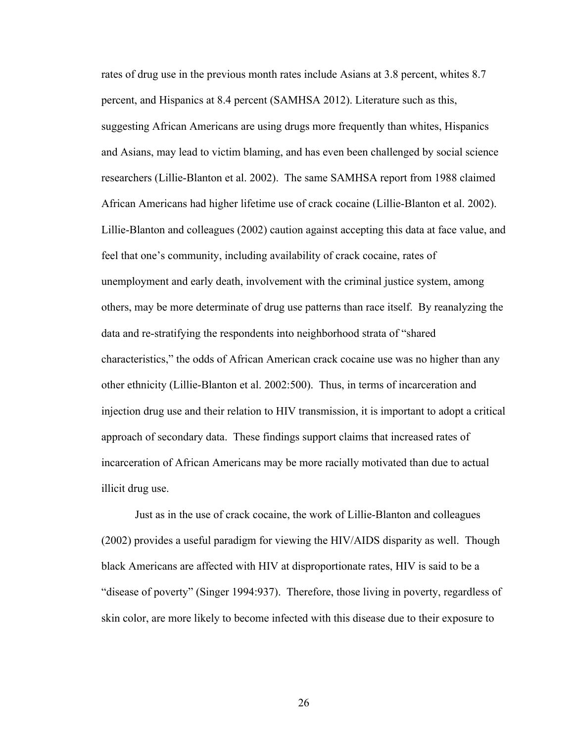rates of drug use in the previous month rates include Asians at 3.8 percent, whites 8.7 percent, and Hispanics at 8.4 percent (SAMHSA 2012). Literature such as this, suggesting African Americans are using drugs more frequently than whites, Hispanics and Asians, may lead to victim blaming, and has even been challenged by social science researchers (Lillie-Blanton et al. 2002). The same SAMHSA report from 1988 claimed African Americans had higher lifetime use of crack cocaine (Lillie-Blanton et al. 2002). Lillie-Blanton and colleagues (2002) caution against accepting this data at face value, and feel that one's community, including availability of crack cocaine, rates of unemployment and early death, involvement with the criminal justice system, among others, may be more determinate of drug use patterns than race itself. By reanalyzing the data and re-stratifying the respondents into neighborhood strata of "shared characteristics," the odds of African American crack cocaine use was no higher than any other ethnicity (Lillie-Blanton et al. 2002:500). Thus, in terms of incarceration and injection drug use and their relation to HIV transmission, it is important to adopt a critical approach of secondary data. These findings support claims that increased rates of incarceration of African Americans may be more racially motivated than due to actual illicit drug use.

Just as in the use of crack cocaine, the work of Lillie-Blanton and colleagues (2002) provides a useful paradigm for viewing the HIV/AIDS disparity as well. Though black Americans are affected with HIV at disproportionate rates, HIV is said to be a "disease of poverty" (Singer 1994:937). Therefore, those living in poverty, regardless of skin color, are more likely to become infected with this disease due to their exposure to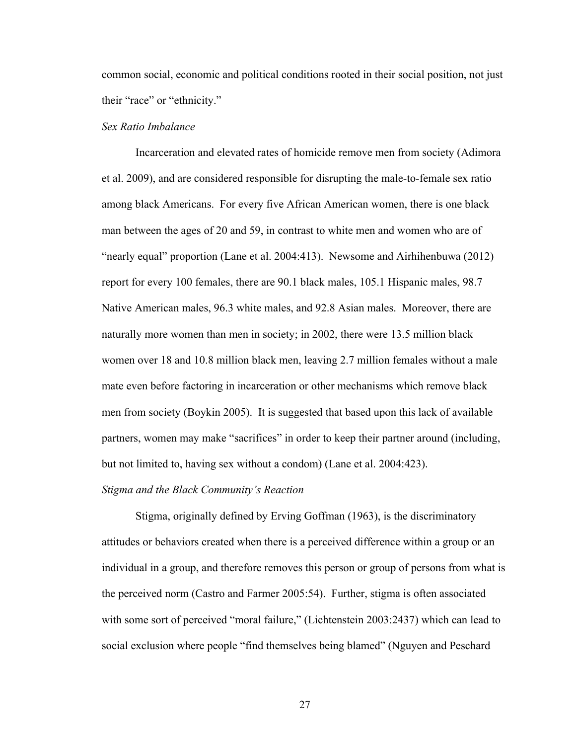common social, economic and political conditions rooted in their social position, not just their "race" or "ethnicity."

*Sex Ratio Imbalance*

Incarceration and elevated rates of homicide remove men from society (Adimora et al. 2009), and are considered responsible for disrupting the male-to-female sex ratio among black Americans. For every five African American women, there is one black man between the ages of 20 and 59, in contrast to white men and women who are of "nearly equal" proportion (Lane et al. 2004:413). Newsome and Airhihenbuwa (2012) report for every 100 females, there are 90.1 black males, 105.1 Hispanic males, 98.7 Native American males, 96.3 white males, and 92.8 Asian males. Moreover, there are naturally more women than men in society; in 2002, there were 13.5 million black women over 18 and 10.8 million black men, leaving 2.7 million females without a male mate even before factoring in incarceration or other mechanisms which remove black men from society (Boykin 2005). It is suggested that based upon this lack of available partners, women may make "sacrifices" in order to keep their partner around (including, but not limited to, having sex without a condom) (Lane et al. 2004:423).

*Stigma and the Black Community's Reaction*

Stigma, originally defined by Erving Goffman (1963), is the discriminatory attitudes or behaviors created when there is a perceived difference within a group or an individual in a group, and therefore removes this person or group of persons from what is the perceived norm (Castro and Farmer 2005:54). Further, stigma is often associated with some sort of perceived "moral failure," (Lichtenstein 2003:2437) which can lead to social exclusion where people "find themselves being blamed" (Nguyen and Peschard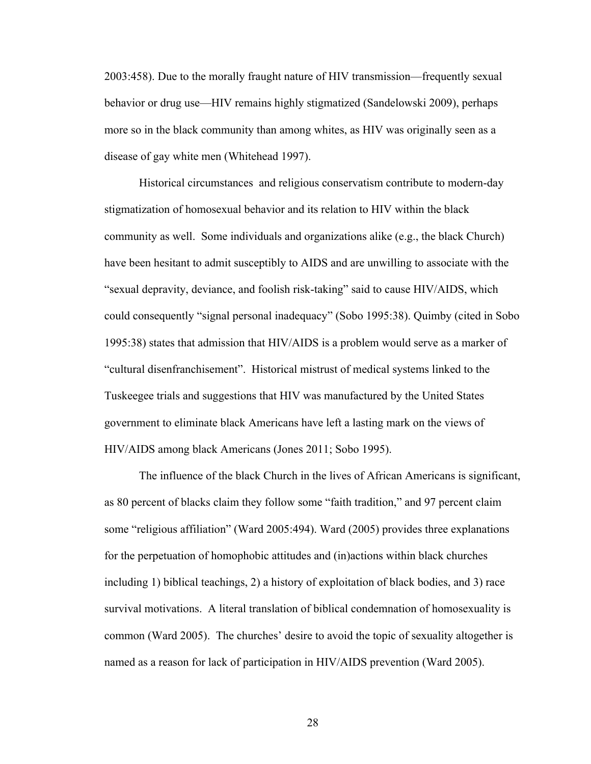2003:458). Due to the morally fraught nature of HIV transmission—frequently sexual behavior or drug use—HIV remains highly stigmatized (Sandelowski 2009), perhaps more so in the black community than among whites, as HIV was originally seen as a disease of gay white men (Whitehead 1997).

Historical circumstances and religious conservatism contribute to modern-day stigmatization of homosexual behavior and its relation to HIV within the black community as well. Some individuals and organizations alike (e.g., the black Church) have been hesitant to admit susceptibly to AIDS and are unwilling to associate with the "sexual depravity, deviance, and foolish risk-taking" said to cause HIV/AIDS, which could consequently "signal personal inadequacy" (Sobo 1995:38). Quimby (cited in Sobo 1995:38) states that admission that HIV/AIDS is a problem would serve as a marker of "cultural disenfranchisement". Historical mistrust of medical systems linked to the Tuskeegee trials and suggestions that HIV was manufactured by the United States government to eliminate black Americans have left a lasting mark on the views of HIV/AIDS among black Americans (Jones 2011; Sobo 1995).

The influence of the black Church in the lives of African Americans is significant, as 80 percent of blacks claim they follow some "faith tradition," and 97 percent claim some "religious affiliation" (Ward 2005:494). Ward (2005) provides three explanations for the perpetuation of homophobic attitudes and (in)actions within black churches including 1) biblical teachings, 2) a history of exploitation of black bodies, and 3) race survival motivations. A literal translation of biblical condemnation of homosexuality is common (Ward 2005). The churches' desire to avoid the topic of sexuality altogether is named as a reason for lack of participation in HIV/AIDS prevention (Ward 2005).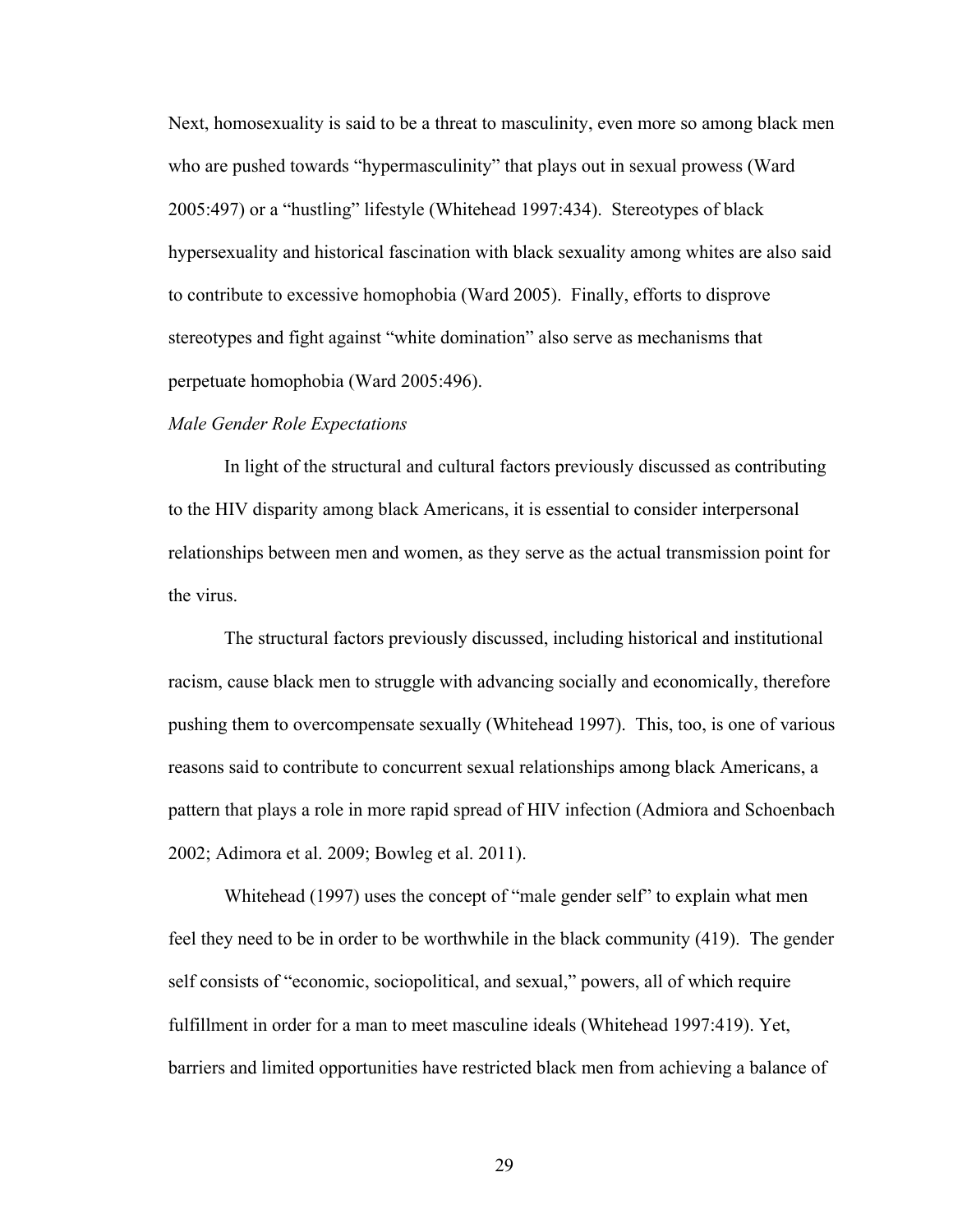Next, homosexuality is said to be a threat to masculinity, even more so among black men who are pushed towards "hypermasculinity" that plays out in sexual prowess (Ward 2005:497) or a "hustling" lifestyle (Whitehead 1997:434). Stereotypes of black hypersexuality and historical fascination with black sexuality among whites are also said to contribute to excessive homophobia (Ward 2005). Finally, efforts to disprove stereotypes and fight against "white domination" also serve as mechanisms that perpetuate homophobia (Ward 2005:496).

*Male Gender Role Expectations*

In light of the structural and cultural factors previously discussed as contributing to the HIV disparity among black Americans, it is essential to consider interpersonal relationships between men and women, as they serve as the actual transmission point for the virus.

The structural factors previously discussed, including historical and institutional racism, cause black men to struggle with advancing socially and economically, therefore pushing them to overcompensate sexually (Whitehead 1997). This, too, is one of various reasons said to contribute to concurrent sexual relationships among black Americans, a pattern that plays a role in more rapid spread of HIV infection (Admiora and Schoenbach 2002; Adimora et al. 2009; Bowleg et al. 2011).

Whitehead (1997) uses the concept of "male gender self" to explain what men feel they need to be in order to be worthwhile in the black community (419). The gender self consists of "economic, sociopolitical, and sexual," powers, all of which require fulfillment in order for a man to meet masculine ideals (Whitehead 1997:419). Yet, barriers and limited opportunities have restricted black men from achieving a balance of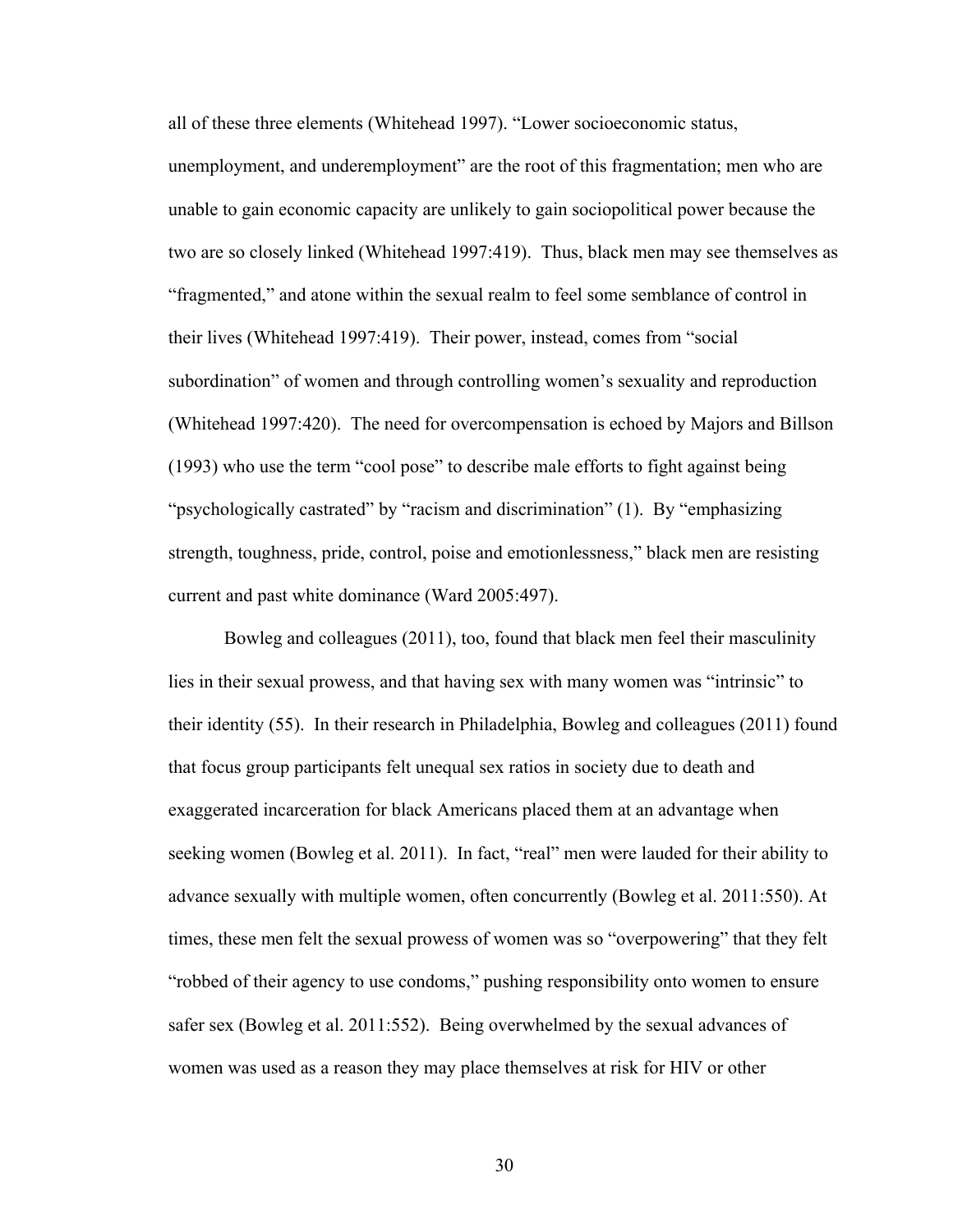all of these three elements (Whitehead 1997). "Lower socioeconomic status, unemployment, and underemployment" are the root of this fragmentation; men who are unable to gain economic capacity are unlikely to gain sociopolitical power because the two are so closely linked (Whitehead 1997:419). Thus, black men may see themselves as "fragmented," and atone within the sexual realm to feel some semblance of control in their lives (Whitehead 1997:419). Their power, instead, comes from "social subordination" of women and through controlling women's sexuality and reproduction (Whitehead 1997:420). The need for overcompensation is echoed by Majors and Billson (1993) who use the term "cool pose" to describe male efforts to fight against being "psychologically castrated" by "racism and discrimination" (1). By "emphasizing strength, toughness, pride, control, poise and emotionlessness," black men are resisting current and past white dominance (Ward 2005:497).

Bowleg and colleagues (2011), too, found that black men feel their masculinity lies in their sexual prowess, and that having sex with many women was "intrinsic" to their identity (55). In their research in Philadelphia, Bowleg and colleagues (2011) found that focus group participants felt unequal sex ratios in society due to death and exaggerated incarceration for black Americans placed them at an advantage when seeking women (Bowleg et al. 2011). In fact, "real" men were lauded for their ability to advance sexually with multiple women, often concurrently (Bowleg et al. 2011:550). At times, these men felt the sexual prowess of women was so "overpowering" that they felt "robbed of their agency to use condoms," pushing responsibility onto women to ensure safer sex (Bowleg et al. 2011:552). Being overwhelmed by the sexual advances of women was used as a reason they may place themselves at risk for HIV or other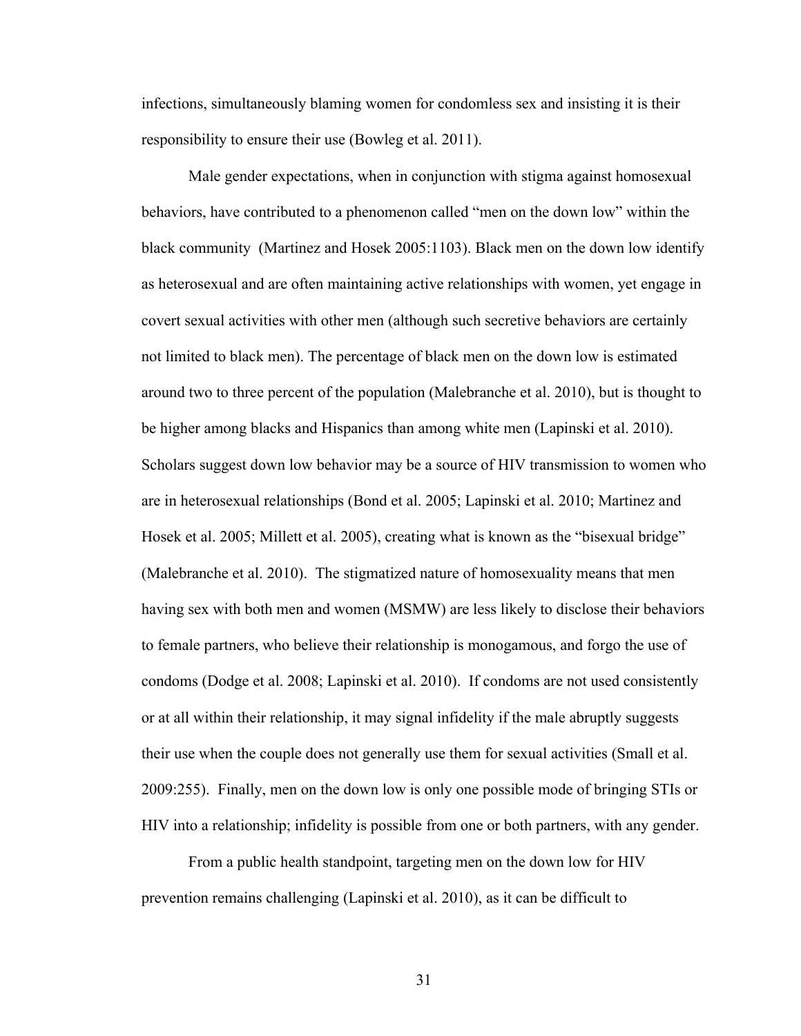infections, simultaneously blaming women for condomless sex and insisting it is their responsibility to ensure their use (Bowleg et al. 2011).

Male gender expectations, when in conjunction with stigma against homosexual behaviors, have contributed to a phenomenon called "men on the down low" within the black community (Martinez and Hosek 2005:1103). Black men on the down low identify as heterosexual and are often maintaining active relationships with women, yet engage in covert sexual activities with other men (although such secretive behaviors are certainly not limited to black men). The percentage of black men on the down low is estimated around two to three percent of the population (Malebranche et al. 2010), but is thought to be higher among blacks and Hispanics than among white men (Lapinski et al. 2010). Scholars suggest down low behavior may be a source of HIV transmission to women who are in heterosexual relationships (Bond et al. 2005; Lapinski et al. 2010; Martinez and Hosek et al. 2005; Millett et al. 2005), creating what is known as the "bisexual bridge" (Malebranche et al. 2010). The stigmatized nature of homosexuality means that men having sex with both men and women (MSMW) are less likely to disclose their behaviors to female partners, who believe their relationship is monogamous, and forgo the use of condoms (Dodge et al. 2008; Lapinski et al. 2010). If condoms are not used consistently or at all within their relationship, it may signal infidelity if the male abruptly suggests their use when the couple does not generally use them for sexual activities (Small et al. 2009:255). Finally, men on the down low is only one possible mode of bringing STIs or HIV into a relationship; infidelity is possible from one or both partners, with any gender.

From a public health standpoint, targeting men on the down low for HIV prevention remains challenging (Lapinski et al. 2010), as it can be difficult to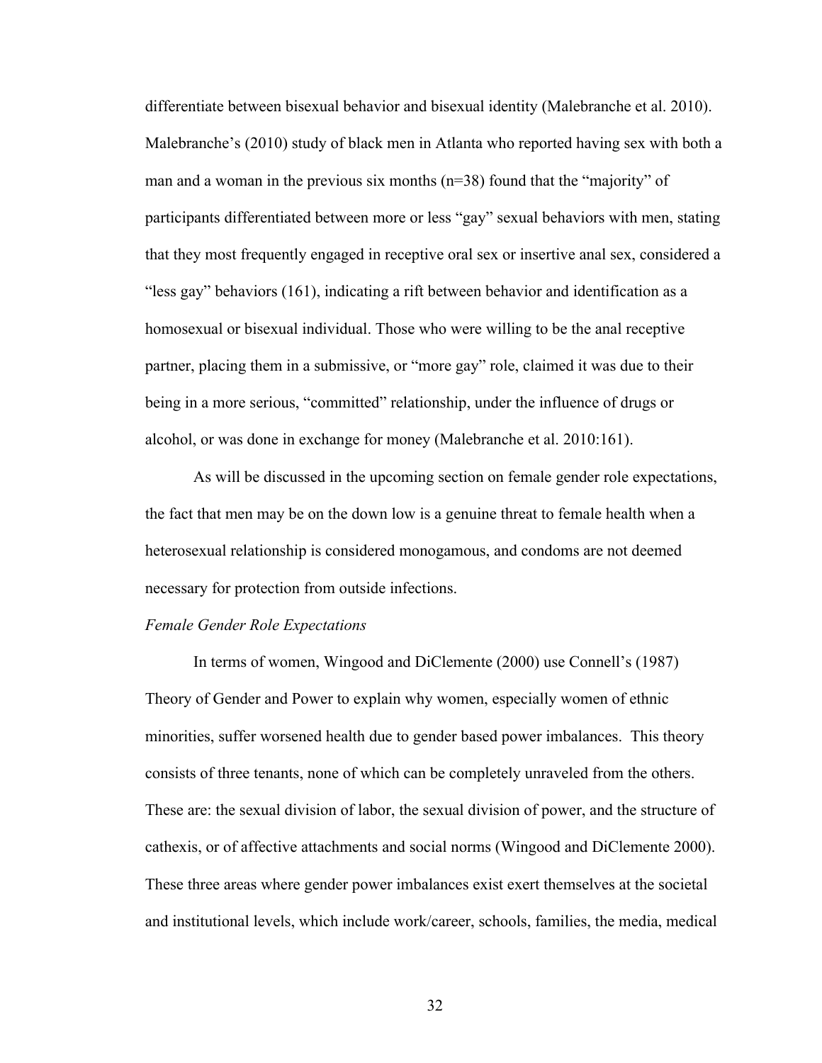differentiate between bisexual behavior and bisexual identity (Malebranche et al. 2010). Malebranche's (2010) study of black men in Atlanta who reported having sex with both a man and a woman in the previous six months (n=38) found that the "majority" of participants differentiated between more or less "gay" sexual behaviors with men, stating that they most frequently engaged in receptive oral sex or insertive anal sex, considered a "less gay" behaviors (161), indicating a rift between behavior and identification as a homosexual or bisexual individual. Those who were willing to be the anal receptive partner, placing them in a submissive, or "more gay" role, claimed it was due to their being in a more serious, "committed" relationship, under the influence of drugs or alcohol, or was done in exchange for money (Malebranche et al. 2010:161).

As will be discussed in the upcoming section on female gender role expectations, the fact that men may be on the down low is a genuine threat to female health when a heterosexual relationship is considered monogamous, and condoms are not deemed necessary for protection from outside infections.

*Female Gender Role Expectations*

In terms of women, Wingood and DiClemente (2000) use Connell's (1987) Theory of Gender and Power to explain why women, especially women of ethnic minorities, suffer worsened health due to gender based power imbalances. This theory consists of three tenants, none of which can be completely unraveled from the others. These are: the sexual division of labor, the sexual division of power, and the structure of cathexis, or of affective attachments and social norms (Wingood and DiClemente 2000). These three areas where gender power imbalances exist exert themselves at the societal and institutional levels, which include work/career, schools, families, the media, medical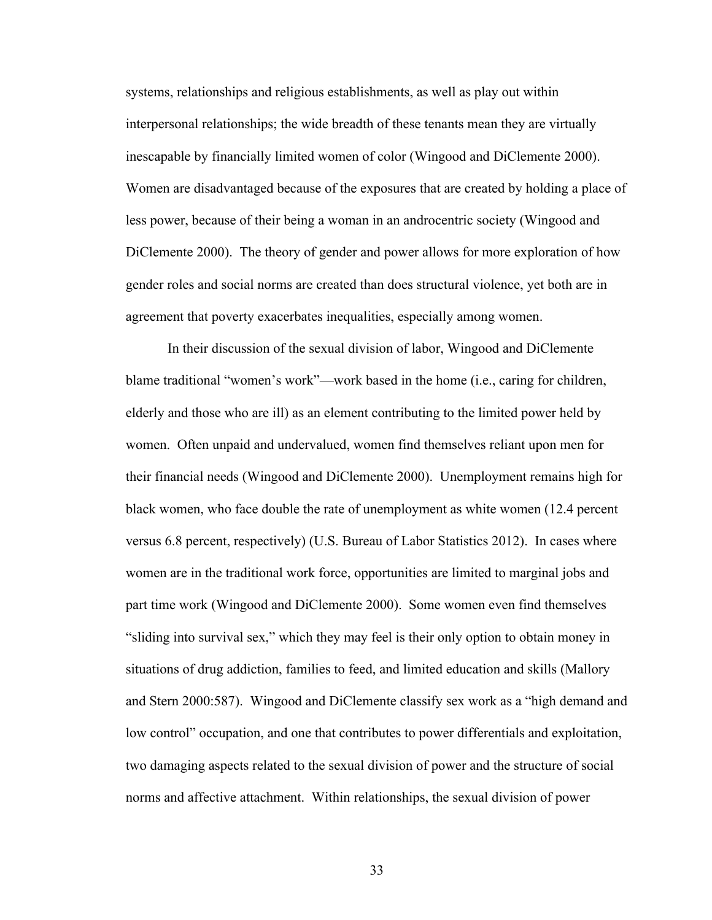systems, relationships and religious establishments, as well as play out within interpersonal relationships; the wide breadth of these tenants mean they are virtually inescapable by financially limited women of color (Wingood and DiClemente 2000). Women are disadvantaged because of the exposures that are created by holding a place of less power, because of their being a woman in an androcentric society (Wingood and DiClemente 2000). The theory of gender and power allows for more exploration of how gender roles and social norms are created than does structural violence, yet both are in agreement that poverty exacerbates inequalities, especially among women.

In their discussion of the sexual division of labor, Wingood and DiClemente blame traditional "women's work"—work based in the home (i.e., caring for children, elderly and those who are ill) as an element contributing to the limited power held by women. Often unpaid and undervalued, women find themselves reliant upon men for their financial needs (Wingood and DiClemente 2000). Unemployment remains high for black women, who face double the rate of unemployment as white women (12.4 percent versus 6.8 percent, respectively) (U.S. Bureau of Labor Statistics 2012). In cases where women are in the traditional work force, opportunities are limited to marginal jobs and part time work (Wingood and DiClemente 2000). Some women even find themselves "sliding into survival sex," which they may feel is their only option to obtain money in situations of drug addiction, families to feed, and limited education and skills (Mallory and Stern 2000:587). Wingood and DiClemente classify sex work as a "high demand and low control" occupation, and one that contributes to power differentials and exploitation, two damaging aspects related to the sexual division of power and the structure of social norms and affective attachment. Within relationships, the sexual division of power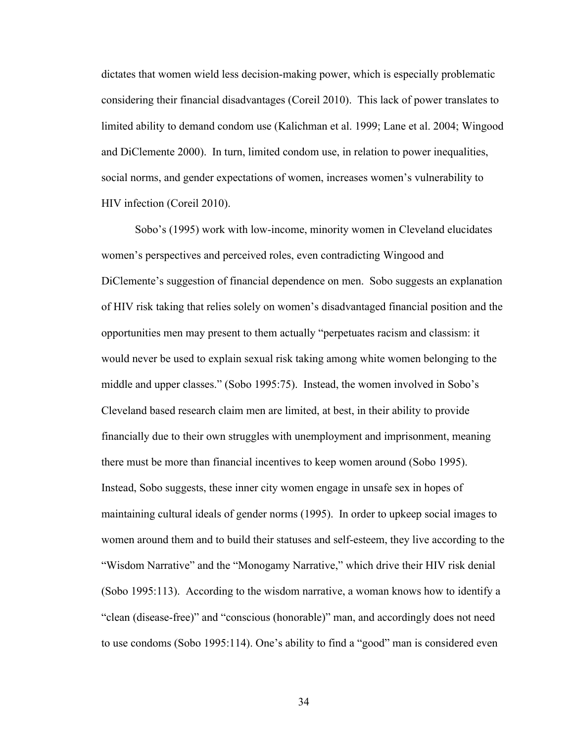dictates that women wield less decision-making power, which is especially problematic considering their financial disadvantages (Coreil 2010). This lack of power translates to limited ability to demand condom use (Kalichman et al. 1999; Lane et al. 2004; Wingood and DiClemente 2000). In turn, limited condom use, in relation to power inequalities, social norms, and gender expectations of women, increases women's vulnerability to HIV infection (Coreil 2010).

Sobo's (1995) work with low-income, minority women in Cleveland elucidates women's perspectives and perceived roles, even contradicting Wingood and DiClemente's suggestion of financial dependence on men. Sobo suggests an explanation of HIV risk taking that relies solely on women's disadvantaged financial position and the opportunities men may present to them actually "perpetuates racism and classism: it would never be used to explain sexual risk taking among white women belonging to the middle and upper classes." (Sobo 1995:75). Instead, the women involved in Sobo's Cleveland based research claim men are limited, at best, in their ability to provide financially due to their own struggles with unemployment and imprisonment, meaning there must be more than financial incentives to keep women around (Sobo 1995). Instead, Sobo suggests, these inner city women engage in unsafe sex in hopes of maintaining cultural ideals of gender norms (1995). In order to upkeep social images to women around them and to build their statuses and self-esteem, they live according to the "Wisdom Narrative" and the "Monogamy Narrative," which drive their HIV risk denial (Sobo 1995:113). According to the wisdom narrative, a woman knows how to identify a "clean (disease-free)" and "conscious (honorable)" man, and accordingly does not need to use condoms (Sobo 1995:114). One's ability to find a "good" man is considered even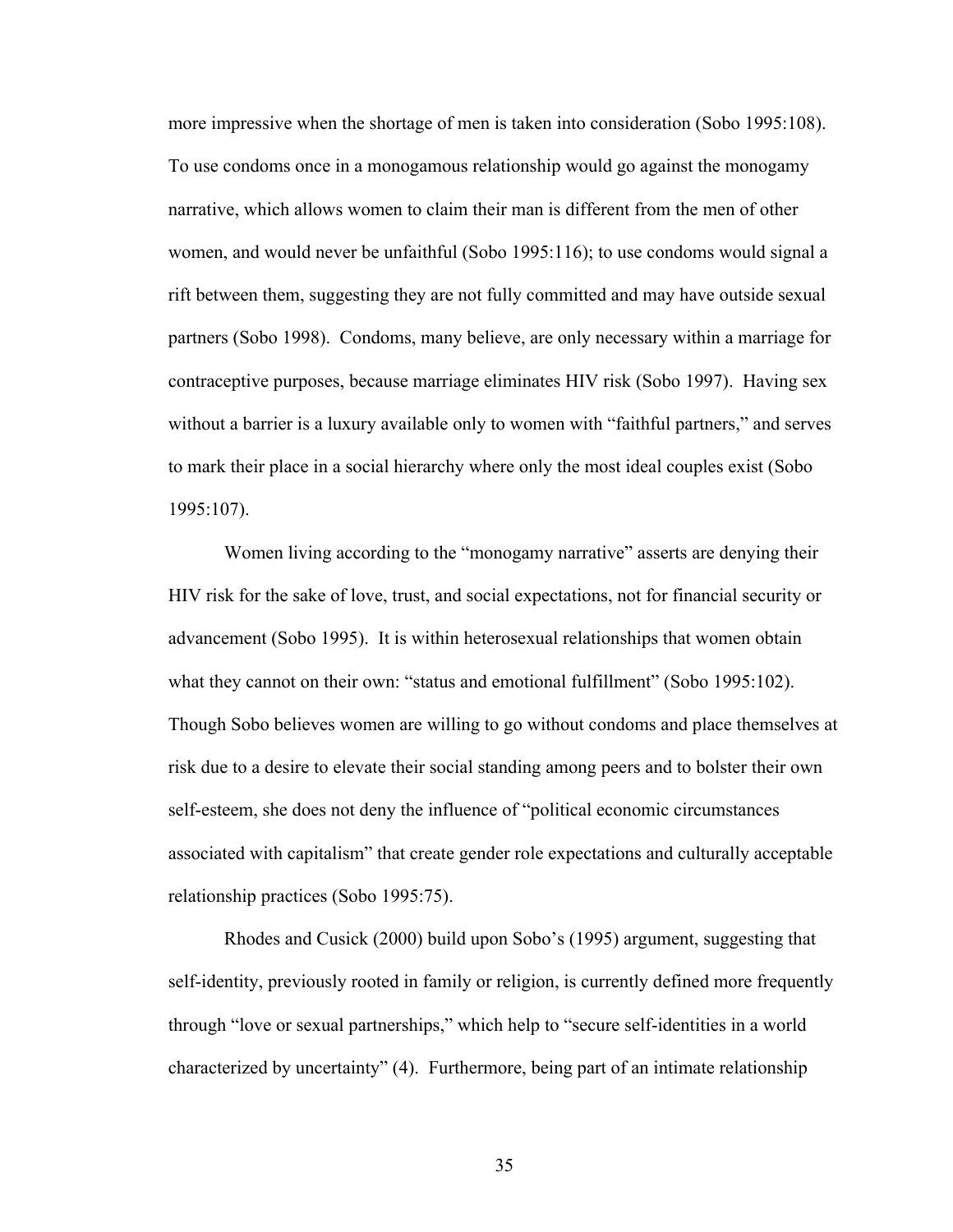more impressive when the shortage of men is taken into consideration (Sobo 1995:108). To use condoms once in a monogamous relationship would go against the monogamy narrative, which allows women to claim their man is different from the men of other women, and would never be unfaithful (Sobo 1995:116); to use condoms would signal a rift between them, suggesting they are not fully committed and may have outside sexual partners (Sobo 1998). Condoms, many believe, are only necessary within a marriage for contraceptive purposes, because marriage eliminates HIV risk (Sobo 1997). Having sex without a barrier is a luxury available only to women with "faithful partners," and serves to mark their place in a social hierarchy where only the most ideal couples exist (Sobo 1995:107).

Women living according to the "monogamy narrative" asserts are denying their HIV risk for the sake of love, trust, and social expectations, not for financial security or advancement (Sobo 1995). It is within heterosexual relationships that women obtain what they cannot on their own: "status and emotional fulfillment" (Sobo 1995:102). Though Sobo believes women are willing to go without condoms and place themselves at risk due to a desire to elevate their social standing among peers and to bolster their own self-esteem, she does not deny the influence of "political economic circumstances associated with capitalism" that create gender role expectations and culturally acceptable relationship practices (Sobo 1995:75).

Rhodes and Cusick (2000) build upon Sobo's (1995) argument, suggesting that self-identity, previously rooted in family or religion, is currently defined more frequently through "love or sexual partnerships," which help to "secure self-identities in a world characterized by uncertainty" (4). Furthermore, being part of an intimate relationship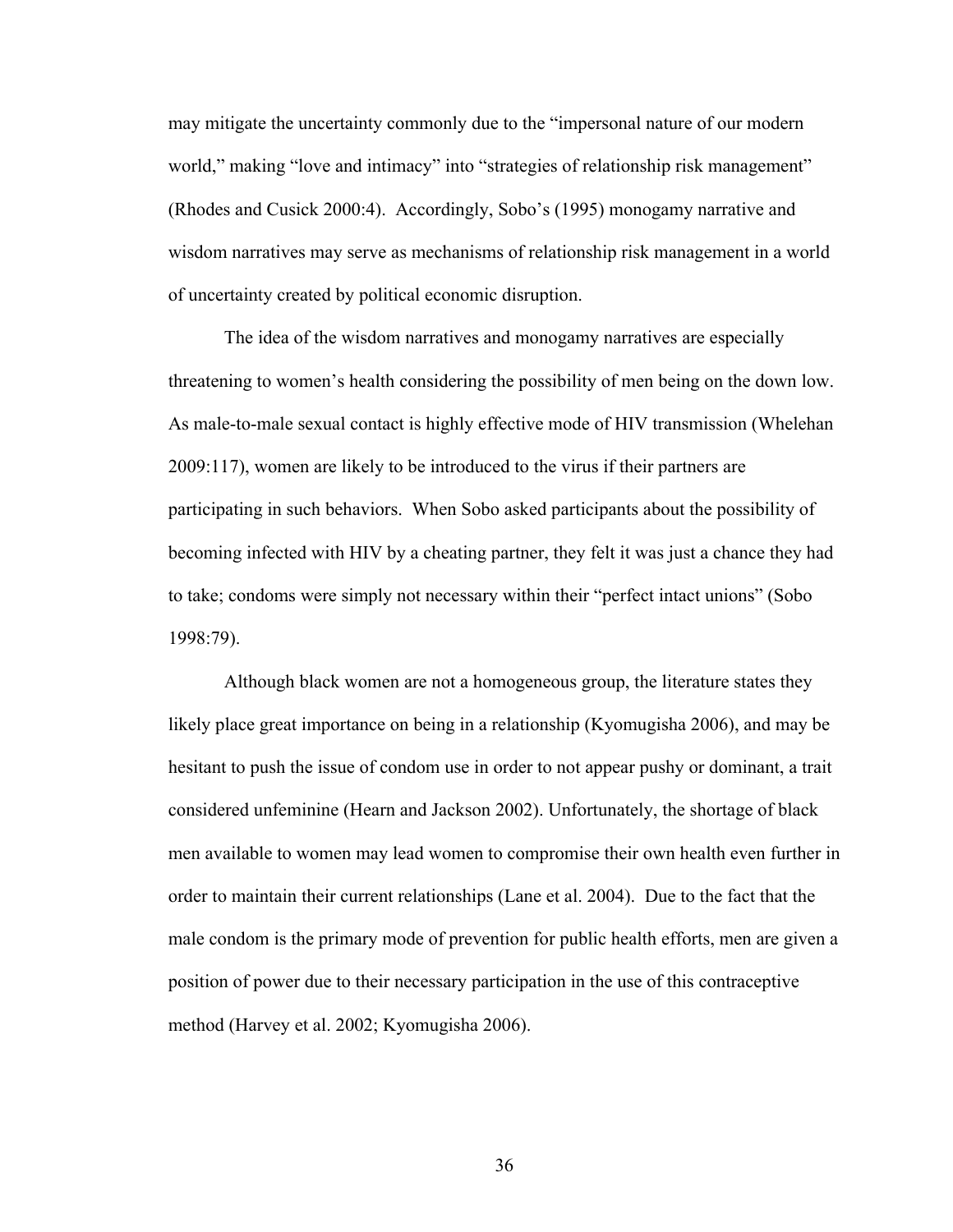may mitigate the uncertainty commonly due to the "impersonal nature of our modern world," making "love and intimacy" into "strategies of relationship risk management" (Rhodes and Cusick 2000:4). Accordingly, Sobo's (1995) monogamy narrative and wisdom narratives may serve as mechanisms of relationship risk management in a world of uncertainty created by political economic disruption.

The idea of the wisdom narratives and monogamy narratives are especially threatening to women's health considering the possibility of men being on the down low. As male-to-male sexual contact is highly effective mode of HIV transmission (Whelehan 2009:117), women are likely to be introduced to the virus if their partners are participating in such behaviors. When Sobo asked participants about the possibility of becoming infected with HIV by a cheating partner, they felt it was just a chance they had to take; condoms were simply not necessary within their "perfect intact unions" (Sobo 1998:79).

Although black women are not a homogeneous group, the literature states they likely place great importance on being in a relationship (Kyomugisha 2006), and may be hesitant to push the issue of condom use in order to not appear pushy or dominant, a trait considered unfeminine (Hearn and Jackson 2002). Unfortunately, the shortage of black men available to women may lead women to compromise their own health even further in order to maintain their current relationships (Lane et al. 2004). Due to the fact that the male condom is the primary mode of prevention for public health efforts, men are given a position of power due to their necessary participation in the use of this contraceptive method (Harvey et al. 2002; Kyomugisha 2006).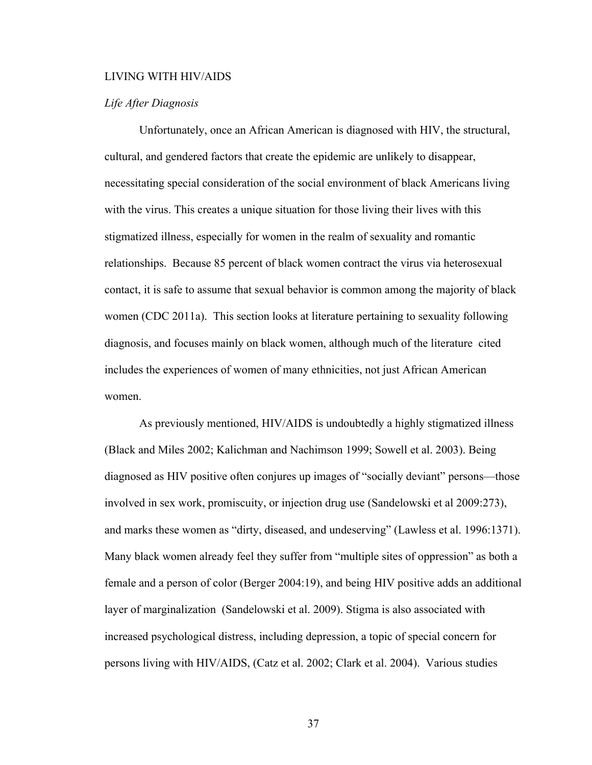## LIVING WITH HIV/AIDS

### *Life After Diagnosis*

Unfortunately, once an African American is diagnosed with HIV, the structural, cultural, and gendered factors that create the epidemic are unlikely to disappear, necessitating special consideration of the social environment of black Americans living with the virus. This creates a unique situation for those living their lives with this stigmatized illness, especially for women in the realm of sexuality and romantic relationships. Because 85 percent of black women contract the virus via heterosexual contact, it is safe to assume that sexual behavior is common among the majority of black women (CDC 2011a). This section looks at literature pertaining to sexuality following diagnosis, and focuses mainly on black women, although much of the literature cited includes the experiences of women of many ethnicities, not just African American women.

As previously mentioned, HIV/AIDS is undoubtedly a highly stigmatized illness (Black and Miles 2002; Kalichman and Nachimson 1999; Sowell et al. 2003). Being diagnosed as HIV positive often conjures up images of "socially deviant" persons—those involved in sex work, promiscuity, or injection drug use (Sandelowski et al 2009:273), and marks these women as "dirty, diseased, and undeserving" (Lawless et al. 1996:1371). Many black women already feel they suffer from "multiple sites of oppression" as both a female and a person of color (Berger 2004:19), and being HIV positive adds an additional layer of marginalization (Sandelowski et al. 2009). Stigma is also associated with increased psychological distress, including depression, a topic of special concern for persons living with HIV/AIDS, (Catz et al. 2002; Clark et al. 2004). Various studies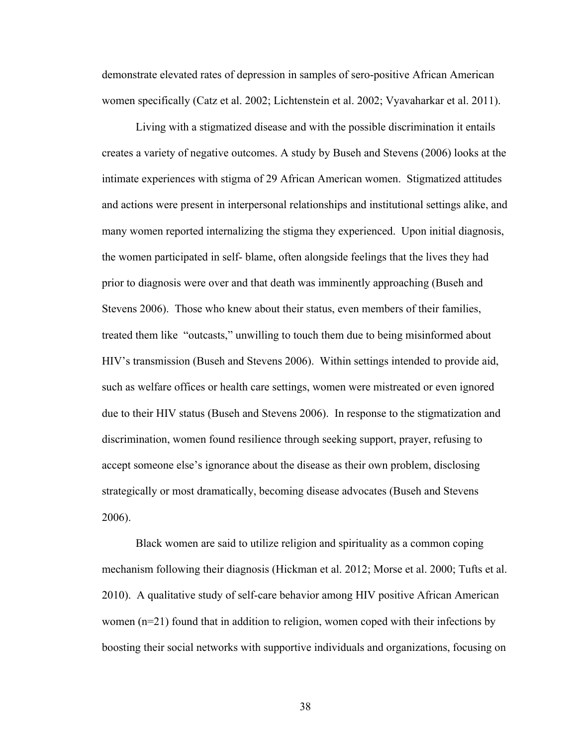demonstrate elevated rates of depression in samples of sero-positive African American women specifically (Catz et al. 2002; Lichtenstein et al. 2002; Vyavaharkar et al. 2011).

Living with a stigmatized disease and with the possible discrimination it entails creates a variety of negative outcomes. A study by Buseh and Stevens (2006) looks at the intimate experiences with stigma of 29 African American women. Stigmatized attitudes and actions were present in interpersonal relationships and institutional settings alike, and many women reported internalizing the stigma they experienced. Upon initial diagnosis, the women participated in self- blame, often alongside feelings that the lives they had prior to diagnosis were over and that death was imminently approaching (Buseh and Stevens 2006). Those who knew about their status, even members of their families, treated them like "outcasts," unwilling to touch them due to being misinformed about HIV's transmission (Buseh and Stevens 2006). Within settings intended to provide aid, such as welfare offices or health care settings, women were mistreated or even ignored due to their HIV status (Buseh and Stevens 2006). In response to the stigmatization and discrimination, women found resilience through seeking support, prayer, refusing to accept someone else's ignorance about the disease as their own problem, disclosing strategically or most dramatically, becoming disease advocates (Buseh and Stevens 2006).

Black women are said to utilize religion and spirituality as a common coping mechanism following their diagnosis (Hickman et al. 2012; Morse et al. 2000; Tufts et al. 2010). A qualitative study of self-care behavior among HIV positive African American women (n=21) found that in addition to religion, women coped with their infections by boosting their social networks with supportive individuals and organizations, focusing on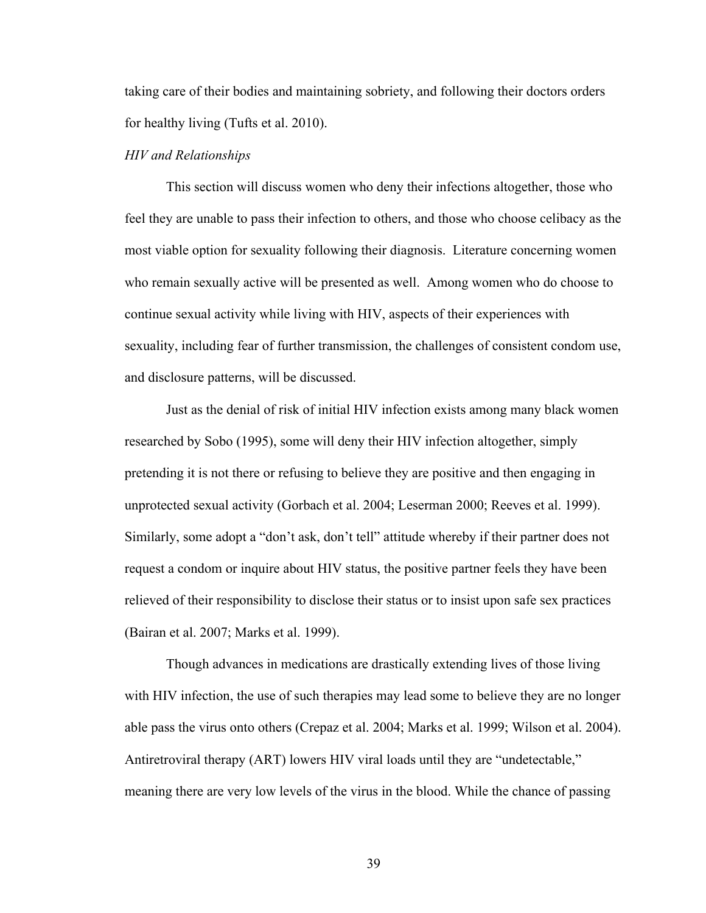taking care of their bodies and maintaining sobriety, and following their doctors orders for healthy living (Tufts et al. 2010).

*HIV and Relationships*

This section will discuss women who deny their infections altogether, those who feel they are unable to pass their infection to others, and those who choose celibacy as the most viable option for sexuality following their diagnosis. Literature concerning women who remain sexually active will be presented as well. Among women who do choose to continue sexual activity while living with HIV, aspects of their experiences with sexuality, including fear of further transmission, the challenges of consistent condom use, and disclosure patterns, will be discussed.

Just as the denial of risk of initial HIV infection exists among many black women researched by Sobo (1995), some will deny their HIV infection altogether, simply pretending it is not there or refusing to believe they are positive and then engaging in unprotected sexual activity (Gorbach et al. 2004; Leserman 2000; Reeves et al. 1999). Similarly, some adopt a "don't ask, don't tell" attitude whereby if their partner does not request a condom or inquire about HIV status, the positive partner feels they have been relieved of their responsibility to disclose their status or to insist upon safe sex practices (Bairan et al. 2007; Marks et al. 1999).

Though advances in medications are drastically extending lives of those living with HIV infection, the use of such therapies may lead some to believe they are no longer able pass the virus onto others (Crepaz et al. 2004; Marks et al. 1999; Wilson et al. 2004). Antiretroviral therapy (ART) lowers HIV viral loads until they are "undetectable," meaning there are very low levels of the virus in the blood. While the chance of passing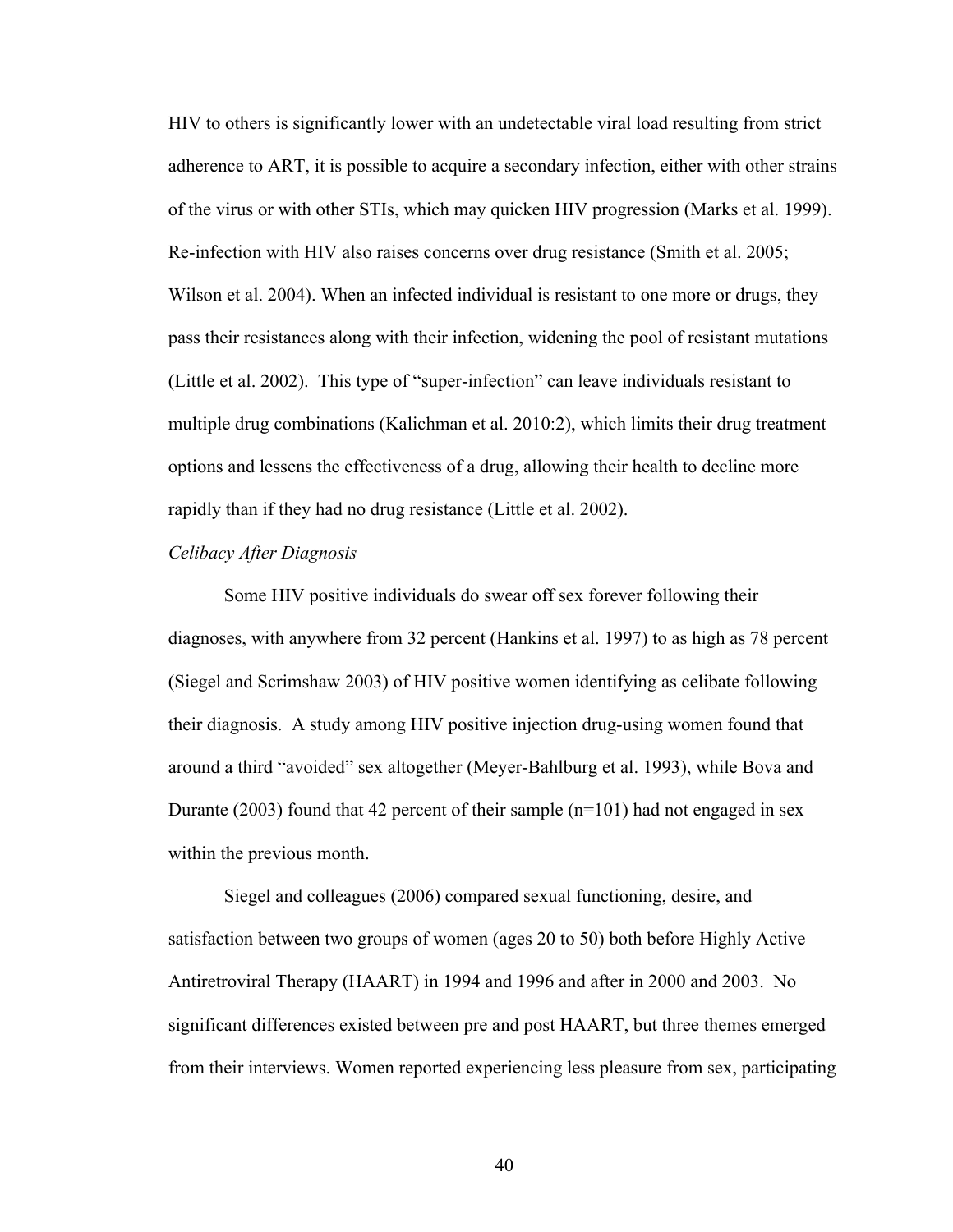HIV to others is significantly lower with an undetectable viral load resulting from strict adherence to ART, it is possible to acquire a secondary infection, either with other strains of the virus or with other STIs, which may quicken HIV progression (Marks et al. 1999). Re-infection with HIV also raises concerns over drug resistance (Smith et al. 2005; Wilson et al. 2004). When an infected individual is resistant to one more or drugs, they pass their resistances along with their infection, widening the pool of resistant mutations (Little et al. 2002). This type of "super-infection" can leave individuals resistant to multiple drug combinations (Kalichman et al. 2010:2), which limits their drug treatment options and lessens the effectiveness of a drug, allowing their health to decline more rapidly than if they had no drug resistance (Little et al. 2002).

*Celibacy After Diagnosis*

Some HIV positive individuals do swear off sex forever following their diagnoses, with anywhere from 32 percent (Hankins et al. 1997) to as high as 78 percent (Siegel and Scrimshaw 2003) of HIV positive women identifying as celibate following their diagnosis. A study among HIV positive injection drug-using women found that around a third "avoided" sex altogether (Meyer-Bahlburg et al. 1993), while Bova and Durante (2003) found that 42 percent of their sample (n=101) had not engaged in sex within the previous month.

Siegel and colleagues (2006) compared sexual functioning, desire, and satisfaction between two groups of women (ages 20 to 50) both before Highly Active Antiretroviral Therapy (HAART) in 1994 and 1996 and after in 2000 and 2003. No significant differences existed between pre and post HAART, but three themes emerged from their interviews. Women reported experiencing less pleasure from sex, participating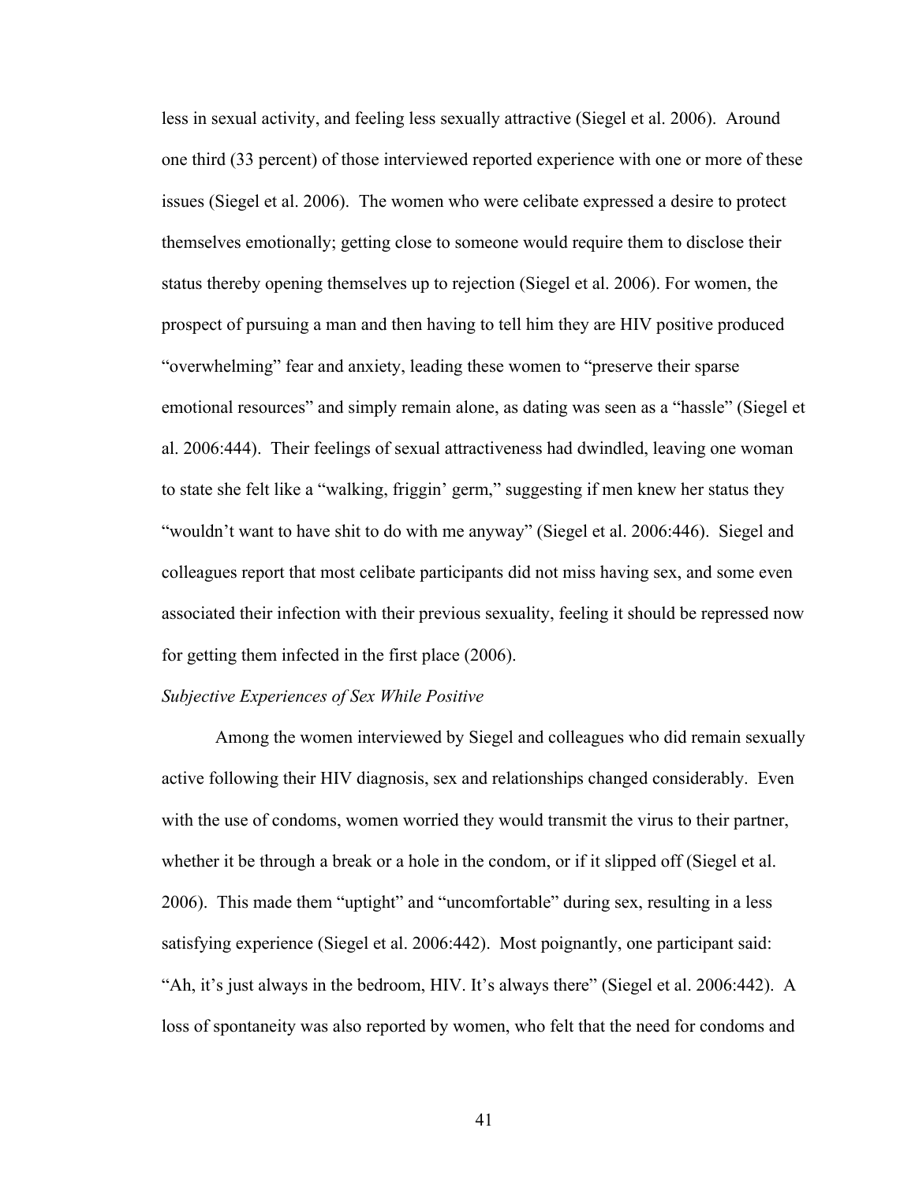less in sexual activity, and feeling less sexually attractive (Siegel et al. 2006). Around one third (33 percent) of those interviewed reported experience with one or more of these issues (Siegel et al. 2006). The women who were celibate expressed a desire to protect themselves emotionally; getting close to someone would require them to disclose their status thereby opening themselves up to rejection (Siegel et al. 2006). For women, the prospect of pursuing a man and then having to tell him they are HIV positive produced "overwhelming" fear and anxiety, leading these women to "preserve their sparse emotional resources" and simply remain alone, as dating was seen as a "hassle" (Siegel et al. 2006:444). Their feelings of sexual attractiveness had dwindled, leaving one woman to state she felt like a "walking, friggin' germ," suggesting if men knew her status they "wouldn't want to have shit to do with me anyway" (Siegel et al. 2006:446). Siegel and colleagues report that most celibate participants did not miss having sex, and some even associated their infection with their previous sexuality, feeling it should be repressed now for getting them infected in the first place (2006).

*Subjective Experiences of Sex While Positive*

Among the women interviewed by Siegel and colleagues who did remain sexually active following their HIV diagnosis, sex and relationships changed considerably. Even with the use of condoms, women worried they would transmit the virus to their partner, whether it be through a break or a hole in the condom, or if it slipped off (Siegel et al. 2006). This made them "uptight" and "uncomfortable" during sex, resulting in a less satisfying experience (Siegel et al. 2006:442). Most poignantly, one participant said: "Ah, it's just always in the bedroom, HIV. It's always there" (Siegel et al. 2006:442). A loss of spontaneity was also reported by women, who felt that the need for condoms and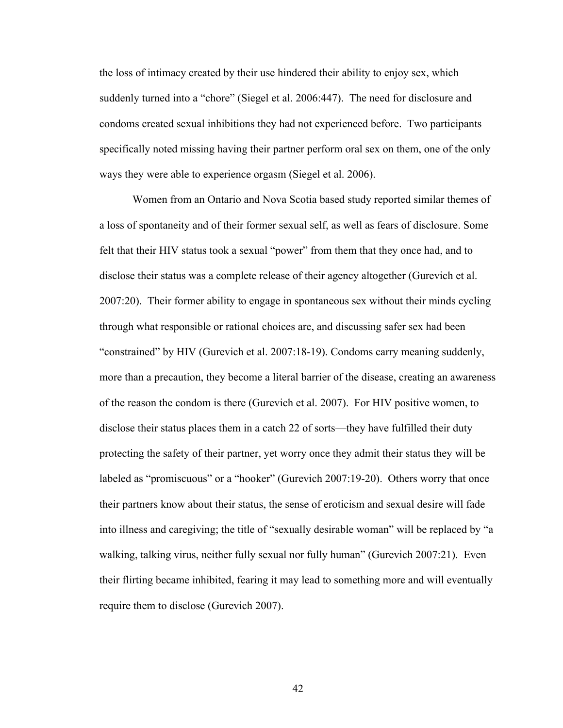the loss of intimacy created by their use hindered their ability to enjoy sex, which suddenly turned into a "chore" (Siegel et al. 2006:447). The need for disclosure and condoms created sexual inhibitions they had not experienced before. Two participants specifically noted missing having their partner perform oral sex on them, one of the only ways they were able to experience orgasm (Siegel et al. 2006).

Women from an Ontario and Nova Scotia based study reported similar themes of a loss of spontaneity and of their former sexual self, as well as fears of disclosure. Some felt that their HIV status took a sexual "power" from them that they once had, and to disclose their status was a complete release of their agency altogether (Gurevich et al. 2007:20). Their former ability to engage in spontaneous sex without their minds cycling through what responsible or rational choices are, and discussing safer sex had been "constrained" by HIV (Gurevich et al. 2007:18-19). Condoms carry meaning suddenly, more than a precaution, they become a literal barrier of the disease, creating an awareness of the reason the condom is there (Gurevich et al. 2007). For HIV positive women, to disclose their status places them in a catch 22 of sorts—they have fulfilled their duty protecting the safety of their partner, yet worry once they admit their status they will be labeled as "promiscuous" or a "hooker" (Gurevich 2007:19-20). Others worry that once their partners know about their status, the sense of eroticism and sexual desire will fade into illness and caregiving; the title of "sexually desirable woman" will be replaced by "a walking, talking virus, neither fully sexual nor fully human" (Gurevich 2007:21). Even their flirting became inhibited, fearing it may lead to something more and will eventually require them to disclose (Gurevich 2007).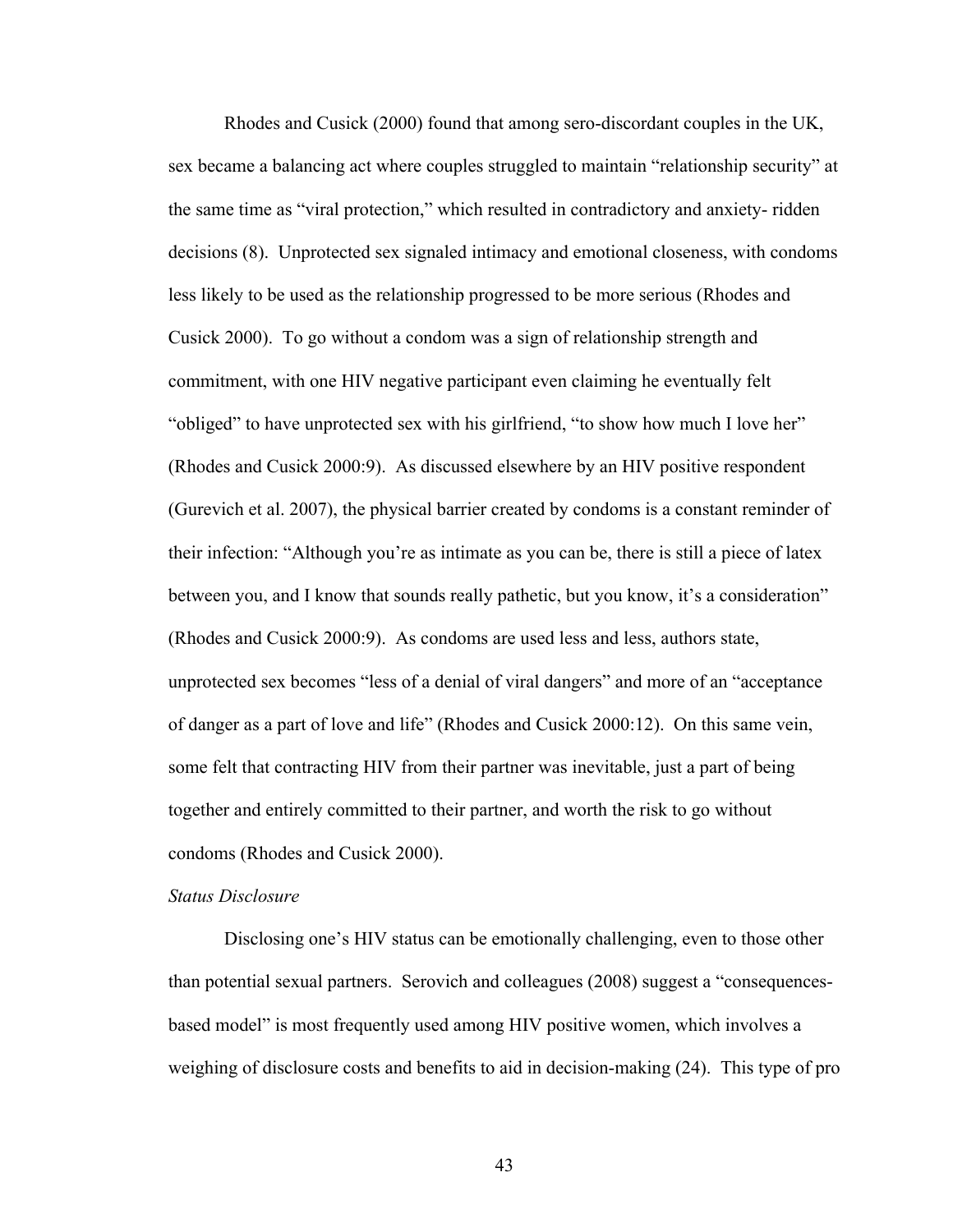Rhodes and Cusick (2000) found that among sero-discordant couples in the UK, sex became a balancing act where couples struggled to maintain "relationship security" at the same time as "viral protection," which resulted in contradictory and anxiety- ridden decisions (8). Unprotected sex signaled intimacy and emotional closeness, with condoms less likely to be used as the relationship progressed to be more serious (Rhodes and Cusick 2000). To go without a condom was a sign of relationship strength and commitment, with one HIV negative participant even claiming he eventually felt "obliged" to have unprotected sex with his girlfriend, "to show how much I love her" (Rhodes and Cusick 2000:9). As discussed elsewhere by an HIV positive respondent (Gurevich et al. 2007), the physical barrier created by condoms is a constant reminder of their infection: "Although you're as intimate as you can be, there is still a piece of latex between you, and I know that sounds really pathetic, but you know, it's a consideration" (Rhodes and Cusick 2000:9). As condoms are used less and less, authors state, unprotected sex becomes "less of a denial of viral dangers" and more of an "acceptance of danger as a part of love and life" (Rhodes and Cusick 2000:12). On this same vein, some felt that contracting HIV from their partner was inevitable, just a part of being together and entirely committed to their partner, and worth the risk to go without condoms (Rhodes and Cusick 2000).

*Status Disclosure*

Disclosing one's HIV status can be emotionally challenging, even to those other than potential sexual partners. Serovich and colleagues (2008) suggest a "consequences-based model" is most frequently used among HIV positive women, which involves a weighing of disclosure costs and benefits to aid in decision-making (24). This type of pro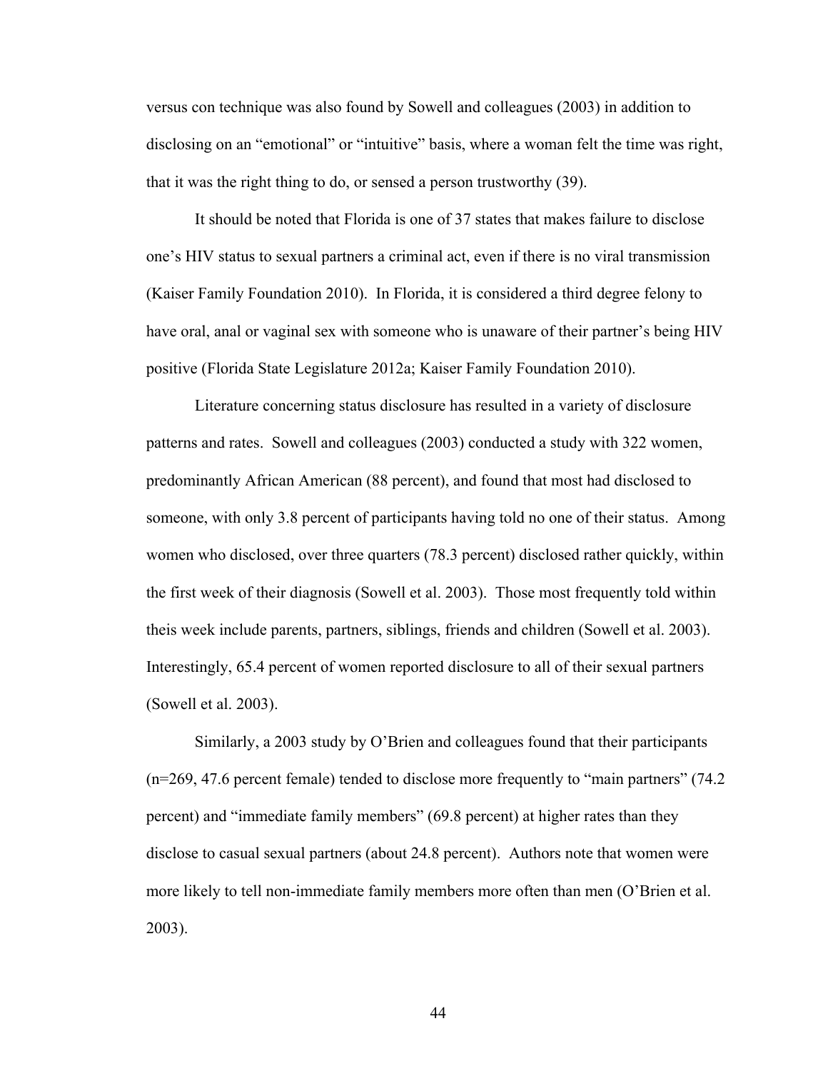versus con technique was also found by Sowell and colleagues (2003) in addition to disclosing on an "emotional" or "intuitive" basis, where a woman felt the time was right, that it was the right thing to do, or sensed a person trustworthy (39).

It should be noted that Florida is one of 37 states that makes failure to disclose one's HIV status to sexual partners a criminal act, even if there is no viral transmission (Kaiser Family Foundation 2010). In Florida, it is considered a third degree felony to have oral, anal or vaginal sex with someone who is unaware of their partner's being HIV positive (Florida State Legislature 2012a; Kaiser Family Foundation 2010).

Literature concerning status disclosure has resulted in a variety of disclosure patterns and rates. Sowell and colleagues (2003) conducted a study with 322 women, predominantly African American (88 percent), and found that most had disclosed to someone, with only 3.8 percent of participants having told no one of their status. Among women who disclosed, over three quarters (78.3 percent) disclosed rather quickly, within the first week of their diagnosis (Sowell et al. 2003). Those most frequently told within theis week include parents, partners, siblings, friends and children (Sowell et al. 2003). Interestingly, 65.4 percent of women reported disclosure to all of their sexual partners (Sowell et al. 2003).

Similarly, a 2003 study by O'Brien and colleagues found that their participants (n=269, 47.6 percent female) tended to disclose more frequently to "main partners" (74.2 percent) and "immediate family members" (69.8 percent) at higher rates than they disclose to casual sexual partners (about 24.8 percent). Authors note that women were more likely to tell non-immediate family members more often than men (O'Brien et al. 2003).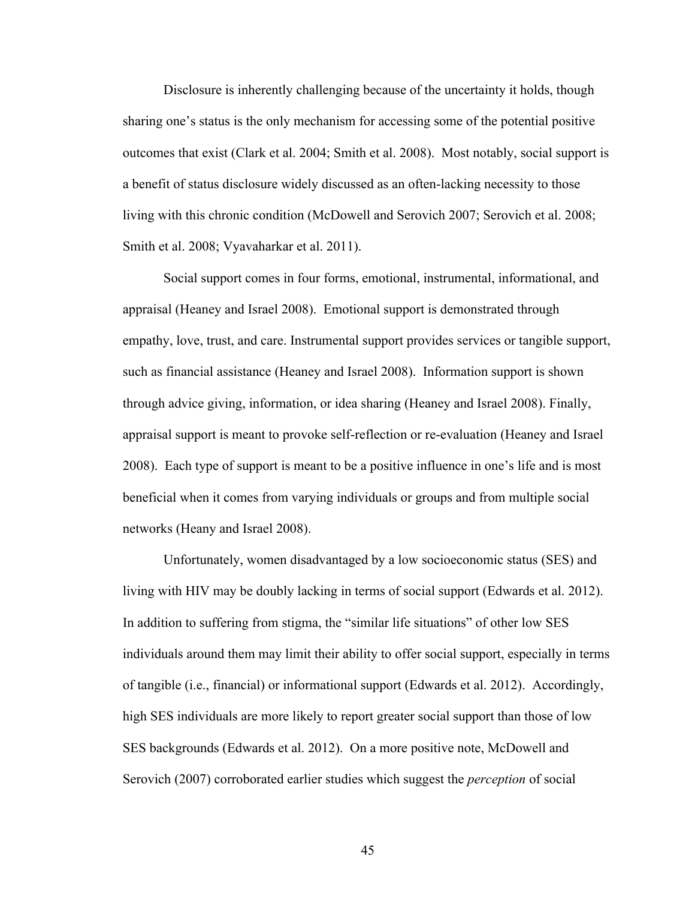Disclosure is inherently challenging because of the uncertainty it holds, though sharing one's status is the only mechanism for accessing some of the potential positive outcomes that exist (Clark et al. 2004; Smith et al. 2008). Most notably, social support is a benefit of status disclosure widely discussed as an often-lacking necessity to those living with this chronic condition (McDowell and Serovich 2007; Serovich et al. 2008; Smith et al. 2008; Vyavaharkar et al. 2011).

Social support comes in four forms, emotional, instrumental, informational, and appraisal (Heaney and Israel 2008). Emotional support is demonstrated through empathy, love, trust, and care. Instrumental support provides services or tangible support, such as financial assistance (Heaney and Israel 2008). Information support is shown through advice giving, information, or idea sharing (Heaney and Israel 2008). Finally, appraisal support is meant to provoke self-reflection or re-evaluation (Heaney and Israel 2008). Each type of support is meant to be a positive influence in one's life and is most beneficial when it comes from varying individuals or groups and from multiple social networks (Heany and Israel 2008).

Unfortunately, women disadvantaged by a low socioeconomic status (SES) and living with HIV may be doubly lacking in terms of social support (Edwards et al. 2012). In addition to suffering from stigma, the "similar life situations" of other low SES individuals around them may limit their ability to offer social support, especially in terms of tangible (i.e., financial) or informational support (Edwards et al. 2012). Accordingly, high SES individuals are more likely to report greater social support than those of low SES backgrounds (Edwards et al. 2012). On a more positive note, McDowell and Serovich (2007) corroborated earlier studies which suggest the *perception* of social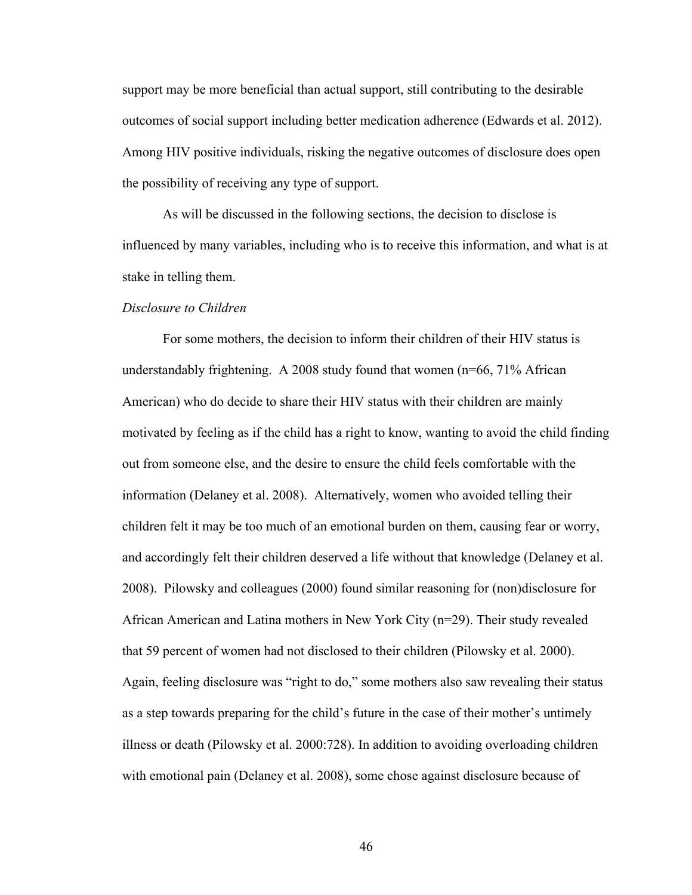support may be more beneficial than actual support, still contributing to the desirable outcomes of social support including better medication adherence (Edwards et al. 2012). Among HIV positive individuals, risking the negative outcomes of disclosure does open the possibility of receiving any type of support.

As will be discussed in the following sections, the decision to disclose is influenced by many variables, including who is to receive this information, and what is at stake in telling them.

*Disclosure to Children*

For some mothers, the decision to inform their children of their HIV status is understandably frightening. A 2008 study found that women (n=66, 71% African American) who do decide to share their HIV status with their children are mainly motivated by feeling as if the child has a right to know, wanting to avoid the child finding out from someone else, and the desire to ensure the child feels comfortable with the information (Delaney et al. 2008). Alternatively, women who avoided telling their children felt it may be too much of an emotional burden on them, causing fear or worry, and accordingly felt their children deserved a life without that knowledge (Delaney et al. 2008). Pilowsky and colleagues (2000) found similar reasoning for (non)disclosure for African American and Latina mothers in New York City (n=29). Their study revealed that 59 percent of women had not disclosed to their children (Pilowsky et al. 2000). Again, feeling disclosure was "right to do," some mothers also saw revealing their status as a step towards preparing for the child's future in the case of their mother's untimely illness or death (Pilowsky et al. 2000:728). In addition to avoiding overloading children with emotional pain (Delaney et al. 2008), some chose against disclosure because of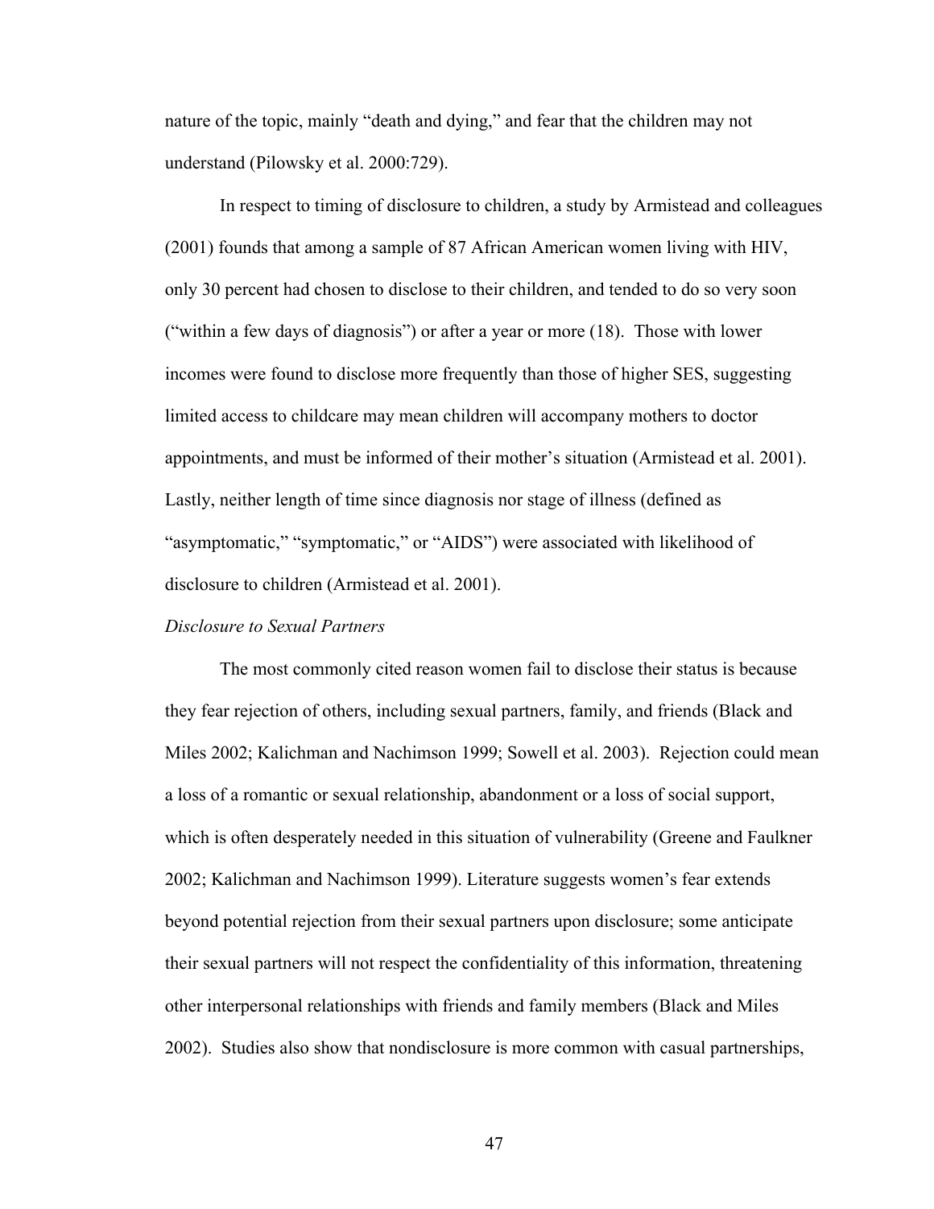nature of the topic, mainly "death and dying," and fear that the children may not understand (Pilowsky et al. 2000:729).

In respect to timing of disclosure to children, a study by Armistead and colleagues (2001) founds that among a sample of 87 African American women living with HIV, only 30 percent had chosen to disclose to their children, and tended to do so very soon ("within a few days of diagnosis") or after a year or more (18). Those with lower incomes were found to disclose more frequently than those of higher SES, suggesting limited access to childcare may mean children will accompany mothers to doctor appointments, and must be informed of their mother's situation (Armistead et al. 2001). Lastly, neither length of time since diagnosis nor stage of illness (defined as "asymptomatic," "symptomatic," or "AIDS") were associated with likelihood of disclosure to children (Armistead et al. 2001).

*Disclosure to Sexual Partners*

The most commonly cited reason women fail to disclose their status is because they fear rejection of others, including sexual partners, family, and friends (Black and Miles 2002; Kalichman and Nachimson 1999; Sowell et al. 2003). Rejection could mean a loss of a romantic or sexual relationship, abandonment or a loss of social support, which is often desperately needed in this situation of vulnerability (Greene and Faulkner 2002; Kalichman and Nachimson 1999). Literature suggests women's fear extends beyond potential rejection from their sexual partners upon disclosure; some anticipate their sexual partners will not respect the confidentiality of this information, threatening other interpersonal relationships with friends and family members (Black and Miles 2002). Studies also show that nondisclosure is more common with casual partnerships,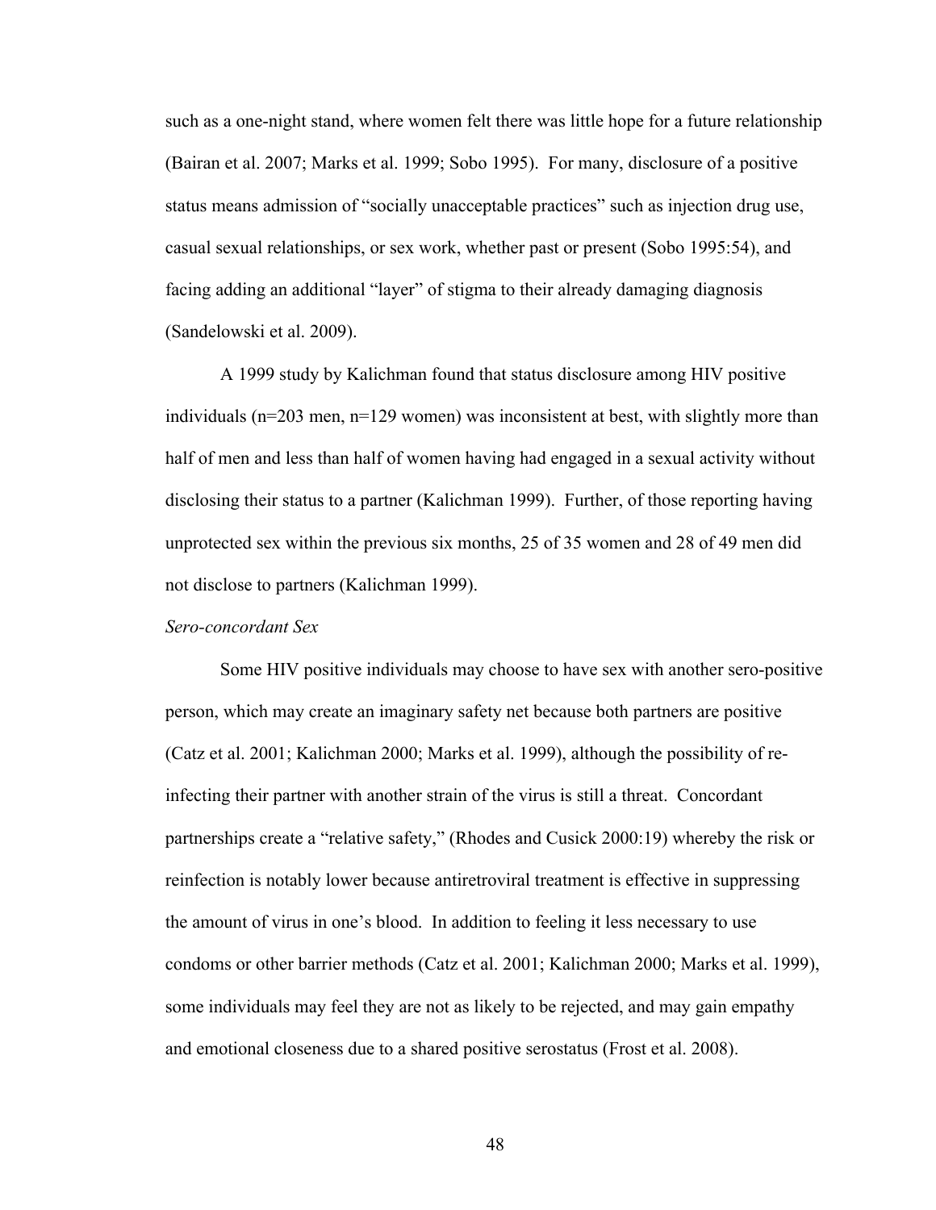such as a one-night stand, where women felt there was little hope for a future relationship (Bairan et al. 2007; Marks et al. 1999; Sobo 1995). For many, disclosure of a positive status means admission of "socially unacceptable practices" such as injection drug use, casual sexual relationships, or sex work, whether past or present (Sobo 1995:54), and facing adding an additional "layer" of stigma to their already damaging diagnosis (Sandelowski et al. 2009).

A 1999 study by Kalichman found that status disclosure among HIV positive individuals (n=203 men, n=129 women) was inconsistent at best, with slightly more than half of men and less than half of women having had engaged in a sexual activity without disclosing their status to a partner (Kalichman 1999). Further, of those reporting having unprotected sex within the previous six months, 25 of 35 women and 28 of 49 men did not disclose to partners (Kalichman 1999).

*Sero-concordant Sex*

Some HIV positive individuals may choose to have sex with another sero-positive person, which may create an imaginary safety net because both partners are positive (Catz et al. 2001; Kalichman 2000; Marks et al. 1999), although the possibility of re-infecting their partner with another strain of the virus is still a threat. Concordant partnerships create a "relative safety," (Rhodes and Cusick 2000:19) whereby the risk or reinfection is notably lower because antiretroviral treatment is effective in suppressing the amount of virus in one's blood. In addition to feeling it less necessary to use condoms or other barrier methods (Catz et al. 2001; Kalichman 2000; Marks et al. 1999), some individuals may feel they are not as likely to be rejected, and may gain empathy and emotional closeness due to a shared positive serostatus (Frost et al. 2008).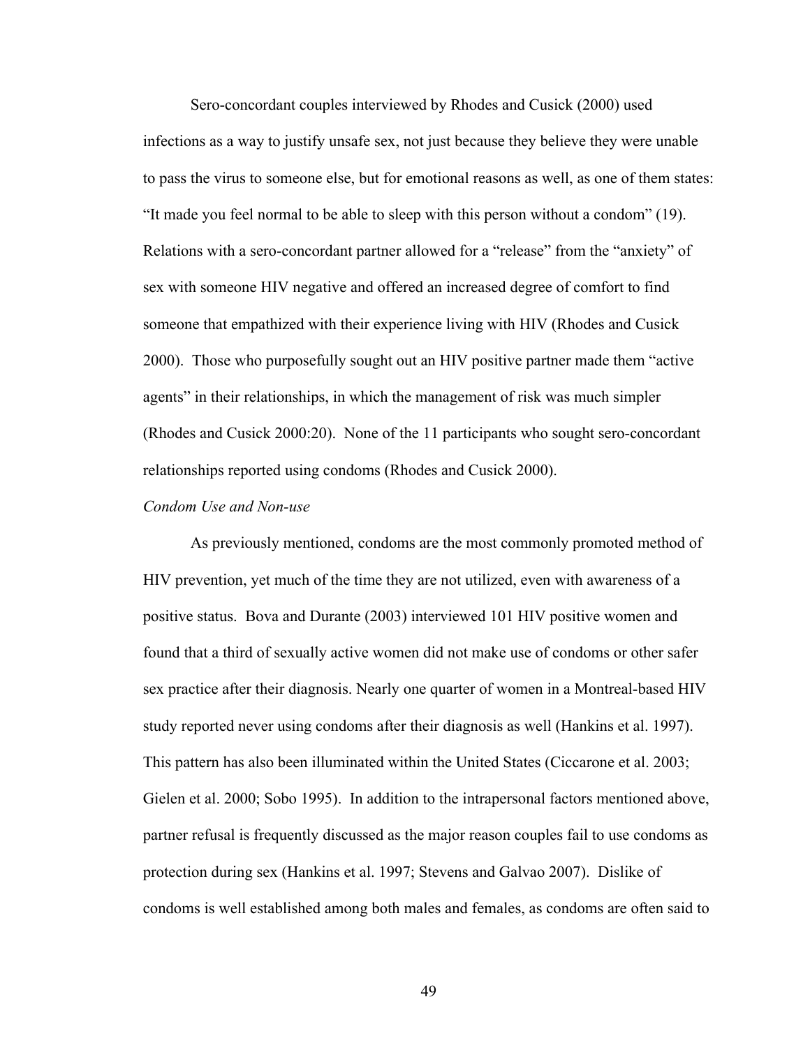Sero-concordant couples interviewed by Rhodes and Cusick (2000) used infections as a way to justify unsafe sex, not just because they believe they were unable to pass the virus to someone else, but for emotional reasons as well, as one of them states: "It made you feel normal to be able to sleep with this person without a condom" (19). Relations with a sero-concordant partner allowed for a "release" from the "anxiety" of sex with someone HIV negative and offered an increased degree of comfort to find someone that empathized with their experience living with HIV (Rhodes and Cusick 2000). Those who purposefully sought out an HIV positive partner made them "active agents" in their relationships, in which the management of risk was much simpler (Rhodes and Cusick 2000:20). None of the 11 participants who sought sero-concordant relationships reported using condoms (Rhodes and Cusick 2000).

*Condom Use and Non-use*

As previously mentioned, condoms are the most commonly promoted method of HIV prevention, yet much of the time they are not utilized, even with awareness of a positive status. Bova and Durante (2003) interviewed 101 HIV positive women and found that a third of sexually active women did not make use of condoms or other safer sex practice after their diagnosis. Nearly one quarter of women in a Montreal-based HIV study reported never using condoms after their diagnosis as well (Hankins et al. 1997). This pattern has also been illuminated within the United States (Ciccarone et al. 2003; Gielen et al. 2000; Sobo 1995). In addition to the intrapersonal factors mentioned above, partner refusal is frequently discussed as the major reason couples fail to use condoms as protection during sex (Hankins et al. 1997; Stevens and Galvao 2007). Dislike of condoms is well established among both males and females, as condoms are often said to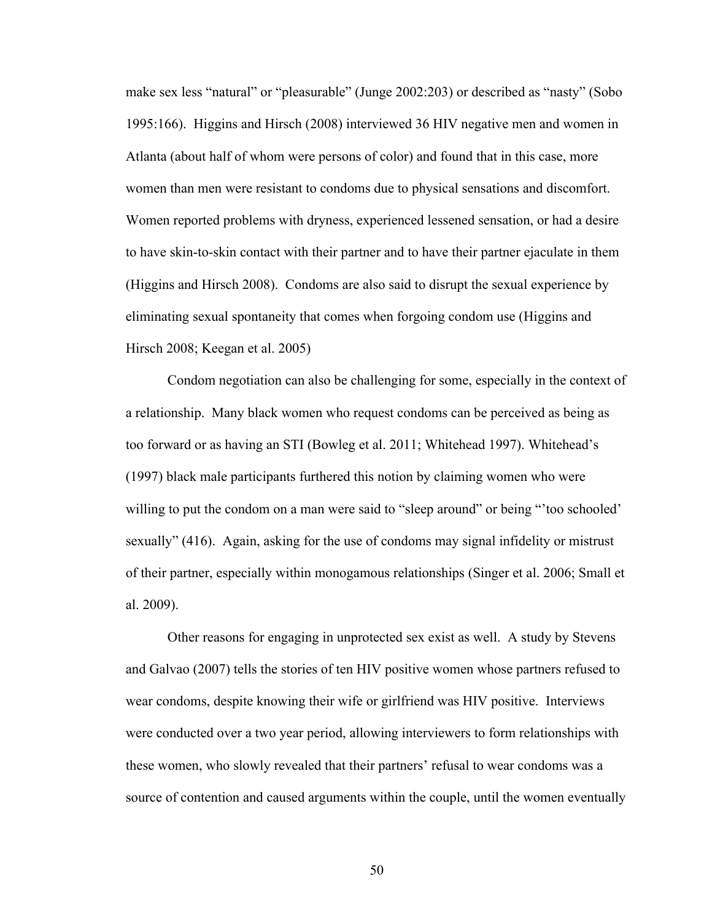make sex less "natural" or "pleasurable" (Junge 2002:203) or described as "nasty" (Sobo 1995:166). Higgins and Hirsch (2008) interviewed 36 HIV negative men and women in Atlanta (about half of whom were persons of color) and found that in this case, more women than men were resistant to condoms due to physical sensations and discomfort. Women reported problems with dryness, experienced lessened sensation, or had a desire to have skin-to-skin contact with their partner and to have their partner ejaculate in them (Higgins and Hirsch 2008). Condoms are also said to disrupt the sexual experience by eliminating sexual spontaneity that comes when forgoing condom use (Higgins and Hirsch 2008; Keegan et al. 2005)

Condom negotiation can also be challenging for some, especially in the context of a relationship. Many black women who request condoms can be perceived as being as too forward or as having an STI (Bowleg et al. 2011; Whitehead 1997). Whitehead's (1997) black male participants furthered this notion by claiming women who were willing to put the condom on a man were said to "sleep around" or being "'too schooled' sexually" (416). Again, asking for the use of condoms may signal infidelity or mistrust of their partner, especially within monogamous relationships (Singer et al. 2006; Small et al. 2009).

Other reasons for engaging in unprotected sex exist as well. A study by Stevens and Galvao (2007) tells the stories of ten HIV positive women whose partners refused to wear condoms, despite knowing their wife or girlfriend was HIV positive. Interviews were conducted over a two year period, allowing interviewers to form relationships with these women, who slowly revealed that their partners' refusal to wear condoms was a source of contention and caused arguments within the couple, until the women eventually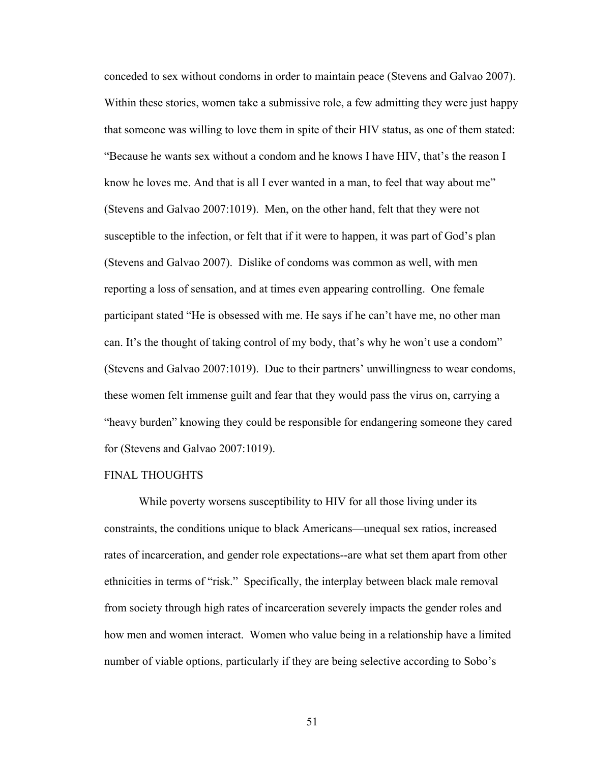conceded to sex without condoms in order to maintain peace (Stevens and Galvao 2007). Within these stories, women take a submissive role, a few admitting they were just happy that someone was willing to love them in spite of their HIV status, as one of them stated: "Because he wants sex without a condom and he knows I have HIV, that's the reason I know he loves me. And that is all I ever wanted in a man, to feel that way about me" (Stevens and Galvao 2007:1019). Men, on the other hand, felt that they were not susceptible to the infection, or felt that if it were to happen, it was part of God's plan (Stevens and Galvao 2007). Dislike of condoms was common as well, with men reporting a loss of sensation, and at times even appearing controlling. One female participant stated "He is obsessed with me. He says if he can't have me, no other man can. It's the thought of taking control of my body, that's why he won't use a condom" (Stevens and Galvao 2007:1019). Due to their partners' unwillingness to wear condoms, these women felt immense guilt and fear that they would pass the virus on, carrying a "heavy burden" knowing they could be responsible for endangering someone they cared for (Stevens and Galvao 2007:1019).

## FINAL THOUGHTS

While poverty worsens susceptibility to HIV for all those living under its constraints, the conditions unique to black Americans—unequal sex ratios, increased rates of incarceration, and gender role expectations--are what set them apart from other ethnicities in terms of "risk." Specifically, the interplay between black male removal from society through high rates of incarceration severely impacts the gender roles and how men and women interact. Women who value being in a relationship have a limited number of viable options, particularly if they are being selective according to Sobo's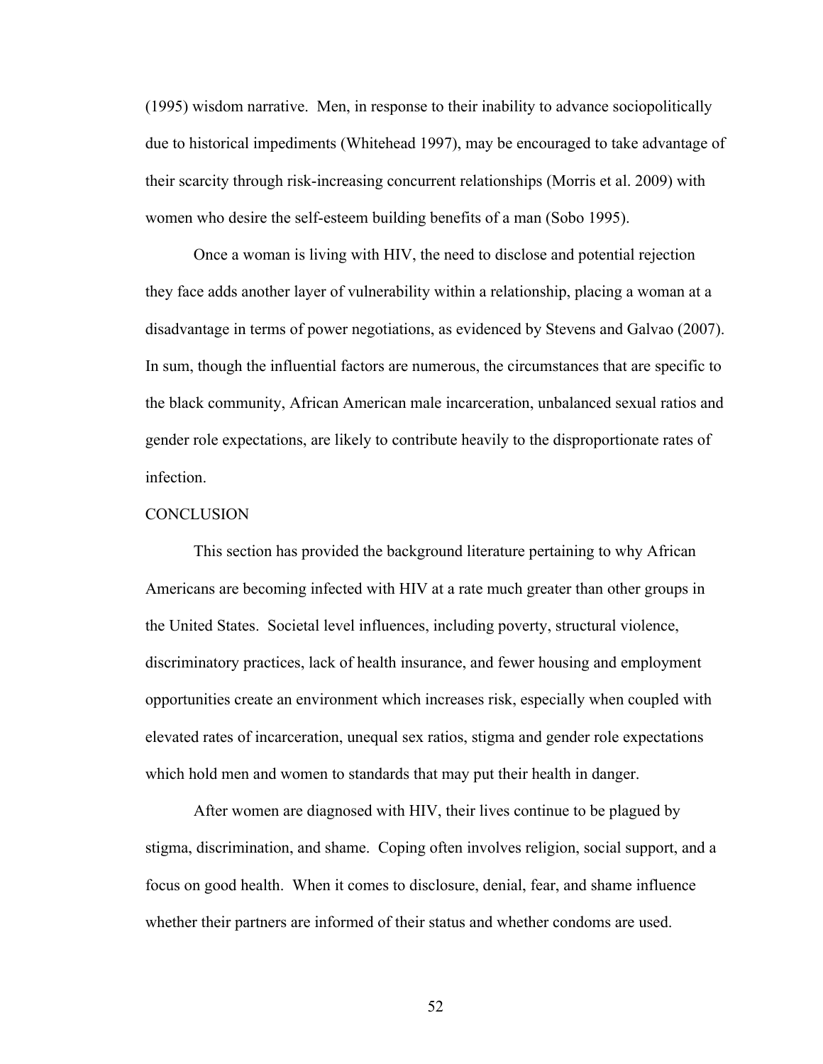(1995) wisdom narrative. Men, in response to their inability to advance sociopolitically due to historical impediments (Whitehead 1997), may be encouraged to take advantage of their scarcity through risk-increasing concurrent relationships (Morris et al. 2009) with women who desire the self-esteem building benefits of a man (Sobo 1995).

Once a woman is living with HIV, the need to disclose and potential rejection they face adds another layer of vulnerability within a relationship, placing a woman at a disadvantage in terms of power negotiations, as evidenced by Stevens and Galvao (2007). In sum, though the influential factors are numerous, the circumstances that are specific to the black community, African American male incarceration, unbalanced sexual ratios and gender role expectations, are likely to contribute heavily to the disproportionate rates of infection.

## CONCLUSION

This section has provided the background literature pertaining to why African Americans are becoming infected with HIV at a rate much greater than other groups in the United States. Societal level influences, including poverty, structural violence, discriminatory practices, lack of health insurance, and fewer housing and employment opportunities create an environment which increases risk, especially when coupled with elevated rates of incarceration, unequal sex ratios, stigma and gender role expectations which hold men and women to standards that may put their health in danger.

After women are diagnosed with HIV, their lives continue to be plagued by stigma, discrimination, and shame. Coping often involves religion, social support, and a focus on good health. When it comes to disclosure, denial, fear, and shame influence whether their partners are informed of their status and whether condoms are used.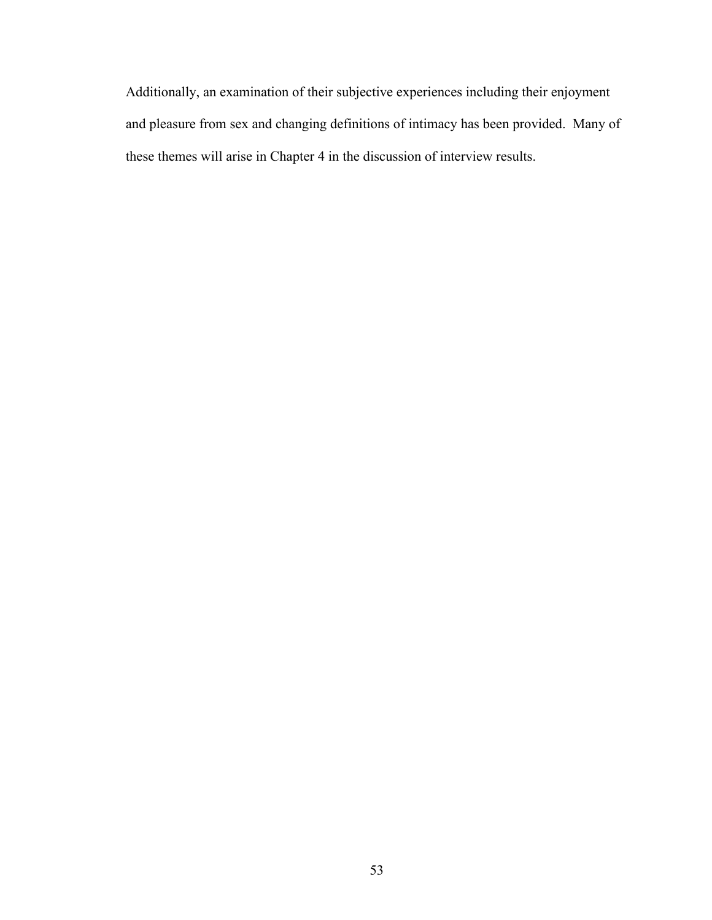Additionally, an examination of their subjective experiences including their enjoyment and pleasure from sex and changing definitions of intimacy has been provided. Many of these themes will arise in Chapter 4 in the discussion of interview results.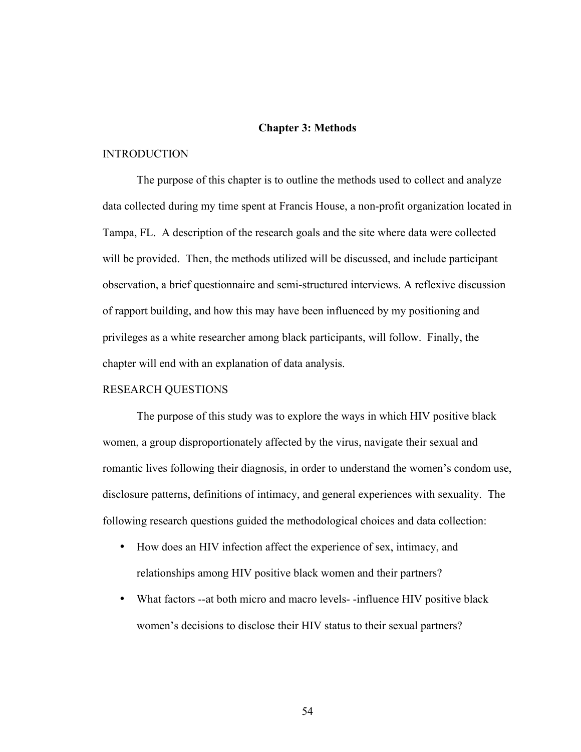# Chapter 3: Methods

## INTRODUCTION

The purpose of this chapter is to outline the methods used to collect and analyze data collected during my time spent at Francis House, a non-profit organization located in Tampa, FL. A description of the research goals and the site where data were collected will be provided. Then, the methods utilized will be discussed, and include participant observation, a brief questionnaire and semi-structured interviews. A reflexive discussion of rapport building, and how this may have been influenced by my positioning and privileges as a white researcher among black participants, will follow. Finally, the chapter will end with an explanation of data analysis.

## RESEARCH QUESTIONS

The purpose of this study was to explore the ways in which HIV positive black women, a group disproportionately affected by the virus, navigate their sexual and romantic lives following their diagnosis, in order to understand the women's condom use, disclosure patterns, definitions of intimacy, and general experiences with sexuality. The following research questions guided the methodological choices and data collection:

- How does an HIV infection affect the experience of sex, intimacy, and relationships among HIV positive black women and their partners?
- What factors --at both micro and macro levels- -influence HIV positive black women's decisions to disclose their HIV status to their sexual partners?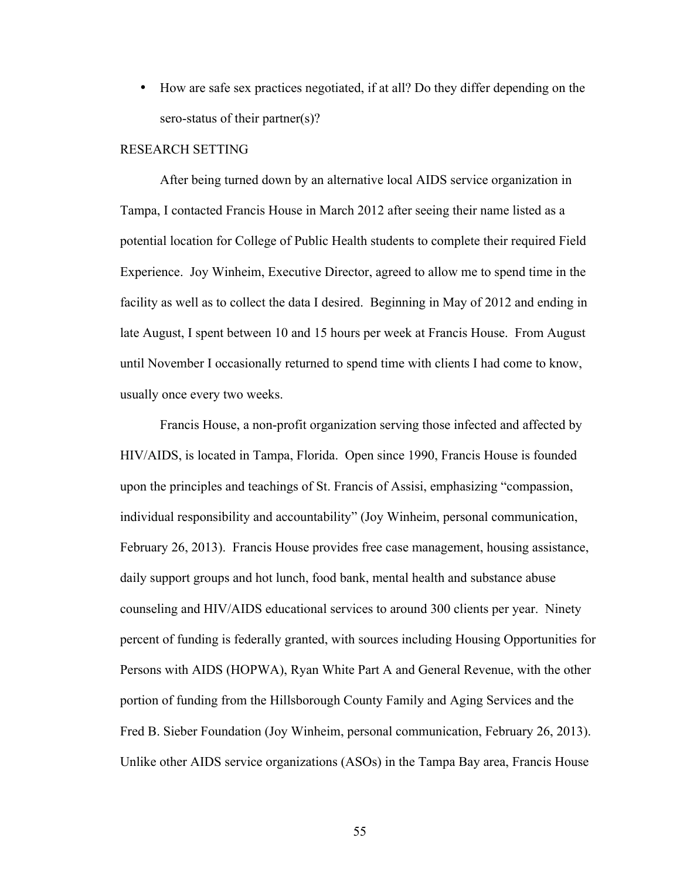- How are safe sex practices negotiated, if at all? Do they differ depending on the sero-status of their partner(s)?

## RESEARCH SETTING

After being turned down by an alternative local AIDS service organization in Tampa, I contacted Francis House in March 2012 after seeing their name listed as a potential location for College of Public Health students to complete their required Field Experience. Joy Winheim, Executive Director, agreed to allow me to spend time in the facility as well as to collect the data I desired. Beginning in May of 2012 and ending in late August, I spent between 10 and 15 hours per week at Francis House. From August until November I occasionally returned to spend time with clients I had come to know, usually once every two weeks.

Francis House, a non-profit organization serving those infected and affected by HIV/AIDS, is located in Tampa, Florida. Open since 1990, Francis House is founded upon the principles and teachings of St. Francis of Assisi, emphasizing "compassion, individual responsibility and accountability" (Joy Winheim, personal communication, February 26, 2013). Francis House provides free case management, housing assistance, daily support groups and hot lunch, food bank, mental health and substance abuse counseling and HIV/AIDS educational services to around 300 clients per year. Ninety percent of funding is federally granted, with sources including Housing Opportunities for Persons with AIDS (HOPWA), Ryan White Part A and General Revenue, with the other portion of funding from the Hillsborough County Family and Aging Services and the Fred B. Sieber Foundation (Joy Winheim, personal communication, February 26, 2013). Unlike other AIDS service organizations (ASOs) in the Tampa Bay area, Francis House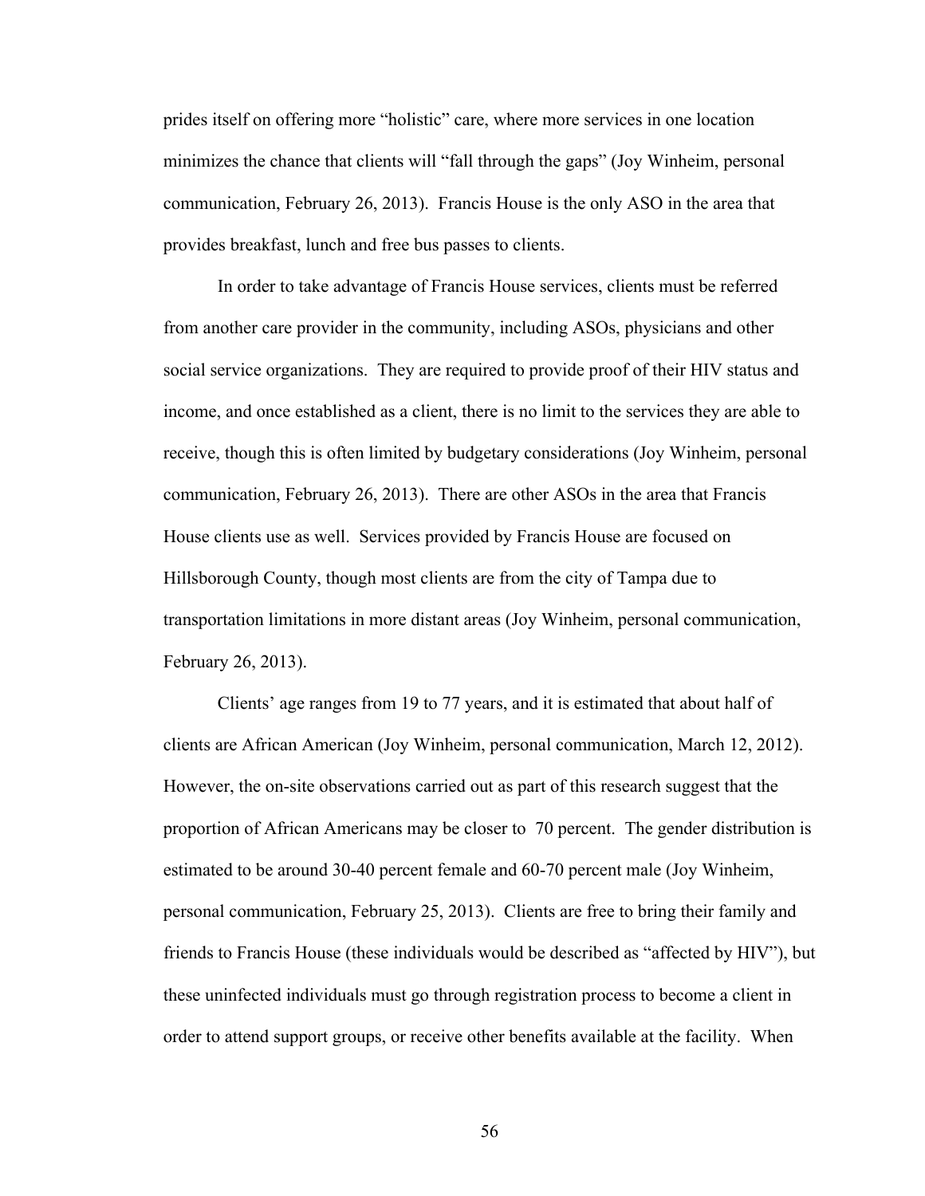prides itself on offering more "holistic" care, where more services in one location minimizes the chance that clients will "fall through the gaps" (Joy Winheim, personal communication, February 26, 2013). Francis House is the only ASO in the area that provides breakfast, lunch and free bus passes to clients.

In order to take advantage of Francis House services, clients must be referred from another care provider in the community, including ASOs, physicians and other social service organizations. They are required to provide proof of their HIV status and income, and once established as a client, there is no limit to the services they are able to receive, though this is often limited by budgetary considerations (Joy Winheim, personal communication, February 26, 2013). There are other ASOs in the area that Francis House clients use as well. Services provided by Francis House are focused on Hillsborough County, though most clients are from the city of Tampa due to transportation limitations in more distant areas (Joy Winheim, personal communication, February 26, 2013).

Clients' age ranges from 19 to 77 years, and it is estimated that about half of clients are African American (Joy Winheim, personal communication, March 12, 2012). However, the on-site observations carried out as part of this research suggest that the proportion of African Americans may be closer to 70 percent. The gender distribution is estimated to be around 30-40 percent female and 60-70 percent male (Joy Winheim, personal communication, February 25, 2013). Clients are free to bring their family and friends to Francis House (these individuals would be described as "affected by HIV"), but these uninfected individuals must go through registration process to become a client in order to attend support groups, or receive other benefits available at the facility. When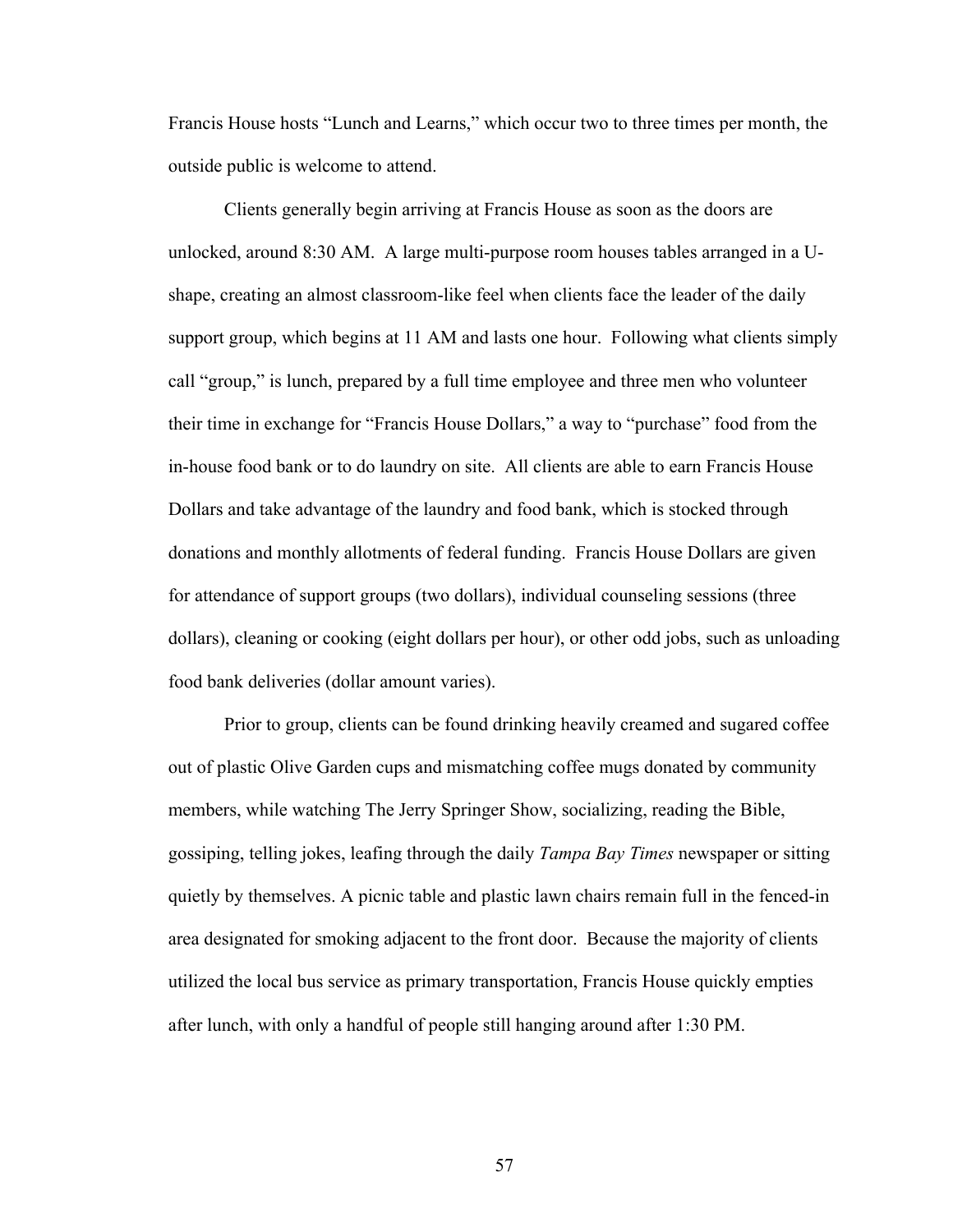Francis House hosts "Lunch and Learns," which occur two to three times per month, the outside public is welcome to attend.

Clients generally begin arriving at Francis House as soon as the doors are unlocked, around 8:30 AM. A large multi-purpose room houses tables arranged in a U-shape, creating an almost classroom-like feel when clients face the leader of the daily support group, which begins at 11 AM and lasts one hour. Following what clients simply call "group," is lunch, prepared by a full time employee and three men who volunteer their time in exchange for "Francis House Dollars," a way to "purchase" food from the in-house food bank or to do laundry on site. All clients are able to earn Francis House Dollars and take advantage of the laundry and food bank, which is stocked through donations and monthly allotments of federal funding. Francis House Dollars are given for attendance of support groups (two dollars), individual counseling sessions (three dollars), cleaning or cooking (eight dollars per hour), or other odd jobs, such as unloading food bank deliveries (dollar amount varies).

Prior to group, clients can be found drinking heavily creamed and sugared coffee out of plastic Olive Garden cups and mismatching coffee mugs donated by community members, while watching The Jerry Springer Show, socializing, reading the Bible, gossiping, telling jokes, leafing through the daily *Tampa Bay Times* newspaper or sitting quietly by themselves. A picnic table and plastic lawn chairs remain full in the fenced-in area designated for smoking adjacent to the front door. Because the majority of clients utilized the local bus service as primary transportation, Francis House quickly empties after lunch, with only a handful of people still hanging around after 1:30 PM.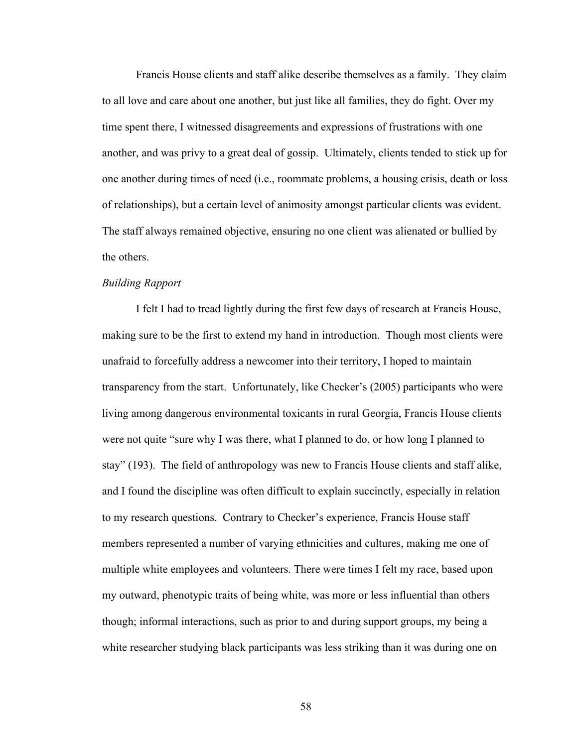Francis House clients and staff alike describe themselves as a family. They claim to all love and care about one another, but just like all families, they do fight. Over my time spent there, I witnessed disagreements and expressions of frustrations with one another, and was privy to a great deal of gossip. Ultimately, clients tended to stick up for one another during times of need (i.e., roommate problems, a housing crisis, death or loss of relationships), but a certain level of animosity amongst particular clients was evident. The staff always remained objective, ensuring no one client was alienated or bullied by the others.

*Building Rapport*

I felt I had to tread lightly during the first few days of research at Francis House, making sure to be the first to extend my hand in introduction. Though most clients were unafraid to forcefully address a newcomer into their territory, I hoped to maintain transparency from the start. Unfortunately, like Checker's (2005) participants who were living among dangerous environmental toxicants in rural Georgia, Francis House clients were not quite "sure why I was there, what I planned to do, or how long I planned to stay" (193). The field of anthropology was new to Francis House clients and staff alike, and I found the discipline was often difficult to explain succinctly, especially in relation to my research questions. Contrary to Checker's experience, Francis House staff members represented a number of varying ethnicities and cultures, making me one of multiple white employees and volunteers. There were times I felt my race, based upon my outward, phenotypic traits of being white, was more or less influential than others though; informal interactions, such as prior to and during support groups, my being a white researcher studying black participants was less striking than it was during one on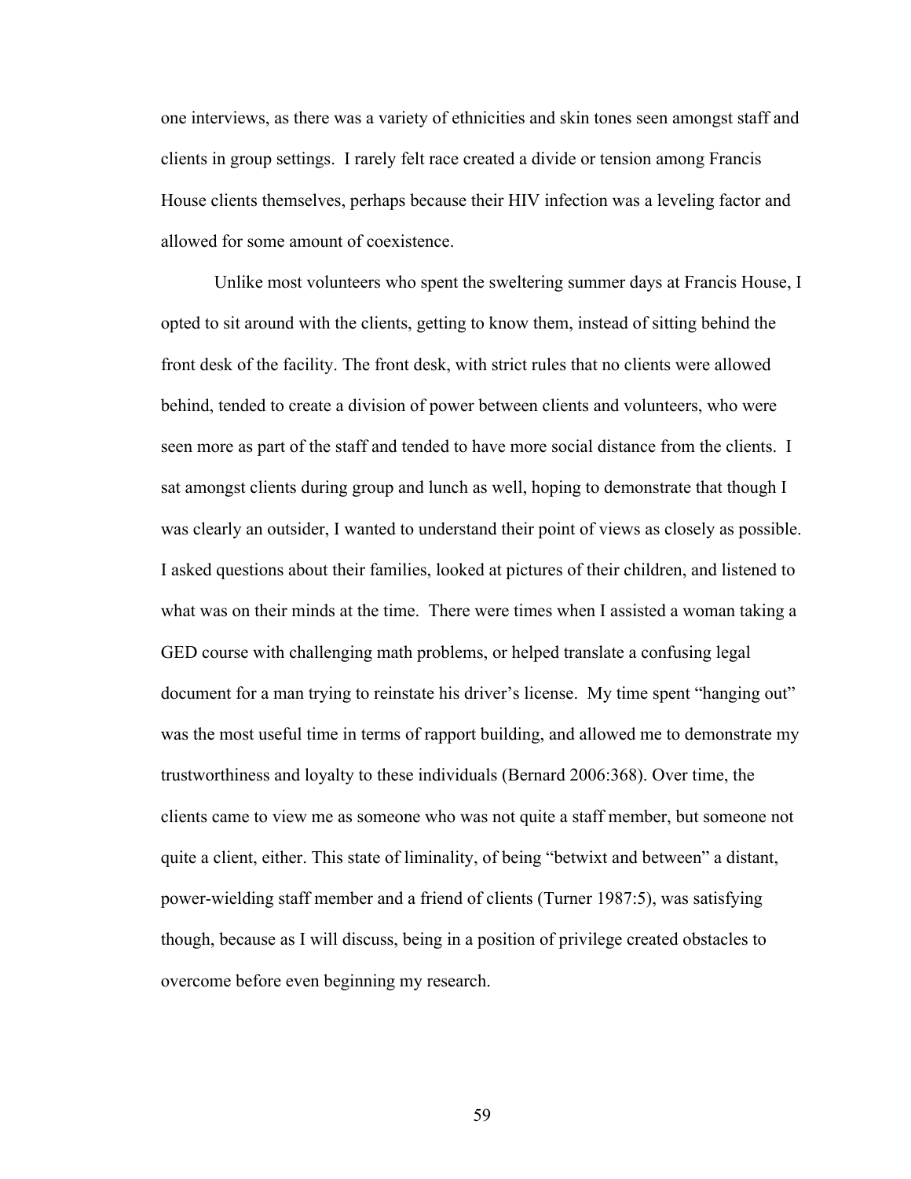one interviews, as there was a variety of ethnicities and skin tones seen amongst staff and clients in group settings. I rarely felt race created a divide or tension among Francis House clients themselves, perhaps because their HIV infection was a leveling factor and allowed for some amount of coexistence.

Unlike most volunteers who spent the sweltering summer days at Francis House, I opted to sit around with the clients, getting to know them, instead of sitting behind the front desk of the facility. The front desk, with strict rules that no clients were allowed behind, tended to create a division of power between clients and volunteers, who were seen more as part of the staff and tended to have more social distance from the clients. I sat amongst clients during group and lunch as well, hoping to demonstrate that though I was clearly an outsider, I wanted to understand their point of views as closely as possible. I asked questions about their families, looked at pictures of their children, and listened to what was on their minds at the time. There were times when I assisted a woman taking a GED course with challenging math problems, or helped translate a confusing legal document for a man trying to reinstate his driver's license. My time spent "hanging out" was the most useful time in terms of rapport building, and allowed me to demonstrate my trustworthiness and loyalty to these individuals (Bernard 2006:368). Over time, the clients came to view me as someone who was not quite a staff member, but someone not quite a client, either. This state of liminality, of being "betwixt and between" a distant, power-wielding staff member and a friend of clients (Turner 1987:5), was satisfying though, because as I will discuss, being in a position of privilege created obstacles to overcome before even beginning my research.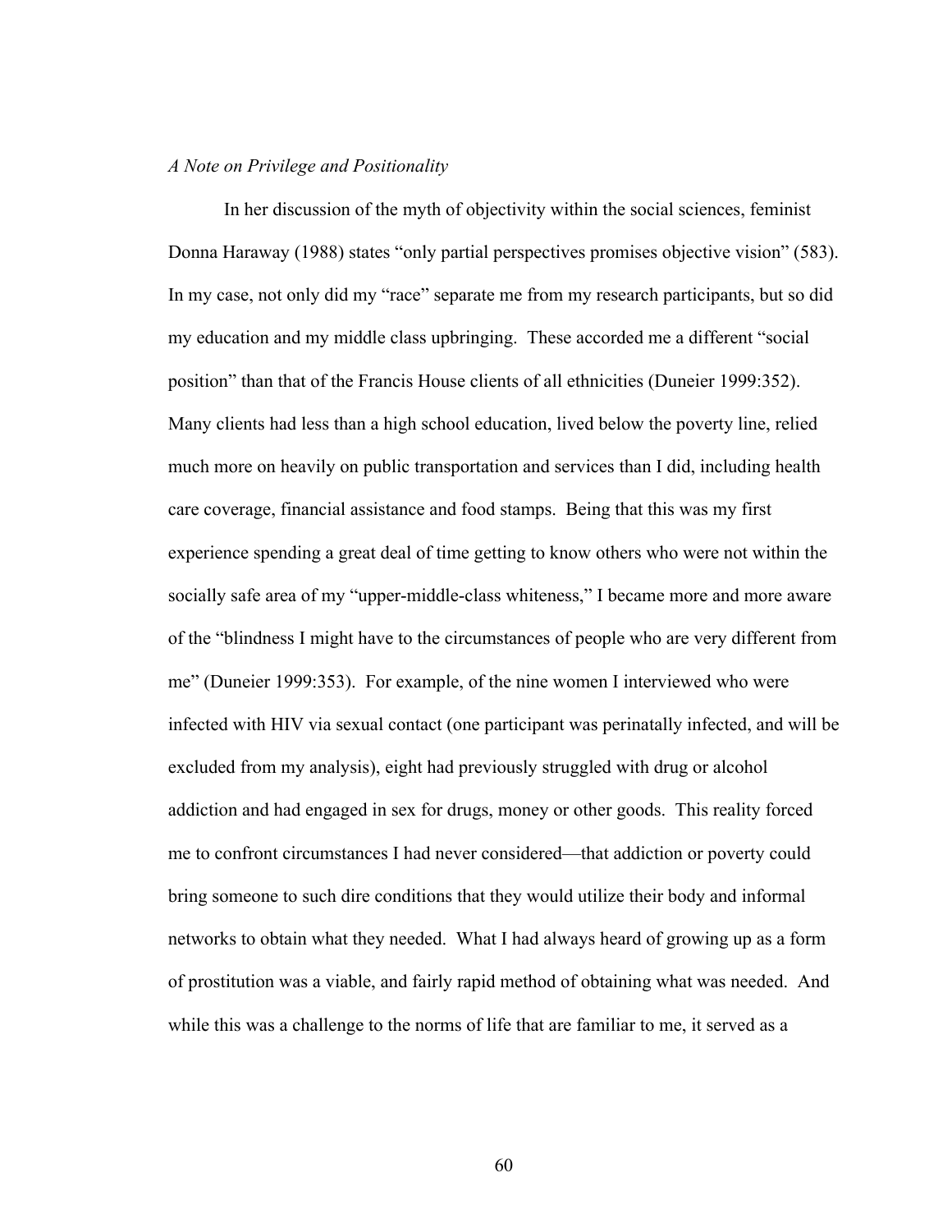*A Note on Privilege and Positionality*

In her discussion of the myth of objectivity within the social sciences, feminist Donna Haraway (1988) states “only partial perspectives promises objective vision” (583). In my case, not only did my “race” separate me from my research participants, but so did my education and my middle class upbringing. These accorded me a different “social position” than that of the Francis House clients of all ethnicities (Duneier 1999:352). Many clients had less than a high school education, lived below the poverty line, relied much more on heavily on public transportation and services than I did, including health care coverage, financial assistance and food stamps. Being that this was my first experience spending a great deal of time getting to know others who were not within the socially safe area of my “upper-middle-class whiteness,” I became more and more aware of the “blindness I might have to the circumstances of people who are very different from me” (Duneier 1999:353). For example, of the nine women I interviewed who were infected with HIV via sexual contact (one participant was perinatally infected, and will be excluded from my analysis), eight had previously struggled with drug or alcohol addiction and had engaged in sex for drugs, money or other goods. This reality forced me to confront circumstances I had never considered—that addiction or poverty could bring someone to such dire conditions that they would utilize their body and informal networks to obtain what they needed. What I had always heard of growing up as a form of prostitution was a viable, and fairly rapid method of obtaining what was needed. And while this was a challenge to the norms of life that are familiar to me, it served as a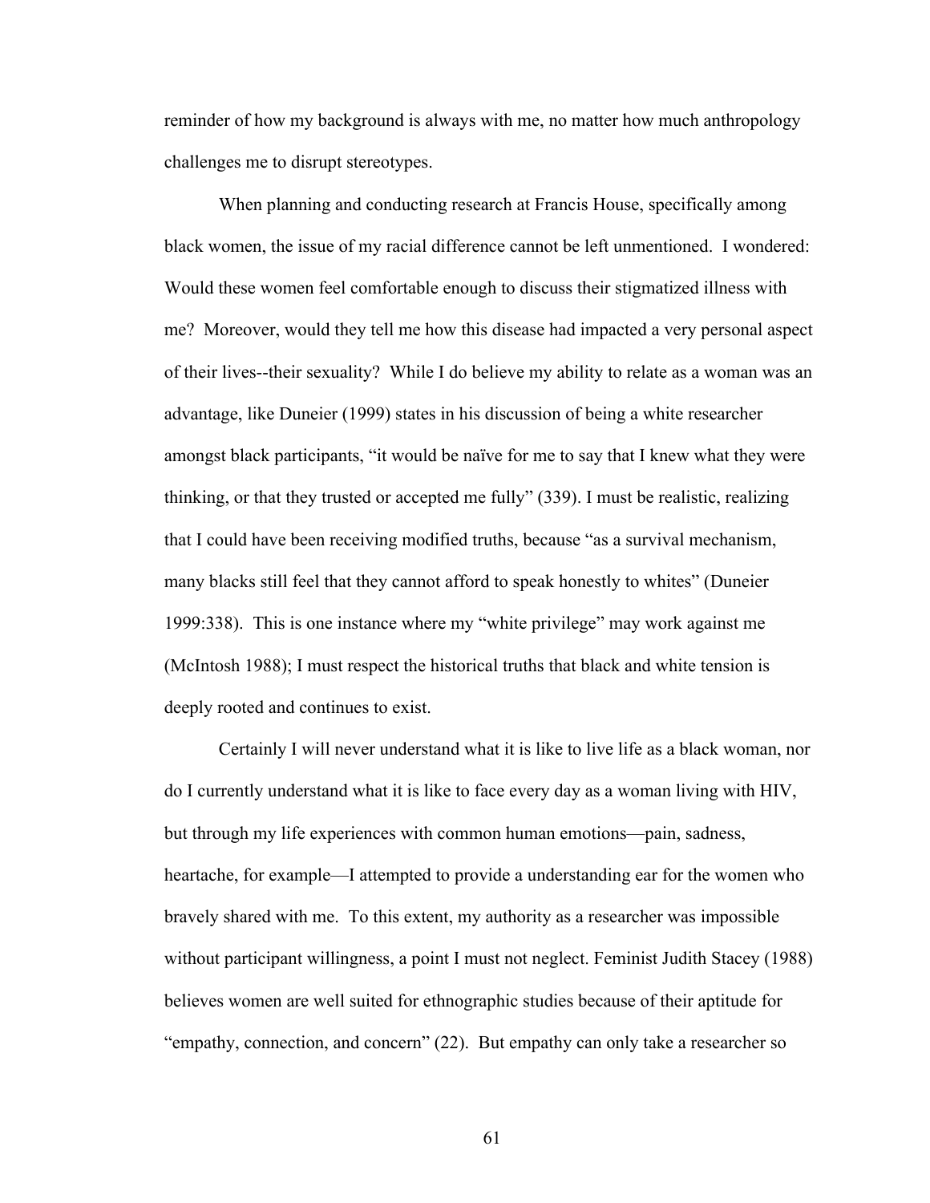reminder of how my background is always with me, no matter how much anthropology challenges me to disrupt stereotypes.

When planning and conducting research at Francis House, specifically among black women, the issue of my racial difference cannot be left unmentioned. I wondered: Would these women feel comfortable enough to discuss their stigmatized illness with me? Moreover, would they tell me how this disease had impacted a very personal aspect of their lives--their sexuality? While I do believe my ability to relate as a woman was an advantage, like Duneier (1999) states in his discussion of being a white researcher amongst black participants, "it would be naïve for me to say that I knew what they were thinking, or that they trusted or accepted me fully" (339). I must be realistic, realizing that I could have been receiving modified truths, because "as a survival mechanism, many blacks still feel that they cannot afford to speak honestly to whites" (Duneier 1999:338). This is one instance where my "white privilege" may work against me (McIntosh 1988); I must respect the historical truths that black and white tension is deeply rooted and continues to exist.

Certainly I will never understand what it is like to live life as a black woman, nor do I currently understand what it is like to face every day as a woman living with HIV, but through my life experiences with common human emotions—pain, sadness, heartache, for example—I attempted to provide a understanding ear for the women who bravely shared with me. To this extent, my authority as a researcher was impossible without participant willingness, a point I must not neglect. Feminist Judith Stacey (1988) believes women are well suited for ethnographic studies because of their aptitude for "empathy, connection, and concern" (22). But empathy can only take a researcher so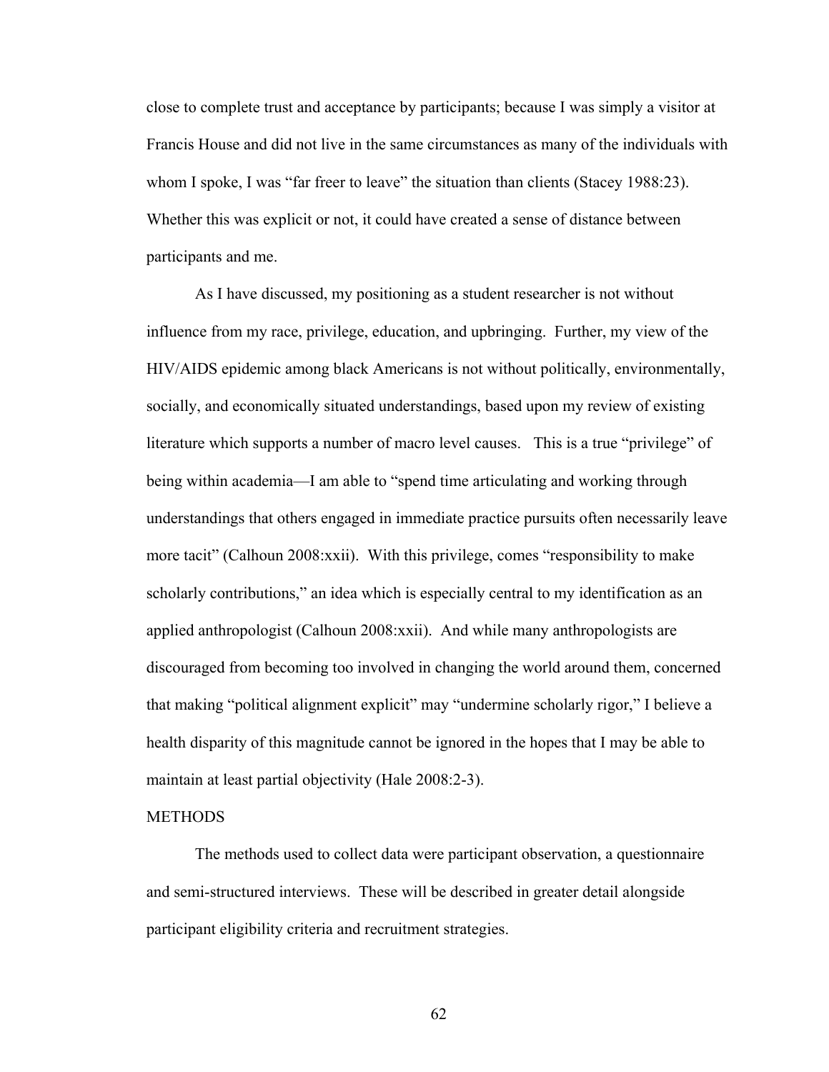close to complete trust and acceptance by participants; because I was simply a visitor at Francis House and did not live in the same circumstances as many of the individuals with whom I spoke, I was "far freer to leave" the situation than clients (Stacey 1988:23). Whether this was explicit or not, it could have created a sense of distance between participants and me.

As I have discussed, my positioning as a student researcher is not without influence from my race, privilege, education, and upbringing. Further, my view of the HIV/AIDS epidemic among black Americans is not without politically, environmentally, socially, and economically situated understandings, based upon my review of existing literature which supports a number of macro level causes. This is a true "privilege" of being within academia—I am able to "spend time articulating and working through understandings that others engaged in immediate practice pursuits often necessarily leave more tacit" (Calhoun 2008:xxii). With this privilege, comes "responsibility to make scholarly contributions," an idea which is especially central to my identification as an applied anthropologist (Calhoun 2008:xxii). And while many anthropologists are discouraged from becoming too involved in changing the world around them, concerned that making "political alignment explicit" may "undermine scholarly rigor," I believe a health disparity of this magnitude cannot be ignored in the hopes that I may be able to maintain at least partial objectivity (Hale 2008:2-3).

## METHODS

The methods used to collect data were participant observation, a questionnaire and semi-structured interviews. These will be described in greater detail alongside participant eligibility criteria and recruitment strategies.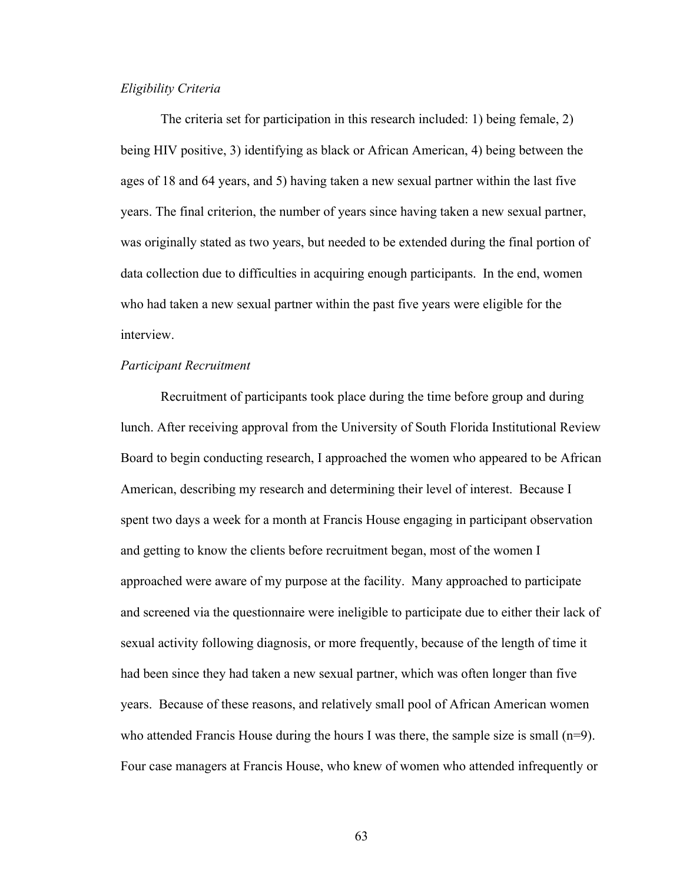*Eligibility Criteria*

The criteria set for participation in this research included: 1) being female, 2) being HIV positive, 3) identifying as black or African American, 4) being between the ages of 18 and 64 years, and 5) having taken a new sexual partner within the last five years. The final criterion, the number of years since having taken a new sexual partner, was originally stated as two years, but needed to be extended during the final portion of data collection due to difficulties in acquiring enough participants. In the end, women who had taken a new sexual partner within the past five years were eligible for the interview.

*Participant Recruitment*

Recruitment of participants took place during the time before group and during lunch. After receiving approval from the University of South Florida Institutional Review Board to begin conducting research, I approached the women who appeared to be African American, describing my research and determining their level of interest. Because I spent two days a week for a month at Francis House engaging in participant observation and getting to know the clients before recruitment began, most of the women I approached were aware of my purpose at the facility. Many approached to participate and screened via the questionnaire were ineligible to participate due to either their lack of sexual activity following diagnosis, or more frequently, because of the length of time it had been since they had taken a new sexual partner, which was often longer than five years. Because of these reasons, and relatively small pool of African American women who attended Francis House during the hours I was there, the sample size is small (n=9). Four case managers at Francis House, who knew of women who attended infrequently or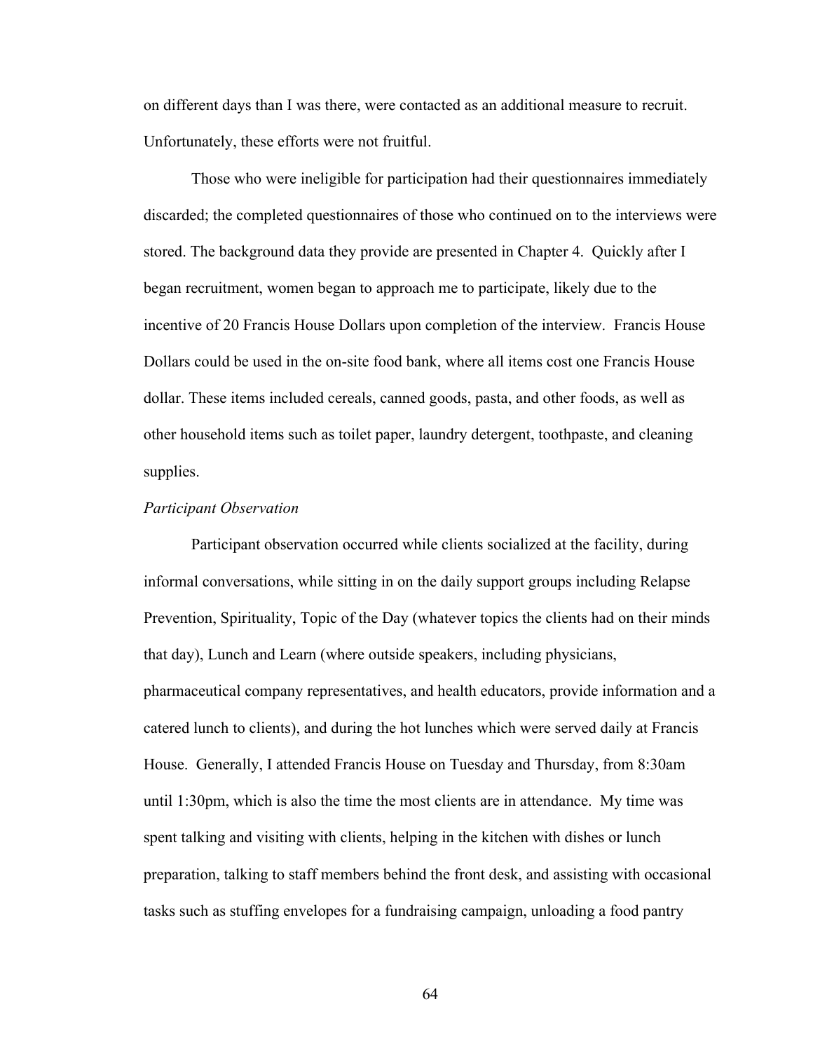on different days than I was there, were contacted as an additional measure to recruit. Unfortunately, these efforts were not fruitful.

Those who were ineligible for participation had their questionnaires immediately discarded; the completed questionnaires of those who continued on to the interviews were stored. The background data they provide are presented in Chapter 4. Quickly after I began recruitment, women began to approach me to participate, likely due to the incentive of 20 Francis House Dollars upon completion of the interview. Francis House Dollars could be used in the on-site food bank, where all items cost one Francis House dollar. These items included cereals, canned goods, pasta, and other foods, as well as other household items such as toilet paper, laundry detergent, toothpaste, and cleaning supplies.

*Participant Observation*

Participant observation occurred while clients socialized at the facility, during informal conversations, while sitting in on the daily support groups including Relapse Prevention, Spirituality, Topic of the Day (whatever topics the clients had on their minds that day), Lunch and Learn (where outside speakers, including physicians, pharmaceutical company representatives, and health educators, provide information and a catered lunch to clients), and during the hot lunches which were served daily at Francis House. Generally, I attended Francis House on Tuesday and Thursday, from 8:30am until 1:30pm, which is also the time the most clients are in attendance. My time was spent talking and visiting with clients, helping in the kitchen with dishes or lunch preparation, talking to staff members behind the front desk, and assisting with occasional tasks such as stuffing envelopes for a fundraising campaign, unloading a food pantry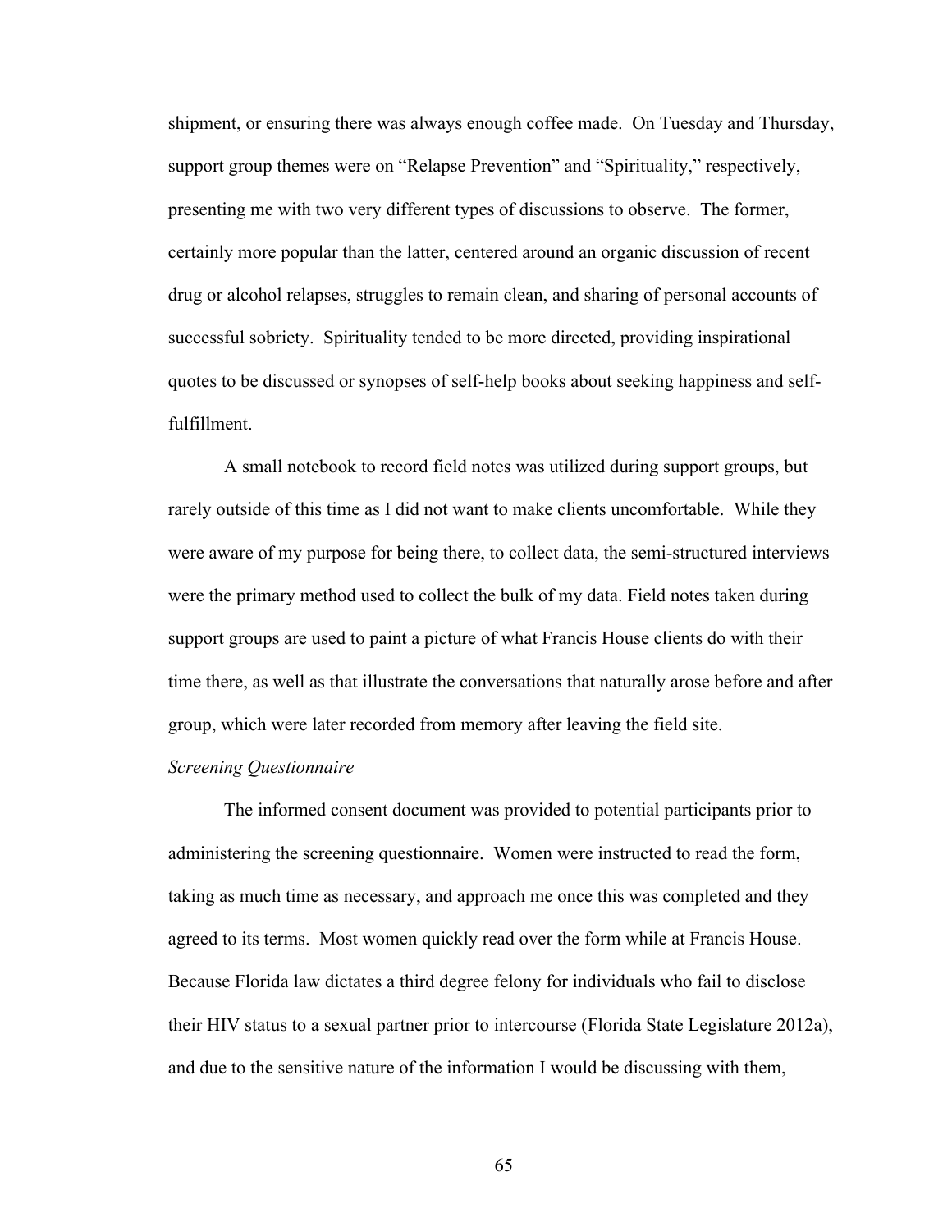shipment, or ensuring there was always enough coffee made. On Tuesday and Thursday, support group themes were on "Relapse Prevention" and "Spirituality," respectively, presenting me with two very different types of discussions to observe. The former, certainly more popular than the latter, centered around an organic discussion of recent drug or alcohol relapses, struggles to remain clean, and sharing of personal accounts of successful sobriety. Spirituality tended to be more directed, providing inspirational quotes to be discussed or synopses of self-help books about seeking happiness and self-fulfillment.

A small notebook to record field notes was utilized during support groups, but rarely outside of this time as I did not want to make clients uncomfortable. While they were aware of my purpose for being there, to collect data, the semi-structured interviews were the primary method used to collect the bulk of my data. Field notes taken during support groups are used to paint a picture of what Francis House clients do with their time there, as well as that illustrate the conversations that naturally arose before and after group, which were later recorded from memory after leaving the field site.

*Screening Questionnaire*

The informed consent document was provided to potential participants prior to administering the screening questionnaire. Women were instructed to read the form, taking as much time as necessary, and approach me once this was completed and they agreed to its terms. Most women quickly read over the form while at Francis House. Because Florida law dictates a third degree felony for individuals who fail to disclose their HIV status to a sexual partner prior to intercourse (Florida State Legislature 2012a), and due to the sensitive nature of the information I would be discussing with them,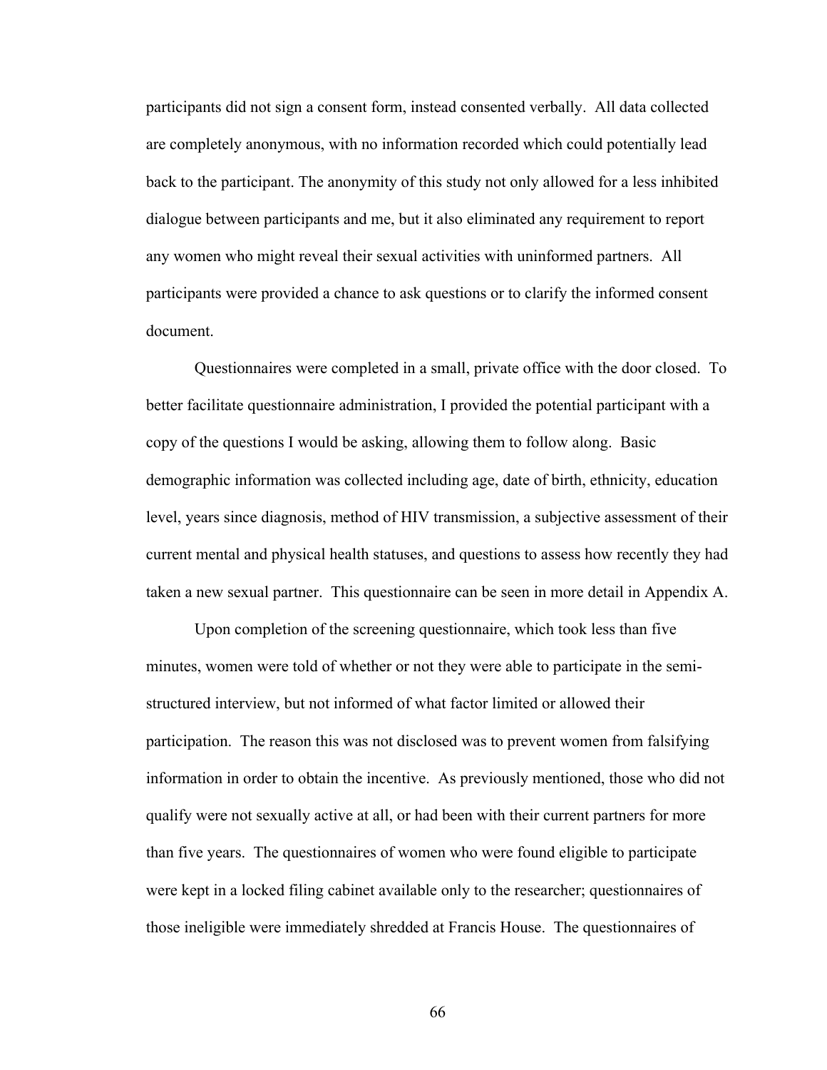participants did not sign a consent form, instead consented verbally. All data collected are completely anonymous, with no information recorded which could potentially lead back to the participant. The anonymity of this study not only allowed for a less inhibited dialogue between participants and me, but it also eliminated any requirement to report any women who might reveal their sexual activities with uninformed partners. All participants were provided a chance to ask questions or to clarify the informed consent document.

Questionnaires were completed in a small, private office with the door closed. To better facilitate questionnaire administration, I provided the potential participant with a copy of the questions I would be asking, allowing them to follow along. Basic demographic information was collected including age, date of birth, ethnicity, education level, years since diagnosis, method of HIV transmission, a subjective assessment of their current mental and physical health statuses, and questions to assess how recently they had taken a new sexual partner. This questionnaire can be seen in more detail in Appendix A.

Upon completion of the screening questionnaire, which took less than five minutes, women were told of whether or not they were able to participate in the semi-structured interview, but not informed of what factor limited or allowed their participation. The reason this was not disclosed was to prevent women from falsifying information in order to obtain the incentive. As previously mentioned, those who did not qualify were not sexually active at all, or had been with their current partners for more than five years. The questionnaires of women who were found eligible to participate were kept in a locked filing cabinet available only to the researcher; questionnaires of those ineligible were immediately shredded at Francis House. The questionnaires of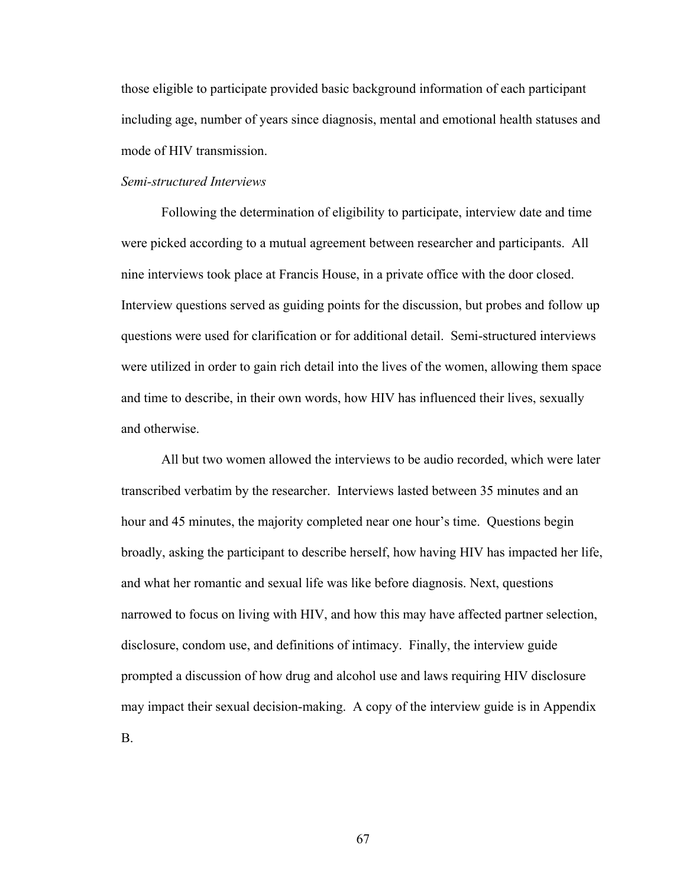those eligible to participate provided basic background information of each participant including age, number of years since diagnosis, mental and emotional health statuses and mode of HIV transmission.

*Semi-structured Interviews*

Following the determination of eligibility to participate, interview date and time were picked according to a mutual agreement between researcher and participants. All nine interviews took place at Francis House, in a private office with the door closed. Interview questions served as guiding points for the discussion, but probes and follow up questions were used for clarification or for additional detail. Semi-structured interviews were utilized in order to gain rich detail into the lives of the women, allowing them space and time to describe, in their own words, how HIV has influenced their lives, sexually and otherwise.

All but two women allowed the interviews to be audio recorded, which were later transcribed verbatim by the researcher. Interviews lasted between 35 minutes and an hour and 45 minutes, the majority completed near one hour's time. Questions begin broadly, asking the participant to describe herself, how having HIV has impacted her life, and what her romantic and sexual life was like before diagnosis. Next, questions narrowed to focus on living with HIV, and how this may have affected partner selection, disclosure, condom use, and definitions of intimacy. Finally, the interview guide prompted a discussion of how drug and alcohol use and laws requiring HIV disclosure may impact their sexual decision-making. A copy of the interview guide is in Appendix B.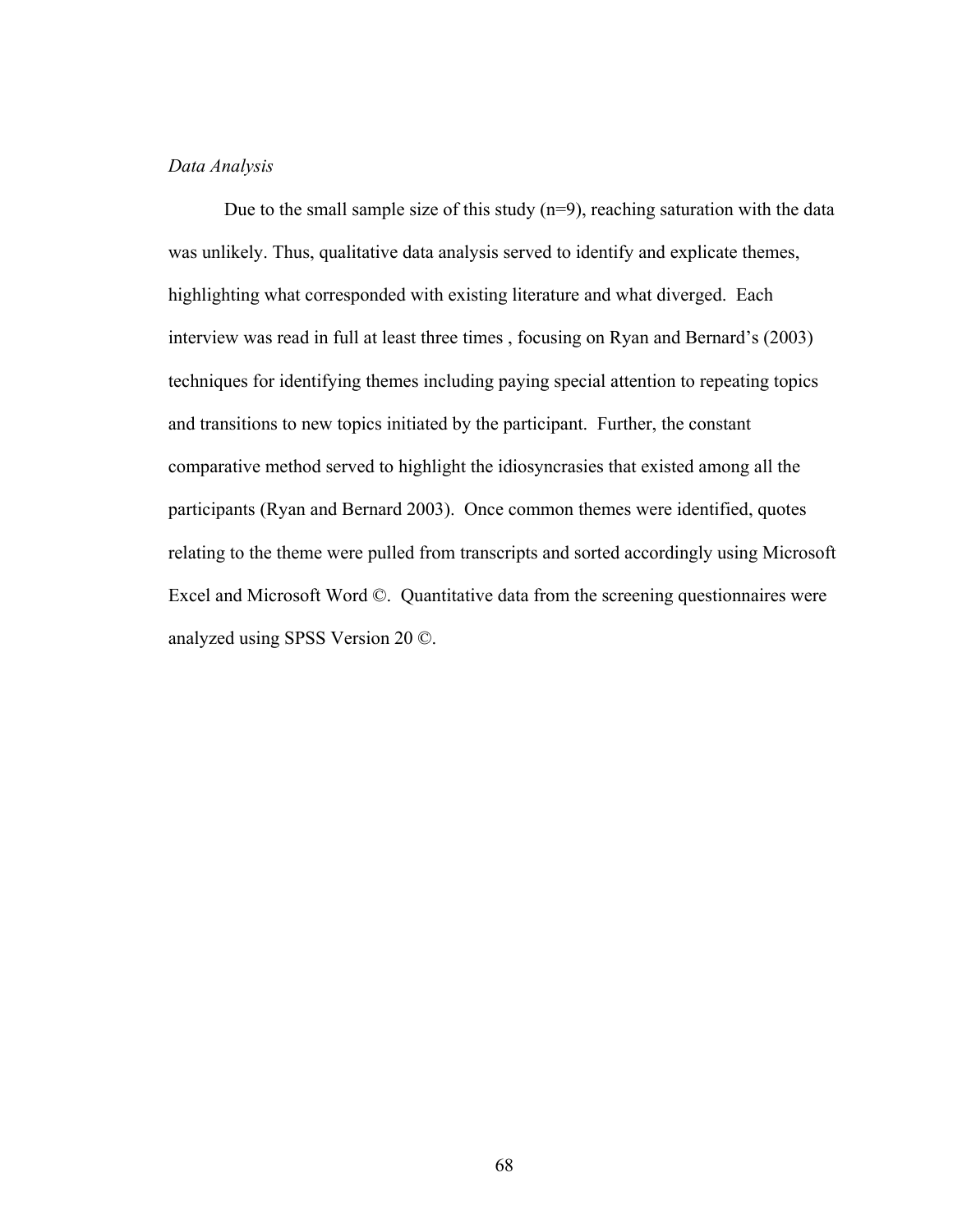*Data Analysis*

Due to the small sample size of this study (n=9), reaching saturation with the data was unlikely. Thus, qualitative data analysis served to identify and explicate themes, highlighting what corresponded with existing literature and what diverged. Each interview was read in full at least three times , focusing on Ryan and Bernard's (2003) techniques for identifying themes including paying special attention to repeating topics and transitions to new topics initiated by the participant. Further, the constant comparative method served to highlight the idiosyncrasies that existed among all the participants (Ryan and Bernard 2003). Once common themes were identified, quotes relating to the theme were pulled from transcripts and sorted accordingly using Microsoft Excel and Microsoft Word ©. Quantitative data from the screening questionnaires were analyzed using SPSS Version 20 ©.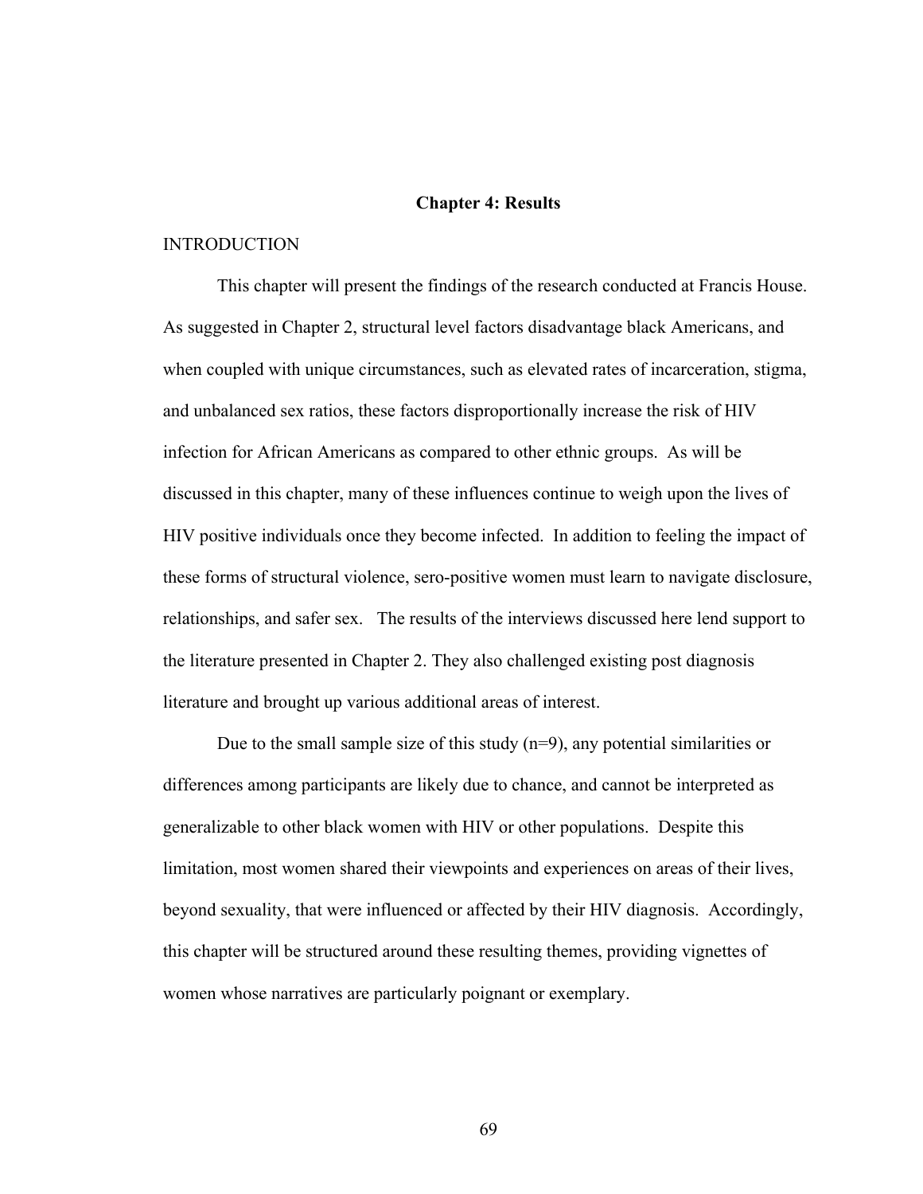# Chapter 4: Results

INTRODUCTION

This chapter will present the findings of the research conducted at Francis House. As suggested in Chapter 2, structural level factors disadvantage black Americans, and when coupled with unique circumstances, such as elevated rates of incarceration, stigma, and unbalanced sex ratios, these factors disproportionally increase the risk of HIV infection for African Americans as compared to other ethnic groups. As will be discussed in this chapter, many of these influences continue to weigh upon the lives of HIV positive individuals once they become infected. In addition to feeling the impact of these forms of structural violence, sero-positive women must learn to navigate disclosure, relationships, and safer sex. The results of the interviews discussed here lend support to the literature presented in Chapter 2. They also challenged existing post diagnosis literature and brought up various additional areas of interest.

Due to the small sample size of this study (n=9), any potential similarities or differences among participants are likely due to chance, and cannot be interpreted as generalizable to other black women with HIV or other populations. Despite this limitation, most women shared their viewpoints and experiences on areas of their lives, beyond sexuality, that were influenced or affected by their HIV diagnosis. Accordingly, this chapter will be structured around these resulting themes, providing vignettes of women whose narratives are particularly poignant or exemplary.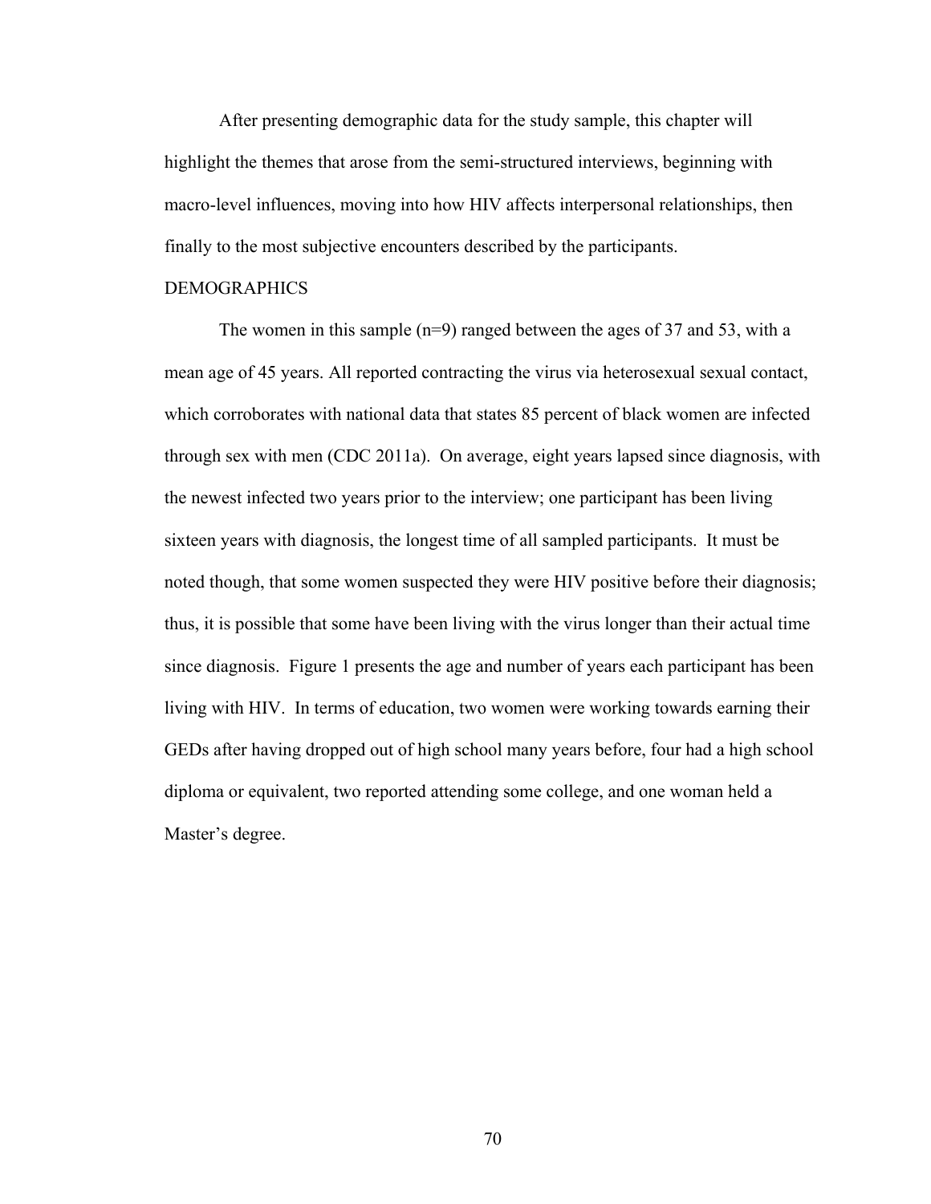After presenting demographic data for the study sample, this chapter will highlight the themes that arose from the semi-structured interviews, beginning with macro-level influences, moving into how HIV affects interpersonal relationships, then finally to the most subjective encounters described by the participants.

## DEMOGRAPHICS

The women in this sample (n=9) ranged between the ages of 37 and 53, with a mean age of 45 years. All reported contracting the virus via heterosexual sexual contact, which corroborates with national data that states 85 percent of black women are infected through sex with men (CDC 2011a). On average, eight years lapsed since diagnosis, with the newest infected two years prior to the interview; one participant has been living sixteen years with diagnosis, the longest time of all sampled participants. It must be noted though, that some women suspected they were HIV positive before their diagnosis; thus, it is possible that some have been living with the virus longer than their actual time since diagnosis. Figure 1 presents the age and number of years each participant has been living with HIV. In terms of education, two women were working towards earning their GEDs after having dropped out of high school many years before, four had a high school diploma or equivalent, two reported attending some college, and one woman held a Master's degree.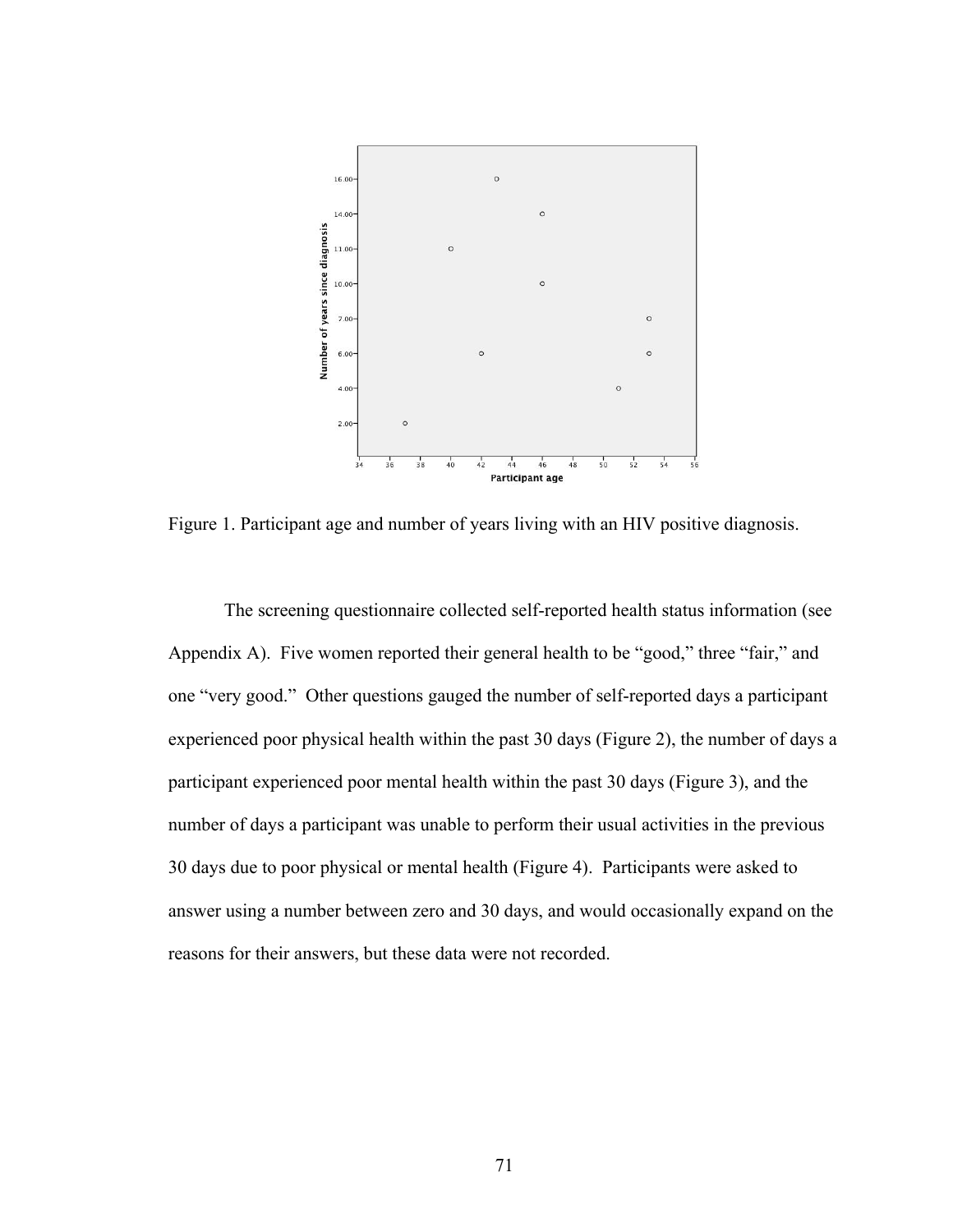Number of years since diagnosis

16.00
14.00
11.00
10.00
7.00
6.00
4.00
2.00

34 36 38 40 42 44 46 48 50 52 54 56

Participant age

Figure 1. Participant age and number of years living with an HIV positive diagnosis.

The screening questionnaire collected self-reported health status information (see Appendix A). Five women reported their general health to be "good," three "fair," and one "very good." Other questions gauged the number of self-reported days a participant experienced poor physical health within the past 30 days (Figure 2), the number of days a participant experienced poor mental health within the past 30 days (Figure 3), and the number of days a participant was unable to perform their usual activities in the previous 30 days due to poor physical or mental health (Figure 4). Participants were asked to answer using a number between zero and 30 days, and would occasionally expand on the reasons for their answers, but these data were not recorded.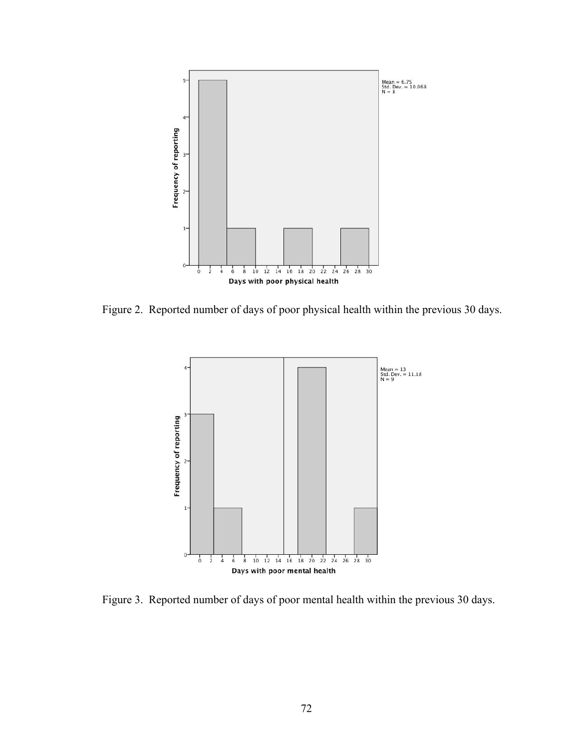Mean = 6.75
Std. Dev. = 10.068
N = 8

Frequency of reporting

0 1 2 3 4 5

0 2 4 6 8 10 12 14 16 18 20 22 24 26 28 30

Days with poor physical health

Figure 2. Reported number of days of poor physical health within the previous 30 days.

Mean = 13
Std. Dev. = 11.18
N = 9

Frequency of reporting

0 1 2 3 4

0 2 4 6 8 10 12 14 16 18 20 22 24 26 28 30

Days with poor mental health

Figure 3. Reported number of days of poor mental health within the previous 30 days.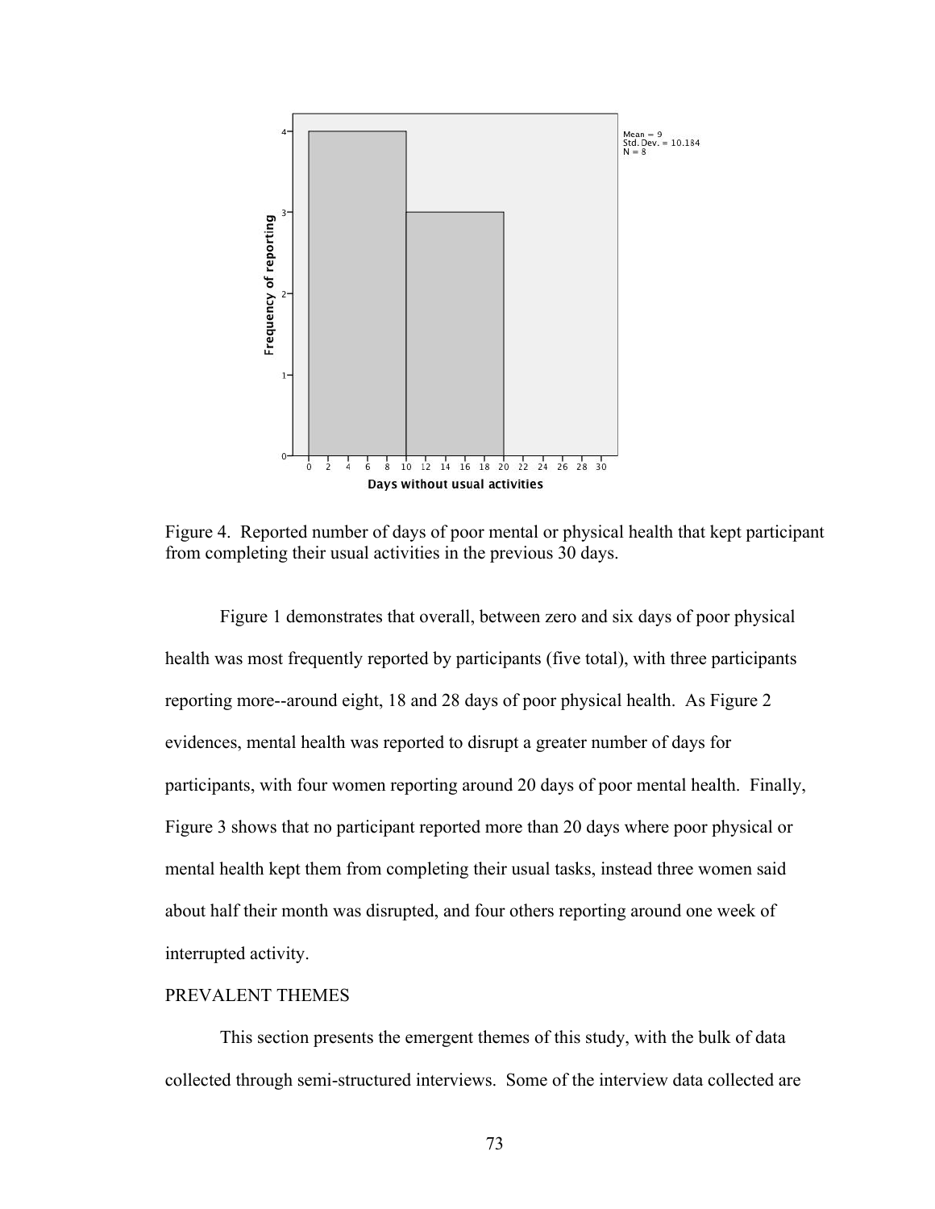Mean = 9
Std. Dev. = 10.184
N = 8

Frequency of reporting

0 1 2 3 4

0 2 4 6 8 10 12 14 16 18 20 22 24 26 28 30

Days without usual activities

Figure 4. Reported number of days of poor mental or physical health that kept participant from completing their usual activities in the previous 30 days.

Figure 1 demonstrates that overall, between zero and six days of poor physical health was most frequently reported by participants (five total), with three participants reporting more--around eight, 18 and 28 days of poor physical health. As Figure 2 evidences, mental health was reported to disrupt a greater number of days for participants, with four women reporting around 20 days of poor mental health. Finally, Figure 3 shows that no participant reported more than 20 days where poor physical or mental health kept them from completing their usual tasks, instead three women said about half their month was disrupted, and four others reporting around one week of interrupted activity.

## PREVALENT THEMES

This section presents the emergent themes of this study, with the bulk of data collected through semi-structured interviews. Some of the interview data collected are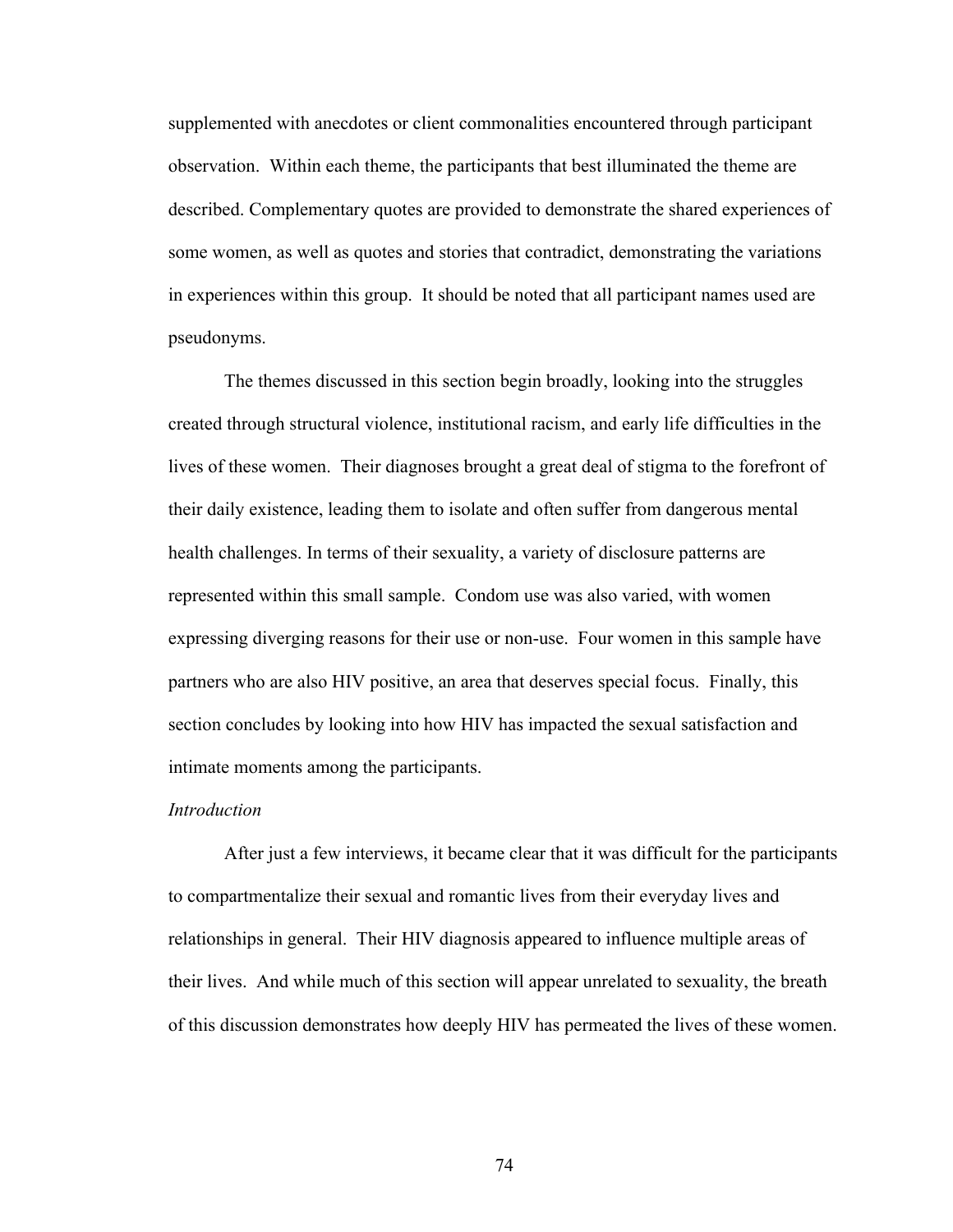supplemented with anecdotes or client commonalities encountered through participant observation. Within each theme, the participants that best illuminated the theme are described. Complementary quotes are provided to demonstrate the shared experiences of some women, as well as quotes and stories that contradict, demonstrating the variations in experiences within this group. It should be noted that all participant names used are pseudonyms.

The themes discussed in this section begin broadly, looking into the struggles created through structural violence, institutional racism, and early life difficulties in the lives of these women. Their diagnoses brought a great deal of stigma to the forefront of their daily existence, leading them to isolate and often suffer from dangerous mental health challenges. In terms of their sexuality, a variety of disclosure patterns are represented within this small sample. Condom use was also varied, with women expressing diverging reasons for their use or non-use. Four women in this sample have partners who are also HIV positive, an area that deserves special focus. Finally, this section concludes by looking into how HIV has impacted the sexual satisfaction and intimate moments among the participants.

*Introduction*

After just a few interviews, it became clear that it was difficult for the participants to compartmentalize their sexual and romantic lives from their everyday lives and relationships in general. Their HIV diagnosis appeared to influence multiple areas of their lives. And while much of this section will appear unrelated to sexuality, the breath of this discussion demonstrates how deeply HIV has permeated the lives of these women.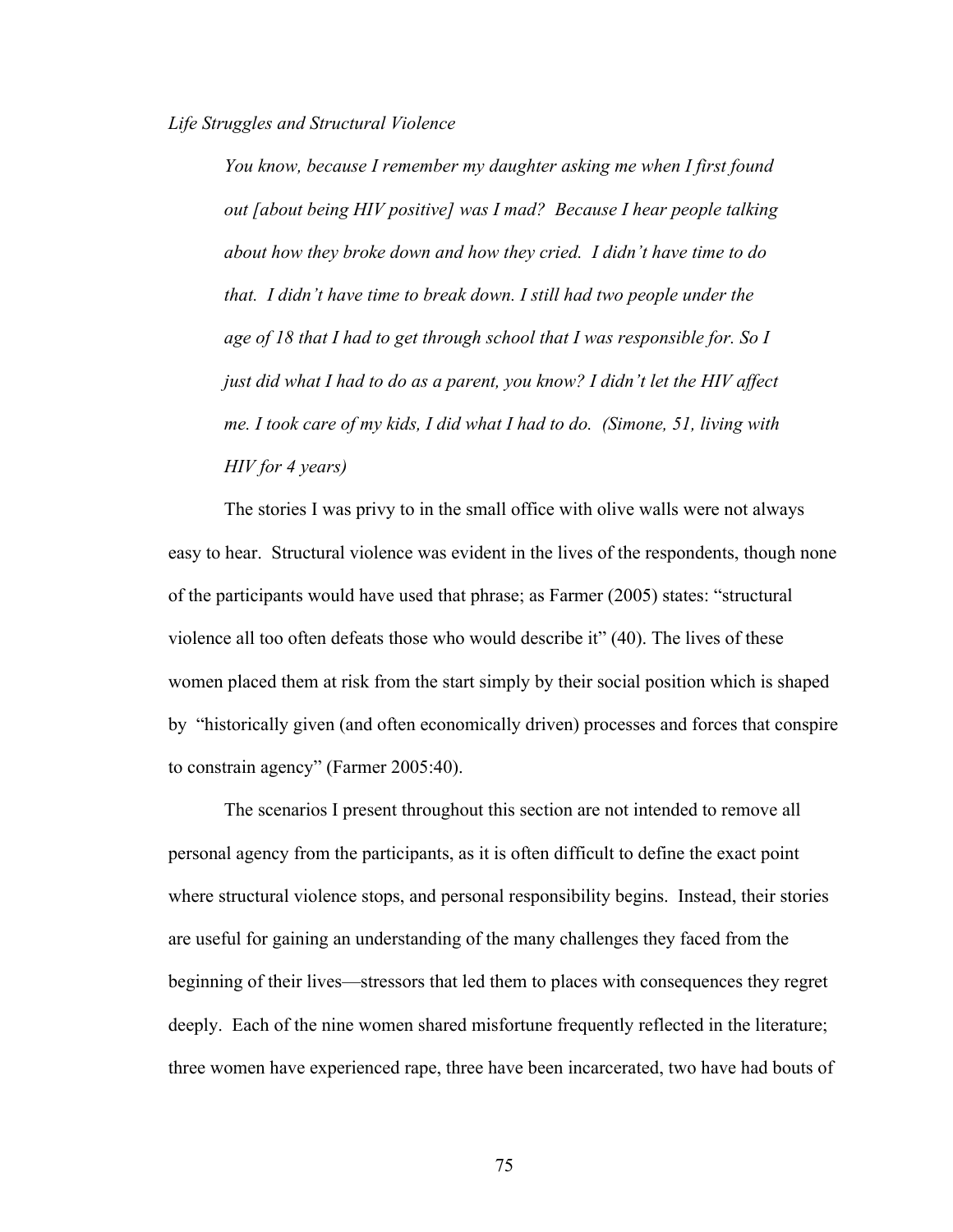*Life Struggles and Structural Violence*

> *You know, because I remember my daughter asking me when I first found out [about being HIV positive] was I mad? Because I hear people talking about how they broke down and how they cried. I didn't have time to do that. I didn't have time to break down. I still had two people under the age of 18 that I had to get through school that I was responsible for. So I just did what I had to do as a parent, you know? I didn't let the HIV affect me. I took care of my kids, I did what I had to do. (Simone, 51, living with HIV for 4 years)*

The stories I was privy to in the small office with olive walls were not always easy to hear. Structural violence was evident in the lives of the respondents, though none of the participants would have used that phrase; as Farmer (2005) states: "structural violence all too often defeats those who would describe it" (40). The lives of these women placed them at risk from the start simply by their social position which is shaped by "historically given (and often economically driven) processes and forces that conspire to constrain agency" (Farmer 2005:40).

The scenarios I present throughout this section are not intended to remove all personal agency from the participants, as it is often difficult to define the exact point where structural violence stops, and personal responsibility begins. Instead, their stories are useful for gaining an understanding of the many challenges they faced from the beginning of their lives—stressors that led them to places with consequences they regret deeply. Each of the nine women shared misfortune frequently reflected in the literature; three women have experienced rape, three have been incarcerated, two have had bouts of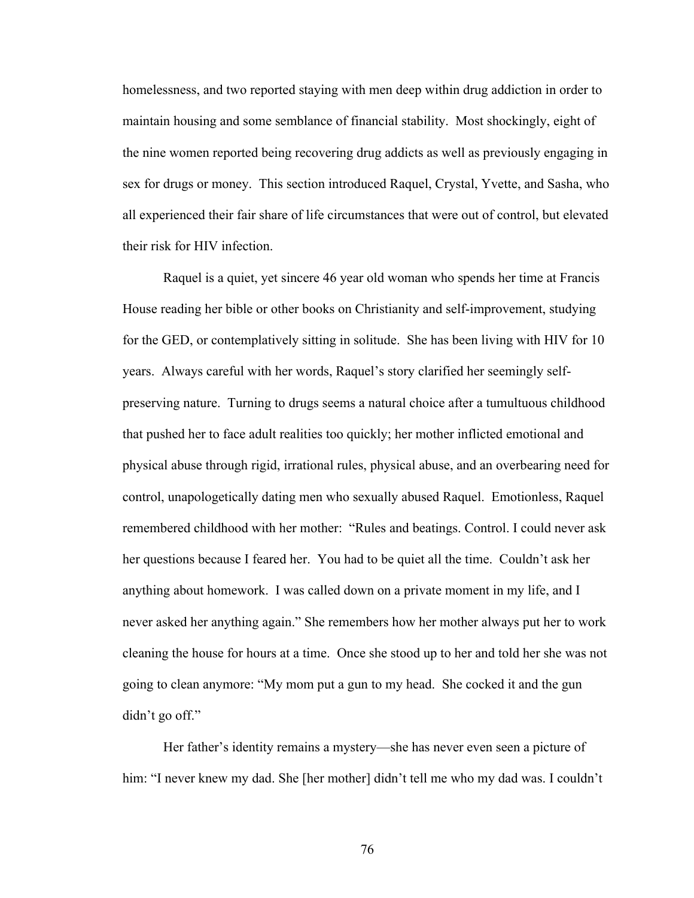homelessness, and two reported staying with men deep within drug addiction in order to maintain housing and some semblance of financial stability. Most shockingly, eight of the nine women reported being recovering drug addicts as well as previously engaging in sex for drugs or money. This section introduced Raquel, Crystal, Yvette, and Sasha, who all experienced their fair share of life circumstances that were out of control, but elevated their risk for HIV infection.

Raquel is a quiet, yet sincere 46 year old woman who spends her time at Francis House reading her bible or other books on Christianity and self-improvement, studying for the GED, or contemplatively sitting in solitude. She has been living with HIV for 10 years. Always careful with her words, Raquel's story clarified her seemingly self-preserving nature. Turning to drugs seems a natural choice after a tumultuous childhood that pushed her to face adult realities too quickly; her mother inflicted emotional and physical abuse through rigid, irrational rules, physical abuse, and an overbearing need for control, unapologetically dating men who sexually abused Raquel. Emotionless, Raquel remembered childhood with her mother: "Rules and beatings. Control. I could never ask her questions because I feared her. You had to be quiet all the time. Couldn't ask her anything about homework. I was called down on a private moment in my life, and I never asked her anything again." She remembers how her mother always put her to work cleaning the house for hours at a time. Once she stood up to her and told her she was not going to clean anymore: "My mom put a gun to my head. She cocked it and the gun didn't go off."

Her father's identity remains a mystery—she has never even seen a picture of him: "I never knew my dad. She [her mother] didn't tell me who my dad was. I couldn't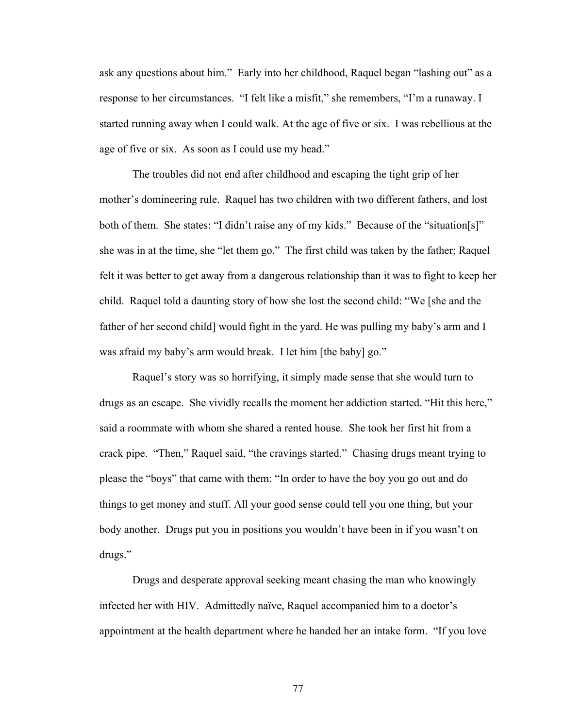ask any questions about him." Early into her childhood, Raquel began "lashing out" as a response to her circumstances. "I felt like a misfit," she remembers, "I'm a runaway. I started running away when I could walk. At the age of five or six. I was rebellious at the age of five or six. As soon as I could use my head."

The troubles did not end after childhood and escaping the tight grip of her mother's domineering rule. Raquel has two children with two different fathers, and lost both of them. She states: "I didn't raise any of my kids." Because of the "situation[s]" she was in at the time, she "let them go." The first child was taken by the father; Raquel felt it was better to get away from a dangerous relationship than it was to fight to keep her child. Raquel told a daunting story of how she lost the second child: "We [she and the father of her second child] would fight in the yard. He was pulling my baby's arm and I was afraid my baby's arm would break. I let him [the baby] go."

Raquel's story was so horrifying, it simply made sense that she would turn to drugs as an escape. She vividly recalls the moment her addiction started. "Hit this here," said a roommate with whom she shared a rented house. She took her first hit from a crack pipe. "Then," Raquel said, "the cravings started." Chasing drugs meant trying to please the "boys" that came with them: "In order to have the boy you go out and do things to get money and stuff. All your good sense could tell you one thing, but your body another. Drugs put you in positions you wouldn't have been in if you wasn't on drugs."

Drugs and desperate approval seeking meant chasing the man who knowingly infected her with HIV. Admittedly naïve, Raquel accompanied him to a doctor's appointment at the health department where he handed her an intake form. "If you love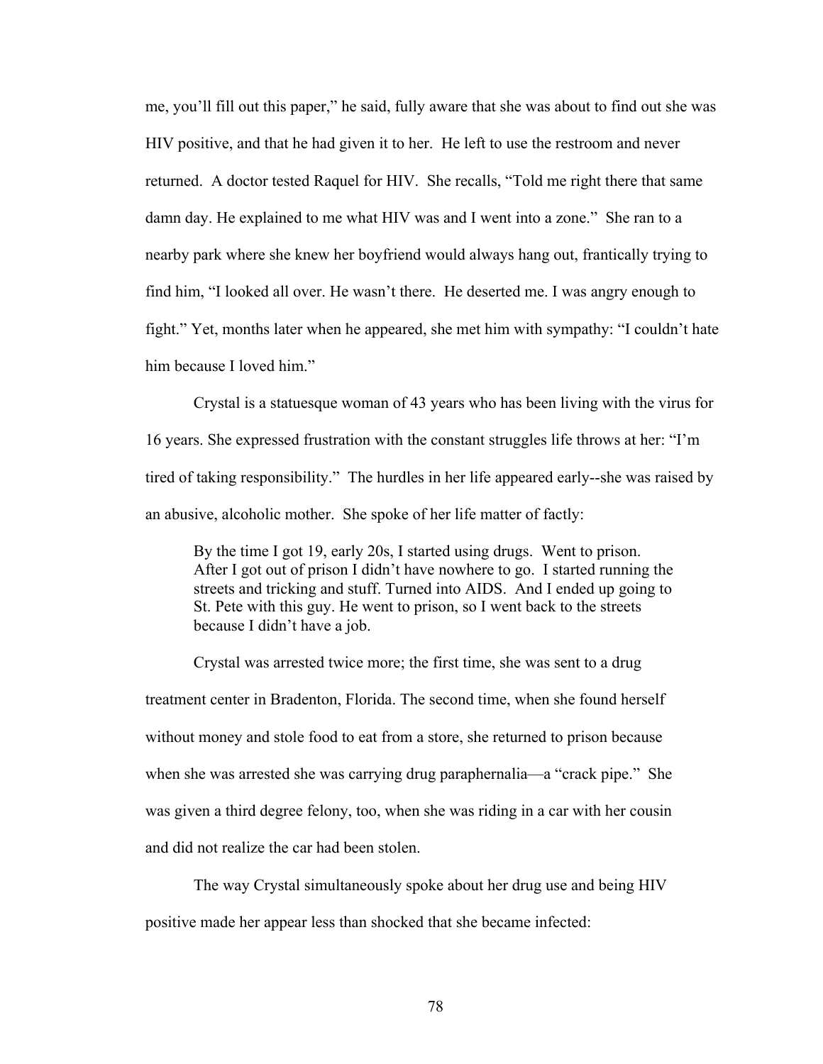me, you'll fill out this paper," he said, fully aware that she was about to find out she was HIV positive, and that he had given it to her. He left to use the restroom and never returned. A doctor tested Raquel for HIV. She recalls, "Told me right there that same damn day. He explained to me what HIV was and I went into a zone." She ran to a nearby park where she knew her boyfriend would always hang out, frantically trying to find him, "I looked all over. He wasn't there. He deserted me. I was angry enough to fight." Yet, months later when he appeared, she met him with sympathy: "I couldn't hate him because I loved him."

Crystal is a statuesque woman of 43 years who has been living with the virus for 16 years. She expressed frustration with the constant struggles life throws at her: "I'm tired of taking responsibility." The hurdles in her life appeared early--she was raised by an abusive, alcoholic mother. She spoke of her life matter of factly:

> By the time I got 19, early 20s, I started using drugs. Went to prison. After I got out of prison I didn't have nowhere to go. I started running the streets and tricking and stuff. Turned into AIDS. And I ended up going to St. Pete with this guy. He went to prison, so I went back to the streets because I didn't have a job.

Crystal was arrested twice more; the first time, she was sent to a drug treatment center in Bradenton, Florida. The second time, when she found herself without money and stole food to eat from a store, she returned to prison because when she was arrested she was carrying drug paraphernalia—a "crack pipe." She was given a third degree felony, too, when she was riding in a car with her cousin and did not realize the car had been stolen.

The way Crystal simultaneously spoke about her drug use and being HIV positive made her appear less than shocked that she became infected: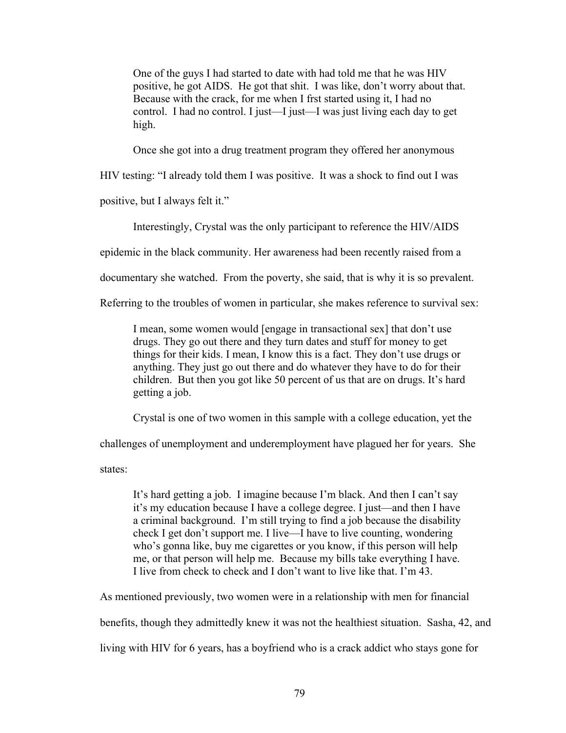> One of the guys I had started to date with had told me that he was HIV positive, he got AIDS. He got that shit. I was like, don't worry about that. Because with the crack, for me when I frst started using it, I had no control. I had no control. I just—I just—I was just living each day to get high.

Once she got into a drug treatment program they offered her anonymous HIV testing: "I already told them I was positive. It was a shock to find out I was positive, but I always felt it."

Interestingly, Crystal was the only participant to reference the HIV/AIDS epidemic in the black community. Her awareness had been recently raised from a documentary she watched. From the poverty, she said, that is why it is so prevalent. Referring to the troubles of women in particular, she makes reference to survival sex:

> I mean, some women would [engage in transactional sex] that don't use drugs. They go out there and they turn dates and stuff for money to get things for their kids. I mean, I know this is a fact. They don't use drugs or anything. They just go out there and do whatever they have to do for their children. But then you got like 50 percent of us that are on drugs. It's hard getting a job.

Crystal is one of two women in this sample with a college education, yet the challenges of unemployment and underemployment have plagued her for years. She states:

> It's hard getting a job. I imagine because I'm black. And then I can't say it's my education because I have a college degree. I just—and then I have a criminal background. I'm still trying to find a job because the disability check I get don't support me. I live—I have to live counting, wondering who's gonna like, buy me cigarettes or you know, if this person will help me, or that person will help me. Because my bills take everything I have. I live from check to check and I don't want to live like that. I'm 43.

As mentioned previously, two women were in a relationship with men for financial benefits, though they admittedly knew it was not the healthiest situation. Sasha, 42, and living with HIV for 6 years, has a boyfriend who is a crack addict who stays gone for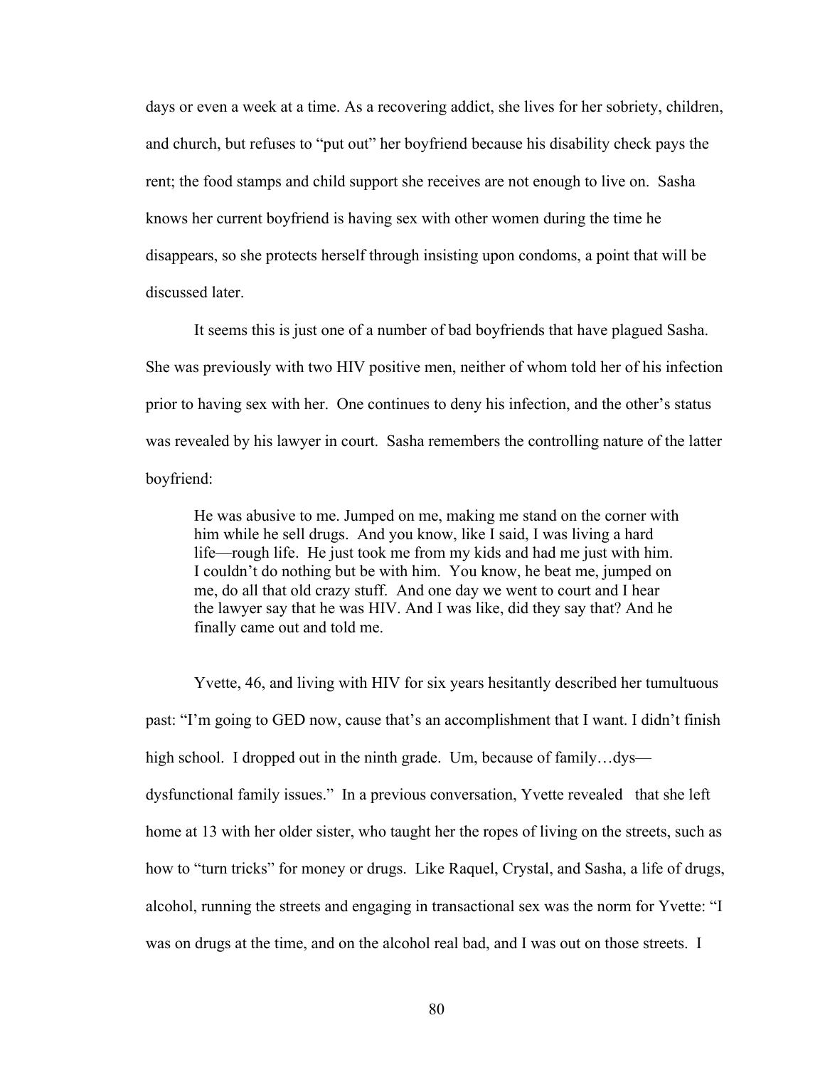days or even a week at a time. As a recovering addict, she lives for her sobriety, children, and church, but refuses to "put out" her boyfriend because his disability check pays the rent; the food stamps and child support she receives are not enough to live on. Sasha knows her current boyfriend is having sex with other women during the time he disappears, so she protects herself through insisting upon condoms, a point that will be discussed later.

It seems this is just one of a number of bad boyfriends that have plagued Sasha. She was previously with two HIV positive men, neither of whom told her of his infection prior to having sex with her. One continues to deny his infection, and the other's status was revealed by his lawyer in court. Sasha remembers the controlling nature of the latter boyfriend:

> He was abusive to me. Jumped on me, making me stand on the corner with him while he sell drugs. And you know, like I said, I was living a hard life—rough life. He just took me from my kids and had me just with him. I couldn't do nothing but be with him. You know, he beat me, jumped on me, do all that old crazy stuff. And one day we went to court and I hear the lawyer say that he was HIV. And I was like, did they say that? And he finally came out and told me.

Yvette, 46, and living with HIV for six years hesitantly described her tumultuous past: "I'm going to GED now, cause that's an accomplishment that I want. I didn't finish high school. I dropped out in the ninth grade. Um, because of family…dys—dysfunctional family issues." In a previous conversation, Yvette revealed that she left home at 13 with her older sister, who taught her the ropes of living on the streets, such as how to "turn tricks" for money or drugs. Like Raquel, Crystal, and Sasha, a life of drugs, alcohol, running the streets and engaging in transactional sex was the norm for Yvette: "I was on drugs at the time, and on the alcohol real bad, and I was out on those streets. I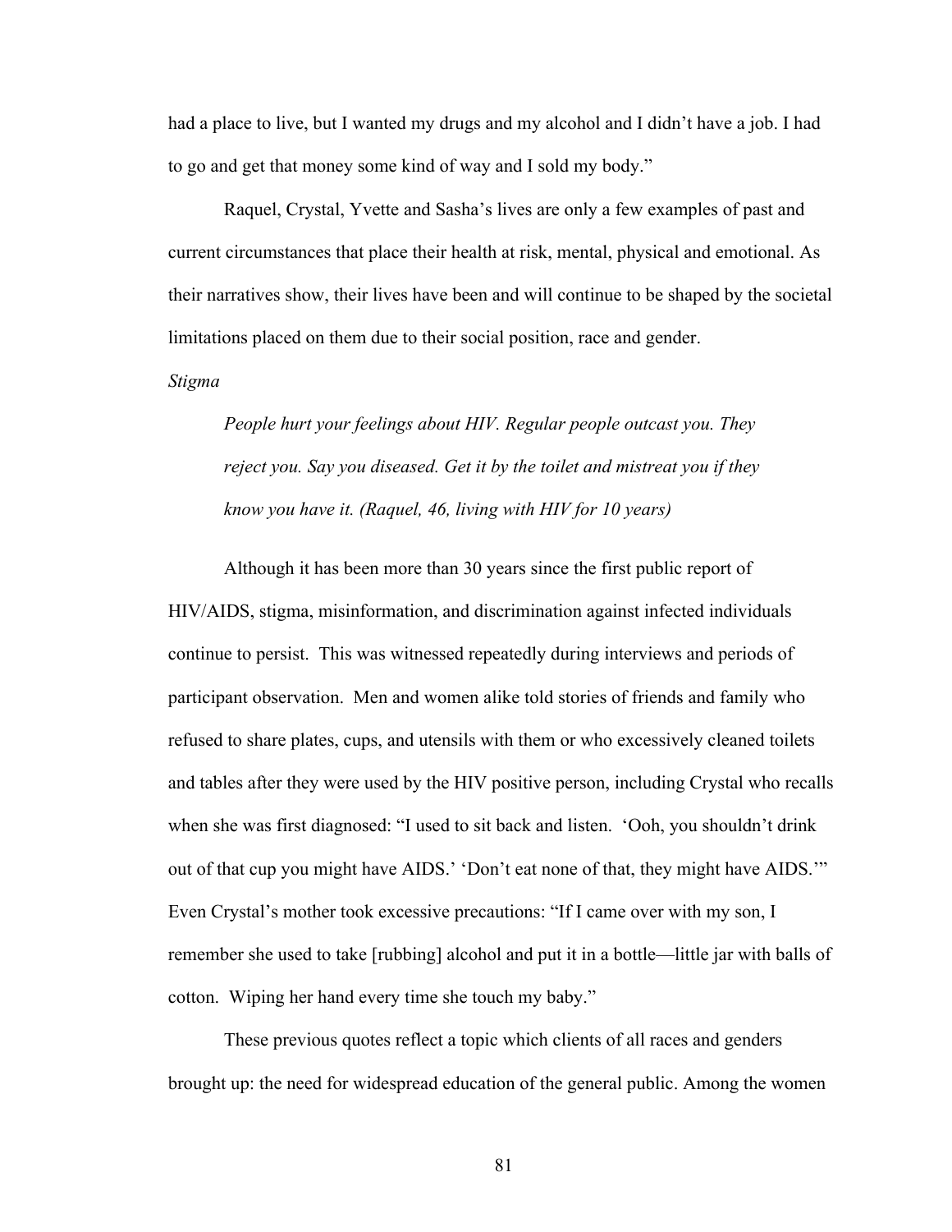had a place to live, but I wanted my drugs and my alcohol and I didn't have a job. I had to go and get that money some kind of way and I sold my body."

Raquel, Crystal, Yvette and Sasha's lives are only a few examples of past and current circumstances that place their health at risk, mental, physical and emotional. As their narratives show, their lives have been and will continue to be shaped by the societal limitations placed on them due to their social position, race and gender.

*Stigma*

> *People hurt your feelings about HIV. Regular people outcast you. They reject you. Say you diseased. Get it by the toilet and mistreat you if they know you have it. (Raquel, 46, living with HIV for 10 years)*

Although it has been more than 30 years since the first public report of HIV/AIDS, stigma, misinformation, and discrimination against infected individuals continue to persist. This was witnessed repeatedly during interviews and periods of participant observation. Men and women alike told stories of friends and family who refused to share plates, cups, and utensils with them or who excessively cleaned toilets and tables after they were used by the HIV positive person, including Crystal who recalls when she was first diagnosed: "I used to sit back and listen. 'Ooh, you shouldn't drink out of that cup you might have AIDS.' 'Don't eat none of that, they might have AIDS.'" Even Crystal's mother took excessive precautions: "If I came over with my son, I remember she used to take [rubbing] alcohol and put it in a bottle—little jar with balls of cotton. Wiping her hand every time she touch my baby."

These previous quotes reflect a topic which clients of all races and genders brought up: the need for widespread education of the general public. Among the women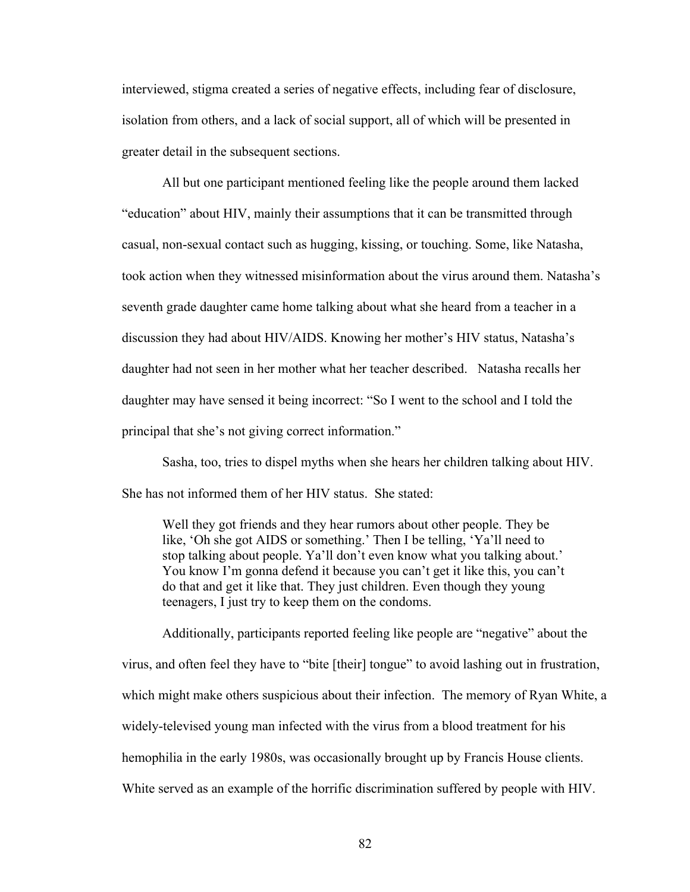interviewed, stigma created a series of negative effects, including fear of disclosure, isolation from others, and a lack of social support, all of which will be presented in greater detail in the subsequent sections.

All but one participant mentioned feeling like the people around them lacked "education" about HIV, mainly their assumptions that it can be transmitted through casual, non-sexual contact such as hugging, kissing, or touching. Some, like Natasha, took action when they witnessed misinformation about the virus around them. Natasha's seventh grade daughter came home talking about what she heard from a teacher in a discussion they had about HIV/AIDS. Knowing her mother's HIV status, Natasha's daughter had not seen in her mother what her teacher described. Natasha recalls her daughter may have sensed it being incorrect: "So I went to the school and I told the principal that she's not giving correct information."

Sasha, too, tries to dispel myths when she hears her children talking about HIV. She has not informed them of her HIV status. She stated:

> Well they got friends and they hear rumors about other people. They be like, 'Oh she got AIDS or something.' Then I be telling, 'Ya'll need to stop talking about people. Ya'll don't even know what you talking about.' You know I'm gonna defend it because you can't get it like this, you can't do that and get it like that. They just children. Even though they young teenagers, I just try to keep them on the condoms.

Additionally, participants reported feeling like people are "negative" about the virus, and often feel they have to "bite [their] tongue" to avoid lashing out in frustration, which might make others suspicious about their infection. The memory of Ryan White, a widely-televised young man infected with the virus from a blood treatment for his hemophilia in the early 1980s, was occasionally brought up by Francis House clients. White served as an example of the horrific discrimination suffered by people with HIV.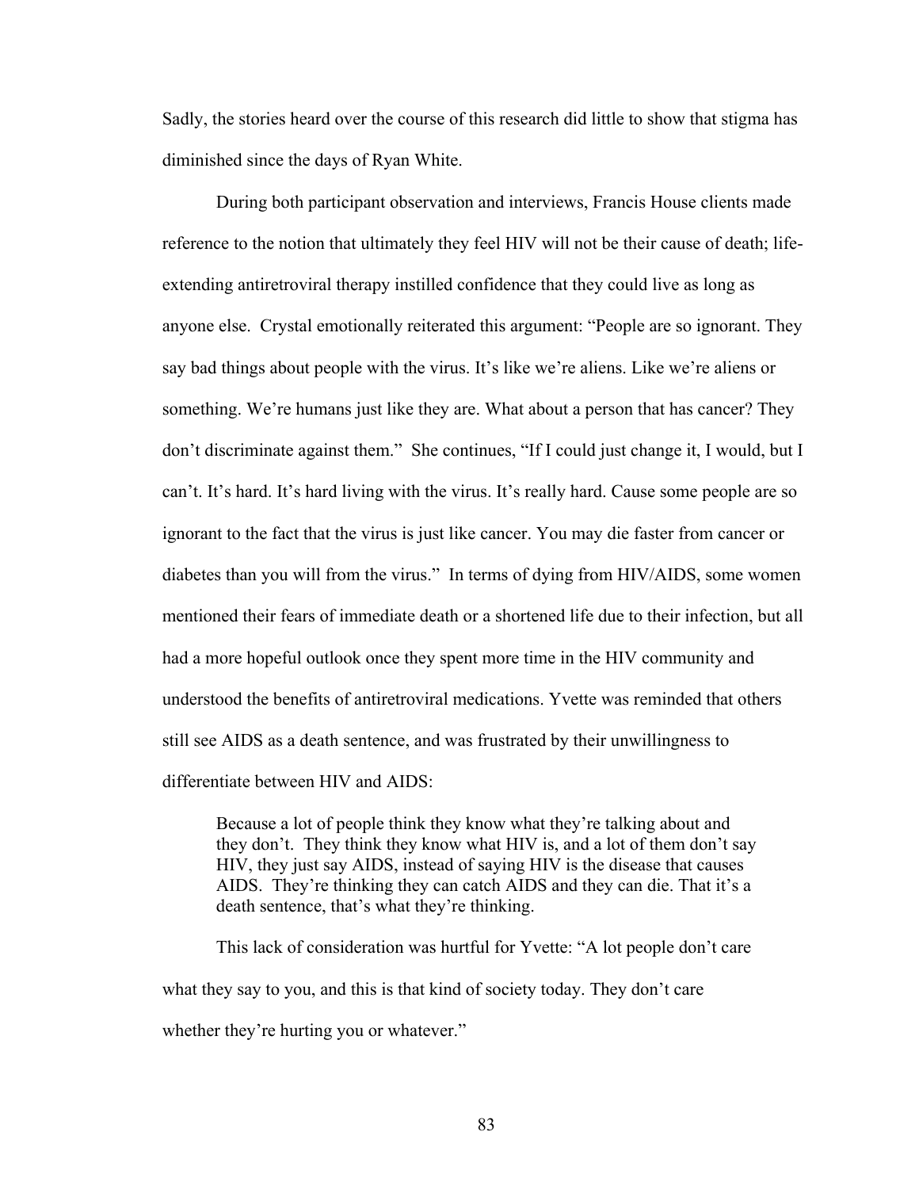Sadly, the stories heard over the course of this research did little to show that stigma has diminished since the days of Ryan White.

During both participant observation and interviews, Francis House clients made reference to the notion that ultimately they feel HIV will not be their cause of death; life-extending antiretroviral therapy instilled confidence that they could live as long as anyone else. Crystal emotionally reiterated this argument: "People are so ignorant. They say bad things about people with the virus. It's like we're aliens. Like we're aliens or something. We're humans just like they are. What about a person that has cancer? They don't discriminate against them." She continues, "If I could just change it, I would, but I can't. It's hard. It's hard living with the virus. It's really hard. Cause some people are so ignorant to the fact that the virus is just like cancer. You may die faster from cancer or diabetes than you will from the virus." In terms of dying from HIV/AIDS, some women mentioned their fears of immediate death or a shortened life due to their infection, but all had a more hopeful outlook once they spent more time in the HIV community and understood the benefits of antiretroviral medications. Yvette was reminded that others still see AIDS as a death sentence, and was frustrated by their unwillingness to differentiate between HIV and AIDS:

> Because a lot of people think they know what they're talking about and they don't. They think they know what HIV is, and a lot of them don't say HIV, they just say AIDS, instead of saying HIV is the disease that causes AIDS. They're thinking they can catch AIDS and they can die. That it's a death sentence, that's what they're thinking.

This lack of consideration was hurtful for Yvette: "A lot people don't care what they say to you, and this is that kind of society today. They don't care whether they're hurting you or whatever."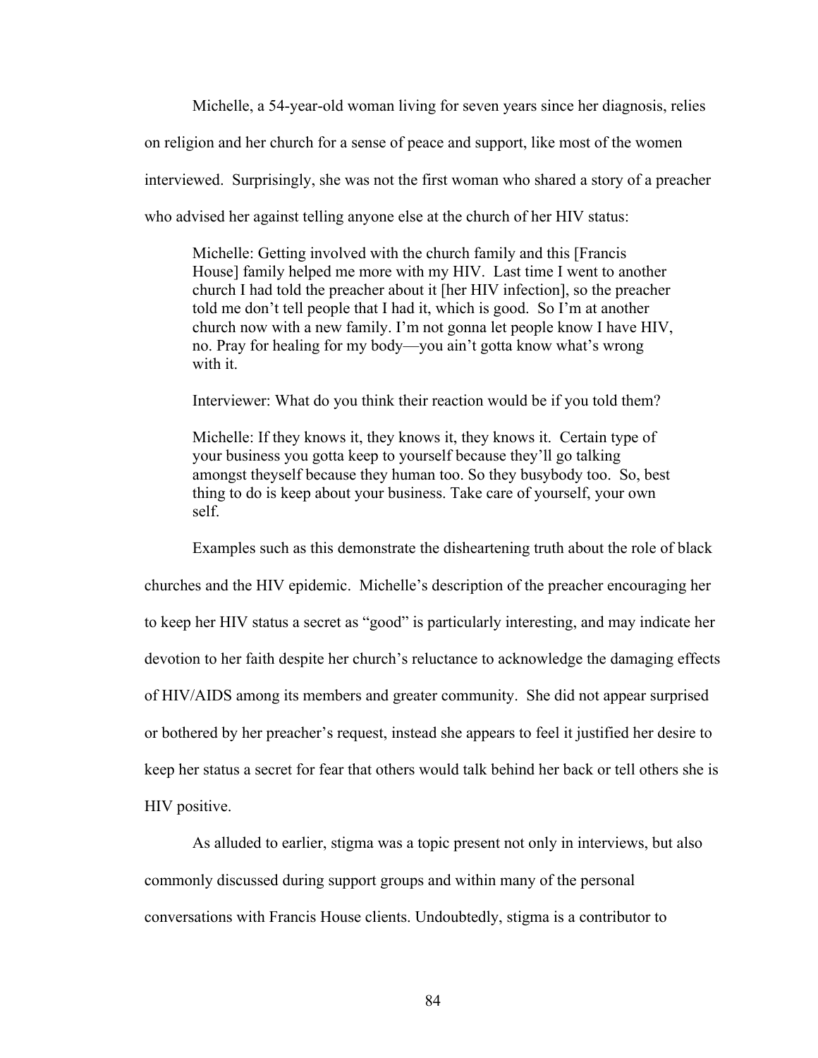Michelle, a 54-year-old woman living for seven years since her diagnosis, relies on religion and her church for a sense of peace and support, like most of the women interviewed. Surprisingly, she was not the first woman who shared a story of a preacher who advised her against telling anyone else at the church of her HIV status:

> Michelle: Getting involved with the church family and this [Francis House] family helped me more with my HIV. Last time I went to another church I had told the preacher about it [her HIV infection], so the preacher told me don't tell people that I had it, which is good. So I'm at another church now with a new family. I'm not gonna let people know I have HIV, no. Pray for healing for my body—you ain't gotta know what's wrong with it.
>
> Interviewer: What do you think their reaction would be if you told them?
>
> Michelle: If they knows it, they knows it, they knows it. Certain type of your business you gotta keep to yourself because they'll go talking amongst theyself because they human too. So they busybody too. So, best thing to do is keep about your business. Take care of yourself, your own self.

Examples such as this demonstrate the disheartening truth about the role of black churches and the HIV epidemic. Michelle's description of the preacher encouraging her to keep her HIV status a secret as "good" is particularly interesting, and may indicate her devotion to her faith despite her church's reluctance to acknowledge the damaging effects of HIV/AIDS among its members and greater community. She did not appear surprised or bothered by her preacher's request, instead she appears to feel it justified her desire to keep her status a secret for fear that others would talk behind her back or tell others she is HIV positive.

As alluded to earlier, stigma was a topic present not only in interviews, but also commonly discussed during support groups and within many of the personal conversations with Francis House clients. Undoubtedly, stigma is a contributor to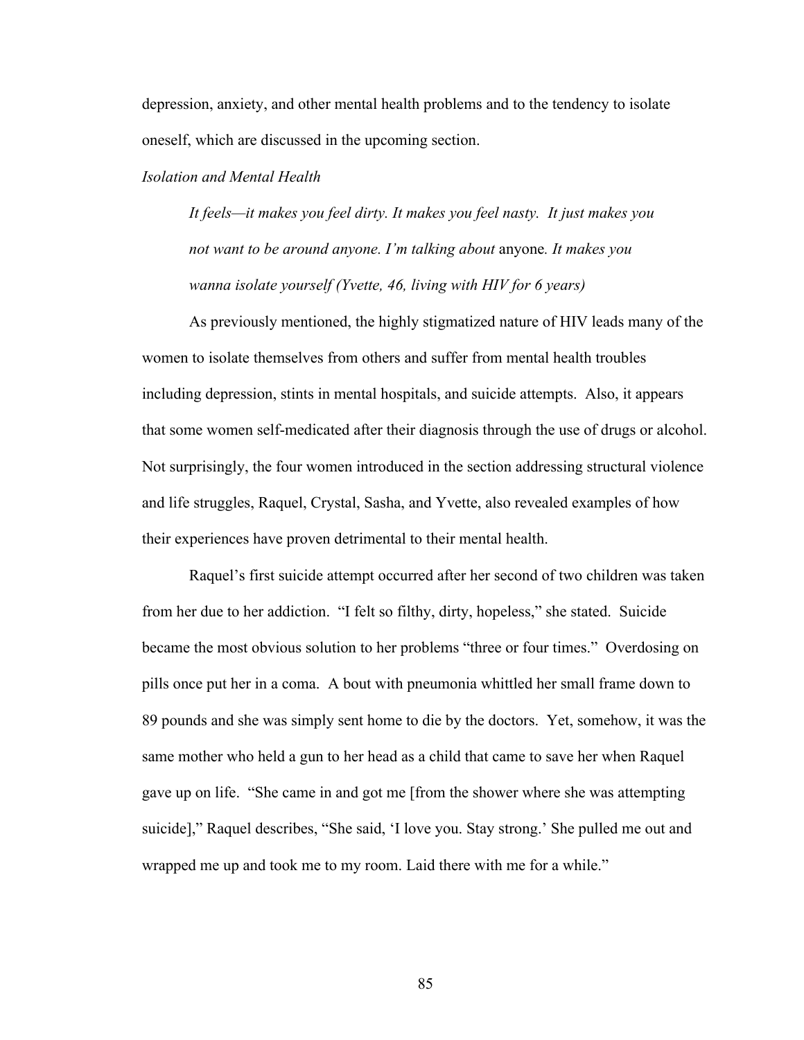depression, anxiety, and other mental health problems and to the tendency to isolate oneself, which are discussed in the upcoming section.

*Isolation and Mental Health*

> *It feels—it makes you feel dirty. It makes you feel nasty. It just makes you not want to be around anyone. I'm talking about* anyone*. It makes you wanna isolate yourself (Yvette, 46, living with HIV for 6 years)*

As previously mentioned, the highly stigmatized nature of HIV leads many of the women to isolate themselves from others and suffer from mental health troubles including depression, stints in mental hospitals, and suicide attempts. Also, it appears that some women self-medicated after their diagnosis through the use of drugs or alcohol. Not surprisingly, the four women introduced in the section addressing structural violence and life struggles, Raquel, Crystal, Sasha, and Yvette, also revealed examples of how their experiences have proven detrimental to their mental health.

Raquel's first suicide attempt occurred after her second of two children was taken from her due to her addiction. "I felt so filthy, dirty, hopeless," she stated. Suicide became the most obvious solution to her problems "three or four times." Overdosing on pills once put her in a coma. A bout with pneumonia whittled her small frame down to 89 pounds and she was simply sent home to die by the doctors. Yet, somehow, it was the same mother who held a gun to her head as a child that came to save her when Raquel gave up on life. "She came in and got me [from the shower where she was attempting suicide]," Raquel describes, "She said, 'I love you. Stay strong.' She pulled me out and wrapped me up and took me to my room. Laid there with me for a while."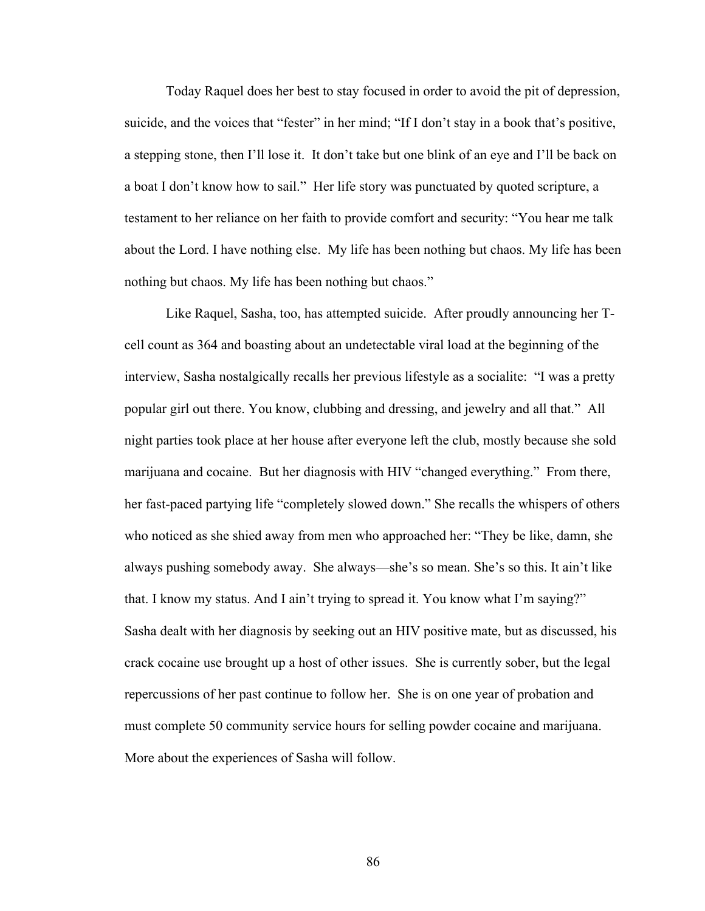Today Raquel does her best to stay focused in order to avoid the pit of depression, suicide, and the voices that "fester" in her mind; "If I don't stay in a book that's positive, a stepping stone, then I'll lose it. It don't take but one blink of an eye and I'll be back on a boat I don't know how to sail." Her life story was punctuated by quoted scripture, a testament to her reliance on her faith to provide comfort and security: "You hear me talk about the Lord. I have nothing else. My life has been nothing but chaos. My life has been nothing but chaos. My life has been nothing but chaos."

Like Raquel, Sasha, too, has attempted suicide. After proudly announcing her T-cell count as 364 and boasting about an undetectable viral load at the beginning of the interview, Sasha nostalgically recalls her previous lifestyle as a socialite: "I was a pretty popular girl out there. You know, clubbing and dressing, and jewelry and all that." All night parties took place at her house after everyone left the club, mostly because she sold marijuana and cocaine. But her diagnosis with HIV "changed everything." From there, her fast-paced partying life "completely slowed down." She recalls the whispers of others who noticed as she shied away from men who approached her: "They be like, damn, she always pushing somebody away. She always—she's so mean. She's so this. It ain't like that. I know my status. And I ain't trying to spread it. You know what I'm saying?" Sasha dealt with her diagnosis by seeking out an HIV positive mate, but as discussed, his crack cocaine use brought up a host of other issues. She is currently sober, but the legal repercussions of her past continue to follow her. She is on one year of probation and must complete 50 community service hours for selling powder cocaine and marijuana. More about the experiences of Sasha will follow.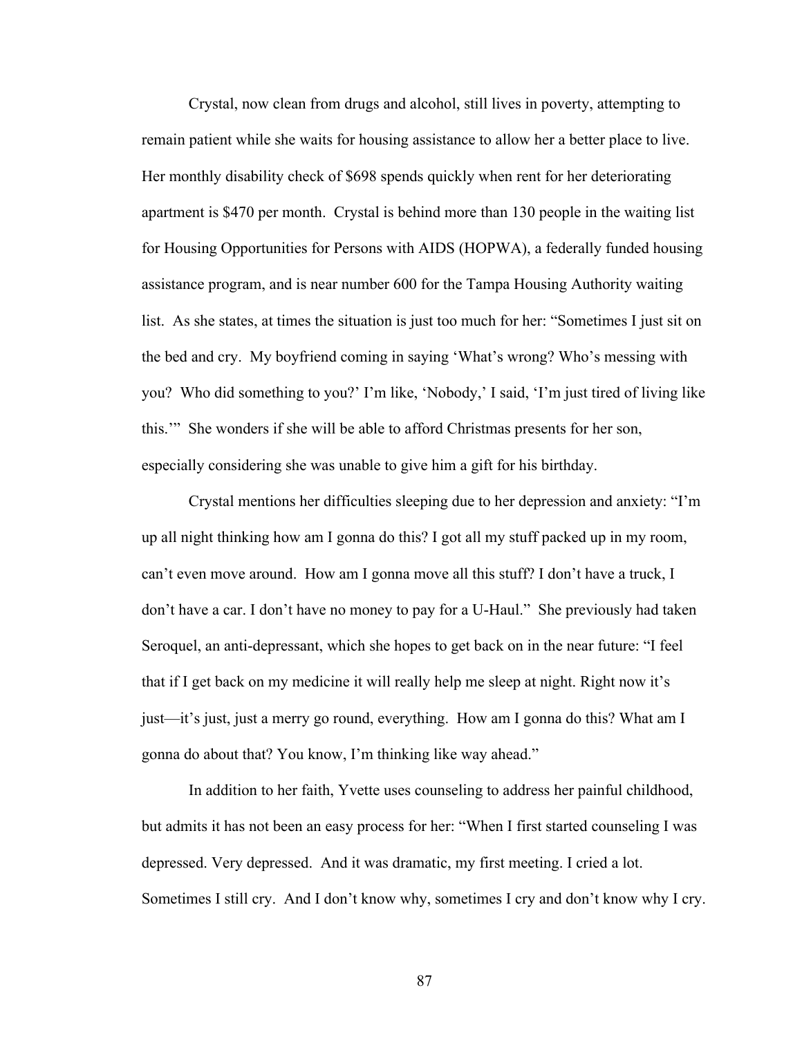Crystal, now clean from drugs and alcohol, still lives in poverty, attempting to remain patient while she waits for housing assistance to allow her a better place to live. Her monthly disability check of $698 spends quickly when rent for her deteriorating apartment is $470 per month. Crystal is behind more than 130 people in the waiting list for Housing Opportunities for Persons with AIDS (HOPWA), a federally funded housing assistance program, and is near number 600 for the Tampa Housing Authority waiting list. As she states, at times the situation is just too much for her: "Sometimes I just sit on the bed and cry. My boyfriend coming in saying 'What's wrong? Who's messing with you? Who did something to you?' I'm like, 'Nobody,' I said, 'I'm just tired of living like this.'" She wonders if she will be able to afford Christmas presents for her son, especially considering she was unable to give him a gift for his birthday.

Crystal mentions her difficulties sleeping due to her depression and anxiety: "I'm up all night thinking how am I gonna do this? I got all my stuff packed up in my room, can't even move around. How am I gonna move all this stuff? I don't have a truck, I don't have a car. I don't have no money to pay for a U-Haul." She previously had taken Seroquel, an anti-depressant, which she hopes to get back on in the near future: "I feel that if I get back on my medicine it will really help me sleep at night. Right now it's just—it's just, just a merry go round, everything. How am I gonna do this? What am I gonna do about that? You know, I'm thinking like way ahead."

In addition to her faith, Yvette uses counseling to address her painful childhood, but admits it has not been an easy process for her: "When I first started counseling I was depressed. Very depressed. And it was dramatic, my first meeting. I cried a lot. Sometimes I still cry. And I don't know why, sometimes I cry and don't know why I cry.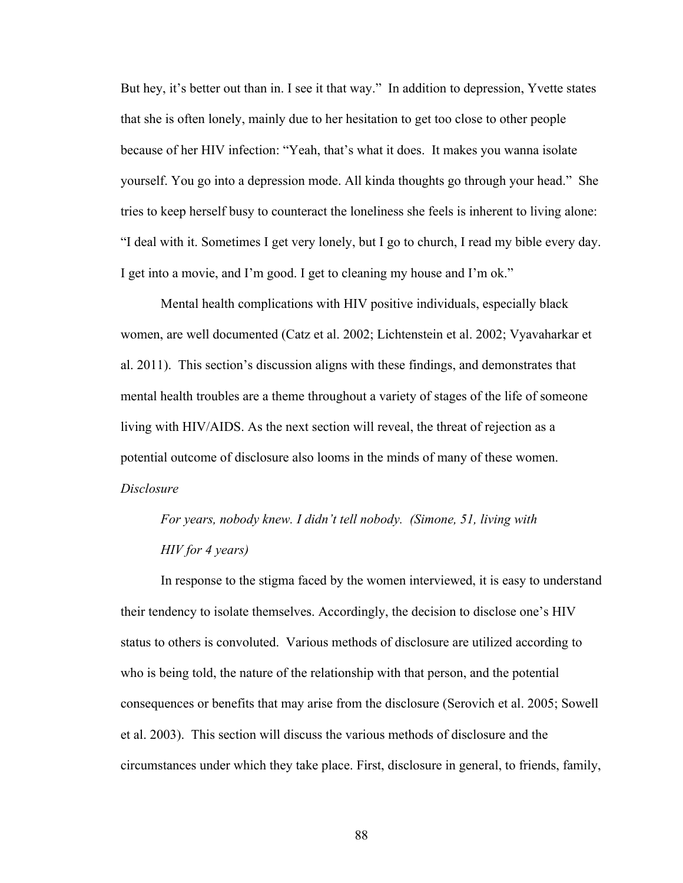But hey, it's better out than in. I see it that way." In addition to depression, Yvette states that she is often lonely, mainly due to her hesitation to get too close to other people because of her HIV infection: "Yeah, that's what it does. It makes you wanna isolate yourself. You go into a depression mode. All kinda thoughts go through your head." She tries to keep herself busy to counteract the loneliness she feels is inherent to living alone: "I deal with it. Sometimes I get very lonely, but I go to church, I read my bible every day. I get into a movie, and I'm good. I get to cleaning my house and I'm ok."

Mental health complications with HIV positive individuals, especially black women, are well documented (Catz et al. 2002; Lichtenstein et al. 2002; Vyavaharkar et al. 2011). This section's discussion aligns with these findings, and demonstrates that mental health troubles are a theme throughout a variety of stages of the life of someone living with HIV/AIDS. As the next section will reveal, the threat of rejection as a potential outcome of disclosure also looms in the minds of many of these women.

*Disclosure*

> *For years, nobody knew. I didn't tell nobody. (Simone, 51, living with HIV for 4 years)*

In response to the stigma faced by the women interviewed, it is easy to understand their tendency to isolate themselves. Accordingly, the decision to disclose one's HIV status to others is convoluted. Various methods of disclosure are utilized according to who is being told, the nature of the relationship with that person, and the potential consequences or benefits that may arise from the disclosure (Serovich et al. 2005; Sowell et al. 2003). This section will discuss the various methods of disclosure and the circumstances under which they take place. First, disclosure in general, to friends, family,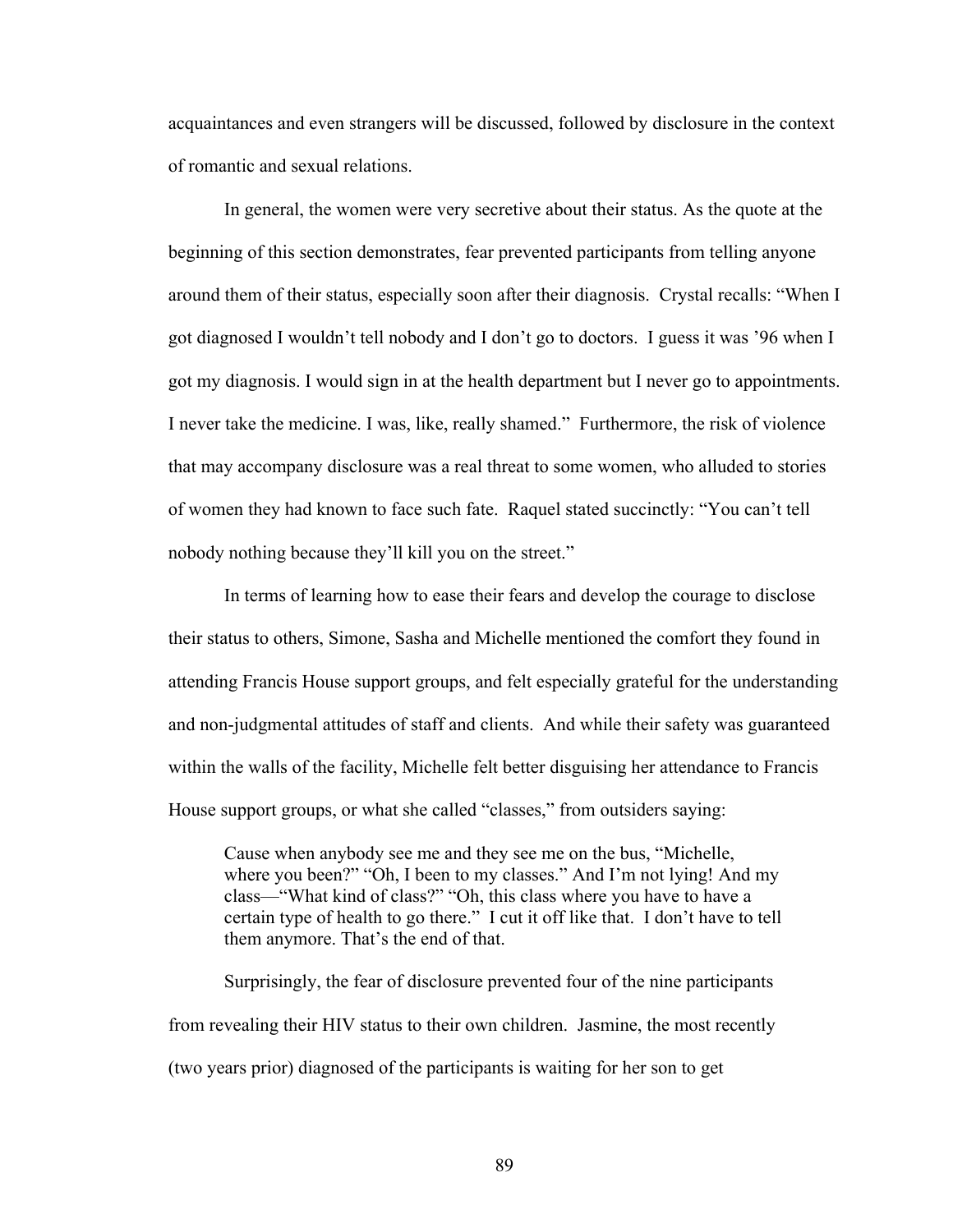acquaintances and even strangers will be discussed, followed by disclosure in the context of romantic and sexual relations.

In general, the women were very secretive about their status. As the quote at the beginning of this section demonstrates, fear prevented participants from telling anyone around them of their status, especially soon after their diagnosis. Crystal recalls: "When I got diagnosed I wouldn't tell nobody and I don't go to doctors. I guess it was '96 when I got my diagnosis. I would sign in at the health department but I never go to appointments. I never take the medicine. I was, like, really shamed." Furthermore, the risk of violence that may accompany disclosure was a real threat to some women, who alluded to stories of women they had known to face such fate. Raquel stated succinctly: "You can't tell nobody nothing because they'll kill you on the street."

In terms of learning how to ease their fears and develop the courage to disclose their status to others, Simone, Sasha and Michelle mentioned the comfort they found in attending Francis House support groups, and felt especially grateful for the understanding and non-judgmental attitudes of staff and clients. And while their safety was guaranteed within the walls of the facility, Michelle felt better disguising her attendance to Francis House support groups, or what she called "classes," from outsiders saying:

> Cause when anybody see me and they see me on the bus, "Michelle, where you been?" "Oh, I been to my classes." And I'm not lying! And my class—"What kind of class?" "Oh, this class where you have to have a certain type of health to go there." I cut it off like that. I don't have to tell them anymore. That's the end of that.

Surprisingly, the fear of disclosure prevented four of the nine participants from revealing their HIV status to their own children. Jasmine, the most recently (two years prior) diagnosed of the participants is waiting for her son to get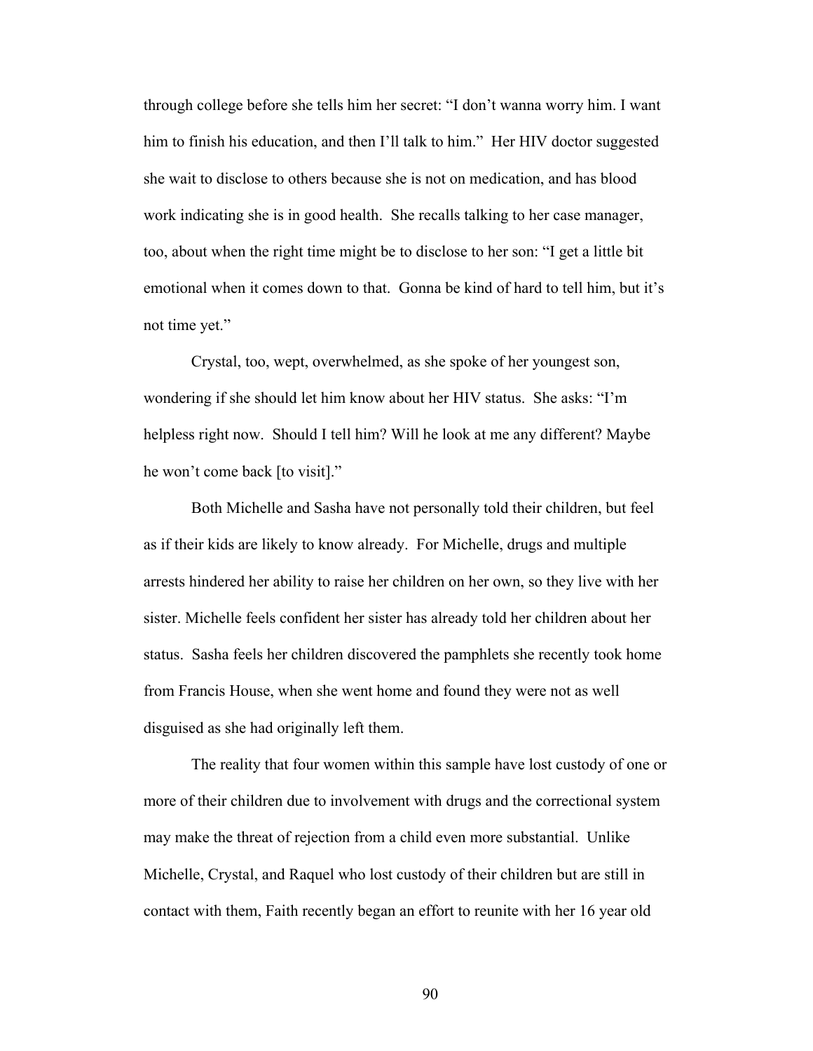through college before she tells him her secret: "I don't wanna worry him. I want him to finish his education, and then I'll talk to him." Her HIV doctor suggested she wait to disclose to others because she is not on medication, and has blood work indicating she is in good health. She recalls talking to her case manager, too, about when the right time might be to disclose to her son: "I get a little bit emotional when it comes down to that. Gonna be kind of hard to tell him, but it's not time yet."

Crystal, too, wept, overwhelmed, as she spoke of her youngest son, wondering if she should let him know about her HIV status. She asks: "I'm helpless right now. Should I tell him? Will he look at me any different? Maybe he won't come back [to visit]."

Both Michelle and Sasha have not personally told their children, but feel as if their kids are likely to know already. For Michelle, drugs and multiple arrests hindered her ability to raise her children on her own, so they live with her sister. Michelle feels confident her sister has already told her children about her status. Sasha feels her children discovered the pamphlets she recently took home from Francis House, when she went home and found they were not as well disguised as she had originally left them.

The reality that four women within this sample have lost custody of one or more of their children due to involvement with drugs and the correctional system may make the threat of rejection from a child even more substantial. Unlike Michelle, Crystal, and Raquel who lost custody of their children but are still in contact with them, Faith recently began an effort to reunite with her 16 year old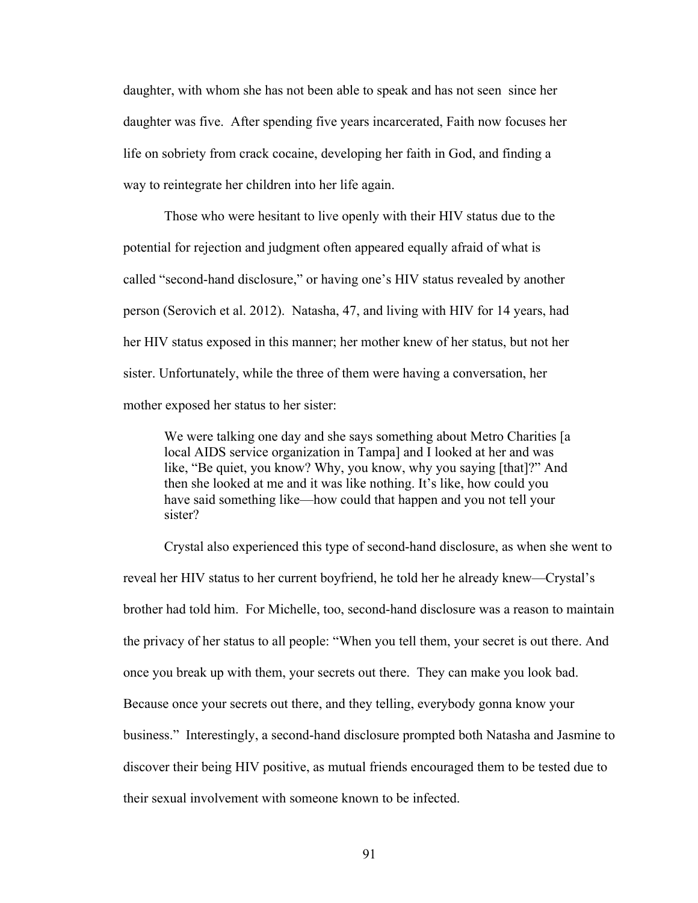daughter, with whom she has not been able to speak and has not seen since her daughter was five. After spending five years incarcerated, Faith now focuses her life on sobriety from crack cocaine, developing her faith in God, and finding a way to reintegrate her children into her life again.

Those who were hesitant to live openly with their HIV status due to the potential for rejection and judgment often appeared equally afraid of what is called "second-hand disclosure," or having one's HIV status revealed by another person (Serovich et al. 2012). Natasha, 47, and living with HIV for 14 years, had her HIV status exposed in this manner; her mother knew of her status, but not her sister. Unfortunately, while the three of them were having a conversation, her mother exposed her status to her sister:

> We were talking one day and she says something about Metro Charities [a local AIDS service organization in Tampa] and I looked at her and was like, "Be quiet, you know? Why, you know, why you saying [that]?" And then she looked at me and it was like nothing. It's like, how could you have said something like—how could that happen and you not tell your sister?

Crystal also experienced this type of second-hand disclosure, as when she went to reveal her HIV status to her current boyfriend, he told her he already knew—Crystal's brother had told him. For Michelle, too, second-hand disclosure was a reason to maintain the privacy of her status to all people: "When you tell them, your secret is out there. And once you break up with them, your secrets out there. They can make you look bad. Because once your secrets out there, and they telling, everybody gonna know your business." Interestingly, a second-hand disclosure prompted both Natasha and Jasmine to discover their being HIV positive, as mutual friends encouraged them to be tested due to their sexual involvement with someone known to be infected.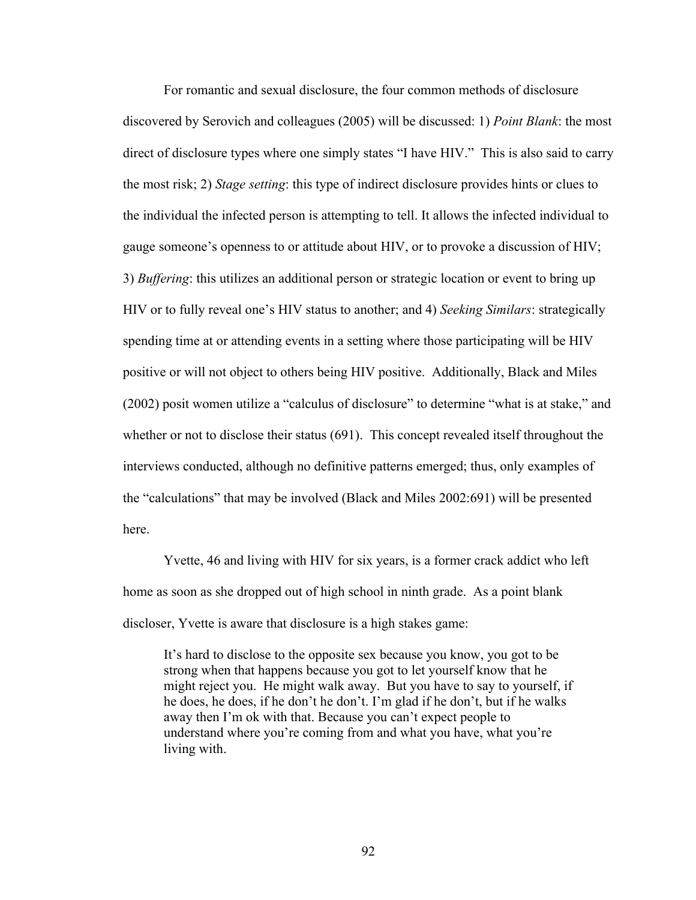For romantic and sexual disclosure, the four common methods of disclosure discovered by Serovich and colleagues (2005) will be discussed: 1) *Point Blank*: the most direct of disclosure types where one simply states "I have HIV." This is also said to carry the most risk; 2) *Stage setting*: this type of indirect disclosure provides hints or clues to the individual the infected person is attempting to tell. It allows the infected individual to gauge someone's openness to or attitude about HIV, or to provoke a discussion of HIV; 3) *Buffering*: this utilizes an additional person or strategic location or event to bring up HIV or to fully reveal one's HIV status to another; and 4) *Seeking Similars*: strategically spending time at or attending events in a setting where those participating will be HIV positive or will not object to others being HIV positive. Additionally, Black and Miles (2002) posit women utilize a "calculus of disclosure" to determine "what is at stake," and whether or not to disclose their status (691). This concept revealed itself throughout the interviews conducted, although no definitive patterns emerged; thus, only examples of the "calculations" that may be involved (Black and Miles 2002:691) will be presented here.

Yvette, 46 and living with HIV for six years, is a former crack addict who left home as soon as she dropped out of high school in ninth grade. As a point blank discloser, Yvette is aware that disclosure is a high stakes game:

> It's hard to disclose to the opposite sex because you know, you got to be strong when that happens because you got to let yourself know that he might reject you. He might walk away. But you have to say to yourself, if he does, he does, if he don't he don't. I'm glad if he don't, but if he walks away then I'm ok with that. Because you can't expect people to understand where you're coming from and what you have, what you're living with.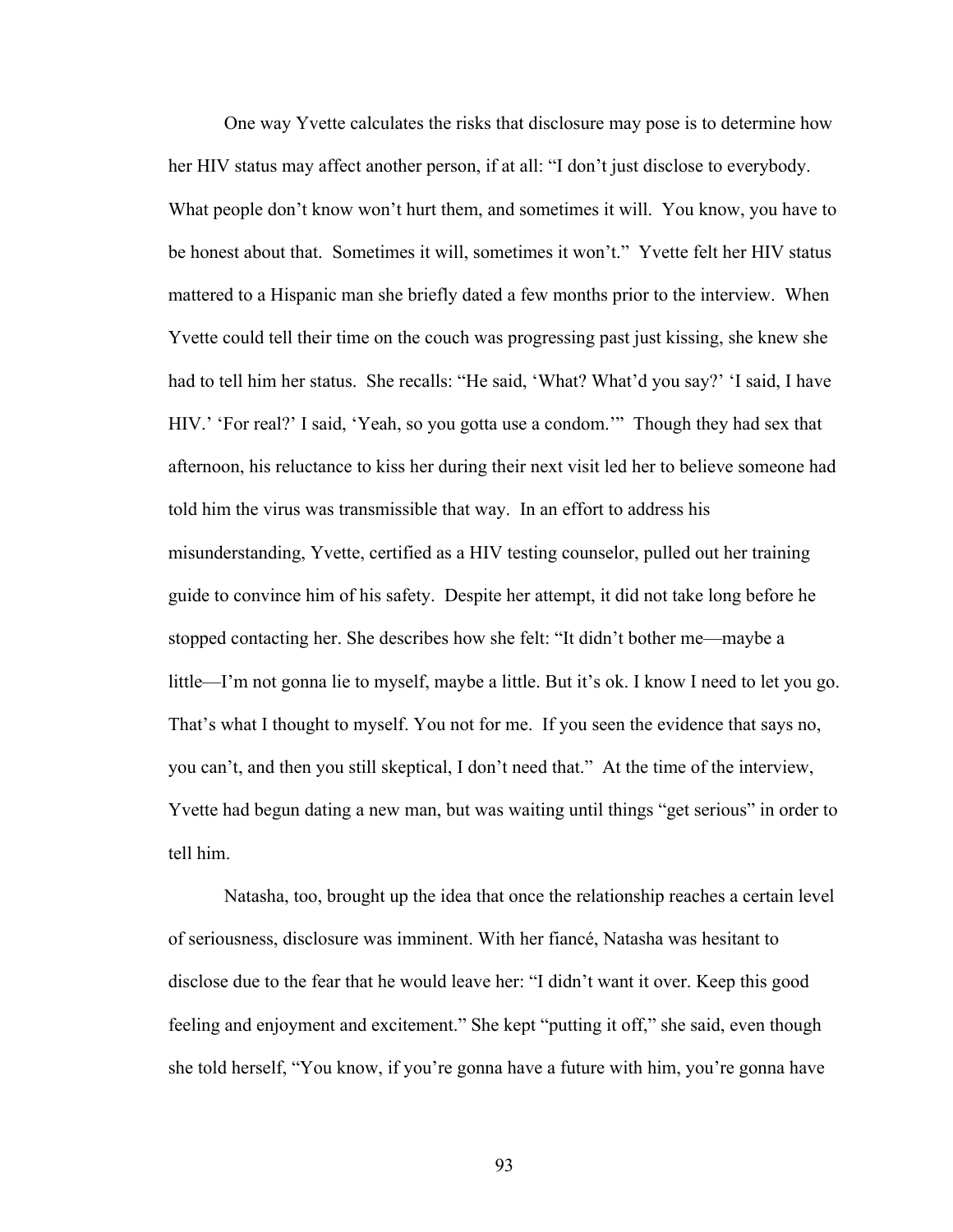One way Yvette calculates the risks that disclosure may pose is to determine how her HIV status may affect another person, if at all: "I don't just disclose to everybody. What people don't know won't hurt them, and sometimes it will. You know, you have to be honest about that. Sometimes it will, sometimes it won't." Yvette felt her HIV status mattered to a Hispanic man she briefly dated a few months prior to the interview. When Yvette could tell their time on the couch was progressing past just kissing, she knew she had to tell him her status. She recalls: "He said, 'What? What'd you say?' 'I said, I have HIV.' 'For real?' I said, 'Yeah, so you gotta use a condom.'" Though they had sex that afternoon, his reluctance to kiss her during their next visit led her to believe someone had told him the virus was transmissible that way. In an effort to address his misunderstanding, Yvette, certified as a HIV testing counselor, pulled out her training guide to convince him of his safety. Despite her attempt, it did not take long before he stopped contacting her. She describes how she felt: "It didn't bother me—maybe a little—I'm not gonna lie to myself, maybe a little. But it's ok. I know I need to let you go. That's what I thought to myself. You not for me. If you seen the evidence that says no, you can't, and then you still skeptical, I don't need that." At the time of the interview, Yvette had begun dating a new man, but was waiting until things "get serious" in order to tell him.

Natasha, too, brought up the idea that once the relationship reaches a certain level of seriousness, disclosure was imminent. With her fiancé, Natasha was hesitant to disclose due to the fear that he would leave her: "I didn't want it over. Keep this good feeling and enjoyment and excitement." She kept "putting it off," she said, even though she told herself, "You know, if you're gonna have a future with him, you're gonna have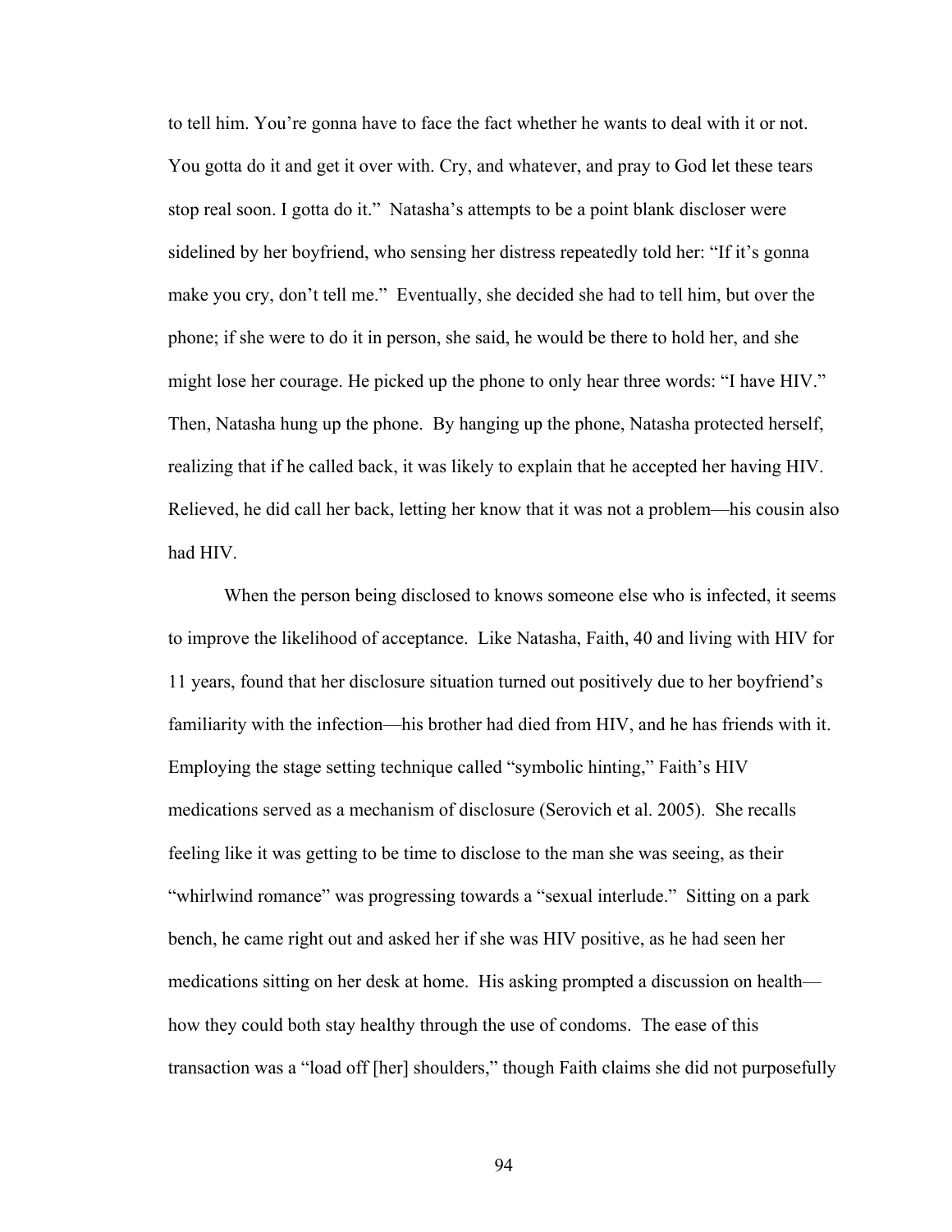to tell him. You're gonna have to face the fact whether he wants to deal with it or not. You gotta do it and get it over with. Cry, and whatever, and pray to God let these tears stop real soon. I gotta do it." Natasha's attempts to be a point blank discloser were sidelined by her boyfriend, who sensing her distress repeatedly told her: "If it's gonna make you cry, don't tell me." Eventually, she decided she had to tell him, but over the phone; if she were to do it in person, she said, he would be there to hold her, and she might lose her courage. He picked up the phone to only hear three words: "I have HIV." Then, Natasha hung up the phone. By hanging up the phone, Natasha protected herself, realizing that if he called back, it was likely to explain that he accepted her having HIV. Relieved, he did call her back, letting her know that it was not a problem—his cousin also had HIV.

When the person being disclosed to knows someone else who is infected, it seems to improve the likelihood of acceptance. Like Natasha, Faith, 40 and living with HIV for 11 years, found that her disclosure situation turned out positively due to her boyfriend's familiarity with the infection—his brother had died from HIV, and he has friends with it. Employing the stage setting technique called "symbolic hinting," Faith's HIV medications served as a mechanism of disclosure (Serovich et al. 2005). She recalls feeling like it was getting to be time to disclose to the man she was seeing, as their "whirlwind romance" was progressing towards a "sexual interlude." Sitting on a park bench, he came right out and asked her if she was HIV positive, as he had seen her medications sitting on her desk at home. His asking prompted a discussion on health—how they could both stay healthy through the use of condoms. The ease of this transaction was a "load off [her] shoulders," though Faith claims she did not purposefully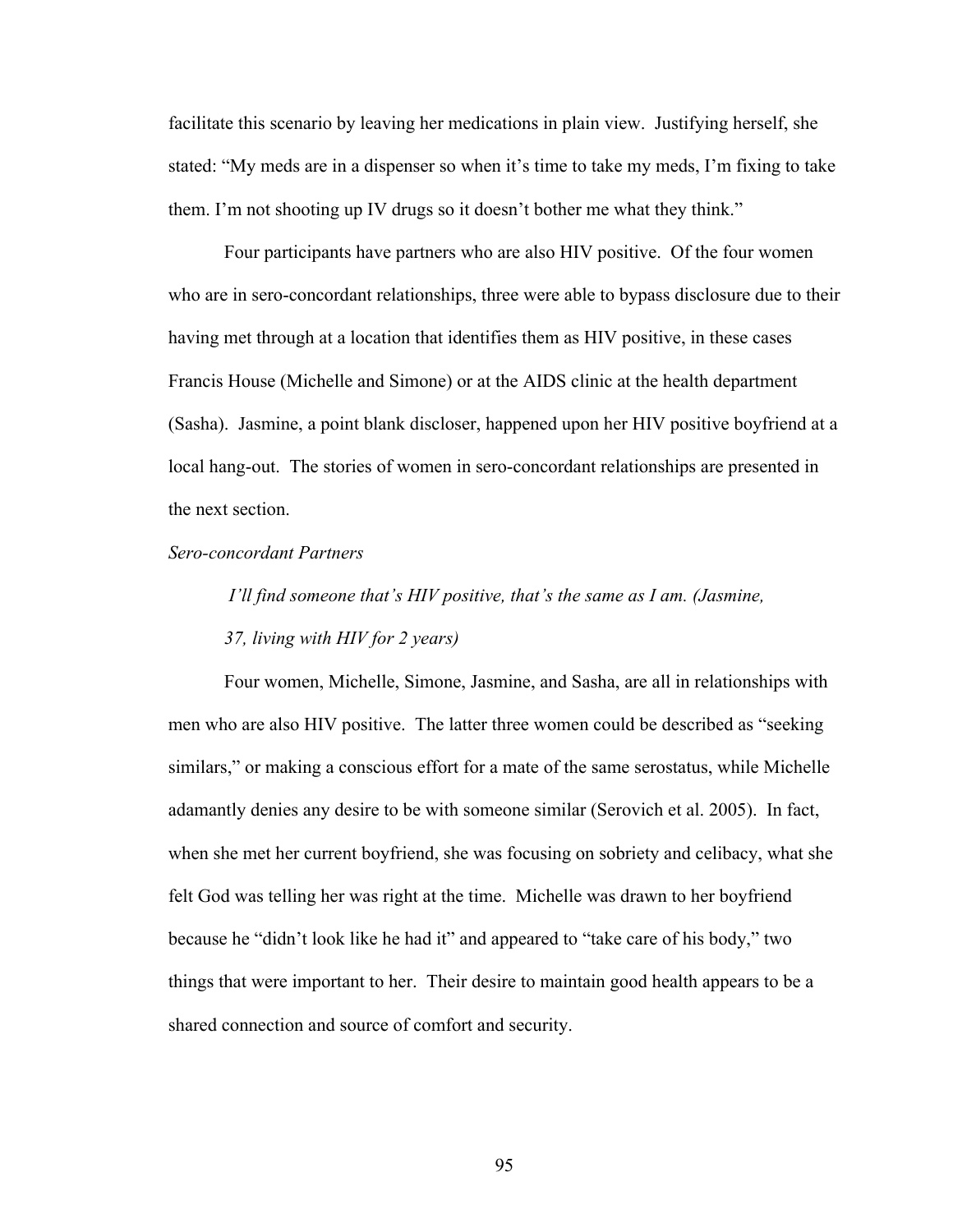facilitate this scenario by leaving her medications in plain view. Justifying herself, she stated: "My meds are in a dispenser so when it's time to take my meds, I'm fixing to take them. I'm not shooting up IV drugs so it doesn't bother me what they think."

Four participants have partners who are also HIV positive. Of the four women who are in sero-concordant relationships, three were able to bypass disclosure due to their having met through at a location that identifies them as HIV positive, in these cases Francis House (Michelle and Simone) or at the AIDS clinic at the health department (Sasha). Jasmine, a point blank discloser, happened upon her HIV positive boyfriend at a local hang-out. The stories of women in sero-concordant relationships are presented in the next section.

*Sero-concordant Partners*

> *I'll find someone that's HIV positive, that's the same as I am. (Jasmine, 37, living with HIV for 2 years)*

Four women, Michelle, Simone, Jasmine, and Sasha, are all in relationships with men who are also HIV positive. The latter three women could be described as "seeking similars," or making a conscious effort for a mate of the same serostatus, while Michelle adamantly denies any desire to be with someone similar (Serovich et al. 2005). In fact, when she met her current boyfriend, she was focusing on sobriety and celibacy, what she felt God was telling her was right at the time. Michelle was drawn to her boyfriend because he "didn't look like he had it" and appeared to "take care of his body," two things that were important to her. Their desire to maintain good health appears to be a shared connection and source of comfort and security.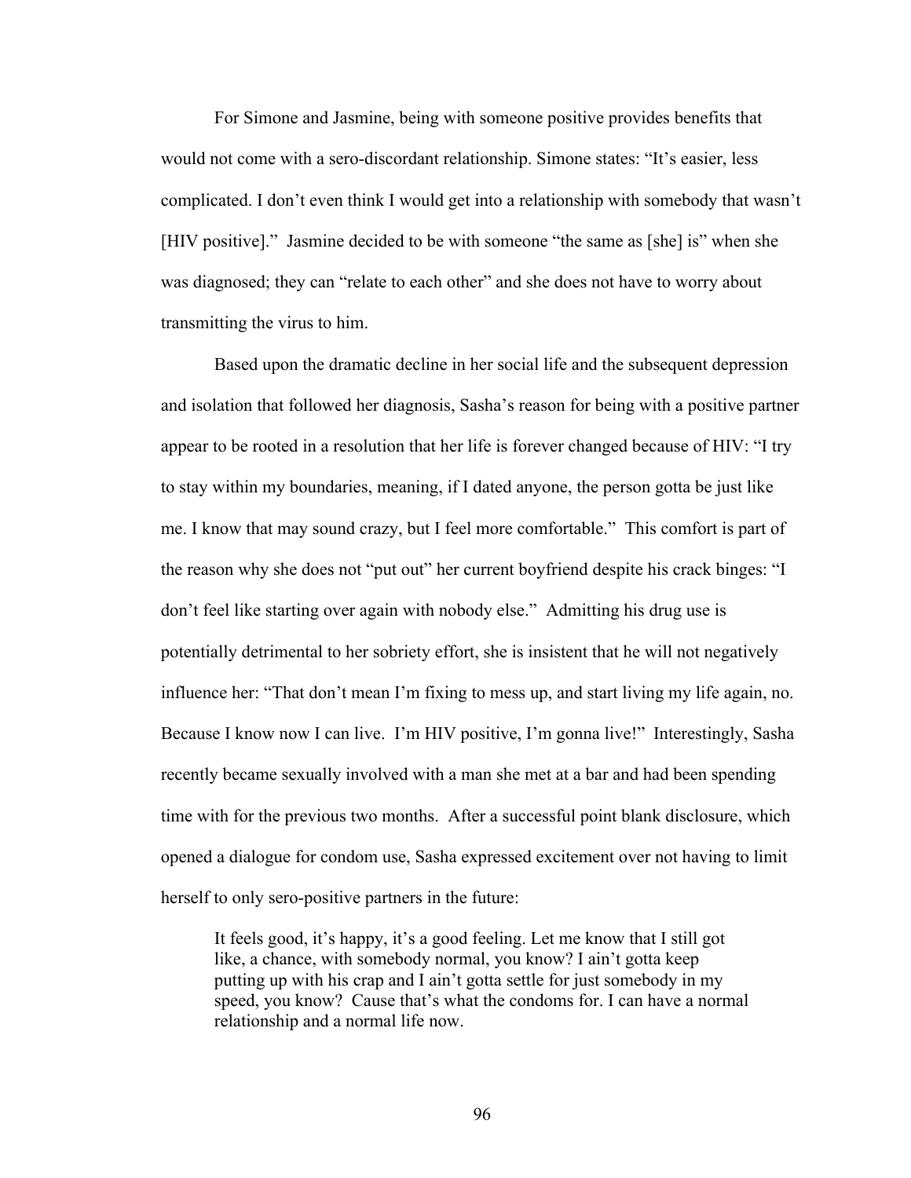For Simone and Jasmine, being with someone positive provides benefits that would not come with a sero-discordant relationship. Simone states: "It's easier, less complicated. I don't even think I would get into a relationship with somebody that wasn't [HIV positive]." Jasmine decided to be with someone "the same as [she] is" when she was diagnosed; they can "relate to each other" and she does not have to worry about transmitting the virus to him.

Based upon the dramatic decline in her social life and the subsequent depression and isolation that followed her diagnosis, Sasha's reason for being with a positive partner appear to be rooted in a resolution that her life is forever changed because of HIV: "I try to stay within my boundaries, meaning, if I dated anyone, the person gotta be just like me. I know that may sound crazy, but I feel more comfortable." This comfort is part of the reason why she does not "put out" her current boyfriend despite his crack binges: "I don't feel like starting over again with nobody else." Admitting his drug use is potentially detrimental to her sobriety effort, she is insistent that he will not negatively influence her: "That don't mean I'm fixing to mess up, and start living my life again, no. Because I know now I can live. I'm HIV positive, I'm gonna live!" Interestingly, Sasha recently became sexually involved with a man she met at a bar and had been spending time with for the previous two months. After a successful point blank disclosure, which opened a dialogue for condom use, Sasha expressed excitement over not having to limit herself to only sero-positive partners in the future:

> It feels good, it's happy, it's a good feeling. Let me know that I still got like, a chance, with somebody normal, you know? I ain't gotta keep putting up with his crap and I ain't gotta settle for just somebody in my speed, you know? Cause that's what the condoms for. I can have a normal relationship and a normal life now.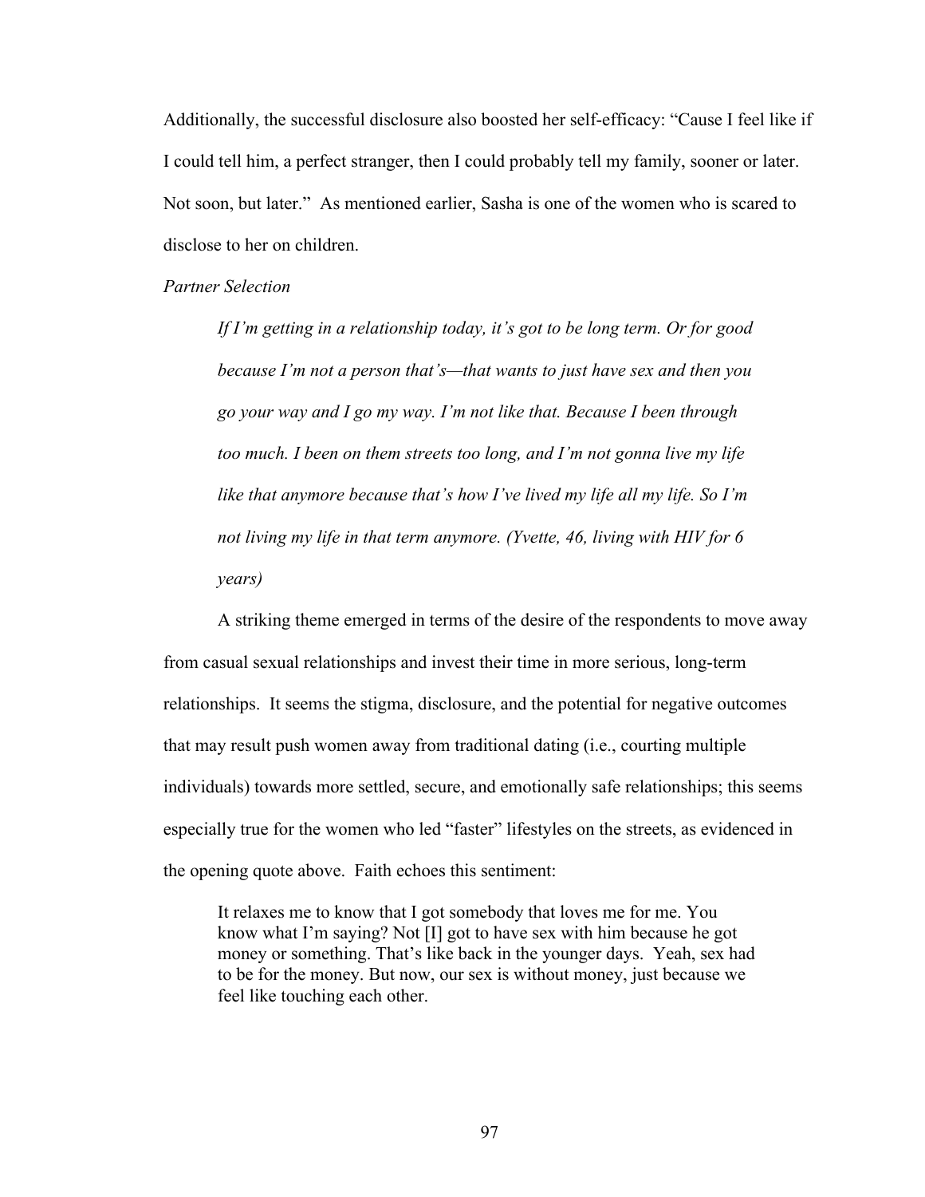Additionally, the successful disclosure also boosted her self-efficacy: "Cause I feel like if I could tell him, a perfect stranger, then I could probably tell my family, sooner or later. Not soon, but later." As mentioned earlier, Sasha is one of the women who is scared to disclose to her on children.

*Partner Selection*

> *If I'm getting in a relationship today, it's got to be long term. Or for good because I'm not a person that's—that wants to just have sex and then you go your way and I go my way. I'm not like that. Because I been through too much. I been on them streets too long, and I'm not gonna live my life like that anymore because that's how I've lived my life all my life. So I'm not living my life in that term anymore. (Yvette, 46, living with HIV for 6 years)*

A striking theme emerged in terms of the desire of the respondents to move away from casual sexual relationships and invest their time in more serious, long-term relationships. It seems the stigma, disclosure, and the potential for negative outcomes that may result push women away from traditional dating (i.e., courting multiple individuals) towards more settled, secure, and emotionally safe relationships; this seems especially true for the women who led "faster" lifestyles on the streets, as evidenced in the opening quote above. Faith echoes this sentiment:

> It relaxes me to know that I got somebody that loves me for me. You know what I'm saying? Not [I] got to have sex with him because he got money or something. That's like back in the younger days. Yeah, sex had to be for the money. But now, our sex is without money, just because we feel like touching each other.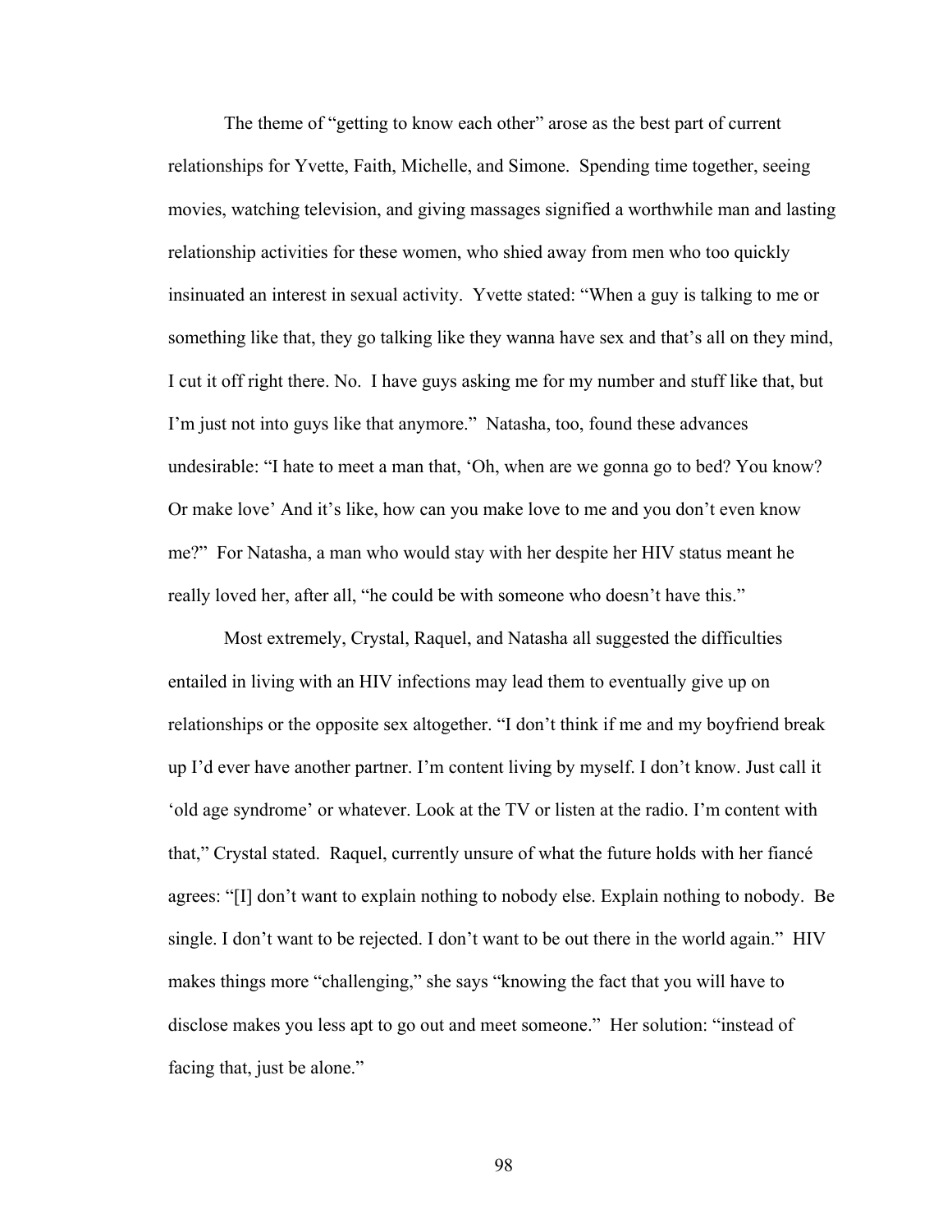The theme of "getting to know each other" arose as the best part of current relationships for Yvette, Faith, Michelle, and Simone. Spending time together, seeing movies, watching television, and giving massages signified a worthwhile man and lasting relationship activities for these women, who shied away from men who too quickly insinuated an interest in sexual activity. Yvette stated: "When a guy is talking to me or something like that, they go talking like they wanna have sex and that's all on they mind, I cut it off right there. No. I have guys asking me for my number and stuff like that, but I'm just not into guys like that anymore." Natasha, too, found these advances undesirable: "I hate to meet a man that, 'Oh, when are we gonna go to bed? You know? Or make love' And it's like, how can you make love to me and you don't even know me?" For Natasha, a man who would stay with her despite her HIV status meant he really loved her, after all, "he could be with someone who doesn't have this."

Most extremely, Crystal, Raquel, and Natasha all suggested the difficulties entailed in living with an HIV infections may lead them to eventually give up on relationships or the opposite sex altogether. "I don't think if me and my boyfriend break up I'd ever have another partner. I'm content living by myself. I don't know. Just call it 'old age syndrome' or whatever. Look at the TV or listen at the radio. I'm content with that," Crystal stated. Raquel, currently unsure of what the future holds with her fiancé agrees: "[I] don't want to explain nothing to nobody else. Explain nothing to nobody. Be single. I don't want to be rejected. I don't want to be out there in the world again." HIV makes things more "challenging," she says "knowing the fact that you will have to disclose makes you less apt to go out and meet someone." Her solution: "instead of facing that, just be alone."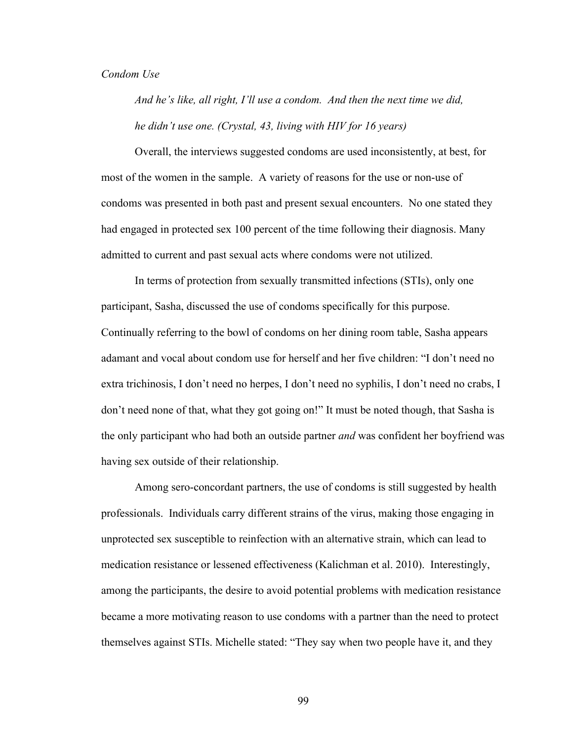*Condom Use*

> *And he's like, all right, I'll use a condom. And then the next time we did, he didn't use one. (Crystal, 43, living with HIV for 16 years)*

Overall, the interviews suggested condoms are used inconsistently, at best, for most of the women in the sample. A variety of reasons for the use or non-use of condoms was presented in both past and present sexual encounters. No one stated they had engaged in protected sex 100 percent of the time following their diagnosis. Many admitted to current and past sexual acts where condoms were not utilized.

In terms of protection from sexually transmitted infections (STIs), only one participant, Sasha, discussed the use of condoms specifically for this purpose. Continually referring to the bowl of condoms on her dining room table, Sasha appears adamant and vocal about condom use for herself and her five children: "I don't need no extra trichinosis, I don't need no herpes, I don't need no syphilis, I don't need no crabs, I don't need none of that, what they got going on!" It must be noted though, that Sasha is the only participant who had both an outside partner *and* was confident her boyfriend was having sex outside of their relationship.

Among sero-concordant partners, the use of condoms is still suggested by health professionals. Individuals carry different strains of the virus, making those engaging in unprotected sex susceptible to reinfection with an alternative strain, which can lead to medication resistance or lessened effectiveness (Kalichman et al. 2010). Interestingly, among the participants, the desire to avoid potential problems with medication resistance became a more motivating reason to use condoms with a partner than the need to protect themselves against STIs. Michelle stated: "They say when two people have it, and they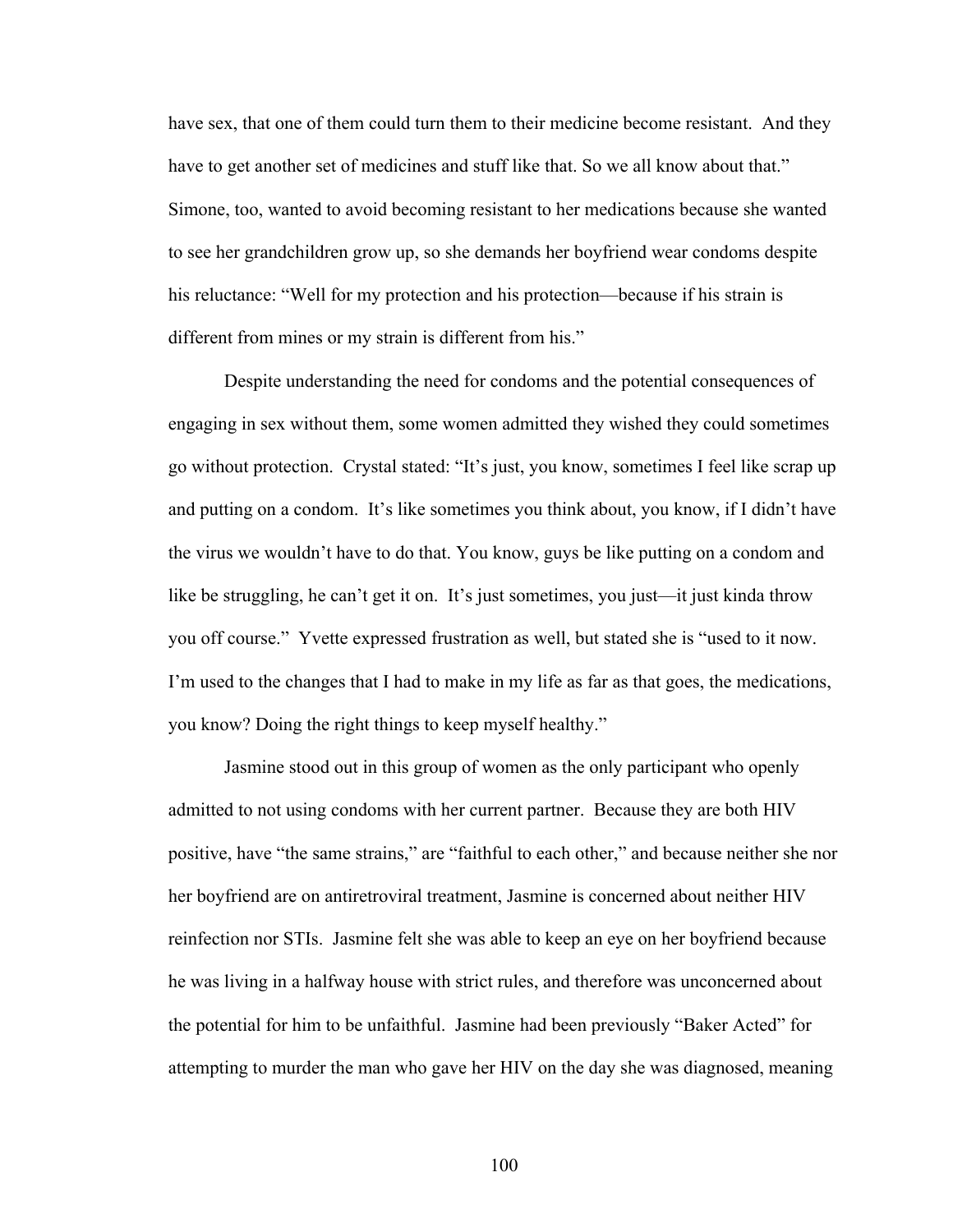have sex, that one of them could turn them to their medicine become resistant. And they have to get another set of medicines and stuff like that. So we all know about that." Simone, too, wanted to avoid becoming resistant to her medications because she wanted to see her grandchildren grow up, so she demands her boyfriend wear condoms despite his reluctance: "Well for my protection and his protection—because if his strain is different from mines or my strain is different from his."

Despite understanding the need for condoms and the potential consequences of engaging in sex without them, some women admitted they wished they could sometimes go without protection. Crystal stated: "It's just, you know, sometimes I feel like scrap up and putting on a condom. It's like sometimes you think about, you know, if I didn't have the virus we wouldn't have to do that. You know, guys be like putting on a condom and like be struggling, he can't get it on. It's just sometimes, you just—it just kinda throw you off course." Yvette expressed frustration as well, but stated she is "used to it now. I'm used to the changes that I had to make in my life as far as that goes, the medications, you know? Doing the right things to keep myself healthy."

Jasmine stood out in this group of women as the only participant who openly admitted to not using condoms with her current partner. Because they are both HIV positive, have "the same strains," are "faithful to each other," and because neither she nor her boyfriend are on antiretroviral treatment, Jasmine is concerned about neither HIV reinfection nor STIs. Jasmine felt she was able to keep an eye on her boyfriend because he was living in a halfway house with strict rules, and therefore was unconcerned about the potential for him to be unfaithful. Jasmine had been previously "Baker Acted" for attempting to murder the man who gave her HIV on the day she was diagnosed, meaning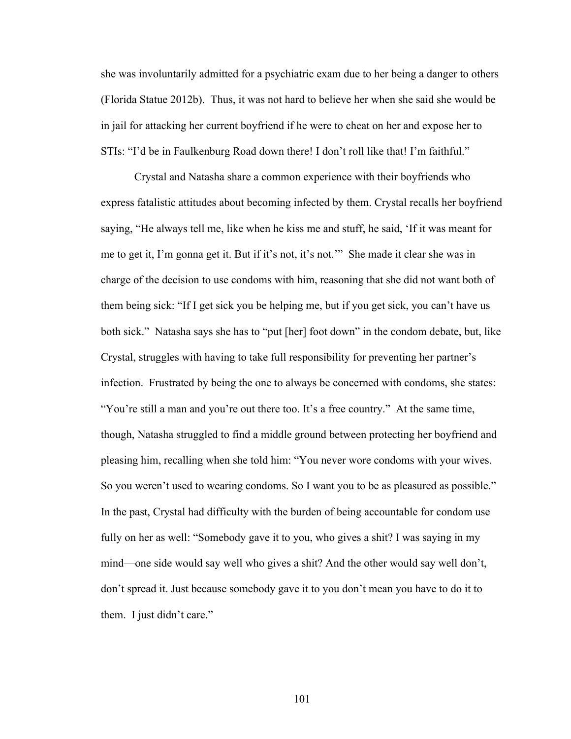she was involuntarily admitted for a psychiatric exam due to her being a danger to others (Florida Statue 2012b). Thus, it was not hard to believe her when she said she would be in jail for attacking her current boyfriend if he were to cheat on her and expose her to STIs: "I'd be in Faulkenburg Road down there! I don't roll like that! I'm faithful."

Crystal and Natasha share a common experience with their boyfriends who express fatalistic attitudes about becoming infected by them. Crystal recalls her boyfriend saying, "He always tell me, like when he kiss me and stuff, he said, 'If it was meant for me to get it, I'm gonna get it. But if it's not, it's not.'" She made it clear she was in charge of the decision to use condoms with him, reasoning that she did not want both of them being sick: "If I get sick you be helping me, but if you get sick, you can't have us both sick." Natasha says she has to "put [her] foot down" in the condom debate, but, like Crystal, struggles with having to take full responsibility for preventing her partner's infection. Frustrated by being the one to always be concerned with condoms, she states: "You're still a man and you're out there too. It's a free country." At the same time, though, Natasha struggled to find a middle ground between protecting her boyfriend and pleasing him, recalling when she told him: "You never wore condoms with your wives. So you weren't used to wearing condoms. So I want you to be as pleasured as possible." In the past, Crystal had difficulty with the burden of being accountable for condom use fully on her as well: "Somebody gave it to you, who gives a shit? I was saying in my mind—one side would say well who gives a shit? And the other would say well don't, don't spread it. Just because somebody gave it to you don't mean you have to do it to them. I just didn't care."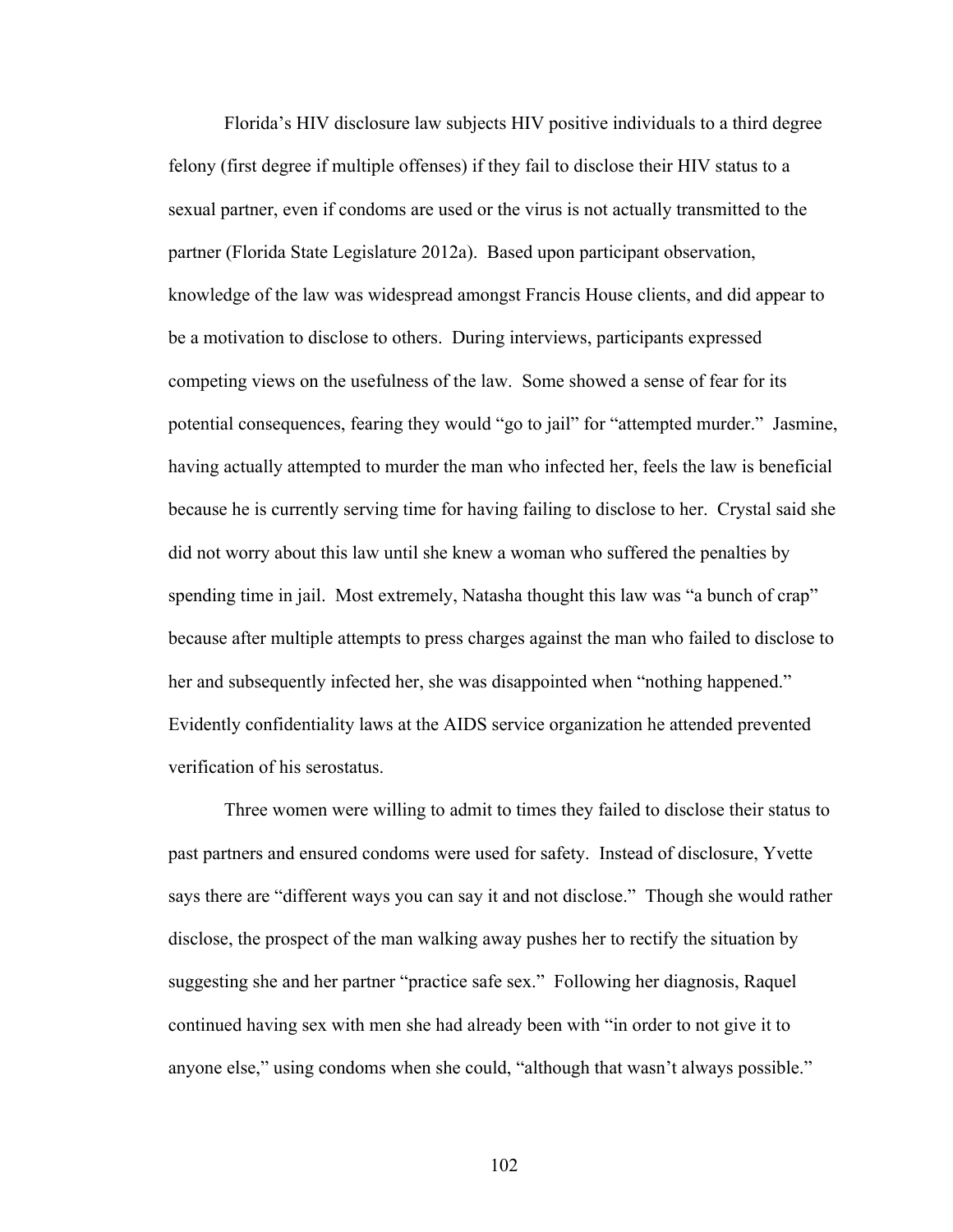Florida's HIV disclosure law subjects HIV positive individuals to a third degree felony (first degree if multiple offenses) if they fail to disclose their HIV status to a sexual partner, even if condoms are used or the virus is not actually transmitted to the partner (Florida State Legislature 2012a). Based upon participant observation, knowledge of the law was widespread amongst Francis House clients, and did appear to be a motivation to disclose to others. During interviews, participants expressed competing views on the usefulness of the law. Some showed a sense of fear for its potential consequences, fearing they would "go to jail" for "attempted murder." Jasmine, having actually attempted to murder the man who infected her, feels the law is beneficial because he is currently serving time for having failing to disclose to her. Crystal said she did not worry about this law until she knew a woman who suffered the penalties by spending time in jail. Most extremely, Natasha thought this law was "a bunch of crap" because after multiple attempts to press charges against the man who failed to disclose to her and subsequently infected her, she was disappointed when "nothing happened." Evidently confidentiality laws at the AIDS service organization he attended prevented verification of his serostatus.

Three women were willing to admit to times they failed to disclose their status to past partners and ensured condoms were used for safety. Instead of disclosure, Yvette says there are "different ways you can say it and not disclose." Though she would rather disclose, the prospect of the man walking away pushes her to rectify the situation by suggesting she and her partner "practice safe sex." Following her diagnosis, Raquel continued having sex with men she had already been with "in order to not give it to anyone else," using condoms when she could, "although that wasn't always possible."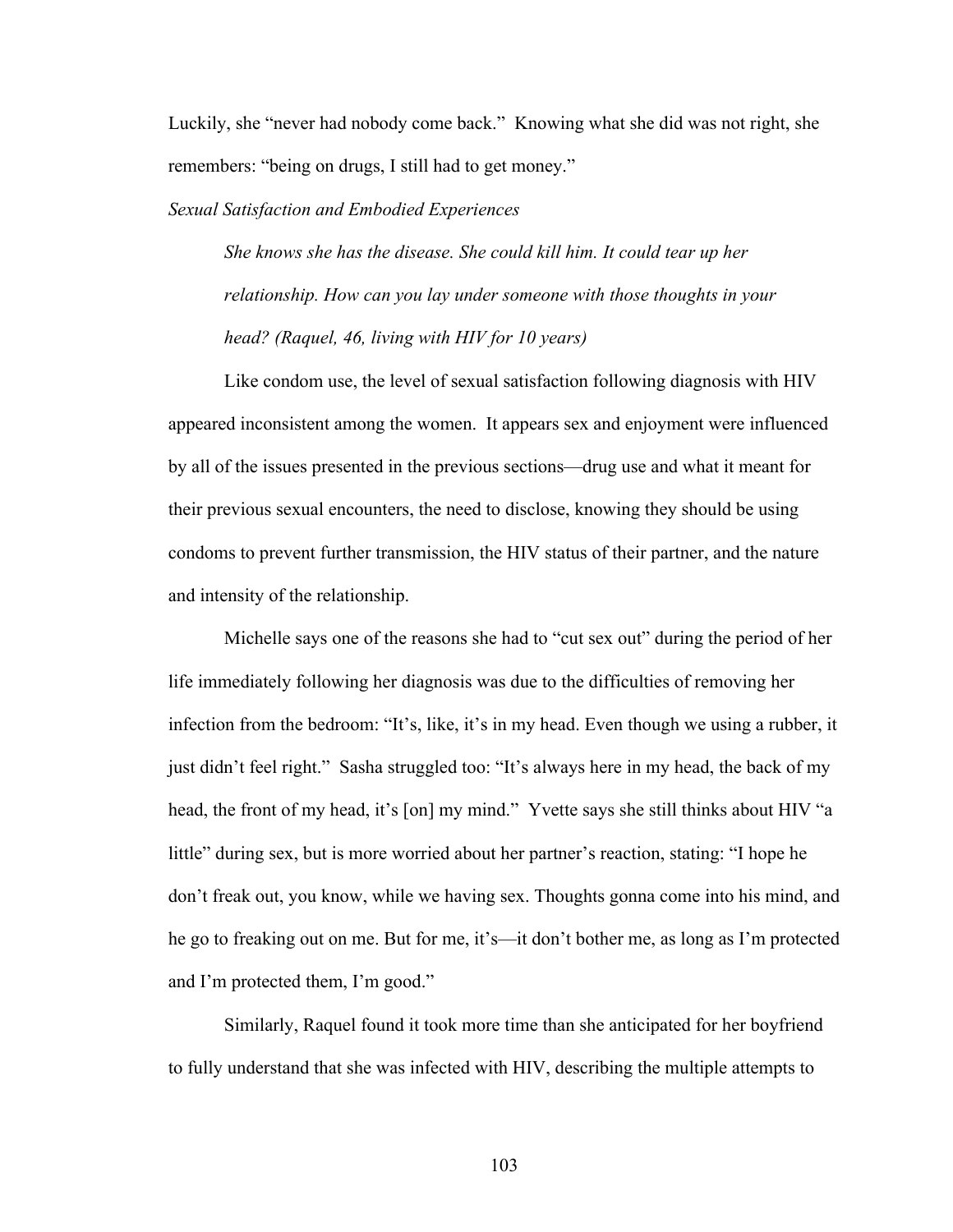Luckily, she "never had nobody come back." Knowing what she did was not right, she remembers: "being on drugs, I still had to get money."

*Sexual Satisfaction and Embodied Experiences*

> *She knows she has the disease. She could kill him. It could tear up her relationship. How can you lay under someone with those thoughts in your head? (Raquel, 46, living with HIV for 10 years)*

Like condom use, the level of sexual satisfaction following diagnosis with HIV appeared inconsistent among the women. It appears sex and enjoyment were influenced by all of the issues presented in the previous sections—drug use and what it meant for their previous sexual encounters, the need to disclose, knowing they should be using condoms to prevent further transmission, the HIV status of their partner, and the nature and intensity of the relationship.

Michelle says one of the reasons she had to "cut sex out" during the period of her life immediately following her diagnosis was due to the difficulties of removing her infection from the bedroom: "It's, like, it's in my head. Even though we using a rubber, it just didn't feel right." Sasha struggled too: "It's always here in my head, the back of my head, the front of my head, it's [on] my mind." Yvette says she still thinks about HIV "a little" during sex, but is more worried about her partner's reaction, stating: "I hope he don't freak out, you know, while we having sex. Thoughts gonna come into his mind, and he go to freaking out on me. But for me, it's—it don't bother me, as long as I'm protected and I'm protected them, I'm good."

Similarly, Raquel found it took more time than she anticipated for her boyfriend to fully understand that she was infected with HIV, describing the multiple attempts to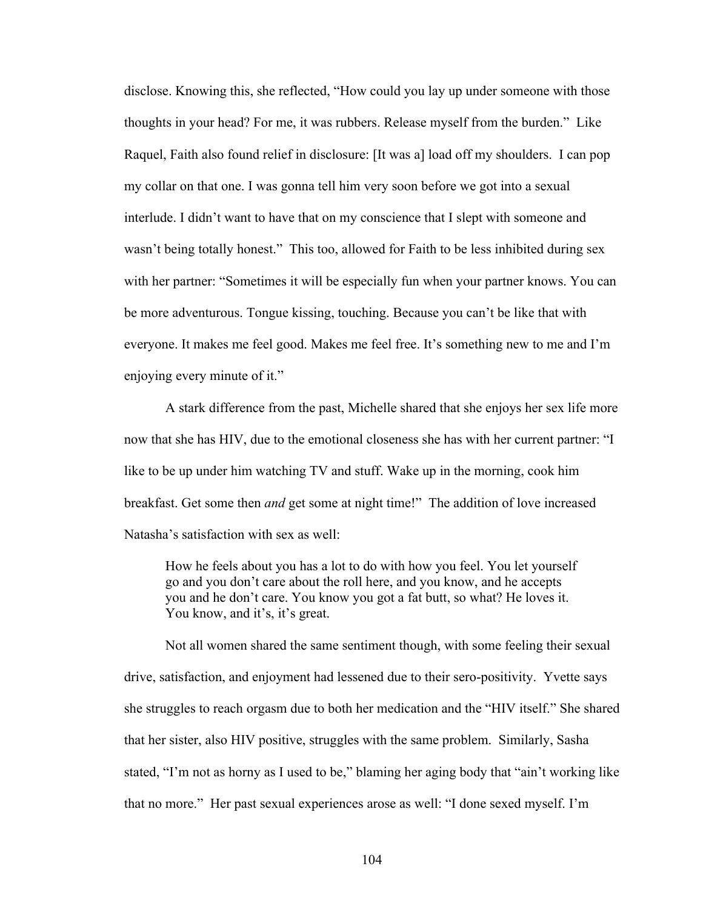disclose. Knowing this, she reflected, "How could you lay up under someone with those thoughts in your head? For me, it was rubbers. Release myself from the burden." Like Raquel, Faith also found relief in disclosure: [It was a] load off my shoulders. I can pop my collar on that one. I was gonna tell him very soon before we got into a sexual interlude. I didn't want to have that on my conscience that I slept with someone and wasn't being totally honest." This too, allowed for Faith to be less inhibited during sex with her partner: "Sometimes it will be especially fun when your partner knows. You can be more adventurous. Tongue kissing, touching. Because you can't be like that with everyone. It makes me feel good. Makes me feel free. It's something new to me and I'm enjoying every minute of it."

A stark difference from the past, Michelle shared that she enjoys her sex life more now that she has HIV, due to the emotional closeness she has with her current partner: "I like to be up under him watching TV and stuff. Wake up in the morning, cook him breakfast. Get some then *and* get some at night time!" The addition of love increased Natasha's satisfaction with sex as well:

> How he feels about you has a lot to do with how you feel. You let yourself go and you don't care about the roll here, and you know, and he accepts you and he don't care. You know you got a fat butt, so what? He loves it. You know, and it's, it's great.

Not all women shared the same sentiment though, with some feeling their sexual drive, satisfaction, and enjoyment had lessened due to their sero-positivity. Yvette says she struggles to reach orgasm due to both her medication and the "HIV itself." She shared that her sister, also HIV positive, struggles with the same problem. Similarly, Sasha stated, "I'm not as horny as I used to be," blaming her aging body that "ain't working like that no more." Her past sexual experiences arose as well: "I done sexed myself. I'm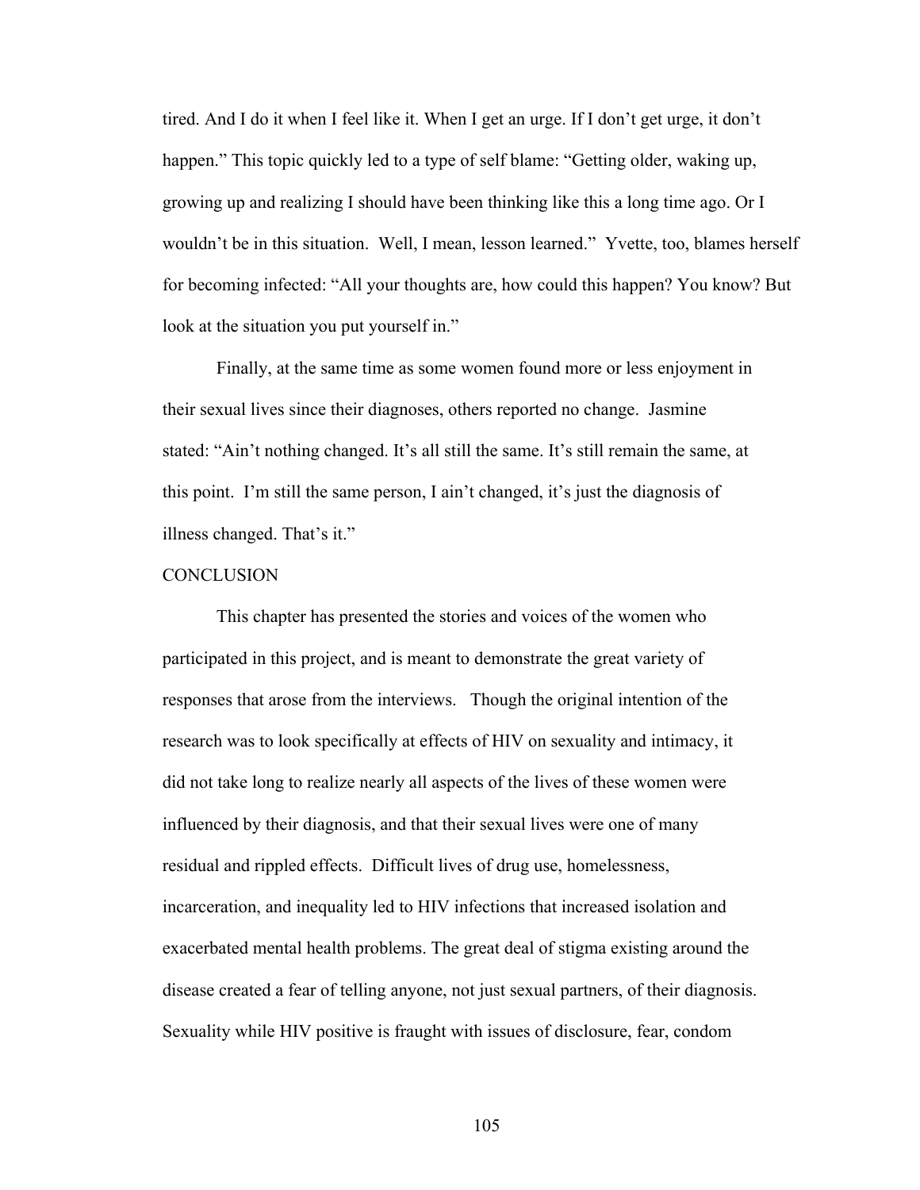tired. And I do it when I feel like it. When I get an urge. If I don't get urge, it don't happen." This topic quickly led to a type of self blame: "Getting older, waking up, growing up and realizing I should have been thinking like this a long time ago. Or I wouldn't be in this situation. Well, I mean, lesson learned." Yvette, too, blames herself for becoming infected: "All your thoughts are, how could this happen? You know? But look at the situation you put yourself in."

Finally, at the same time as some women found more or less enjoyment in their sexual lives since their diagnoses, others reported no change. Jasmine stated: "Ain't nothing changed. It's all still the same. It's still remain the same, at this point. I'm still the same person, I ain't changed, it's just the diagnosis of illness changed. That's it."

## CONCLUSION

This chapter has presented the stories and voices of the women who participated in this project, and is meant to demonstrate the great variety of responses that arose from the interviews. Though the original intention of the research was to look specifically at effects of HIV on sexuality and intimacy, it did not take long to realize nearly all aspects of the lives of these women were influenced by their diagnosis, and that their sexual lives were one of many residual and rippled effects. Difficult lives of drug use, homelessness, incarceration, and inequality led to HIV infections that increased isolation and exacerbated mental health problems. The great deal of stigma existing around the disease created a fear of telling anyone, not just sexual partners, of their diagnosis. Sexuality while HIV positive is fraught with issues of disclosure, fear, condom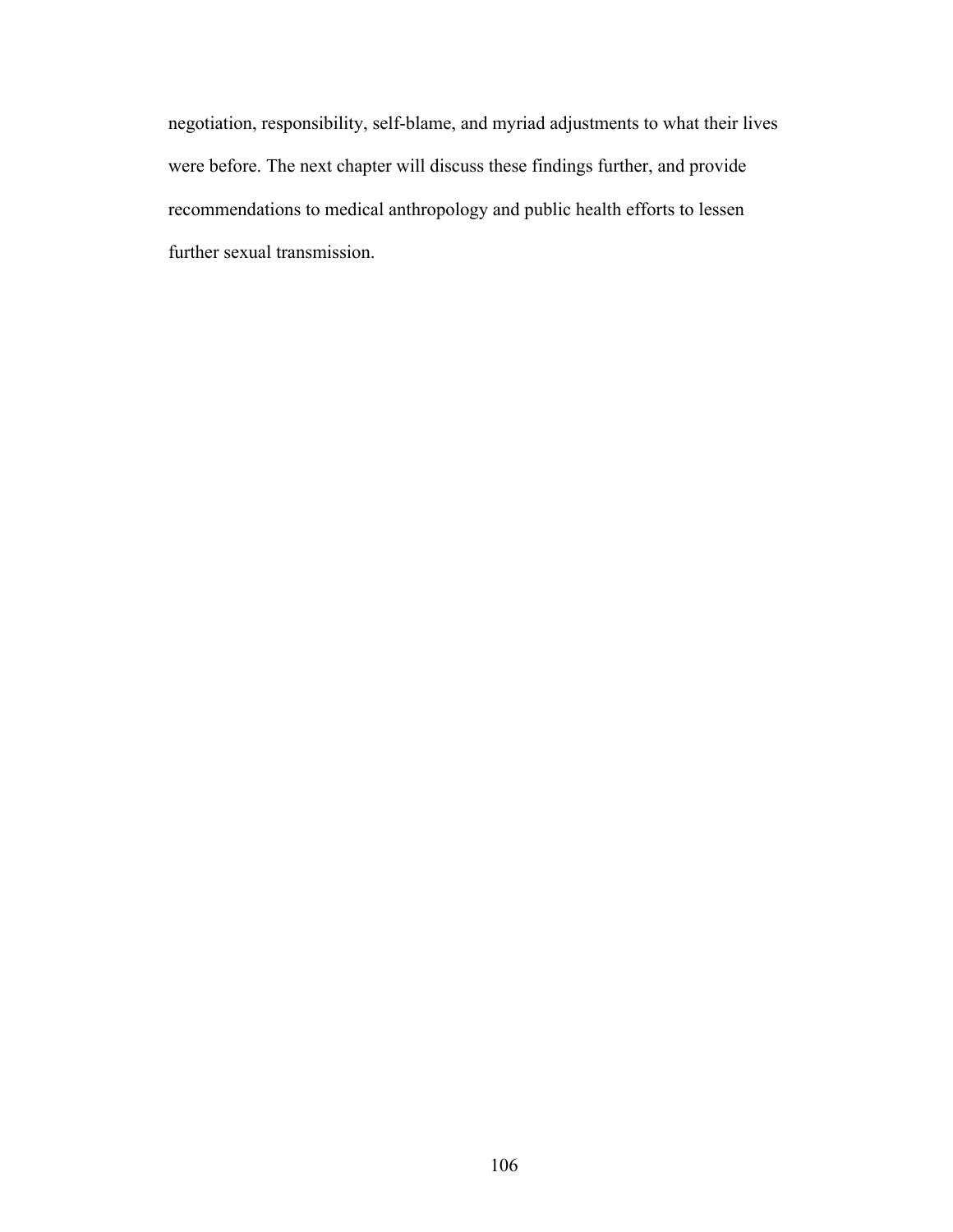negotiation, responsibility, self-blame, and myriad adjustments to what their lives were before. The next chapter will discuss these findings further, and provide recommendations to medical anthropology and public health efforts to lessen further sexual transmission.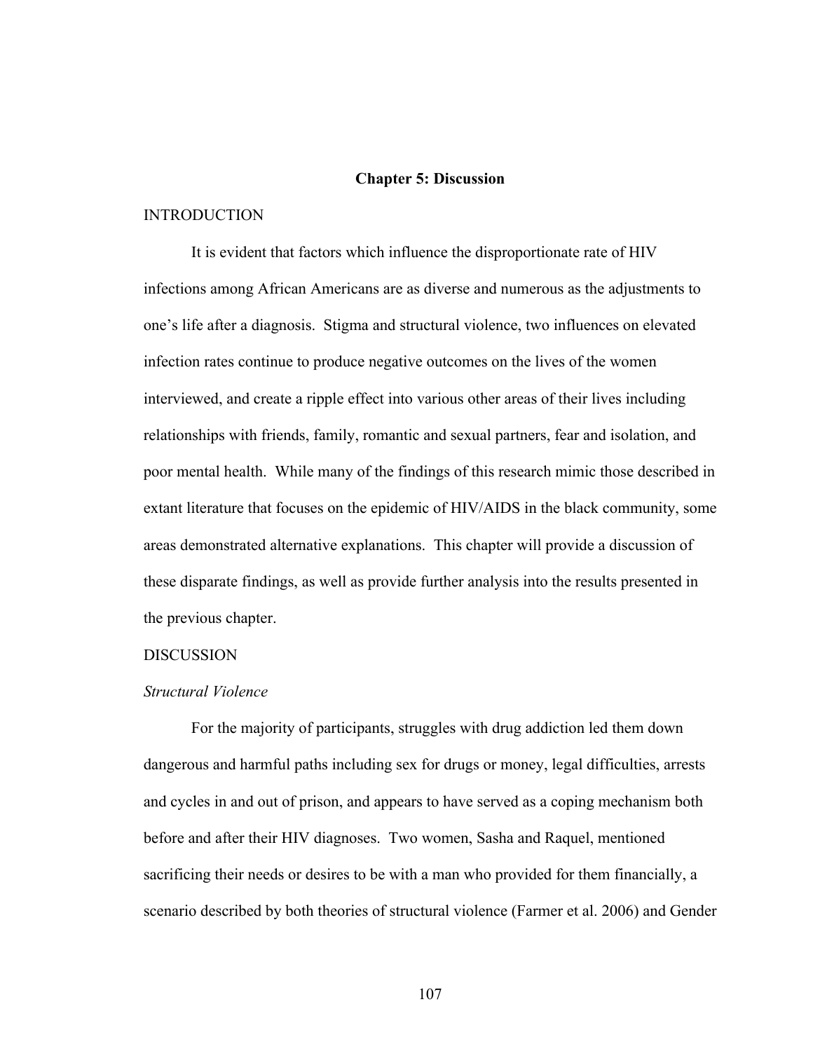# Chapter 5: Discussion

## INTRODUCTION

It is evident that factors which influence the disproportionate rate of HIV infections among African Americans are as diverse and numerous as the adjustments to one's life after a diagnosis. Stigma and structural violence, two influences on elevated infection rates continue to produce negative outcomes on the lives of the women interviewed, and create a ripple effect into various other areas of their lives including relationships with friends, family, romantic and sexual partners, fear and isolation, and poor mental health. While many of the findings of this research mimic those described in extant literature that focuses on the epidemic of HIV/AIDS in the black community, some areas demonstrated alternative explanations. This chapter will provide a discussion of these disparate findings, as well as provide further analysis into the results presented in the previous chapter.

## DISCUSSION

### *Structural Violence*

For the majority of participants, struggles with drug addiction led them down dangerous and harmful paths including sex for drugs or money, legal difficulties, arrests and cycles in and out of prison, and appears to have served as a coping mechanism both before and after their HIV diagnoses. Two women, Sasha and Raquel, mentioned sacrificing their needs or desires to be with a man who provided for them financially, a scenario described by both theories of structural violence (Farmer et al. 2006) and Gender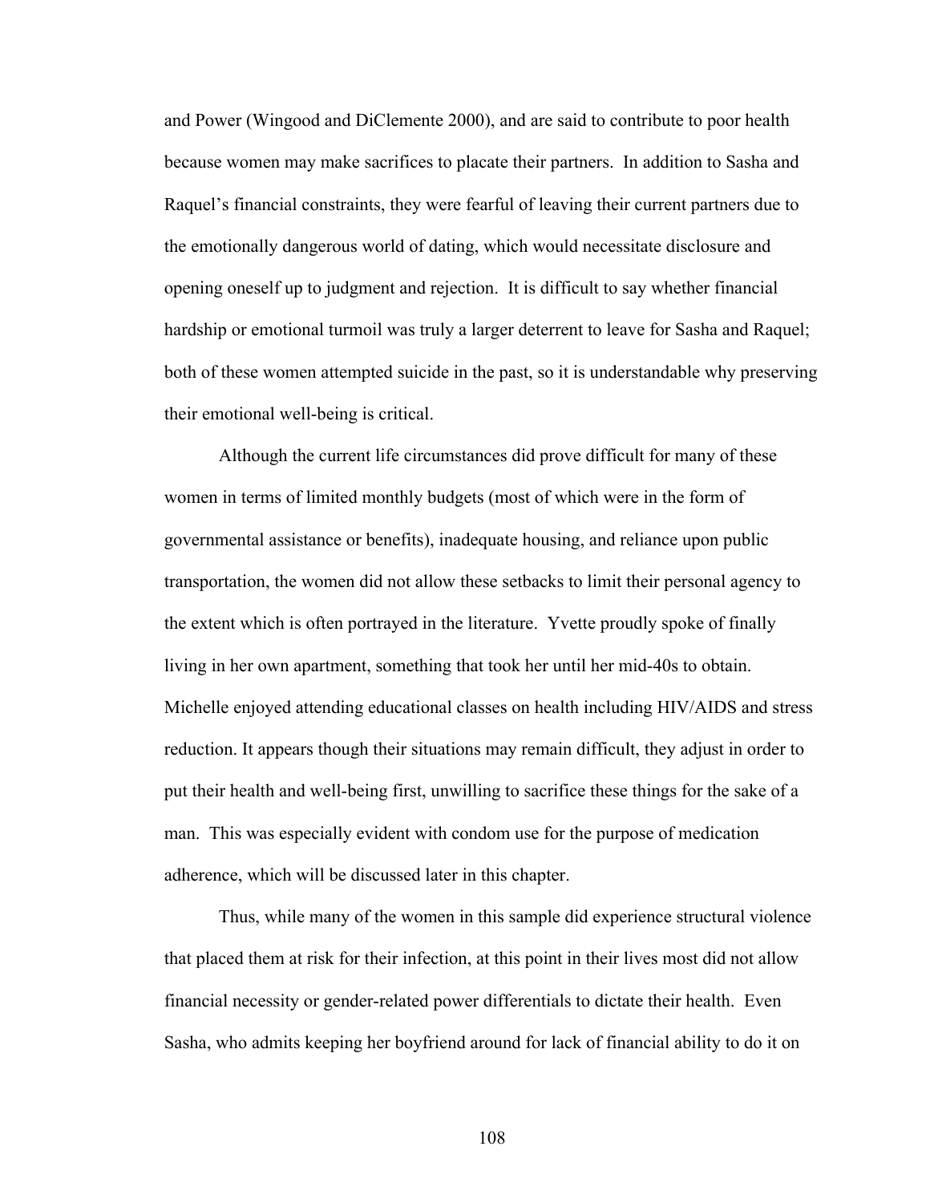and Power (Wingood and DiClemente 2000), and are said to contribute to poor health because women may make sacrifices to placate their partners. In addition to Sasha and Raquel's financial constraints, they were fearful of leaving their current partners due to the emotionally dangerous world of dating, which would necessitate disclosure and opening oneself up to judgment and rejection. It is difficult to say whether financial hardship or emotional turmoil was truly a larger deterrent to leave for Sasha and Raquel; both of these women attempted suicide in the past, so it is understandable why preserving their emotional well-being is critical.

Although the current life circumstances did prove difficult for many of these women in terms of limited monthly budgets (most of which were in the form of governmental assistance or benefits), inadequate housing, and reliance upon public transportation, the women did not allow these setbacks to limit their personal agency to the extent which is often portrayed in the literature. Yvette proudly spoke of finally living in her own apartment, something that took her until her mid-40s to obtain. Michelle enjoyed attending educational classes on health including HIV/AIDS and stress reduction. It appears though their situations may remain difficult, they adjust in order to put their health and well-being first, unwilling to sacrifice these things for the sake of a man. This was especially evident with condom use for the purpose of medication adherence, which will be discussed later in this chapter.

Thus, while many of the women in this sample did experience structural violence that placed them at risk for their infection, at this point in their lives most did not allow financial necessity or gender-related power differentials to dictate their health. Even Sasha, who admits keeping her boyfriend around for lack of financial ability to do it on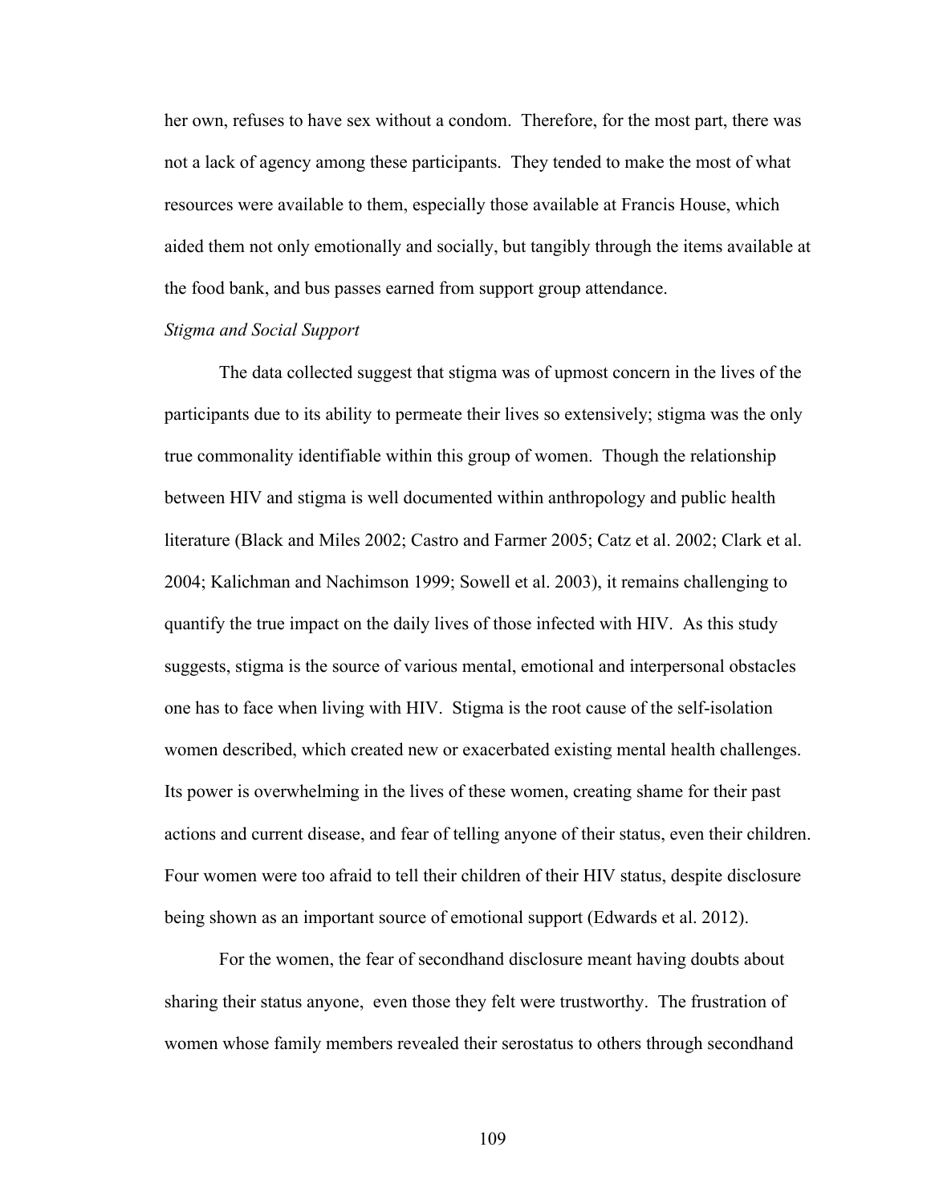her own, refuses to have sex without a condom. Therefore, for the most part, there was not a lack of agency among these participants. They tended to make the most of what resources were available to them, especially those available at Francis House, which aided them not only emotionally and socially, but tangibly through the items available at the food bank, and bus passes earned from support group attendance.

*Stigma and Social Support*

The data collected suggest that stigma was of upmost concern in the lives of the participants due to its ability to permeate their lives so extensively; stigma was the only true commonality identifiable within this group of women. Though the relationship between HIV and stigma is well documented within anthropology and public health literature (Black and Miles 2002; Castro and Farmer 2005; Catz et al. 2002; Clark et al. 2004; Kalichman and Nachimson 1999; Sowell et al. 2003), it remains challenging to quantify the true impact on the daily lives of those infected with HIV. As this study suggests, stigma is the source of various mental, emotional and interpersonal obstacles one has to face when living with HIV. Stigma is the root cause of the self-isolation women described, which created new or exacerbated existing mental health challenges. Its power is overwhelming in the lives of these women, creating shame for their past actions and current disease, and fear of telling anyone of their status, even their children. Four women were too afraid to tell their children of their HIV status, despite disclosure being shown as an important source of emotional support (Edwards et al. 2012).

For the women, the fear of secondhand disclosure meant having doubts about sharing their status anyone, even those they felt were trustworthy. The frustration of women whose family members revealed their serostatus to others through secondhand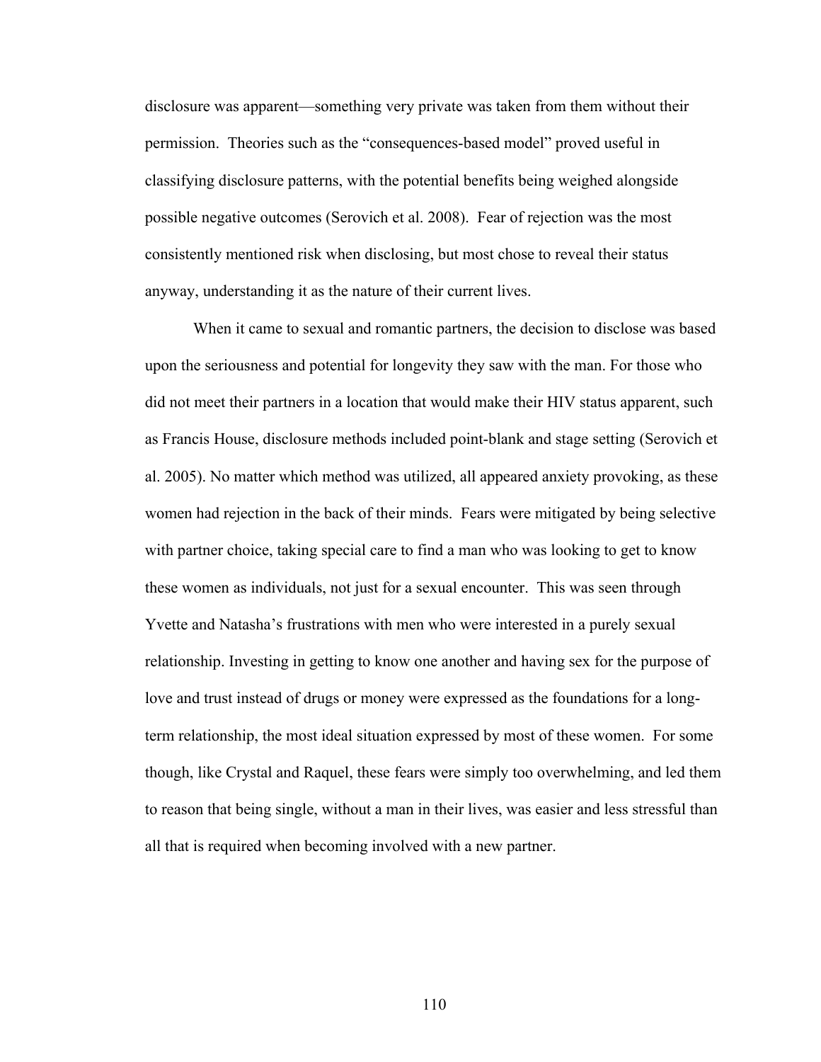disclosure was apparent—something very private was taken from them without their permission. Theories such as the "consequences-based model" proved useful in classifying disclosure patterns, with the potential benefits being weighed alongside possible negative outcomes (Serovich et al. 2008). Fear of rejection was the most consistently mentioned risk when disclosing, but most chose to reveal their status anyway, understanding it as the nature of their current lives.

When it came to sexual and romantic partners, the decision to disclose was based upon the seriousness and potential for longevity they saw with the man. For those who did not meet their partners in a location that would make their HIV status apparent, such as Francis House, disclosure methods included point-blank and stage setting (Serovich et al. 2005). No matter which method was utilized, all appeared anxiety provoking, as these women had rejection in the back of their minds. Fears were mitigated by being selective with partner choice, taking special care to find a man who was looking to get to know these women as individuals, not just for a sexual encounter. This was seen through Yvette and Natasha's frustrations with men who were interested in a purely sexual relationship. Investing in getting to know one another and having sex for the purpose of love and trust instead of drugs or money were expressed as the foundations for a long-term relationship, the most ideal situation expressed by most of these women. For some though, like Crystal and Raquel, these fears were simply too overwhelming, and led them to reason that being single, without a man in their lives, was easier and less stressful than all that is required when becoming involved with a new partner.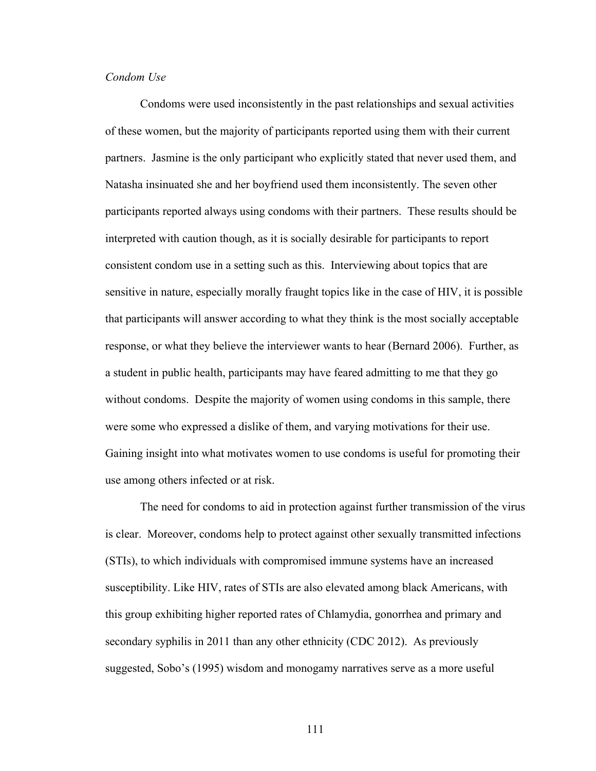*Condom Use*

Condoms were used inconsistently in the past relationships and sexual activities of these women, but the majority of participants reported using them with their current partners. Jasmine is the only participant who explicitly stated that never used them, and Natasha insinuated she and her boyfriend used them inconsistently. The seven other participants reported always using condoms with their partners. These results should be interpreted with caution though, as it is socially desirable for participants to report consistent condom use in a setting such as this. Interviewing about topics that are sensitive in nature, especially morally fraught topics like in the case of HIV, it is possible that participants will answer according to what they think is the most socially acceptable response, or what they believe the interviewer wants to hear (Bernard 2006). Further, as a student in public health, participants may have feared admitting to me that they go without condoms. Despite the majority of women using condoms in this sample, there were some who expressed a dislike of them, and varying motivations for their use. Gaining insight into what motivates women to use condoms is useful for promoting their use among others infected or at risk.

The need for condoms to aid in protection against further transmission of the virus is clear. Moreover, condoms help to protect against other sexually transmitted infections (STIs), to which individuals with compromised immune systems have an increased susceptibility. Like HIV, rates of STIs are also elevated among black Americans, with this group exhibiting higher reported rates of Chlamydia, gonorrhea and primary and secondary syphilis in 2011 than any other ethnicity (CDC 2012). As previously suggested, Sobo's (1995) wisdom and monogamy narratives serve as a more useful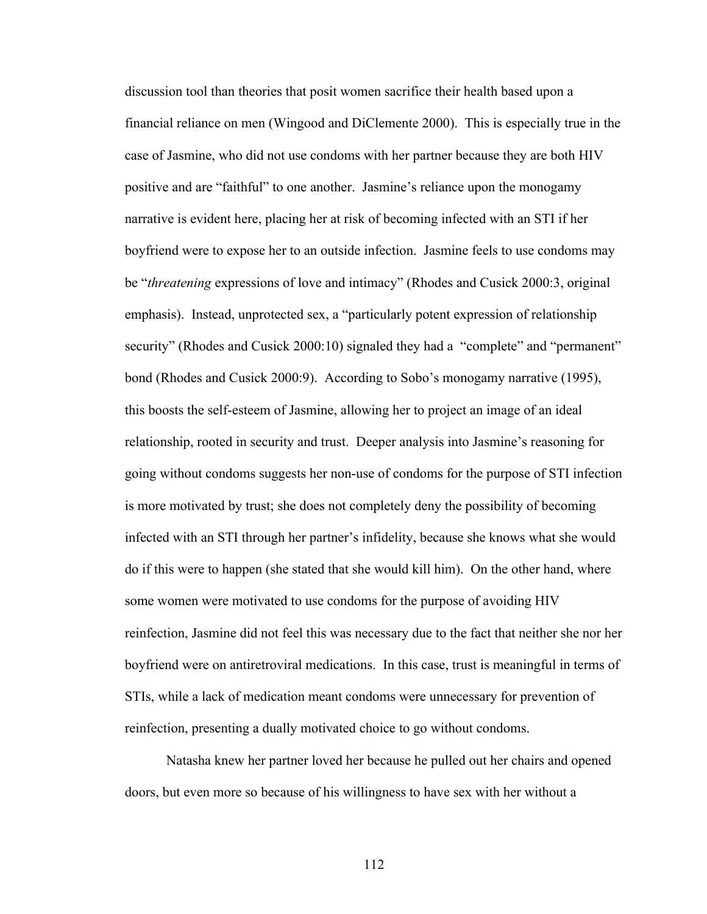discussion tool than theories that posit women sacrifice their health based upon a financial reliance on men (Wingood and DiClemente 2000). This is especially true in the case of Jasmine, who did not use condoms with her partner because they are both HIV positive and are "faithful" to one another. Jasmine's reliance upon the monogamy narrative is evident here, placing her at risk of becoming infected with an STI if her boyfriend were to expose her to an outside infection. Jasmine feels to use condoms may be "*threatening* expressions of love and intimacy" (Rhodes and Cusick 2000:3, original emphasis). Instead, unprotected sex, a "particularly potent expression of relationship security" (Rhodes and Cusick 2000:10) signaled they had a "complete" and "permanent" bond (Rhodes and Cusick 2000:9). According to Sobo's monogamy narrative (1995), this boosts the self-esteem of Jasmine, allowing her to project an image of an ideal relationship, rooted in security and trust. Deeper analysis into Jasmine's reasoning for going without condoms suggests her non-use of condoms for the purpose of STI infection is more motivated by trust; she does not completely deny the possibility of becoming infected with an STI through her partner's infidelity, because she knows what she would do if this were to happen (she stated that she would kill him). On the other hand, where some women were motivated to use condoms for the purpose of avoiding HIV reinfection, Jasmine did not feel this was necessary due to the fact that neither she nor her boyfriend were on antiretroviral medications. In this case, trust is meaningful in terms of STIs, while a lack of medication meant condoms were unnecessary for prevention of reinfection, presenting a dually motivated choice to go without condoms.

Natasha knew her partner loved her because he pulled out her chairs and opened doors, but even more so because of his willingness to have sex with her without a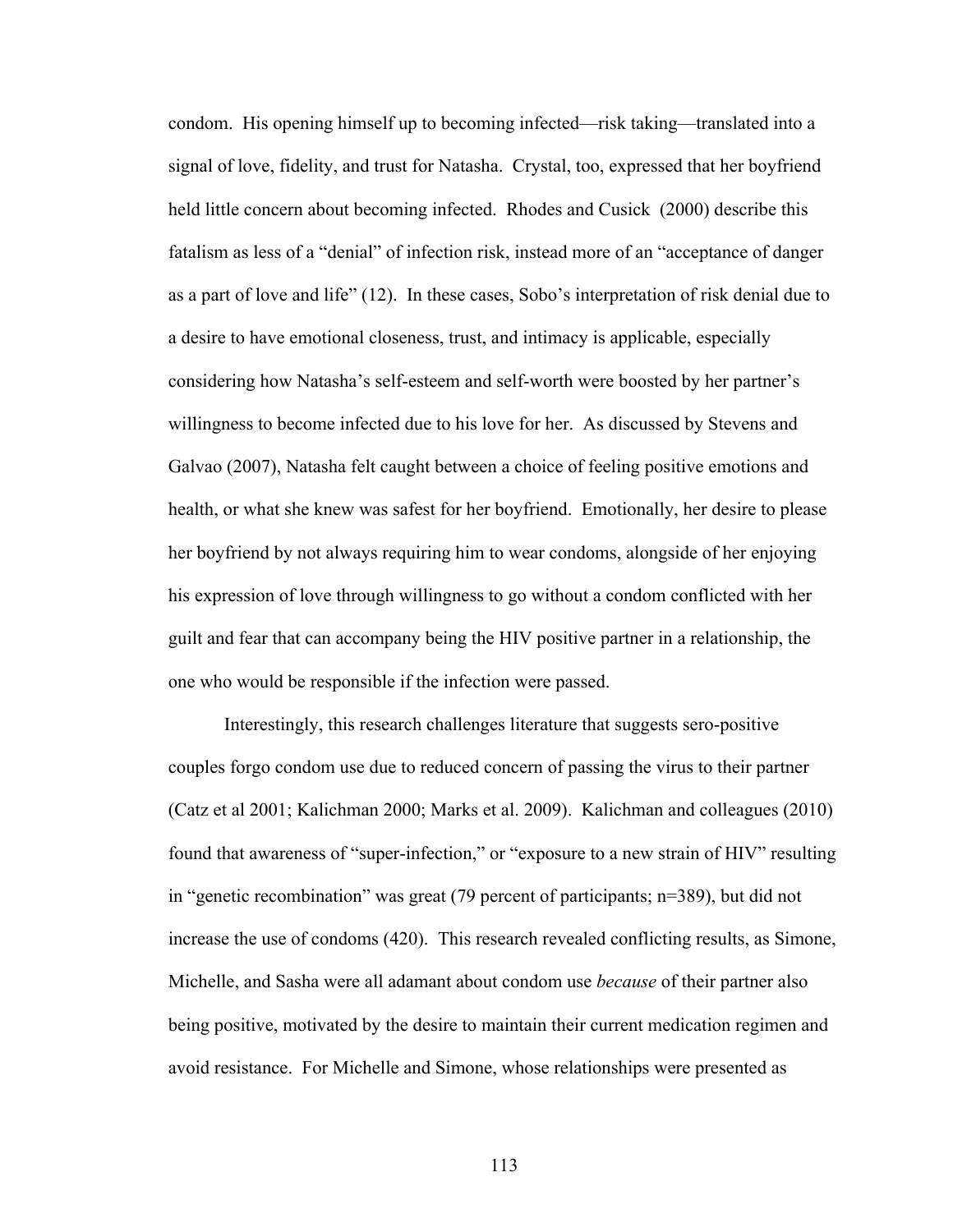condom. His opening himself up to becoming infected—risk taking—translated into a signal of love, fidelity, and trust for Natasha. Crystal, too, expressed that her boyfriend held little concern about becoming infected. Rhodes and Cusick (2000) describe this fatalism as less of a "denial" of infection risk, instead more of an "acceptance of danger as a part of love and life" (12). In these cases, Sobo's interpretation of risk denial due to a desire to have emotional closeness, trust, and intimacy is applicable, especially considering how Natasha's self-esteem and self-worth were boosted by her partner's willingness to become infected due to his love for her. As discussed by Stevens and Galvao (2007), Natasha felt caught between a choice of feeling positive emotions and health, or what she knew was safest for her boyfriend. Emotionally, her desire to please her boyfriend by not always requiring him to wear condoms, alongside of her enjoying his expression of love through willingness to go without a condom conflicted with her guilt and fear that can accompany being the HIV positive partner in a relationship, the one who would be responsible if the infection were passed.

Interestingly, this research challenges literature that suggests sero-positive couples forgo condom use due to reduced concern of passing the virus to their partner (Catz et al 2001; Kalichman 2000; Marks et al. 2009). Kalichman and colleagues (2010) found that awareness of "super-infection," or "exposure to a new strain of HIV" resulting in "genetic recombination" was great (79 percent of participants; n=389), but did not increase the use of condoms (420). This research revealed conflicting results, as Simone, Michelle, and Sasha were all adamant about condom use *because* of their partner also being positive, motivated by the desire to maintain their current medication regimen and avoid resistance. For Michelle and Simone, whose relationships were presented as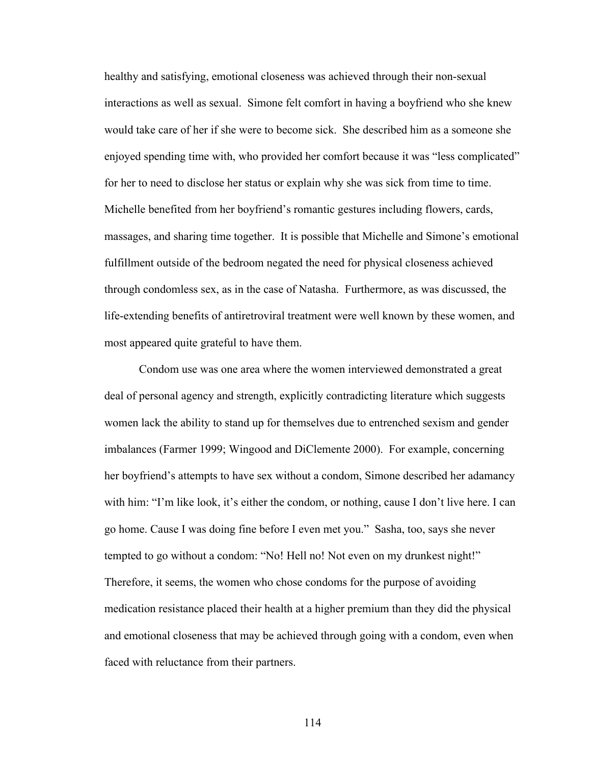healthy and satisfying, emotional closeness was achieved through their non-sexual interactions as well as sexual. Simone felt comfort in having a boyfriend who she knew would take care of her if she were to become sick. She described him as a someone she enjoyed spending time with, who provided her comfort because it was "less complicated" for her to need to disclose her status or explain why she was sick from time to time. Michelle benefited from her boyfriend's romantic gestures including flowers, cards, massages, and sharing time together. It is possible that Michelle and Simone's emotional fulfillment outside of the bedroom negated the need for physical closeness achieved through condomless sex, as in the case of Natasha. Furthermore, as was discussed, the life-extending benefits of antiretroviral treatment were well known by these women, and most appeared quite grateful to have them.

Condom use was one area where the women interviewed demonstrated a great deal of personal agency and strength, explicitly contradicting literature which suggests women lack the ability to stand up for themselves due to entrenched sexism and gender imbalances (Farmer 1999; Wingood and DiClemente 2000). For example, concerning her boyfriend's attempts to have sex without a condom, Simone described her adamancy with him: "I'm like look, it's either the condom, or nothing, cause I don't live here. I can go home. Cause I was doing fine before I even met you." Sasha, too, says she never tempted to go without a condom: "No! Hell no! Not even on my drunkest night!" Therefore, it seems, the women who chose condoms for the purpose of avoiding medication resistance placed their health at a higher premium than they did the physical and emotional closeness that may be achieved through going with a condom, even when faced with reluctance from their partners.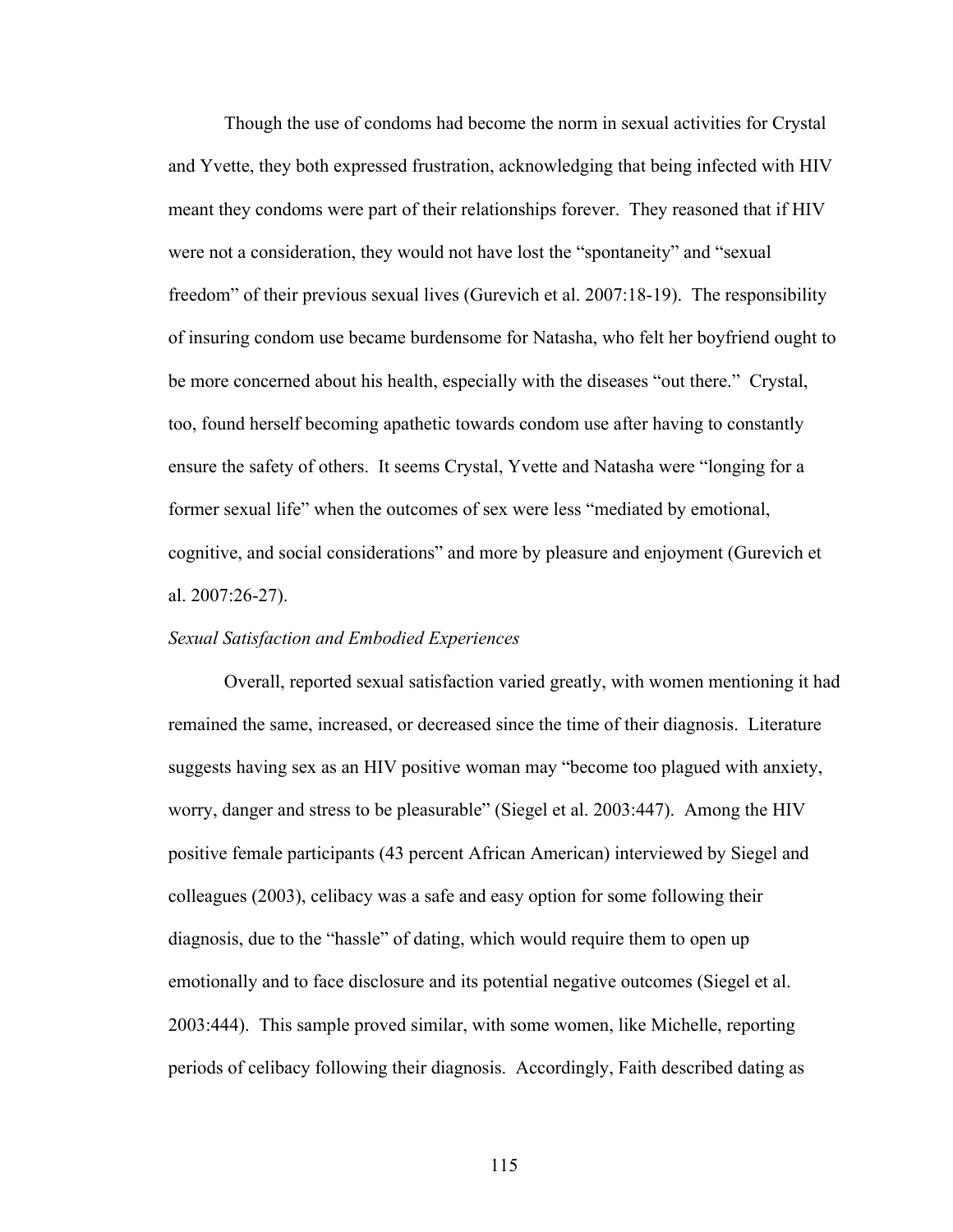Though the use of condoms had become the norm in sexual activities for Crystal and Yvette, they both expressed frustration, acknowledging that being infected with HIV meant they condoms were part of their relationships forever. They reasoned that if HIV were not a consideration, they would not have lost the "spontaneity" and "sexual freedom" of their previous sexual lives (Gurevich et al. 2007:18-19). The responsibility of insuring condom use became burdensome for Natasha, who felt her boyfriend ought to be more concerned about his health, especially with the diseases "out there." Crystal, too, found herself becoming apathetic towards condom use after having to constantly ensure the safety of others. It seems Crystal, Yvette and Natasha were "longing for a former sexual life" when the outcomes of sex were less "mediated by emotional, cognitive, and social considerations" and more by pleasure and enjoyment (Gurevich et al. 2007:26-27).

### *Sexual Satisfaction and Embodied Experiences*

Overall, reported sexual satisfaction varied greatly, with women mentioning it had remained the same, increased, or decreased since the time of their diagnosis. Literature suggests having sex as an HIV positive woman may "become too plagued with anxiety, worry, danger and stress to be pleasurable" (Siegel et al. 2003:447). Among the HIV positive female participants (43 percent African American) interviewed by Siegel and colleagues (2003), celibacy was a safe and easy option for some following their diagnosis, due to the "hassle" of dating, which would require them to open up emotionally and to face disclosure and its potential negative outcomes (Siegel et al. 2003:444). This sample proved similar, with some women, like Michelle, reporting periods of celibacy following their diagnosis. Accordingly, Faith described dating as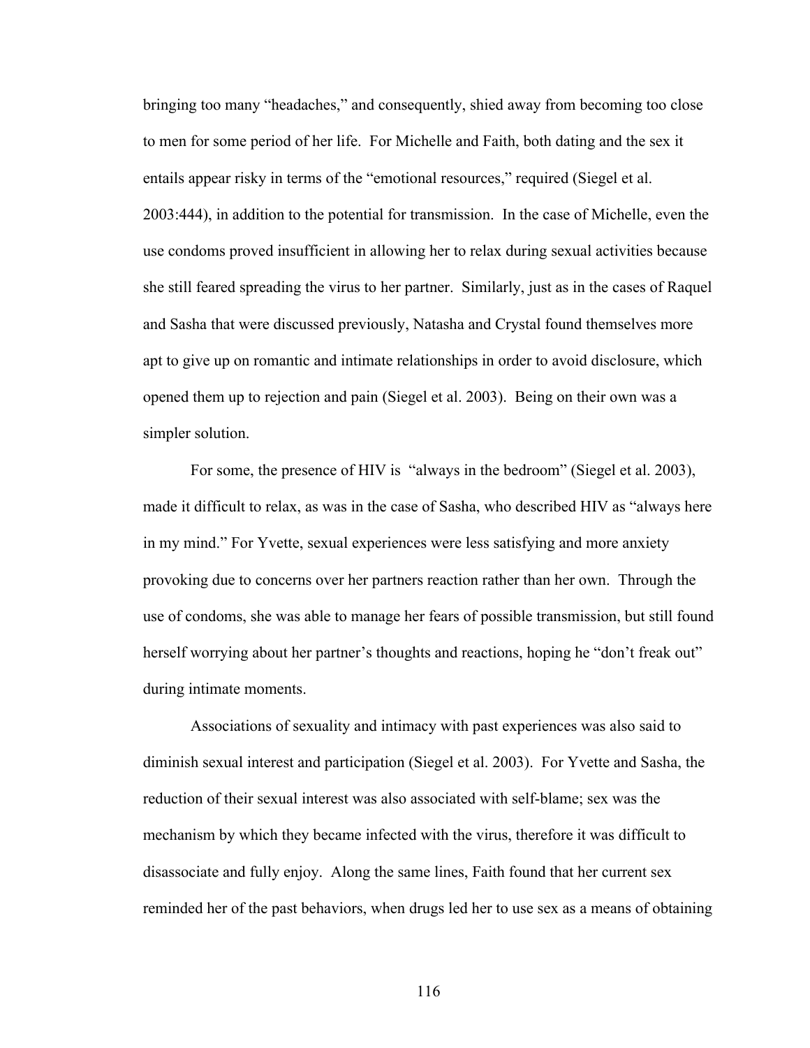bringing too many "headaches," and consequently, shied away from becoming too close to men for some period of her life. For Michelle and Faith, both dating and the sex it entails appear risky in terms of the "emotional resources," required (Siegel et al. 2003:444), in addition to the potential for transmission. In the case of Michelle, even the use condoms proved insufficient in allowing her to relax during sexual activities because she still feared spreading the virus to her partner. Similarly, just as in the cases of Raquel and Sasha that were discussed previously, Natasha and Crystal found themselves more apt to give up on romantic and intimate relationships in order to avoid disclosure, which opened them up to rejection and pain (Siegel et al. 2003). Being on their own was a simpler solution.

For some, the presence of HIV is "always in the bedroom" (Siegel et al. 2003), made it difficult to relax, as was in the case of Sasha, who described HIV as "always here in my mind." For Yvette, sexual experiences were less satisfying and more anxiety provoking due to concerns over her partners reaction rather than her own. Through the use of condoms, she was able to manage her fears of possible transmission, but still found herself worrying about her partner's thoughts and reactions, hoping he "don't freak out" during intimate moments.

Associations of sexuality and intimacy with past experiences was also said to diminish sexual interest and participation (Siegel et al. 2003). For Yvette and Sasha, the reduction of their sexual interest was also associated with self-blame; sex was the mechanism by which they became infected with the virus, therefore it was difficult to disassociate and fully enjoy. Along the same lines, Faith found that her current sex reminded her of the past behaviors, when drugs led her to use sex as a means of obtaining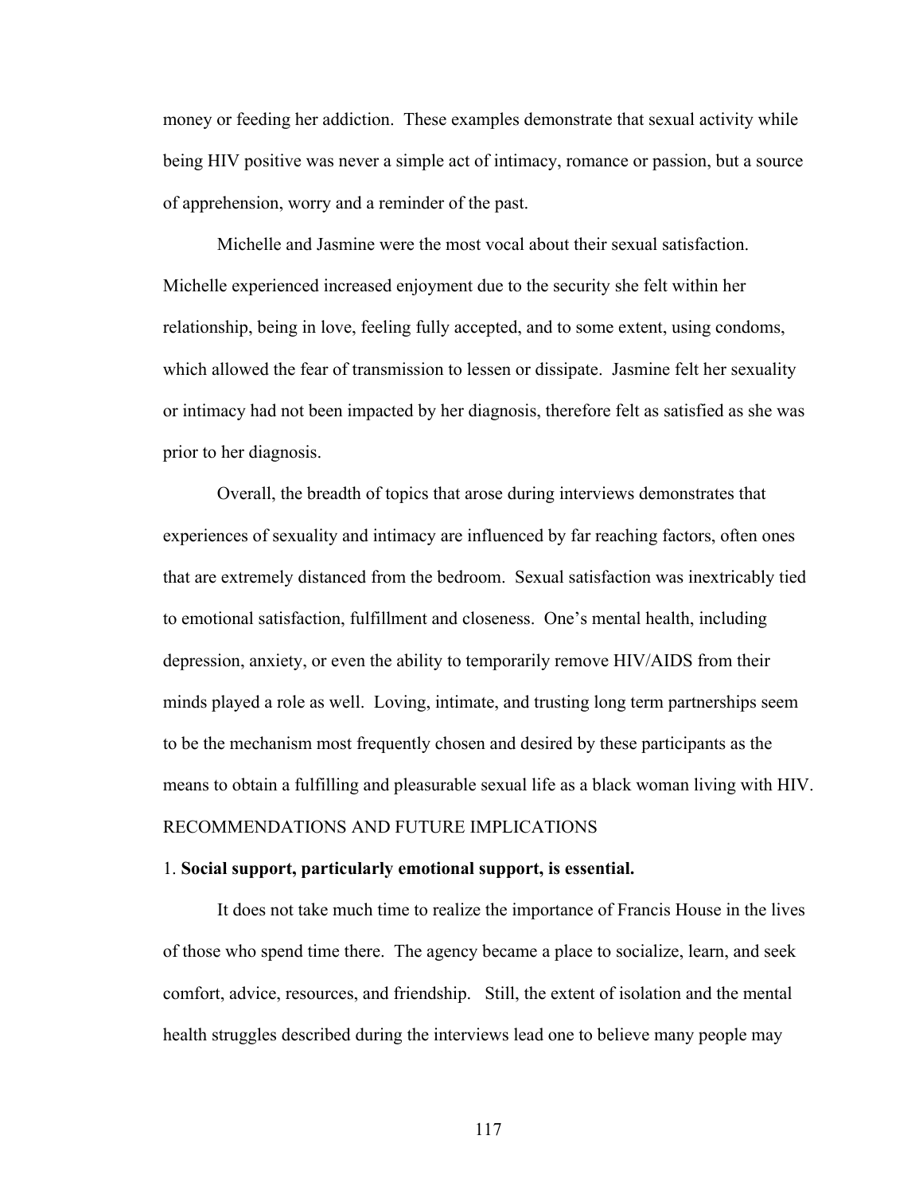money or feeding her addiction. These examples demonstrate that sexual activity while being HIV positive was never a simple act of intimacy, romance or passion, but a source of apprehension, worry and a reminder of the past.

Michelle and Jasmine were the most vocal about their sexual satisfaction. Michelle experienced increased enjoyment due to the security she felt within her relationship, being in love, feeling fully accepted, and to some extent, using condoms, which allowed the fear of transmission to lessen or dissipate. Jasmine felt her sexuality or intimacy had not been impacted by her diagnosis, therefore felt as satisfied as she was prior to her diagnosis.

Overall, the breadth of topics that arose during interviews demonstrates that experiences of sexuality and intimacy are influenced by far reaching factors, often ones that are extremely distanced from the bedroom. Sexual satisfaction was inextricably tied to emotional satisfaction, fulfillment and closeness. One's mental health, including depression, anxiety, or even the ability to temporarily remove HIV/AIDS from their minds played a role as well. Loving, intimate, and trusting long term partnerships seem to be the mechanism most frequently chosen and desired by these participants as the means to obtain a fulfilling and pleasurable sexual life as a black woman living with HIV.

## RECOMMENDATIONS AND FUTURE IMPLICATIONS

1. **Social support, particularly emotional support, is essential.**

It does not take much time to realize the importance of Francis House in the lives of those who spend time there. The agency became a place to socialize, learn, and seek comfort, advice, resources, and friendship. Still, the extent of isolation and the mental health struggles described during the interviews lead one to believe many people may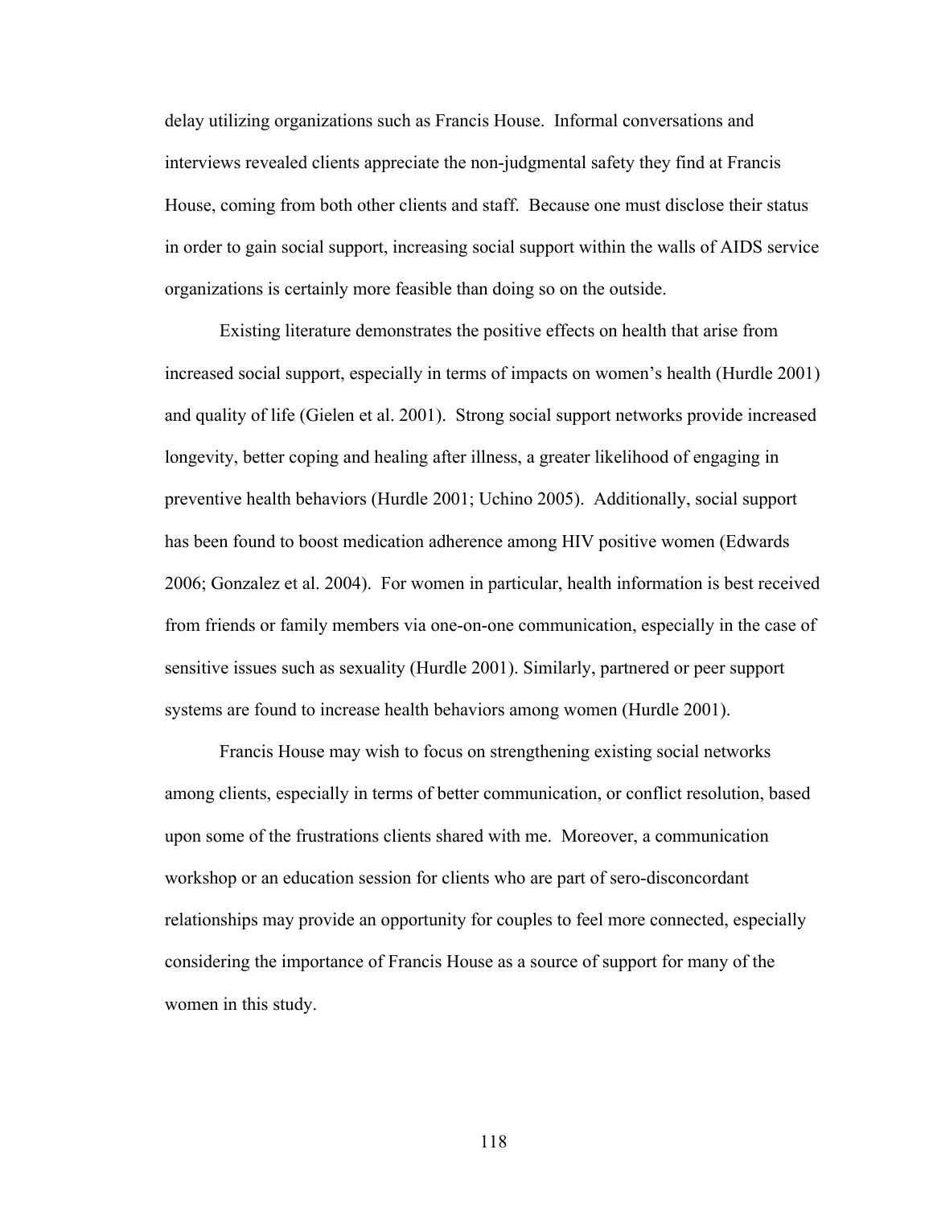delay utilizing organizations such as Francis House. Informal conversations and interviews revealed clients appreciate the non-judgmental safety they find at Francis House, coming from both other clients and staff. Because one must disclose their status in order to gain social support, increasing social support within the walls of AIDS service organizations is certainly more feasible than doing so on the outside.

Existing literature demonstrates the positive effects on health that arise from increased social support, especially in terms of impacts on women's health (Hurdle 2001) and quality of life (Gielen et al. 2001). Strong social support networks provide increased longevity, better coping and healing after illness, a greater likelihood of engaging in preventive health behaviors (Hurdle 2001; Uchino 2005). Additionally, social support has been found to boost medication adherence among HIV positive women (Edwards 2006; Gonzalez et al. 2004). For women in particular, health information is best received from friends or family members via one-on-one communication, especially in the case of sensitive issues such as sexuality (Hurdle 2001). Similarly, partnered or peer support systems are found to increase health behaviors among women (Hurdle 2001).

Francis House may wish to focus on strengthening existing social networks among clients, especially in terms of better communication, or conflict resolution, based upon some of the frustrations clients shared with me. Moreover, a communication workshop or an education session for clients who are part of sero-disconcordant relationships may provide an opportunity for couples to feel more connected, especially considering the importance of Francis House as a source of support for many of the women in this study.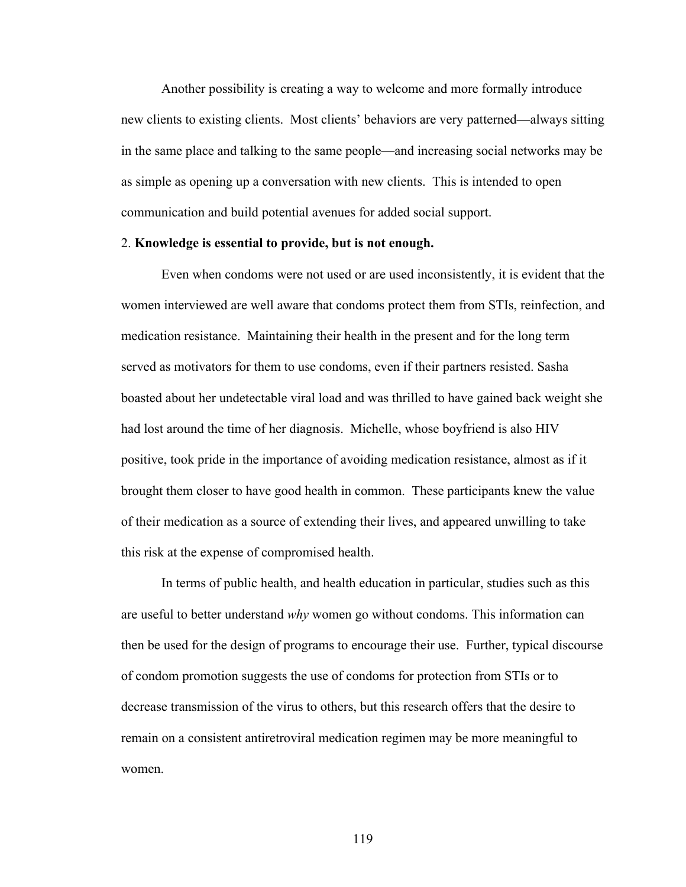Another possibility is creating a way to welcome and more formally introduce new clients to existing clients. Most clients' behaviors are very patterned—always sitting in the same place and talking to the same people—and increasing social networks may be as simple as opening up a conversation with new clients. This is intended to open communication and build potential avenues for added social support.

2. **Knowledge is essential to provide, but is not enough.**

Even when condoms were not used or are used inconsistently, it is evident that the women interviewed are well aware that condoms protect them from STIs, reinfection, and medication resistance. Maintaining their health in the present and for the long term served as motivators for them to use condoms, even if their partners resisted. Sasha boasted about her undetectable viral load and was thrilled to have gained back weight she had lost around the time of her diagnosis. Michelle, whose boyfriend is also HIV positive, took pride in the importance of avoiding medication resistance, almost as if it brought them closer to have good health in common. These participants knew the value of their medication as a source of extending their lives, and appeared unwilling to take this risk at the expense of compromised health.

In terms of public health, and health education in particular, studies such as this are useful to better understand *why* women go without condoms. This information can then be used for the design of programs to encourage their use. Further, typical discourse of condom promotion suggests the use of condoms for protection from STIs or to decrease transmission of the virus to others, but this research offers that the desire to remain on a consistent antiretroviral medication regimen may be more meaningful to women.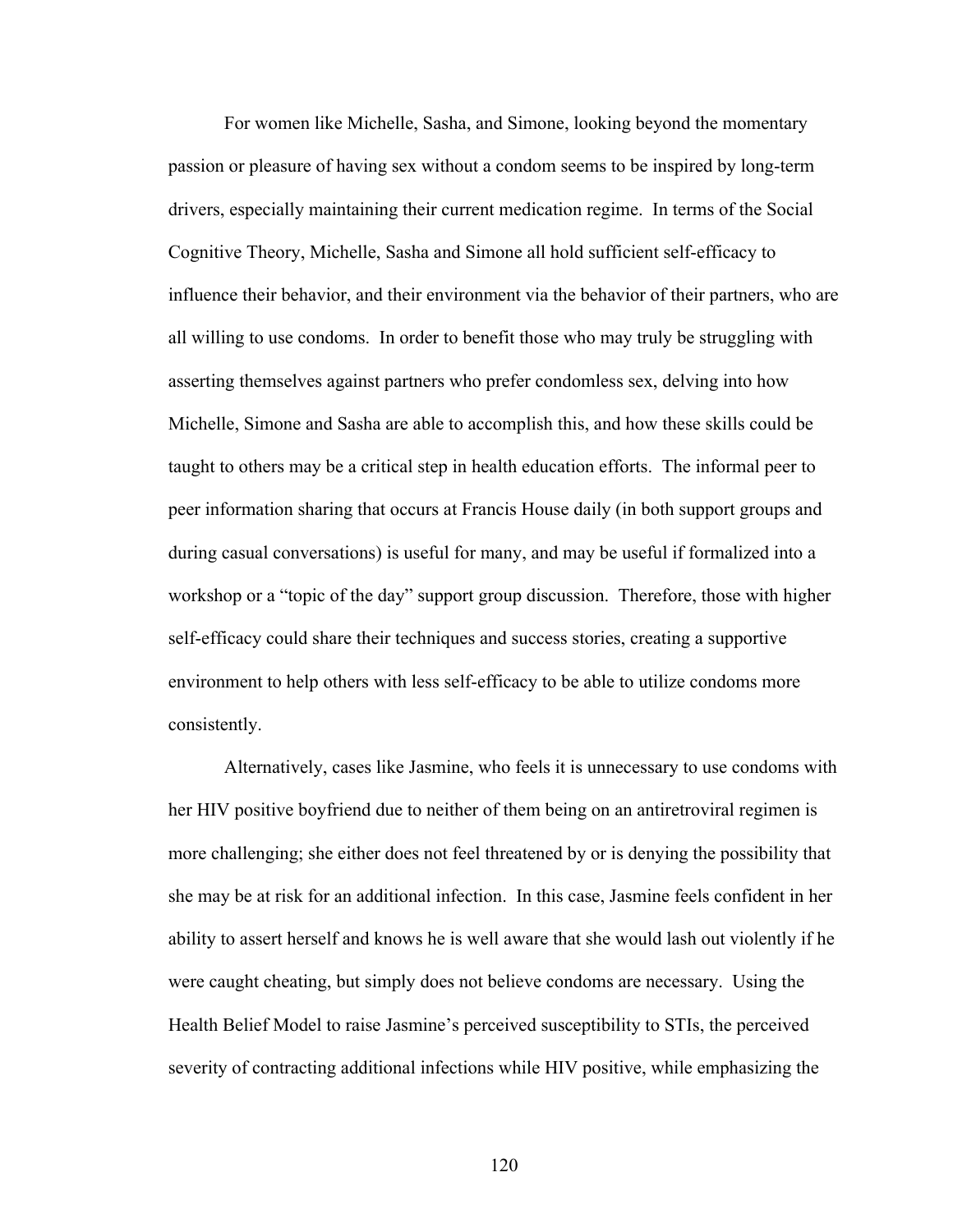For women like Michelle, Sasha, and Simone, looking beyond the momentary passion or pleasure of having sex without a condom seems to be inspired by long-term drivers, especially maintaining their current medication regime. In terms of the Social Cognitive Theory, Michelle, Sasha and Simone all hold sufficient self-efficacy to influence their behavior, and their environment via the behavior of their partners, who are all willing to use condoms. In order to benefit those who may truly be struggling with asserting themselves against partners who prefer condomless sex, delving into how Michelle, Simone and Sasha are able to accomplish this, and how these skills could be taught to others may be a critical step in health education efforts. The informal peer to peer information sharing that occurs at Francis House daily (in both support groups and during casual conversations) is useful for many, and may be useful if formalized into a workshop or a "topic of the day" support group discussion. Therefore, those with higher self-efficacy could share their techniques and success stories, creating a supportive environment to help others with less self-efficacy to be able to utilize condoms more consistently.

Alternatively, cases like Jasmine, who feels it is unnecessary to use condoms with her HIV positive boyfriend due to neither of them being on an antiretroviral regimen is more challenging; she either does not feel threatened by or is denying the possibility that she may be at risk for an additional infection. In this case, Jasmine feels confident in her ability to assert herself and knows he is well aware that she would lash out violently if he were caught cheating, but simply does not believe condoms are necessary. Using the Health Belief Model to raise Jasmine's perceived susceptibility to STIs, the perceived severity of contracting additional infections while HIV positive, while emphasizing the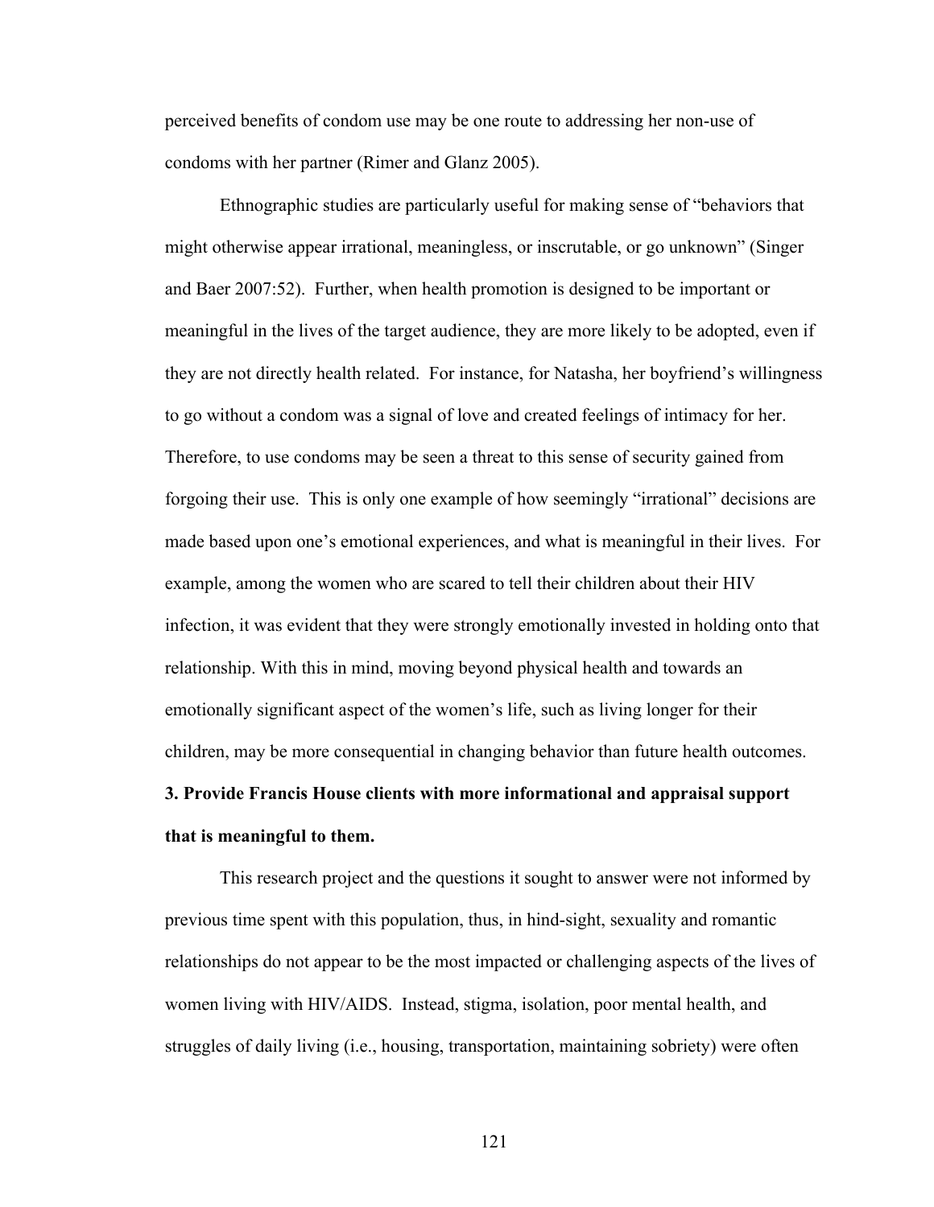perceived benefits of condom use may be one route to addressing her non-use of condoms with her partner (Rimer and Glanz 2005).

Ethnographic studies are particularly useful for making sense of "behaviors that might otherwise appear irrational, meaningless, or inscrutable, or go unknown" (Singer and Baer 2007:52). Further, when health promotion is designed to be important or meaningful in the lives of the target audience, they are more likely to be adopted, even if they are not directly health related. For instance, for Natasha, her boyfriend's willingness to go without a condom was a signal of love and created feelings of intimacy for her. Therefore, to use condoms may be seen a threat to this sense of security gained from forgoing their use. This is only one example of how seemingly "irrational" decisions are made based upon one's emotional experiences, and what is meaningful in their lives. For example, among the women who are scared to tell their children about their HIV infection, it was evident that they were strongly emotionally invested in holding onto that relationship. With this in mind, moving beyond physical health and towards an emotionally significant aspect of the women's life, such as living longer for their children, may be more consequential in changing behavior than future health outcomes.

**3. Provide Francis House clients with more informational and appraisal support that is meaningful to them.**

This research project and the questions it sought to answer were not informed by previous time spent with this population, thus, in hind-sight, sexuality and romantic relationships do not appear to be the most impacted or challenging aspects of the lives of women living with HIV/AIDS. Instead, stigma, isolation, poor mental health, and struggles of daily living (i.e., housing, transportation, maintaining sobriety) were often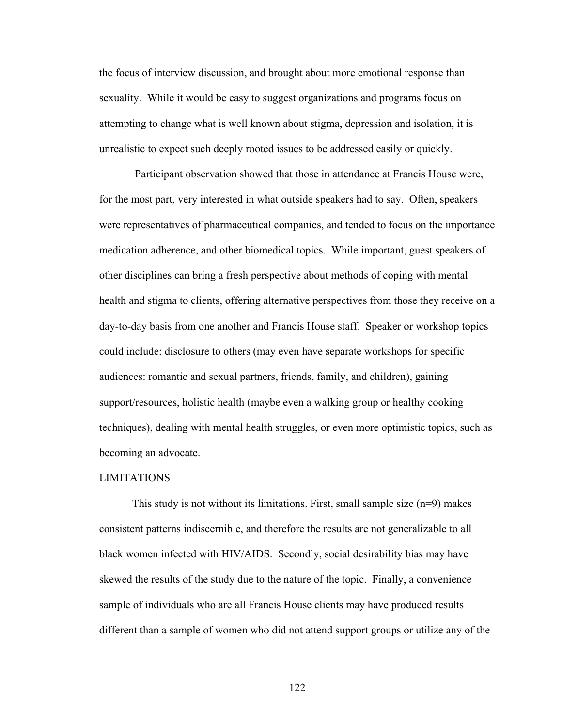the focus of interview discussion, and brought about more emotional response than sexuality. While it would be easy to suggest organizations and programs focus on attempting to change what is well known about stigma, depression and isolation, it is unrealistic to expect such deeply rooted issues to be addressed easily or quickly.

Participant observation showed that those in attendance at Francis House were, for the most part, very interested in what outside speakers had to say. Often, speakers were representatives of pharmaceutical companies, and tended to focus on the importance medication adherence, and other biomedical topics. While important, guest speakers of other disciplines can bring a fresh perspective about methods of coping with mental health and stigma to clients, offering alternative perspectives from those they receive on a day-to-day basis from one another and Francis House staff. Speaker or workshop topics could include: disclosure to others (may even have separate workshops for specific audiences: romantic and sexual partners, friends, family, and children), gaining support/resources, holistic health (maybe even a walking group or healthy cooking techniques), dealing with mental health struggles, or even more optimistic topics, such as becoming an advocate.

## LIMITATIONS

This study is not without its limitations. First, small sample size (n=9) makes consistent patterns indiscernible, and therefore the results are not generalizable to all black women infected with HIV/AIDS. Secondly, social desirability bias may have skewed the results of the study due to the nature of the topic. Finally, a convenience sample of individuals who are all Francis House clients may have produced results different than a sample of women who did not attend support groups or utilize any of the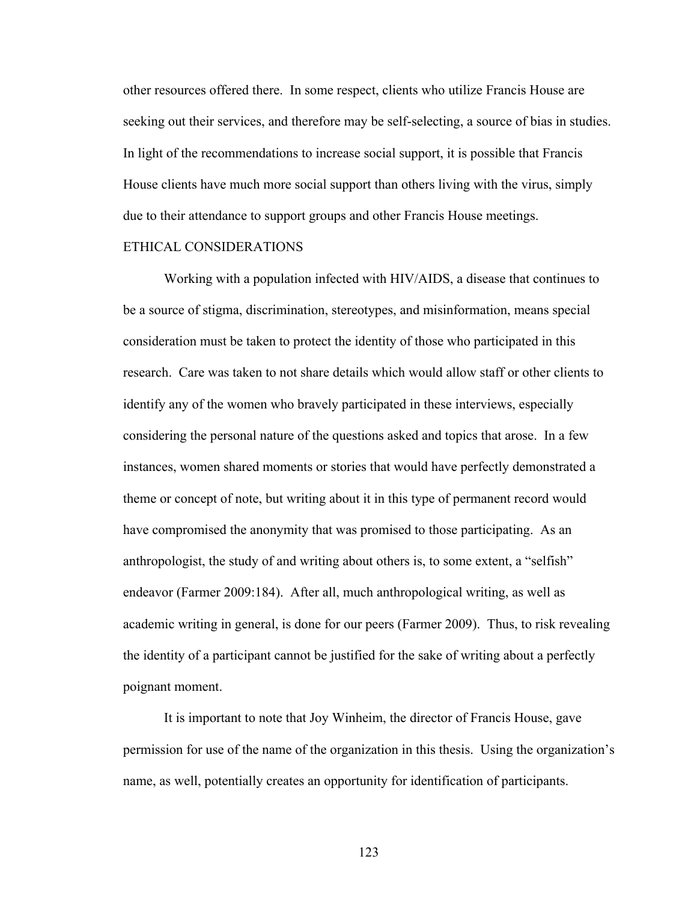other resources offered there. In some respect, clients who utilize Francis House are seeking out their services, and therefore may be self-selecting, a source of bias in studies. In light of the recommendations to increase social support, it is possible that Francis House clients have much more social support than others living with the virus, simply due to their attendance to support groups and other Francis House meetings.

## ETHICAL CONSIDERATIONS

Working with a population infected with HIV/AIDS, a disease that continues to be a source of stigma, discrimination, stereotypes, and misinformation, means special consideration must be taken to protect the identity of those who participated in this research. Care was taken to not share details which would allow staff or other clients to identify any of the women who bravely participated in these interviews, especially considering the personal nature of the questions asked and topics that arose. In a few instances, women shared moments or stories that would have perfectly demonstrated a theme or concept of note, but writing about it in this type of permanent record would have compromised the anonymity that was promised to those participating. As an anthropologist, the study of and writing about others is, to some extent, a "selfish" endeavor (Farmer 2009:184). After all, much anthropological writing, as well as academic writing in general, is done for our peers (Farmer 2009). Thus, to risk revealing the identity of a participant cannot be justified for the sake of writing about a perfectly poignant moment.

It is important to note that Joy Winheim, the director of Francis House, gave permission for use of the name of the organization in this thesis. Using the organization's name, as well, potentially creates an opportunity for identification of participants.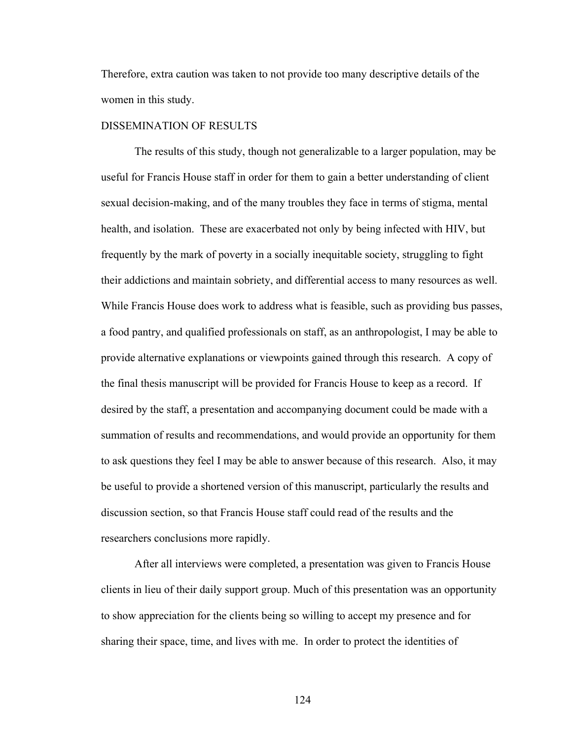Therefore, extra caution was taken to not provide too many descriptive details of the women in this study.

## DISSEMINATION OF RESULTS

The results of this study, though not generalizable to a larger population, may be useful for Francis House staff in order for them to gain a better understanding of client sexual decision-making, and of the many troubles they face in terms of stigma, mental health, and isolation. These are exacerbated not only by being infected with HIV, but frequently by the mark of poverty in a socially inequitable society, struggling to fight their addictions and maintain sobriety, and differential access to many resources as well. While Francis House does work to address what is feasible, such as providing bus passes, a food pantry, and qualified professionals on staff, as an anthropologist, I may be able to provide alternative explanations or viewpoints gained through this research. A copy of the final thesis manuscript will be provided for Francis House to keep as a record. If desired by the staff, a presentation and accompanying document could be made with a summation of results and recommendations, and would provide an opportunity for them to ask questions they feel I may be able to answer because of this research. Also, it may be useful to provide a shortened version of this manuscript, particularly the results and discussion section, so that Francis House staff could read of the results and the researchers conclusions more rapidly.

After all interviews were completed, a presentation was given to Francis House clients in lieu of their daily support group. Much of this presentation was an opportunity to show appreciation for the clients being so willing to accept my presence and for sharing their space, time, and lives with me. In order to protect the identities of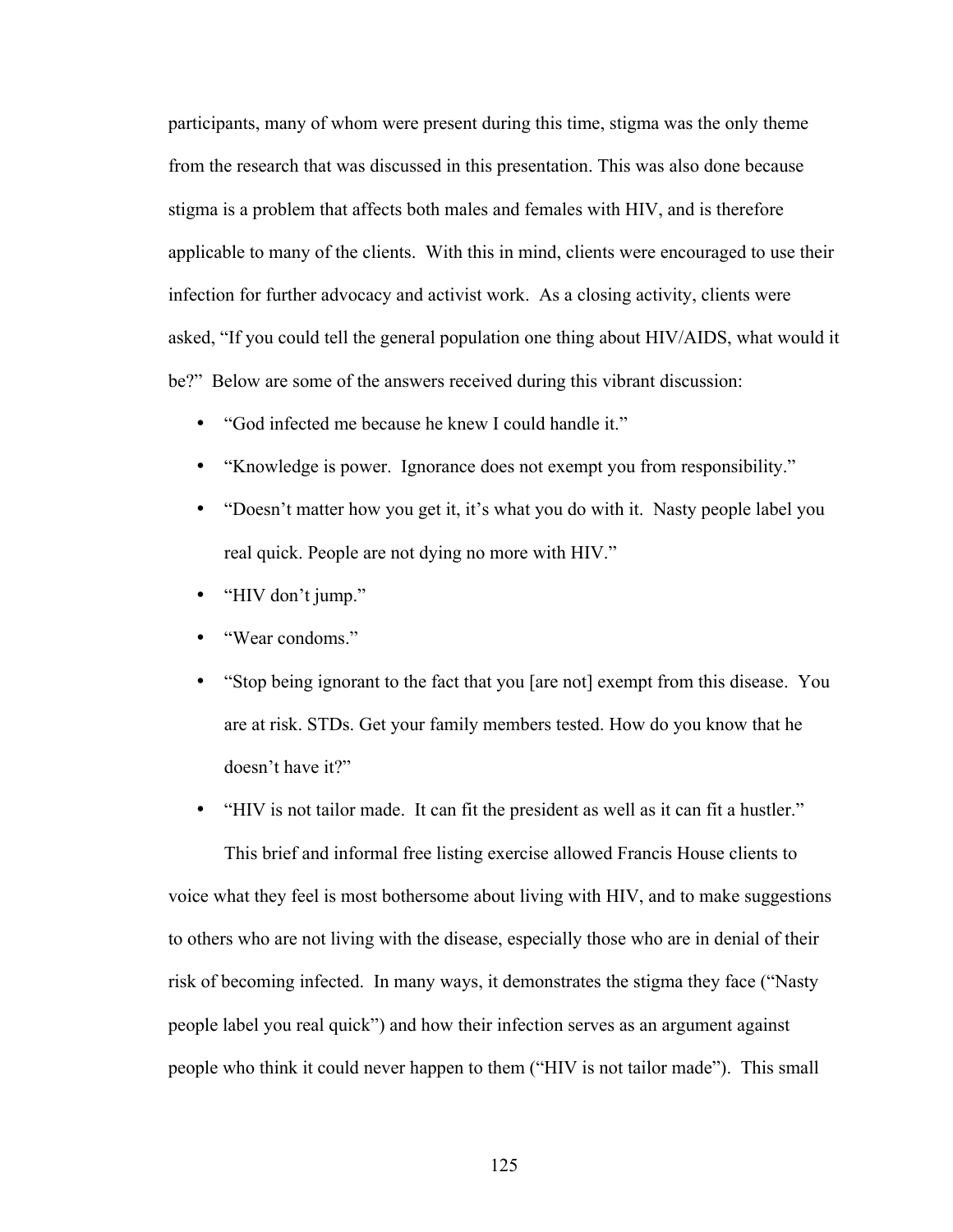participants, many of whom were present during this time, stigma was the only theme from the research that was discussed in this presentation. This was also done because stigma is a problem that affects both males and females with HIV, and is therefore applicable to many of the clients. With this in mind, clients were encouraged to use their infection for further advocacy and activist work. As a closing activity, clients were asked, "If you could tell the general population one thing about HIV/AIDS, what would it be?" Below are some of the answers received during this vibrant discussion:

- "God infected me because he knew I could handle it."
- "Knowledge is power. Ignorance does not exempt you from responsibility."
- "Doesn't matter how you get it, it's what you do with it. Nasty people label you real quick. People are not dying no more with HIV."
- "HIV don't jump."
- "Wear condoms."
- "Stop being ignorant to the fact that you [are not] exempt from this disease. You are at risk. STDs. Get your family members tested. How do you know that he doesn't have it?"
- "HIV is not tailor made. It can fit the president as well as it can fit a hustler."

This brief and informal free listing exercise allowed Francis House clients to voice what they feel is most bothersome about living with HIV, and to make suggestions to others who are not living with the disease, especially those who are in denial of their risk of becoming infected. In many ways, it demonstrates the stigma they face ("Nasty people label you real quick") and how their infection serves as an argument against people who think it could never happen to them ("HIV is not tailor made"). This small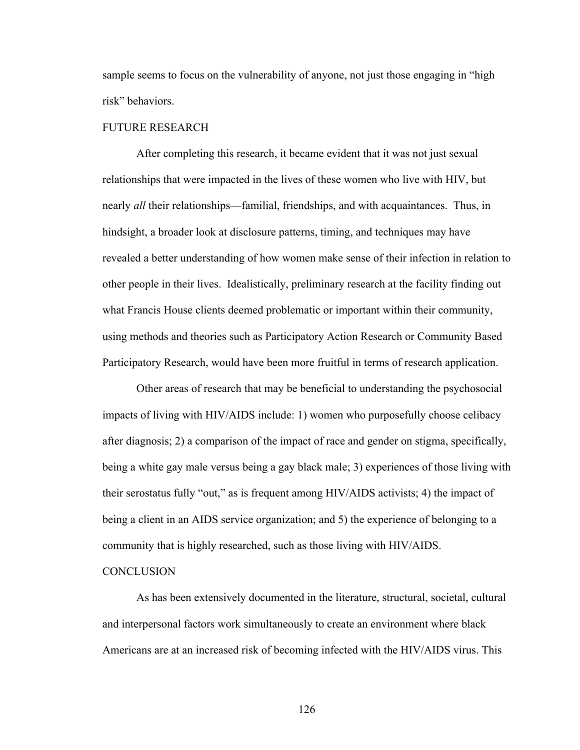sample seems to focus on the vulnerability of anyone, not just those engaging in "high risk" behaviors.

## FUTURE RESEARCH

After completing this research, it became evident that it was not just sexual relationships that were impacted in the lives of these women who live with HIV, but nearly *all* their relationships—familial, friendships, and with acquaintances. Thus, in hindsight, a broader look at disclosure patterns, timing, and techniques may have revealed a better understanding of how women make sense of their infection in relation to other people in their lives. Idealistically, preliminary research at the facility finding out what Francis House clients deemed problematic or important within their community, using methods and theories such as Participatory Action Research or Community Based Participatory Research, would have been more fruitful in terms of research application.

Other areas of research that may be beneficial to understanding the psychosocial impacts of living with HIV/AIDS include: 1) women who purposefully choose celibacy after diagnosis; 2) a comparison of the impact of race and gender on stigma, specifically, being a white gay male versus being a gay black male; 3) experiences of those living with their serostatus fully "out," as is frequent among HIV/AIDS activists; 4) the impact of being a client in an AIDS service organization; and 5) the experience of belonging to a community that is highly researched, such as those living with HIV/AIDS.

## CONCLUSION

As has been extensively documented in the literature, structural, societal, cultural and interpersonal factors work simultaneously to create an environment where black Americans are at an increased risk of becoming infected with the HIV/AIDS virus. This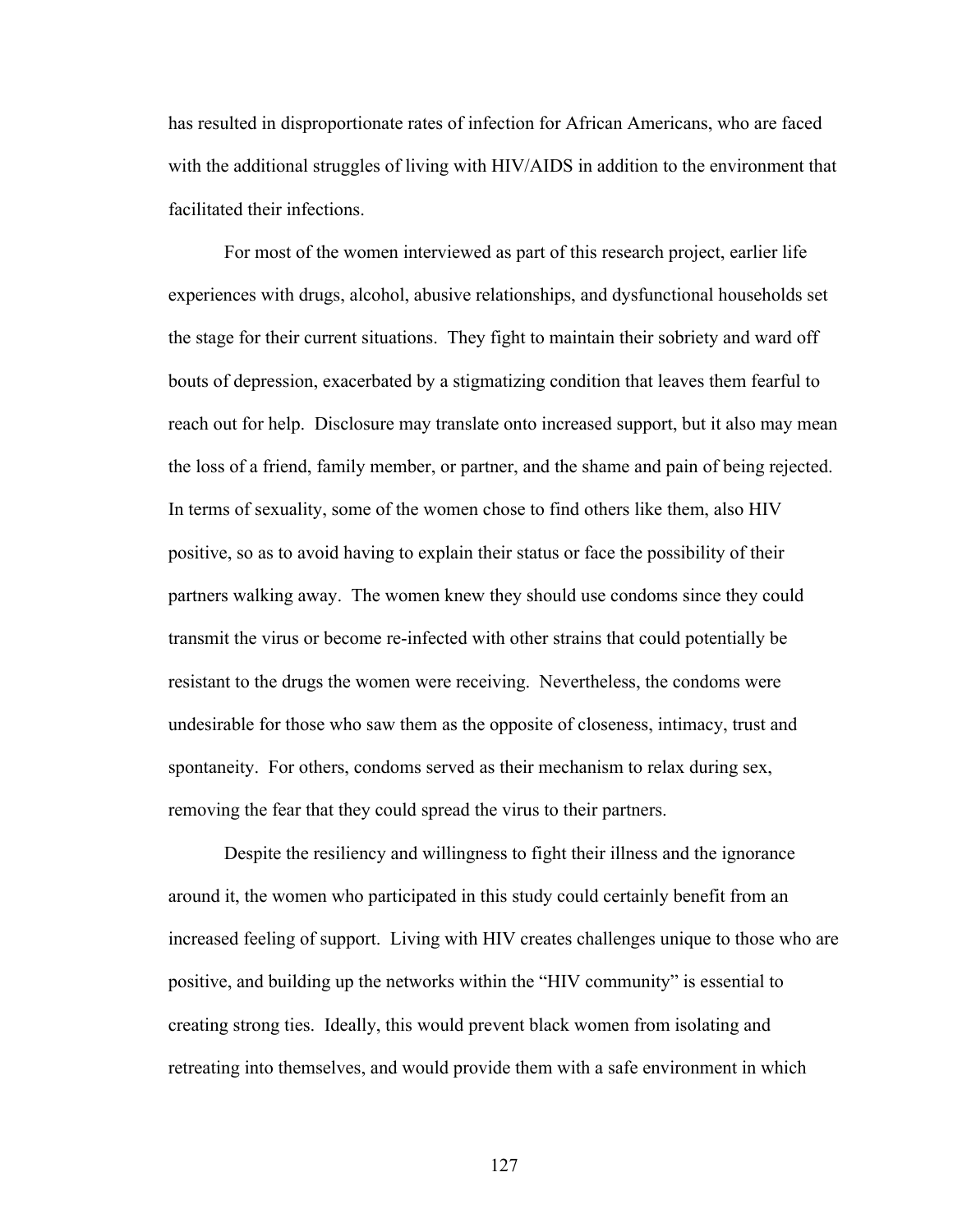has resulted in disproportionate rates of infection for African Americans, who are faced with the additional struggles of living with HIV/AIDS in addition to the environment that facilitated their infections.

For most of the women interviewed as part of this research project, earlier life experiences with drugs, alcohol, abusive relationships, and dysfunctional households set the stage for their current situations. They fight to maintain their sobriety and ward off bouts of depression, exacerbated by a stigmatizing condition that leaves them fearful to reach out for help. Disclosure may translate onto increased support, but it also may mean the loss of a friend, family member, or partner, and the shame and pain of being rejected. In terms of sexuality, some of the women chose to find others like them, also HIV positive, so as to avoid having to explain their status or face the possibility of their partners walking away. The women knew they should use condoms since they could transmit the virus or become re-infected with other strains that could potentially be resistant to the drugs the women were receiving. Nevertheless, the condoms were undesirable for those who saw them as the opposite of closeness, intimacy, trust and spontaneity. For others, condoms served as their mechanism to relax during sex, removing the fear that they could spread the virus to their partners.

Despite the resiliency and willingness to fight their illness and the ignorance around it, the women who participated in this study could certainly benefit from an increased feeling of support. Living with HIV creates challenges unique to those who are positive, and building up the networks within the "HIV community" is essential to creating strong ties. Ideally, this would prevent black women from isolating and retreating into themselves, and would provide them with a safe environment in which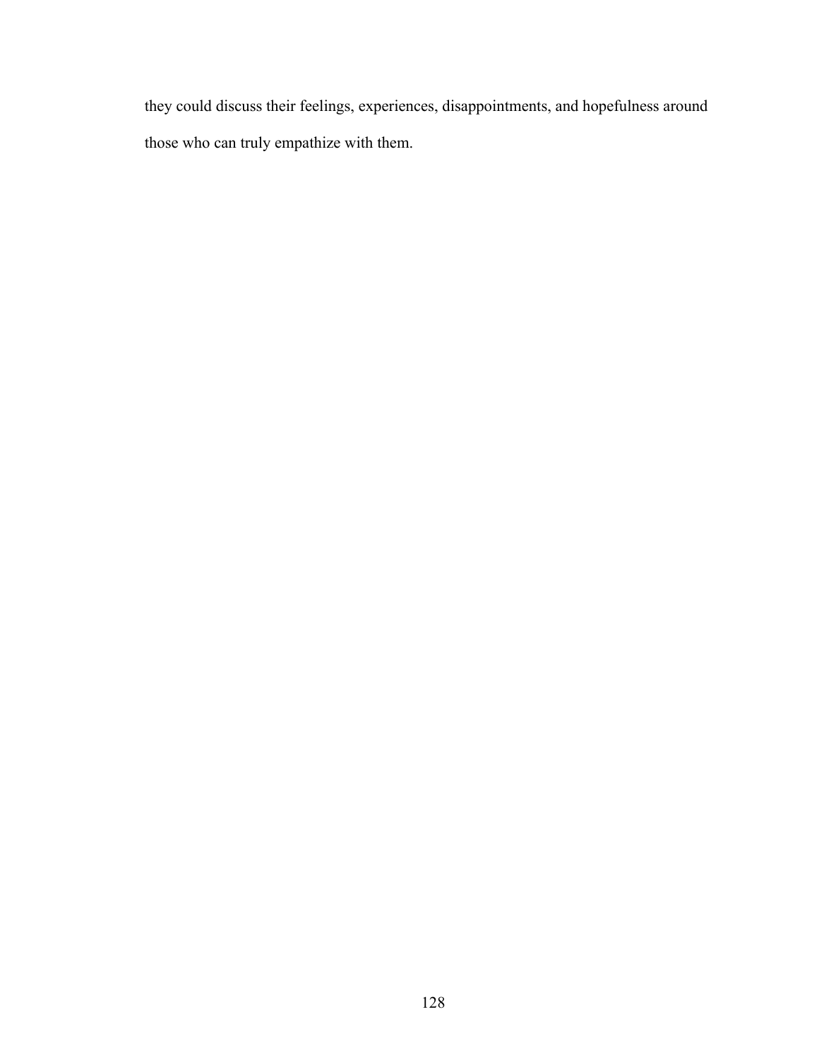they could discuss their feelings, experiences, disappointments, and hopefulness around those who can truly empathize with them.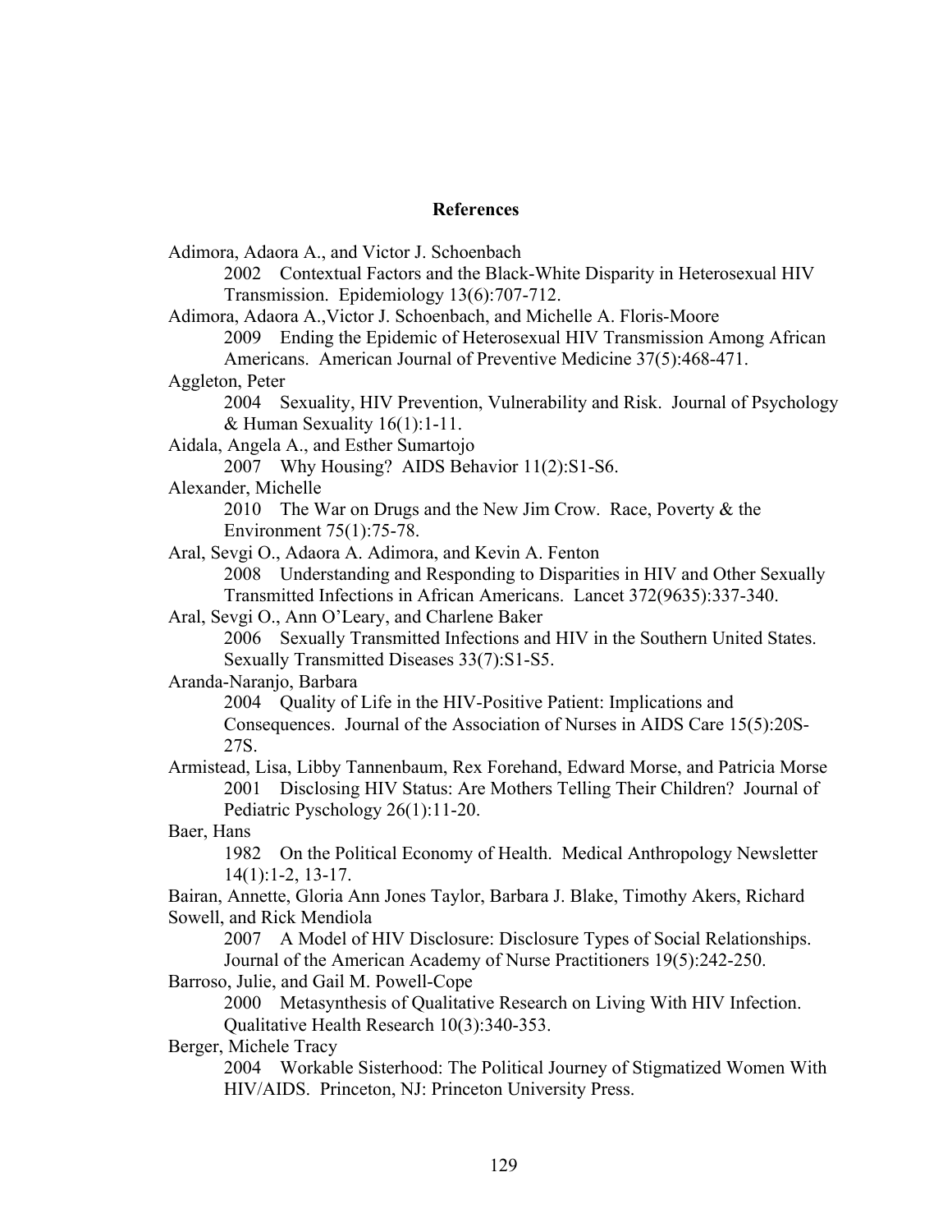## References

Adimora, Adaora A., and Victor J. Schoenbach

2002 Contextual Factors and the Black-White Disparity in Heterosexual HIV Transmission. Epidemiology 13(6):707-712.

Adimora, Adaora A.,Victor J. Schoenbach, and Michelle A. Floris-Moore

2009 Ending the Epidemic of Heterosexual HIV Transmission Among African Americans. American Journal of Preventive Medicine 37(5):468-471.

Aggleton, Peter

2004 Sexuality, HIV Prevention, Vulnerability and Risk. Journal of Psychology & Human Sexuality 16(1):1-11.

Aidala, Angela A., and Esther Sumartojo

2007 Why Housing? AIDS Behavior 11(2):S1-S6.

Alexander, Michelle

2010 The War on Drugs and the New Jim Crow. Race, Poverty & the Environment 75(1):75-78.

Aral, Sevgi O., Adaora A. Adimora, and Kevin A. Fenton

2008 Understanding and Responding to Disparities in HIV and Other Sexually Transmitted Infections in African Americans. Lancet 372(9635):337-340.

Aral, Sevgi O., Ann O'Leary, and Charlene Baker

2006 Sexually Transmitted Infections and HIV in the Southern United States. Sexually Transmitted Diseases 33(7):S1-S5.

Aranda-Naranjo, Barbara

2004 Quality of Life in the HIV-Positive Patient: Implications and Consequences. Journal of the Association of Nurses in AIDS Care 15(5):20S-27S.

Armistead, Lisa, Libby Tannenbaum, Rex Forehand, Edward Morse, and Patricia Morse

2001 Disclosing HIV Status: Are Mothers Telling Their Children? Journal of Pediatric Pyschology 26(1):11-20.

Baer, Hans

1982 On the Political Economy of Health. Medical Anthropology Newsletter 14(1):1-2, 13-17.

Bairan, Annette, Gloria Ann Jones Taylor, Barbara J. Blake, Timothy Akers, Richard Sowell, and Rick Mendiola

2007 A Model of HIV Disclosure: Disclosure Types of Social Relationships. Journal of the American Academy of Nurse Practitioners 19(5):242-250.

Barroso, Julie, and Gail M. Powell-Cope

2000 Metasynthesis of Qualitative Research on Living With HIV Infection. Qualitative Health Research 10(3):340-353.

Berger, Michele Tracy

2004 Workable Sisterhood: The Political Journey of Stigmatized Women With HIV/AIDS. Princeton, NJ: Princeton University Press.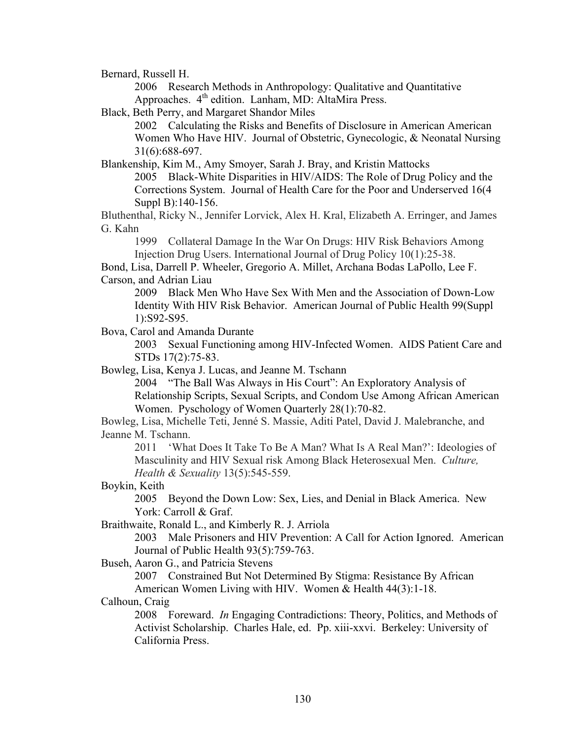Bernard, Russell H.

2006 Research Methods in Anthropology: Qualitative and Quantitative Approaches. 4th edition. Lanham, MD: AltaMira Press.

Black, Beth Perry, and Margaret Shandor Miles

2002 Calculating the Risks and Benefits of Disclosure in American American Women Who Have HIV. Journal of Obstetric, Gynecologic, & Neonatal Nursing 31(6):688-697.

Blankenship, Kim M., Amy Smoyer, Sarah J. Bray, and Kristin Mattocks

2005 Black-White Disparities in HIV/AIDS: The Role of Drug Policy and the Corrections System. Journal of Health Care for the Poor and Underserved 16(4 Suppl B):140-156.

Bluthenthal, Ricky N., Jennifer Lorvick, Alex H. Kral, Elizabeth A. Erringer, and James G. Kahn

1999 Collateral Damage In the War On Drugs: HIV Risk Behaviors Among Injection Drug Users. International Journal of Drug Policy 10(1):25-38.

Bond, Lisa, Darrell P. Wheeler, Gregorio A. Millet, Archana Bodas LaPollo, Lee F. Carson, and Adrian Liau

2009 Black Men Who Have Sex With Men and the Association of Down-Low Identity With HIV Risk Behavior. American Journal of Public Health 99(Suppl 1):S92-S95.

Bova, Carol and Amanda Durante

2003 Sexual Functioning among HIV-Infected Women. AIDS Patient Care and STDs 17(2):75-83.

Bowleg, Lisa, Kenya J. Lucas, and Jeanne M. Tschann

2004 "The Ball Was Always in His Court": An Exploratory Analysis of Relationship Scripts, Sexual Scripts, and Condom Use Among African American Women. Pyschology of Women Quarterly 28(1):70-82.

Bowleg, Lisa, Michelle Teti, Jenné S. Massie, Aditi Patel, David J. Malebranche, and Jeanne M. Tschann.

2011 'What Does It Take To Be A Man? What Is A Real Man?': Ideologies of Masculinity and HIV Sexual risk Among Black Heterosexual Men. *Culture, Health & Sexuality* 13(5):545-559.

Boykin, Keith

2005 Beyond the Down Low: Sex, Lies, and Denial in Black America. New York: Carroll & Graf.

Braithwaite, Ronald L., and Kimberly R. J. Arriola

2003 Male Prisoners and HIV Prevention: A Call for Action Ignored. American Journal of Public Health 93(5):759-763.

Buseh, Aaron G., and Patricia Stevens

2007 Constrained But Not Determined By Stigma: Resistance By African American Women Living with HIV. Women & Health 44(3):1-18.

Calhoun, Craig

2008 Foreward. *In* Engaging Contradictions: Theory, Politics, and Methods of Activist Scholarship. Charles Hale, ed. Pp. xiii-xxvi. Berkeley: University of California Press.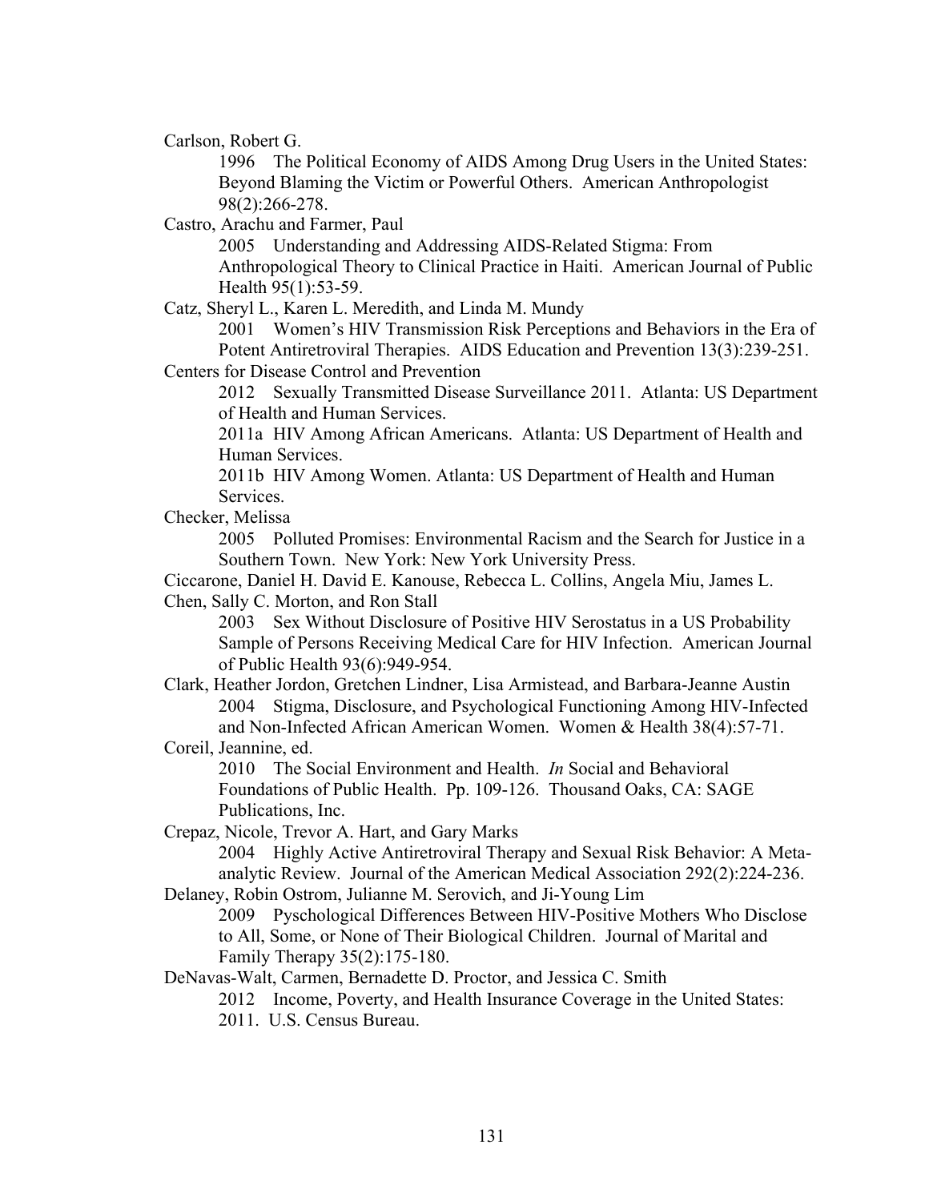Carlson, Robert G.

1996 The Political Economy of AIDS Among Drug Users in the United States: Beyond Blaming the Victim or Powerful Others. American Anthropologist 98(2):266-278.

Castro, Arachu and Farmer, Paul

2005 Understanding and Addressing AIDS-Related Stigma: From Anthropological Theory to Clinical Practice in Haiti. American Journal of Public Health 95(1):53-59.

Catz, Sheryl L., Karen L. Meredith, and Linda M. Mundy

2001 Women's HIV Transmission Risk Perceptions and Behaviors in the Era of Potent Antiretroviral Therapies. AIDS Education and Prevention 13(3):239-251.

Centers for Disease Control and Prevention

2012 Sexually Transmitted Disease Surveillance 2011. Atlanta: US Department of Health and Human Services.

2011a HIV Among African Americans. Atlanta: US Department of Health and Human Services.

2011b HIV Among Women. Atlanta: US Department of Health and Human Services.

Checker, Melissa

2005 Polluted Promises: Environmental Racism and the Search for Justice in a Southern Town. New York: New York University Press.

Ciccarone, Daniel H. David E. Kanouse, Rebecca L. Collins, Angela Miu, James L. Chen, Sally C. Morton, and Ron Stall

2003 Sex Without Disclosure of Positive HIV Serostatus in a US Probability Sample of Persons Receiving Medical Care for HIV Infection. American Journal of Public Health 93(6):949-954.

Clark, Heather Jordon, Gretchen Lindner, Lisa Armistead, and Barbara-Jeanne Austin

2004 Stigma, Disclosure, and Psychological Functioning Among HIV-Infected and Non-Infected African American Women. Women & Health 38(4):57-71.

Coreil, Jeannine, ed.

2010 The Social Environment and Health. *In* Social and Behavioral Foundations of Public Health. Pp. 109-126. Thousand Oaks, CA: SAGE Publications, Inc.

Crepaz, Nicole, Trevor A. Hart, and Gary Marks

2004 Highly Active Antiretroviral Therapy and Sexual Risk Behavior: A Meta-analytic Review. Journal of the American Medical Association 292(2):224-236.

Delaney, Robin Ostrom, Julianne M. Serovich, and Ji-Young Lim

2009 Pyschological Differences Between HIV-Positive Mothers Who Disclose to All, Some, or None of Their Biological Children. Journal of Marital and Family Therapy 35(2):175-180.

DeNavas-Walt, Carmen, Bernadette D. Proctor, and Jessica C. Smith

2012 Income, Poverty, and Health Insurance Coverage in the United States: 2011. U.S. Census Bureau.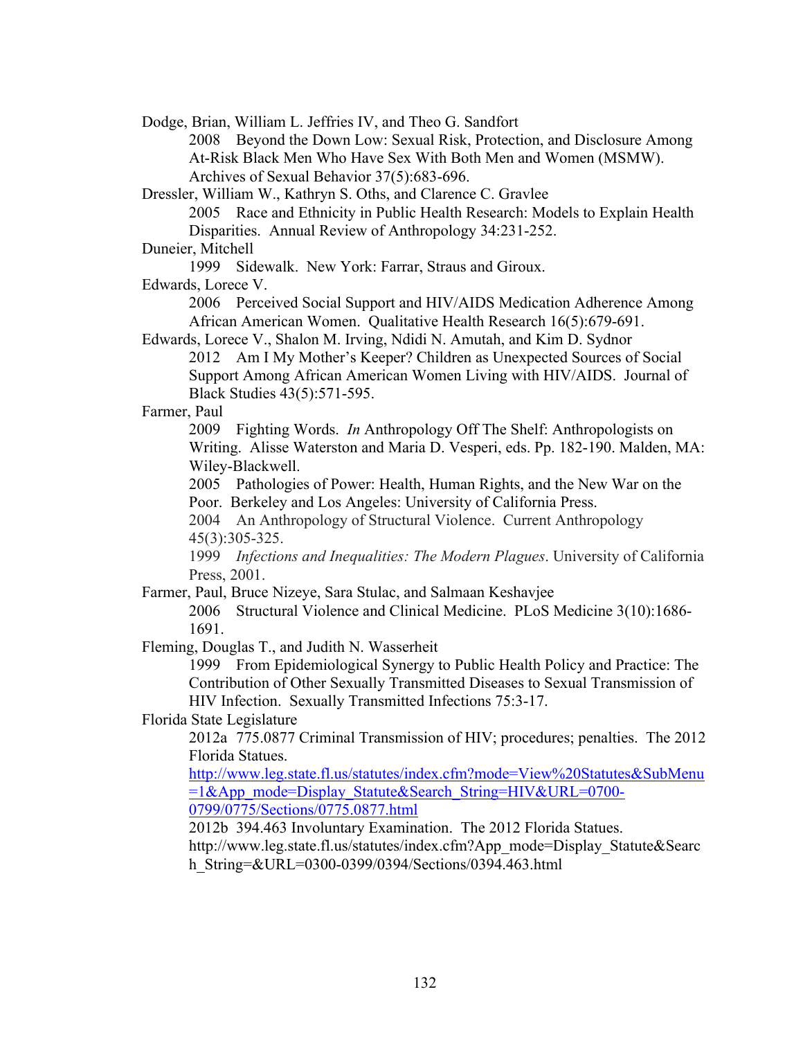Dodge, Brian, William L. Jeffries IV, and Theo G. Sandfort

2008 Beyond the Down Low: Sexual Risk, Protection, and Disclosure Among At-Risk Black Men Who Have Sex With Both Men and Women (MSMW). Archives of Sexual Behavior 37(5):683-696.

Dressler, William W., Kathryn S. Oths, and Clarence C. Gravlee

2005 Race and Ethnicity in Public Health Research: Models to Explain Health Disparities. Annual Review of Anthropology 34:231-252.

Duneier, Mitchell

1999 Sidewalk. New York: Farrar, Straus and Giroux.

Edwards, Lorece V.

2006 Perceived Social Support and HIV/AIDS Medication Adherence Among African American Women. Qualitative Health Research 16(5):679-691.

Edwards, Lorece V., Shalon M. Irving, Ndidi N. Amutah, and Kim D. Sydnor

2012 Am I My Mother's Keeper? Children as Unexpected Sources of Social Support Among African American Women Living with HIV/AIDS. Journal of Black Studies 43(5):571-595.

Farmer, Paul

2009 Fighting Words. *In* Anthropology Off The Shelf: Anthropologists on Writing. Alisse Waterston and Maria D. Vesperi, eds. Pp. 182-190. Malden, MA: Wiley-Blackwell.

2005 Pathologies of Power: Health, Human Rights, and the New War on the Poor. Berkeley and Los Angeles: University of California Press.

2004 An Anthropology of Structural Violence. Current Anthropology 45(3):305-325.

1999 *Infections and Inequalities: The Modern Plagues*. University of California Press, 2001.

Farmer, Paul, Bruce Nizeye, Sara Stulac, and Salmaan Keshavjee

2006 Structural Violence and Clinical Medicine. PLoS Medicine 3(10):1686-1691.

Fleming, Douglas T., and Judith N. Wasserheit

1999 From Epidemiological Synergy to Public Health Policy and Practice: The Contribution of Other Sexually Transmitted Diseases to Sexual Transmission of HIV Infection. Sexually Transmitted Infections 75:3-17.

Florida State Legislature

2012a 775.0877 Criminal Transmission of HIV; procedures; penalties. The 2012 Florida Statues. http://www.leg.state.fl.us/statutes/index.cfm?mode=View%20Statutes&SubMenu=1&App_mode=Display_Statute&Search_String=HIV&URL=0700-0799/0775/Sections/0775.0877.html

2012b 394.463 Involuntary Examination. The 2012 Florida Statues. http://www.leg.state.fl.us/statutes/index.cfm?App_mode=Display_Statute&Search_String=&URL=0300-0399/0394/Sections/0394.463.html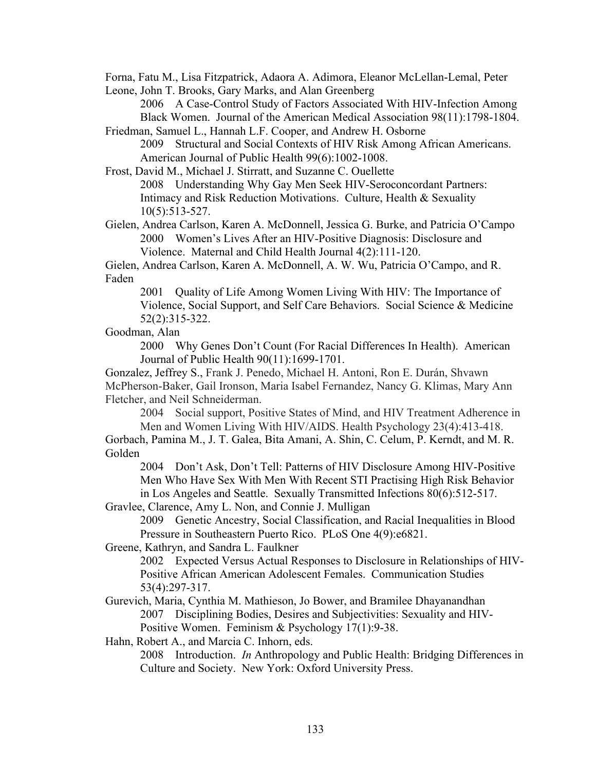Forna, Fatu M., Lisa Fitzpatrick, Adaora A. Adimora, Eleanor McLellan-Lemal, Peter Leone, John T. Brooks, Gary Marks, and Alan Greenberg

2006 A Case-Control Study of Factors Associated With HIV-Infection Among Black Women. Journal of the American Medical Association 98(11):1798-1804.

Friedman, Samuel L., Hannah L.F. Cooper, and Andrew H. Osborne

2009 Structural and Social Contexts of HIV Risk Among African Americans. American Journal of Public Health 99(6):1002-1008.

Frost, David M., Michael J. Stirratt, and Suzanne C. Ouellette

2008 Understanding Why Gay Men Seek HIV-Seroconcordant Partners: Intimacy and Risk Reduction Motivations. Culture, Health & Sexuality 10(5):513-527.

Gielen, Andrea Carlson, Karen A. McDonnell, Jessica G. Burke, and Patricia O'Campo

2000 Women's Lives After an HIV-Positive Diagnosis: Disclosure and Violence. Maternal and Child Health Journal 4(2):111-120.

Gielen, Andrea Carlson, Karen A. McDonnell, A. W. Wu, Patricia O'Campo, and R. Faden

2001 Quality of Life Among Women Living With HIV: The Importance of Violence, Social Support, and Self Care Behaviors. Social Science & Medicine 52(2):315-322.

Goodman, Alan

2000 Why Genes Don't Count (For Racial Differences In Health). American Journal of Public Health 90(11):1699-1701.

Gonzalez, Jeffrey S., Frank J. Penedo, Michael H. Antoni, Ron E. Durán, Shvawn McPherson-Baker, Gail Ironson, Maria Isabel Fernandez, Nancy G. Klimas, Mary Ann Fletcher, and Neil Schneiderman.

2004 Social support, Positive States of Mind, and HIV Treatment Adherence in Men and Women Living With HIV/AIDS. Health Psychology 23(4):413-418.

Gorbach, Pamina M., J. T. Galea, Bita Amani, A. Shin, C. Celum, P. Kerndt, and M. R. Golden

2004 Don't Ask, Don't Tell: Patterns of HIV Disclosure Among HIV-Positive Men Who Have Sex With Men With Recent STI Practising High Risk Behavior in Los Angeles and Seattle. Sexually Transmitted Infections 80(6):512-517.

Gravlee, Clarence, Amy L. Non, and Connie J. Mulligan

2009 Genetic Ancestry, Social Classification, and Racial Inequalities in Blood Pressure in Southeastern Puerto Rico. PLoS One 4(9):e6821.

Greene, Kathryn, and Sandra L. Faulkner

2002 Expected Versus Actual Responses to Disclosure in Relationships of HIV-Positive African American Adolescent Females. Communication Studies 53(4):297-317.

Gurevich, Maria, Cynthia M. Mathieson, Jo Bower, and Bramilee Dhayanandhan

2007 Disciplining Bodies, Desires and Subjectivities: Sexuality and HIV-Positive Women. Feminism & Psychology 17(1):9-38.

Hahn, Robert A., and Marcia C. Inhorn, eds.

2008 Introduction. *In* Anthropology and Public Health: Bridging Differences in Culture and Society. New York: Oxford University Press.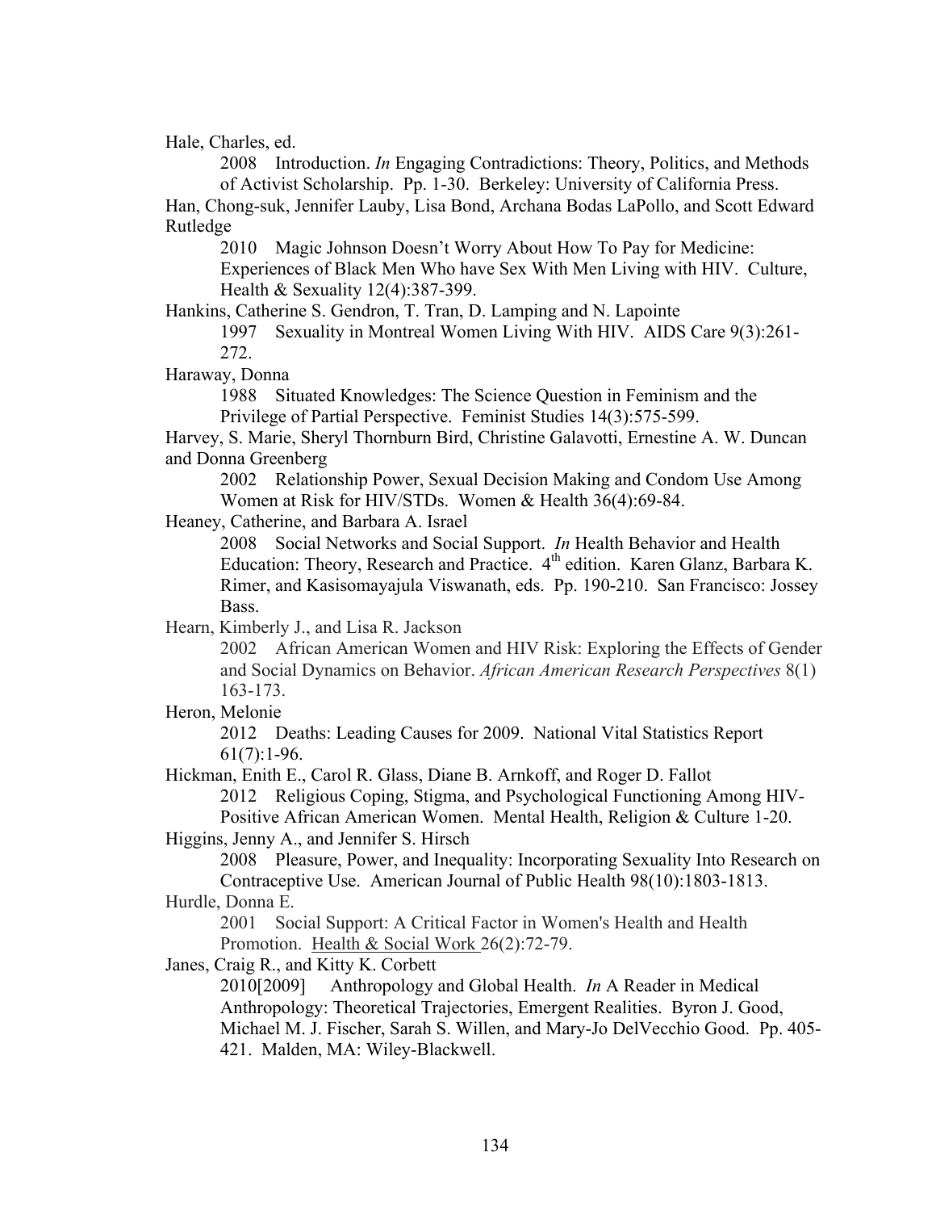Hale, Charles, ed.

2008 Introduction. *In* Engaging Contradictions: Theory, Politics, and Methods of Activist Scholarship. Pp. 1-30. Berkeley: University of California Press.

Han, Chong-suk, Jennifer Lauby, Lisa Bond, Archana Bodas LaPollo, and Scott Edward Rutledge

2010 Magic Johnson Doesn't Worry About How To Pay for Medicine: Experiences of Black Men Who have Sex With Men Living with HIV. Culture, Health & Sexuality 12(4):387-399.

Hankins, Catherine S. Gendron, T. Tran, D. Lamping and N. Lapointe

1997 Sexuality in Montreal Women Living With HIV. AIDS Care 9(3):261-272.

Haraway, Donna

1988 Situated Knowledges: The Science Question in Feminism and the Privilege of Partial Perspective. Feminist Studies 14(3):575-599.

Harvey, S. Marie, Sheryl Thornburn Bird, Christine Galavotti, Ernestine A. W. Duncan and Donna Greenberg

2002 Relationship Power, Sexual Decision Making and Condom Use Among Women at Risk for HIV/STDs. Women & Health 36(4):69-84.

Heaney, Catherine, and Barbara A. Israel

2008 Social Networks and Social Support. *In* Health Behavior and Health Education: Theory, Research and Practice. 4th edition. Karen Glanz, Barbara K. Rimer, and Kasisomayajula Viswanath, eds. Pp. 190-210. San Francisco: Jossey Bass.

Hearn, Kimberly J., and Lisa R. Jackson

2002 African American Women and HIV Risk: Exploring the Effects of Gender and Social Dynamics on Behavior. *African American Research Perspectives* 8(1) 163-173.

Heron, Melonie

2012 Deaths: Leading Causes for 2009. National Vital Statistics Report 61(7):1-96.

Hickman, Enith E., Carol R. Glass, Diane B. Arnkoff, and Roger D. Fallot

2012 Religious Coping, Stigma, and Psychological Functioning Among HIV-Positive African American Women. Mental Health, Religion & Culture 1-20.

Higgins, Jenny A., and Jennifer S. Hirsch

2008 Pleasure, Power, and Inequality: Incorporating Sexuality Into Research on Contraceptive Use. American Journal of Public Health 98(10):1803-1813.

Hurdle, Donna E.

2001 Social Support: A Critical Factor in Women's Health and Health Promotion. Health & Social Work 26(2):72-79.

Janes, Craig R., and Kitty K. Corbett

2010[2009] Anthropology and Global Health. *In* A Reader in Medical Anthropology: Theoretical Trajectories, Emergent Realities. Byron J. Good, Michael M. J. Fischer, Sarah S. Willen, and Mary-Jo DelVecchio Good. Pp. 405-421. Malden, MA: Wiley-Blackwell.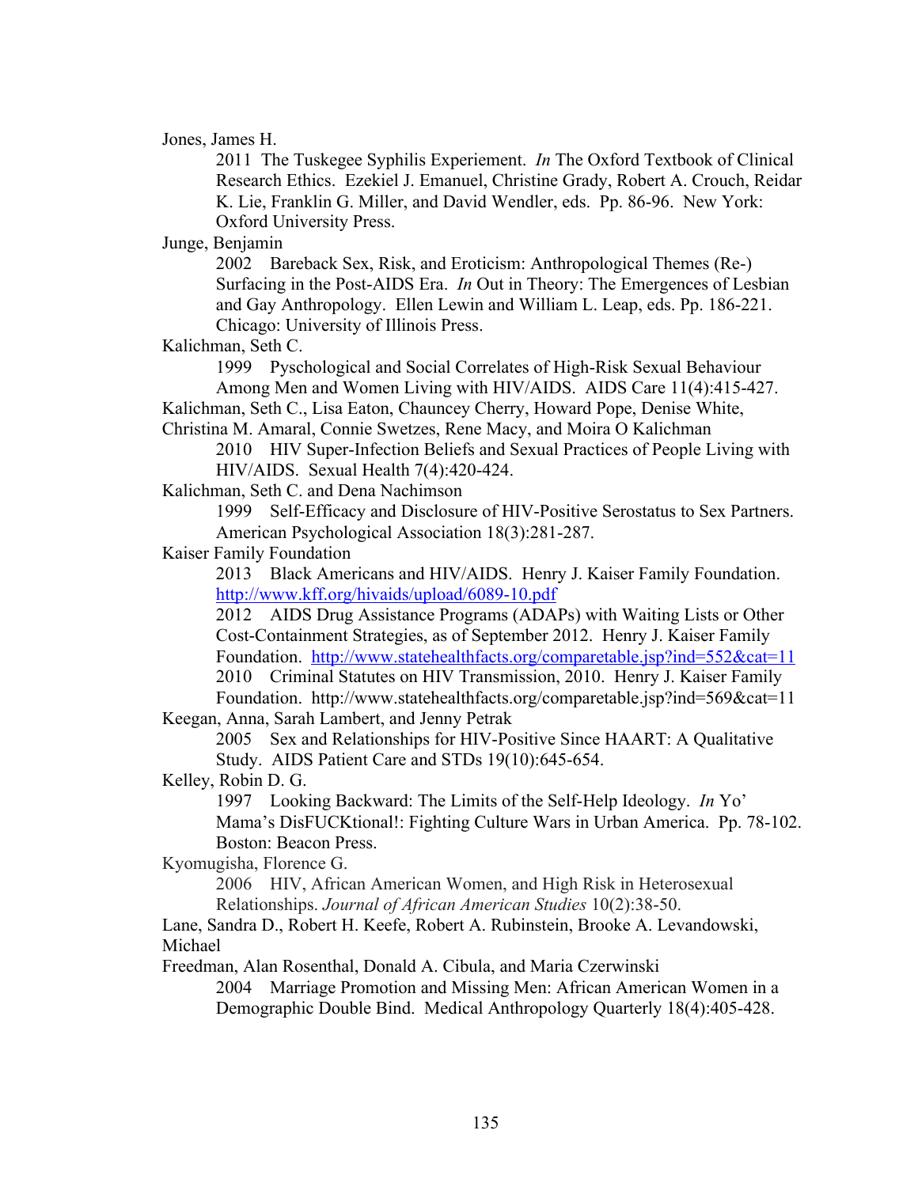Jones, James H.

2011 The Tuskegee Syphilis Experiement. *In* The Oxford Textbook of Clinical Research Ethics. Ezekiel J. Emanuel, Christine Grady, Robert A. Crouch, Reidar K. Lie, Franklin G. Miller, and David Wendler, eds. Pp. 86-96. New York: Oxford University Press.

Junge, Benjamin

2002 Bareback Sex, Risk, and Eroticism: Anthropological Themes (Re-) Surfacing in the Post-AIDS Era. *In* Out in Theory: The Emergences of Lesbian and Gay Anthropology. Ellen Lewin and William L. Leap, eds. Pp. 186-221. Chicago: University of Illinois Press.

Kalichman, Seth C.

1999 Pyschological and Social Correlates of High-Risk Sexual Behaviour Among Men and Women Living with HIV/AIDS. AIDS Care 11(4):415-427.

Kalichman, Seth C., Lisa Eaton, Chauncey Cherry, Howard Pope, Denise White, Christina M. Amaral, Connie Swetzes, Rene Macy, and Moira O Kalichman

2010 HIV Super-Infection Beliefs and Sexual Practices of People Living with HIV/AIDS. Sexual Health 7(4):420-424.

Kalichman, Seth C. and Dena Nachimson

1999 Self-Efficacy and Disclosure of HIV-Positive Serostatus to Sex Partners. American Psychological Association 18(3):281-287.

Kaiser Family Foundation

2013 Black Americans and HIV/AIDS. Henry J. Kaiser Family Foundation. http://www.kff.org/hivaids/upload/6089-10.pdf

2012 AIDS Drug Assistance Programs (ADAPs) with Waiting Lists or Other Cost-Containment Strategies, as of September 2012. Henry J. Kaiser Family Foundation. http://www.statehealthfacts.org/comparetable.jsp?ind=552&cat=11

2010 Criminal Statutes on HIV Transmission, 2010. Henry J. Kaiser Family Foundation. http://www.statehealthfacts.org/comparetable.jsp?ind=569&cat=11

Keegan, Anna, Sarah Lambert, and Jenny Petrak

2005 Sex and Relationships for HIV-Positive Since HAART: A Qualitative Study. AIDS Patient Care and STDs 19(10):645-654.

Kelley, Robin D. G.

1997 Looking Backward: The Limits of the Self-Help Ideology. *In* Yo' Mama's DisFUCKtional!: Fighting Culture Wars in Urban America. Pp. 78-102. Boston: Beacon Press.

Kyomugisha, Florence G.

2006 HIV, African American Women, and High Risk in Heterosexual Relationships. *Journal of African American Studies* 10(2):38-50.

Lane, Sandra D., Robert H. Keefe, Robert A. Rubinstein, Brooke A. Levandowski, Michael Freedman, Alan Rosenthal, Donald A. Cibula, and Maria Czerwinski

2004 Marriage Promotion and Missing Men: African American Women in a Demographic Double Bind. Medical Anthropology Quarterly 18(4):405-428.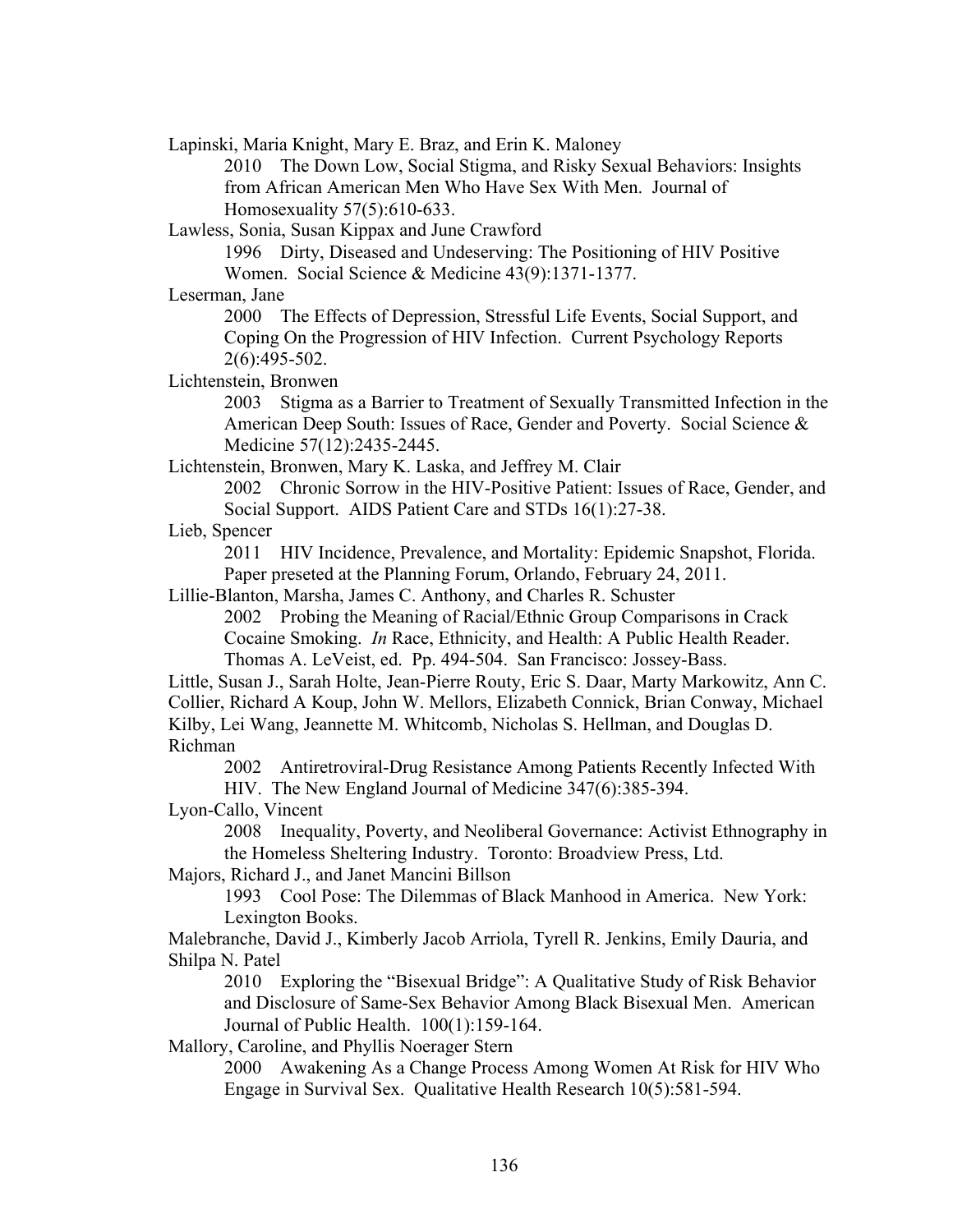Lapinski, Maria Knight, Mary E. Braz, and Erin K. Maloney

2010 The Down Low, Social Stigma, and Risky Sexual Behaviors: Insights from African American Men Who Have Sex With Men. Journal of Homosexuality 57(5):610-633.

Lawless, Sonia, Susan Kippax and June Crawford

1996 Dirty, Diseased and Undeserving: The Positioning of HIV Positive Women. Social Science & Medicine 43(9):1371-1377.

Leserman, Jane

2000 The Effects of Depression, Stressful Life Events, Social Support, and Coping On the Progression of HIV Infection. Current Psychology Reports 2(6):495-502.

Lichtenstein, Bronwen

2003 Stigma as a Barrier to Treatment of Sexually Transmitted Infection in the American Deep South: Issues of Race, Gender and Poverty. Social Science & Medicine 57(12):2435-2445.

Lichtenstein, Bronwen, Mary K. Laska, and Jeffrey M. Clair

2002 Chronic Sorrow in the HIV-Positive Patient: Issues of Race, Gender, and Social Support. AIDS Patient Care and STDs 16(1):27-38.

Lieb, Spencer

2011 HIV Incidence, Prevalence, and Mortality: Epidemic Snapshot, Florida. Paper preseted at the Planning Forum, Orlando, February 24, 2011.

Lillie-Blanton, Marsha, James C. Anthony, and Charles R. Schuster

2002 Probing the Meaning of Racial/Ethnic Group Comparisons in Crack Cocaine Smoking. *In* Race, Ethnicity, and Health: A Public Health Reader. Thomas A. LeVeist, ed. Pp. 494-504. San Francisco: Jossey-Bass.

Little, Susan J., Sarah Holte, Jean-Pierre Routy, Eric S. Daar, Marty Markowitz, Ann C. Collier, Richard A Koup, John W. Mellors, Elizabeth Connick, Brian Conway, Michael Kilby, Lei Wang, Jeannette M. Whitcomb, Nicholas S. Hellman, and Douglas D. Richman

2002 Antiretroviral-Drug Resistance Among Patients Recently Infected With HIV. The New England Journal of Medicine 347(6):385-394.

Lyon-Callo, Vincent

2008 Inequality, Poverty, and Neoliberal Governance: Activist Ethnography in the Homeless Sheltering Industry. Toronto: Broadview Press, Ltd.

Majors, Richard J., and Janet Mancini Billson

1993 Cool Pose: The Dilemmas of Black Manhood in America. New York: Lexington Books.

Malebranche, David J., Kimberly Jacob Arriola, Tyrell R. Jenkins, Emily Dauria, and Shilpa N. Patel

2010 Exploring the "Bisexual Bridge": A Qualitative Study of Risk Behavior and Disclosure of Same-Sex Behavior Among Black Bisexual Men. American Journal of Public Health. 100(1):159-164.

Mallory, Caroline, and Phyllis Noerager Stern

2000 Awakening As a Change Process Among Women At Risk for HIV Who Engage in Survival Sex. Qualitative Health Research 10(5):581-594.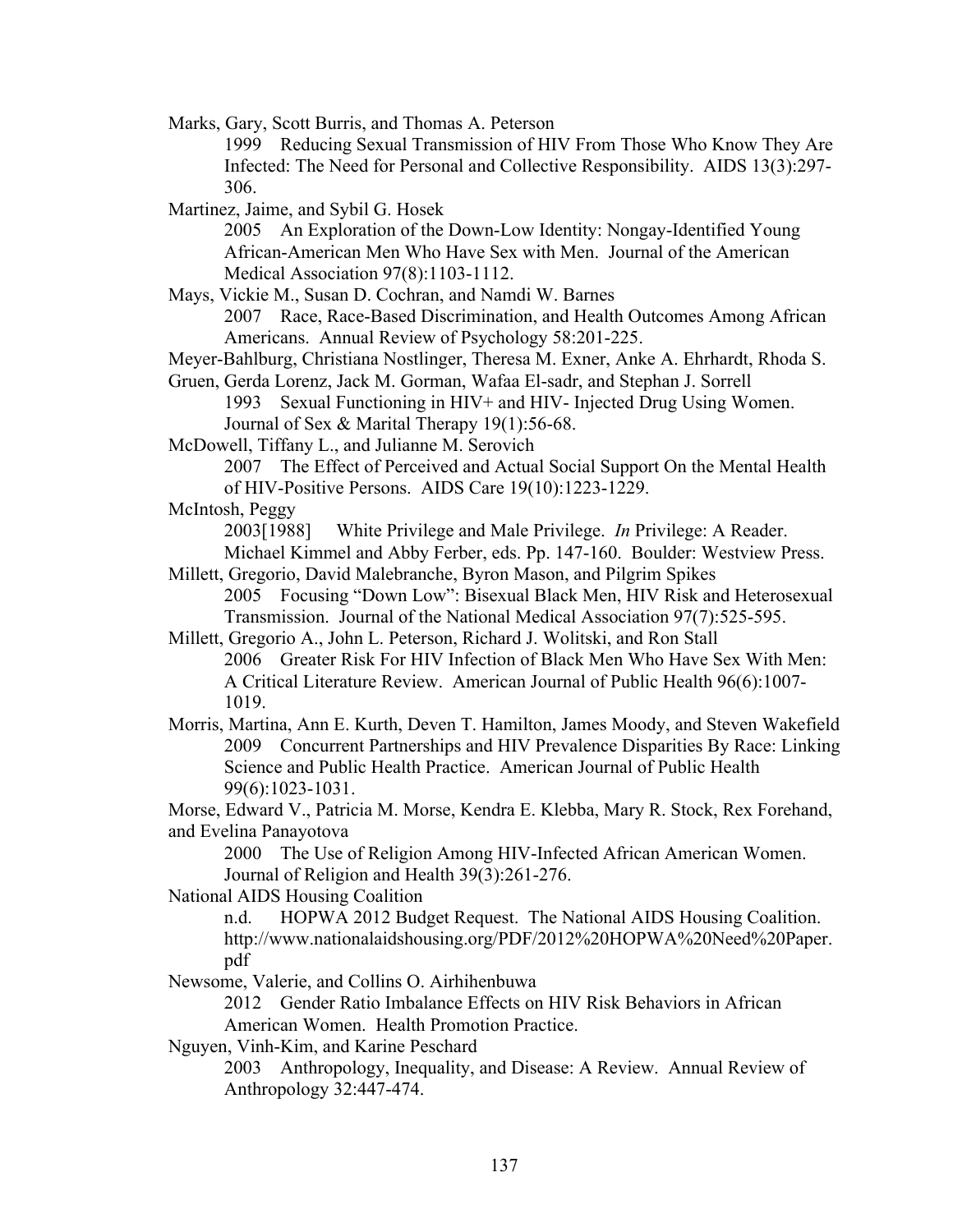Marks, Gary, Scott Burris, and Thomas A. Peterson

1999 Reducing Sexual Transmission of HIV From Those Who Know They Are Infected: The Need for Personal and Collective Responsibility. AIDS 13(3):297-306.

Martinez, Jaime, and Sybil G. Hosek

2005 An Exploration of the Down-Low Identity: Nongay-Identified Young African-American Men Who Have Sex with Men. Journal of the American Medical Association 97(8):1103-1112.

Mays, Vickie M., Susan D. Cochran, and Namdi W. Barnes

2007 Race, Race-Based Discrimination, and Health Outcomes Among African Americans. Annual Review of Psychology 58:201-225.

Meyer-Bahlburg, Christiana Nostlinger, Theresa M. Exner, Anke A. Ehrhardt, Rhoda S. Gruen, Gerda Lorenz, Jack M. Gorman, Wafaa El-sadr, and Stephan J. Sorrell

1993 Sexual Functioning in HIV+ and HIV- Injected Drug Using Women. Journal of Sex & Marital Therapy 19(1):56-68.

McDowell, Tiffany L., and Julianne M. Serovich

2007 The Effect of Perceived and Actual Social Support On the Mental Health of HIV-Positive Persons. AIDS Care 19(10):1223-1229.

McIntosh, Peggy

2003[1988] White Privilege and Male Privilege. *In* Privilege: A Reader. Michael Kimmel and Abby Ferber, eds. Pp. 147-160. Boulder: Westview Press.

Millett, Gregorio, David Malebranche, Byron Mason, and Pilgrim Spikes

2005 Focusing "Down Low": Bisexual Black Men, HIV Risk and Heterosexual Transmission. Journal of the National Medical Association 97(7):525-595.

Millett, Gregorio A., John L. Peterson, Richard J. Wolitski, and Ron Stall

2006 Greater Risk For HIV Infection of Black Men Who Have Sex With Men: A Critical Literature Review. American Journal of Public Health 96(6):1007-1019.

Morris, Martina, Ann E. Kurth, Deven T. Hamilton, James Moody, and Steven Wakefield

2009 Concurrent Partnerships and HIV Prevalence Disparities By Race: Linking Science and Public Health Practice. American Journal of Public Health 99(6):1023-1031.

Morse, Edward V., Patricia M. Morse, Kendra E. Klebba, Mary R. Stock, Rex Forehand, and Evelina Panayotova

2000 The Use of Religion Among HIV-Infected African American Women. Journal of Religion and Health 39(3):261-276.

National AIDS Housing Coalition

n.d. HOPWA 2012 Budget Request. The National AIDS Housing Coalition. http://www.nationalaidshousing.org/PDF/2012%20HOPWA%20Need%20Paper.pdf

Newsome, Valerie, and Collins O. Airhihenbuwa

2012 Gender Ratio Imbalance Effects on HIV Risk Behaviors in African American Women. Health Promotion Practice.

Nguyen, Vinh-Kim, and Karine Peschard

2003 Anthropology, Inequality, and Disease: A Review. Annual Review of Anthropology 32:447-474.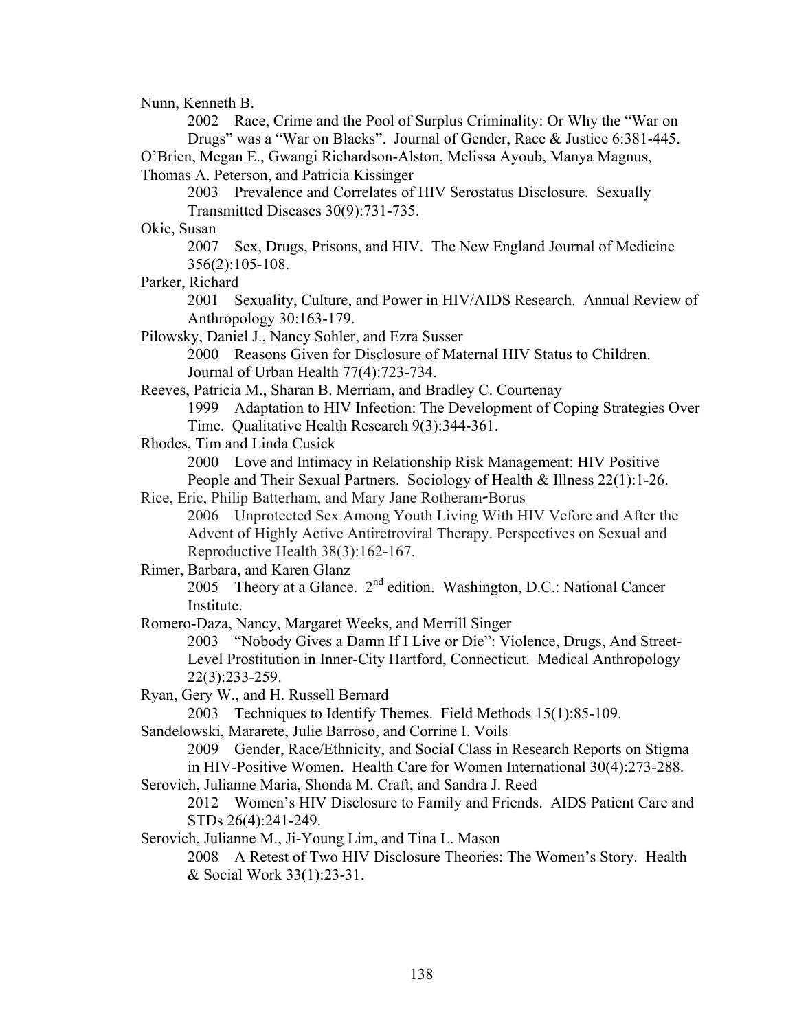Nunn, Kenneth B.

2002 Race, Crime and the Pool of Surplus Criminality: Or Why the "War on Drugs" was a "War on Blacks". Journal of Gender, Race & Justice 6:381-445.

O'Brien, Megan E., Gwangi Richardson-Alston, Melissa Ayoub, Manya Magnus, Thomas A. Peterson, and Patricia Kissinger

2003 Prevalence and Correlates of HIV Serostatus Disclosure. Sexually Transmitted Diseases 30(9):731-735.

Okie, Susan

2007 Sex, Drugs, Prisons, and HIV. The New England Journal of Medicine 356(2):105-108.

Parker, Richard

2001 Sexuality, Culture, and Power in HIV/AIDS Research. Annual Review of Anthropology 30:163-179.

Pilowsky, Daniel J., Nancy Sohler, and Ezra Susser

2000 Reasons Given for Disclosure of Maternal HIV Status to Children. Journal of Urban Health 77(4):723-734.

Reeves, Patricia M., Sharan B. Merriam, and Bradley C. Courtenay

1999 Adaptation to HIV Infection: The Development of Coping Strategies Over Time. Qualitative Health Research 9(3):344-361.

Rhodes, Tim and Linda Cusick

2000 Love and Intimacy in Relationship Risk Management: HIV Positive People and Their Sexual Partners. Sociology of Health & Illness 22(1):1-26.

Rice, Eric, Philip Batterham, and Mary Jane Rotheram-Borus

2006 Unprotected Sex Among Youth Living With HIV Vefore and After the Advent of Highly Active Antiretroviral Therapy. Perspectives on Sexual and Reproductive Health 38(3):162-167.

Rimer, Barbara, and Karen Glanz

2005 Theory at a Glance. 2nd edition. Washington, D.C.: National Cancer Institute.

Romero-Daza, Nancy, Margaret Weeks, and Merrill Singer

2003 "Nobody Gives a Damn If I Live or Die": Violence, Drugs, And Street-Level Prostitution in Inner-City Hartford, Connecticut. Medical Anthropology 22(3):233-259.

Ryan, Gery W., and H. Russell Bernard

2003 Techniques to Identify Themes. Field Methods 15(1):85-109.

Sandelowski, Mararete, Julie Barroso, and Corrine I. Voils

2009 Gender, Race/Ethnicity, and Social Class in Research Reports on Stigma in HIV-Positive Women. Health Care for Women International 30(4):273-288.

Serovich, Julianne Maria, Shonda M. Craft, and Sandra J. Reed

2012 Women's HIV Disclosure to Family and Friends. AIDS Patient Care and STDs 26(4):241-249.

Serovich, Julianne M., Ji-Young Lim, and Tina L. Mason

2008 A Retest of Two HIV Disclosure Theories: The Women's Story. Health & Social Work 33(1):23-31.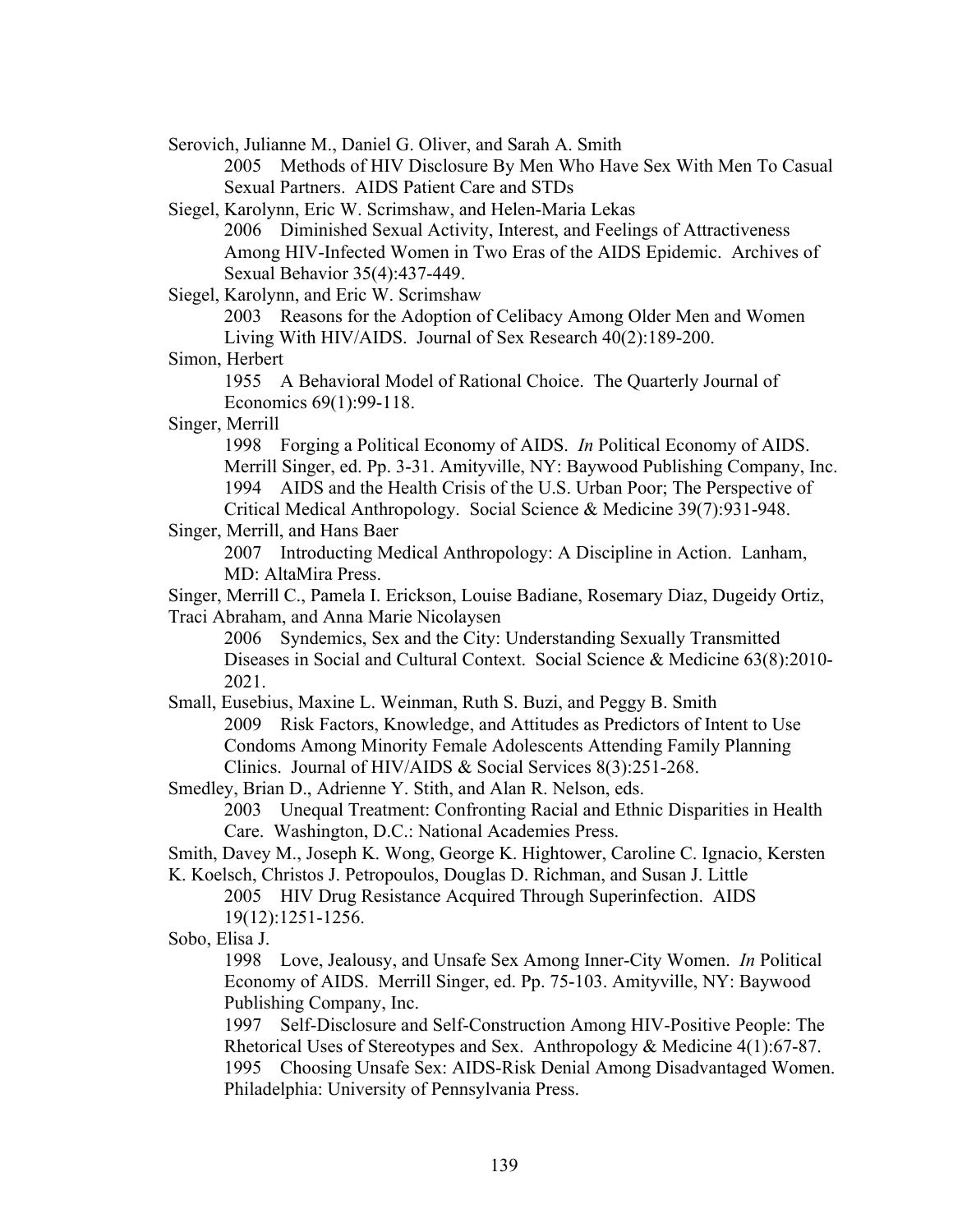Serovich, Julianne M., Daniel G. Oliver, and Sarah A. Smith

2005 Methods of HIV Disclosure By Men Who Have Sex With Men To Casual Sexual Partners. AIDS Patient Care and STDs

Siegel, Karolynn, Eric W. Scrimshaw, and Helen-Maria Lekas

2006 Diminished Sexual Activity, Interest, and Feelings of Attractiveness Among HIV-Infected Women in Two Eras of the AIDS Epidemic. Archives of Sexual Behavior 35(4):437-449.

Siegel, Karolynn, and Eric W. Scrimshaw

2003 Reasons for the Adoption of Celibacy Among Older Men and Women Living With HIV/AIDS. Journal of Sex Research 40(2):189-200.

Simon, Herbert

1955 A Behavioral Model of Rational Choice. The Quarterly Journal of Economics 69(1):99-118.

Singer, Merrill

1998 Forging a Political Economy of AIDS. *In* Political Economy of AIDS. Merrill Singer, ed. Pp. 3-31. Amityville, NY: Baywood Publishing Company, Inc.

1994 AIDS and the Health Crisis of the U.S. Urban Poor; The Perspective of Critical Medical Anthropology. Social Science & Medicine 39(7):931-948.

Singer, Merrill, and Hans Baer

2007 Introducting Medical Anthropology: A Discipline in Action. Lanham, MD: AltaMira Press.

Singer, Merrill C., Pamela I. Erickson, Louise Badiane, Rosemary Diaz, Dugeidy Ortiz, Traci Abraham, and Anna Marie Nicolaysen

2006 Syndemics, Sex and the City: Understanding Sexually Transmitted Diseases in Social and Cultural Context. Social Science & Medicine 63(8):2010-2021.

Small, Eusebius, Maxine L. Weinman, Ruth S. Buzi, and Peggy B. Smith

2009 Risk Factors, Knowledge, and Attitudes as Predictors of Intent to Use Condoms Among Minority Female Adolescents Attending Family Planning Clinics. Journal of HIV/AIDS & Social Services 8(3):251-268.

Smedley, Brian D., Adrienne Y. Stith, and Alan R. Nelson, eds.

2003 Unequal Treatment: Confronting Racial and Ethnic Disparities in Health Care. Washington, D.C.: National Academies Press.

Smith, Davey M., Joseph K. Wong, George K. Hightower, Caroline C. Ignacio, Kersten K. Koelsch, Christos J. Petropoulos, Douglas D. Richman, and Susan J. Little

2005 HIV Drug Resistance Acquired Through Superinfection. AIDS 19(12):1251-1256.

Sobo, Elisa J.

1998 Love, Jealousy, and Unsafe Sex Among Inner-City Women. *In* Political Economy of AIDS. Merrill Singer, ed. Pp. 75-103. Amityville, NY: Baywood Publishing Company, Inc.

1997 Self-Disclosure and Self-Construction Among HIV-Positive People: The Rhetorical Uses of Stereotypes and Sex. Anthropology & Medicine 4(1):67-87.

1995 Choosing Unsafe Sex: AIDS-Risk Denial Among Disadvantaged Women. Philadelphia: University of Pennsylvania Press.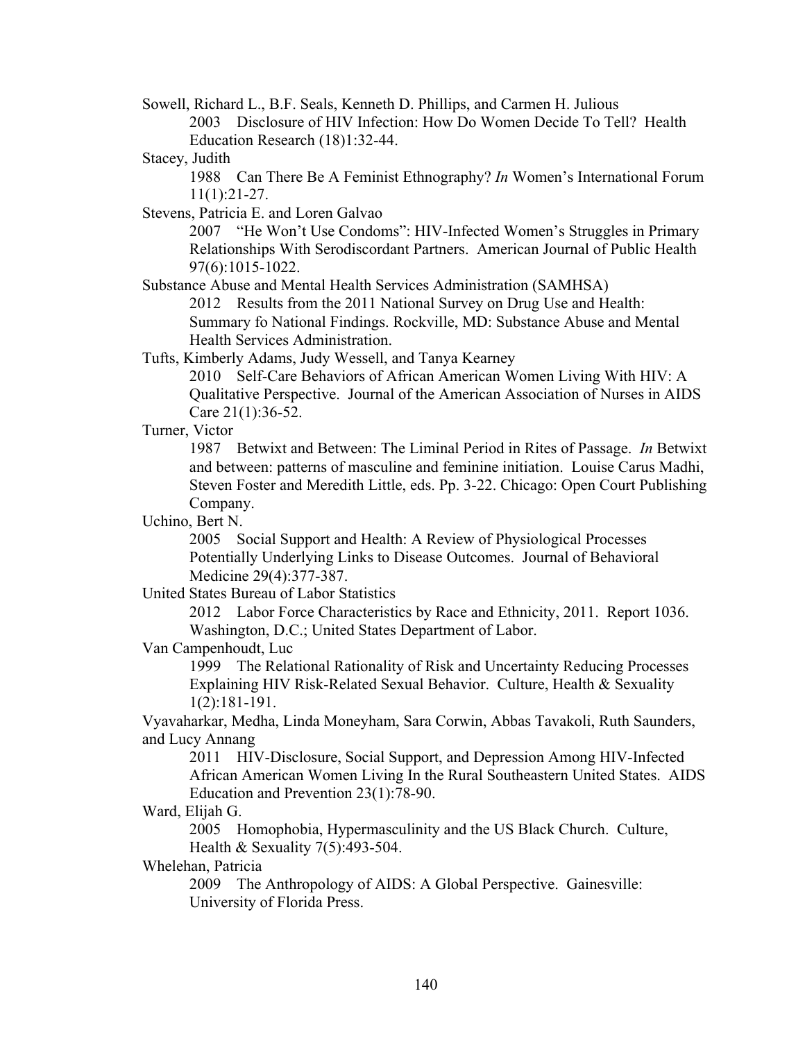Sowell, Richard L., B.F. Seals, Kenneth D. Phillips, and Carmen H. Julious

2003 Disclosure of HIV Infection: How Do Women Decide To Tell? Health Education Research (18)1:32-44.

Stacey, Judith

1988 Can There Be A Feminist Ethnography? *In* Women's International Forum 11(1):21-27.

Stevens, Patricia E. and Loren Galvao

2007 "He Won't Use Condoms": HIV-Infected Women's Struggles in Primary Relationships With Serodiscordant Partners. American Journal of Public Health 97(6):1015-1022.

Substance Abuse and Mental Health Services Administration (SAMHSA)

2012 Results from the 2011 National Survey on Drug Use and Health: Summary fo National Findings. Rockville, MD: Substance Abuse and Mental Health Services Administration.

Tufts, Kimberly Adams, Judy Wessell, and Tanya Kearney

2010 Self-Care Behaviors of African American Women Living With HIV: A Qualitative Perspective. Journal of the American Association of Nurses in AIDS Care 21(1):36-52.

Turner, Victor

1987 Betwixt and Between: The Liminal Period in Rites of Passage. *In* Betwixt and between: patterns of masculine and feminine initiation. Louise Carus Madhi, Steven Foster and Meredith Little, eds. Pp. 3-22. Chicago: Open Court Publishing Company.

Uchino, Bert N.

2005 Social Support and Health: A Review of Physiological Processes Potentially Underlying Links to Disease Outcomes. Journal of Behavioral Medicine 29(4):377-387.

United States Bureau of Labor Statistics

2012 Labor Force Characteristics by Race and Ethnicity, 2011. Report 1036. Washington, D.C.; United States Department of Labor.

Van Campenhoudt, Luc

1999 The Relational Rationality of Risk and Uncertainty Reducing Processes Explaining HIV Risk-Related Sexual Behavior. Culture, Health & Sexuality 1(2):181-191.

Vyavaharkar, Medha, Linda Moneyham, Sara Corwin, Abbas Tavakoli, Ruth Saunders, and Lucy Annang

2011 HIV-Disclosure, Social Support, and Depression Among HIV-Infected African American Women Living In the Rural Southeastern United States. AIDS Education and Prevention 23(1):78-90.

Ward, Elijah G.

2005 Homophobia, Hypermasculinity and the US Black Church. Culture, Health & Sexuality 7(5):493-504.

Whelehan, Patricia

2009 The Anthropology of AIDS: A Global Perspective. Gainesville: University of Florida Press.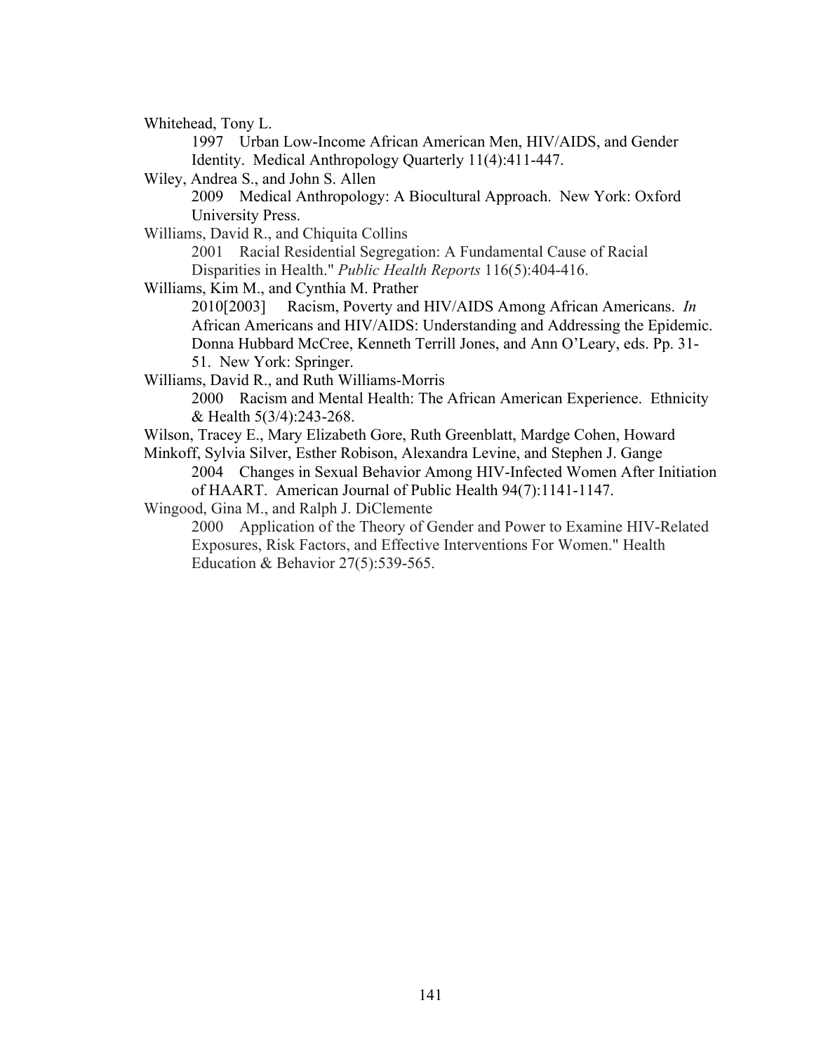Whitehead, Tony L.

1997 Urban Low-Income African American Men, HIV/AIDS, and Gender Identity. Medical Anthropology Quarterly 11(4):411-447.

Wiley, Andrea S., and John S. Allen

2009 Medical Anthropology: A Biocultural Approach. New York: Oxford University Press.

Williams, David R., and Chiquita Collins

2001 Racial Residential Segregation: A Fundamental Cause of Racial Disparities in Health." *Public Health Reports* 116(5):404-416.

Williams, Kim M., and Cynthia M. Prather

2010[2003] Racism, Poverty and HIV/AIDS Among African Americans. *In* African Americans and HIV/AIDS: Understanding and Addressing the Epidemic. Donna Hubbard McCree, Kenneth Terrill Jones, and Ann O'Leary, eds. Pp. 31-51. New York: Springer.

Williams, David R., and Ruth Williams-Morris

2000 Racism and Mental Health: The African American Experience. Ethnicity & Health 5(3/4):243-268.

Wilson, Tracey E., Mary Elizabeth Gore, Ruth Greenblatt, Mardge Cohen, Howard Minkoff, Sylvia Silver, Esther Robison, Alexandra Levine, and Stephen J. Gange

2004 Changes in Sexual Behavior Among HIV-Infected Women After Initiation of HAART. American Journal of Public Health 94(7):1141-1147.

Wingood, Gina M., and Ralph J. DiClemente

2000 Application of the Theory of Gender and Power to Examine HIV-Related Exposures, Risk Factors, and Effective Interventions For Women." Health Education & Behavior 27(5):539-565.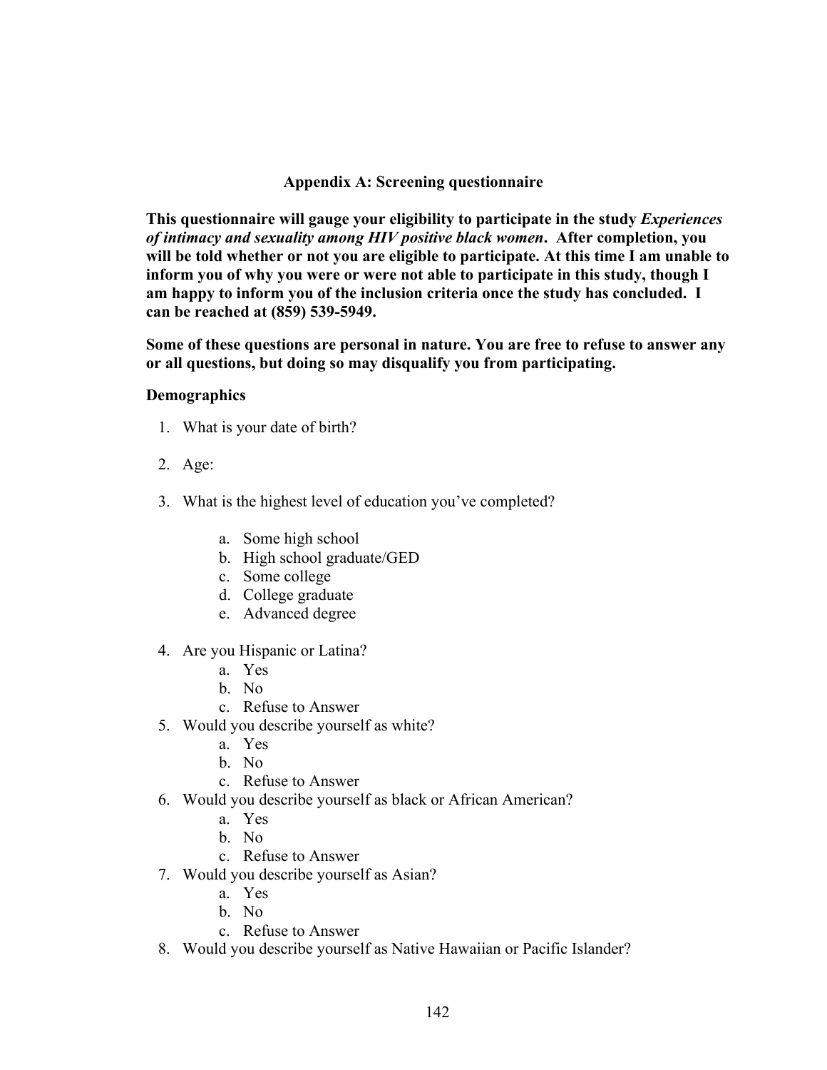## Appendix A: Screening questionnaire

**This questionnaire will gauge your eligibility to participate in the study *Experiences of intimacy and sexuality among HIV positive black women*. After completion, you will be told whether or not you are eligible to participate. At this time I am unable to inform you of why you were or were not able to participate in this study, though I am happy to inform you of the inclusion criteria once the study has concluded. I can be reached at (859) 539-5949.**

**Some of these questions are personal in nature. You are free to refuse to answer any or all questions, but doing so may disqualify you from participating.**

**Demographics**

1. What is your date of birth?

2. Age:

3. What is the highest level of education you've completed?

    a. Some high school
    b. High school graduate/GED
    c. Some college
    d. College graduate
    e. Advanced degree

4. Are you Hispanic or Latina?
    a. Yes
    b. No
    c. Refuse to Answer
5. Would you describe yourself as white?
    a. Yes
    b. No
    c. Refuse to Answer
6. Would you describe yourself as black or African American?
    a. Yes
    b. No
    c. Refuse to Answer
7. Would you describe yourself as Asian?
    a. Yes
    b. No
    c. Refuse to Answer
8. Would you describe yourself as Native Hawaiian or Pacific Islander?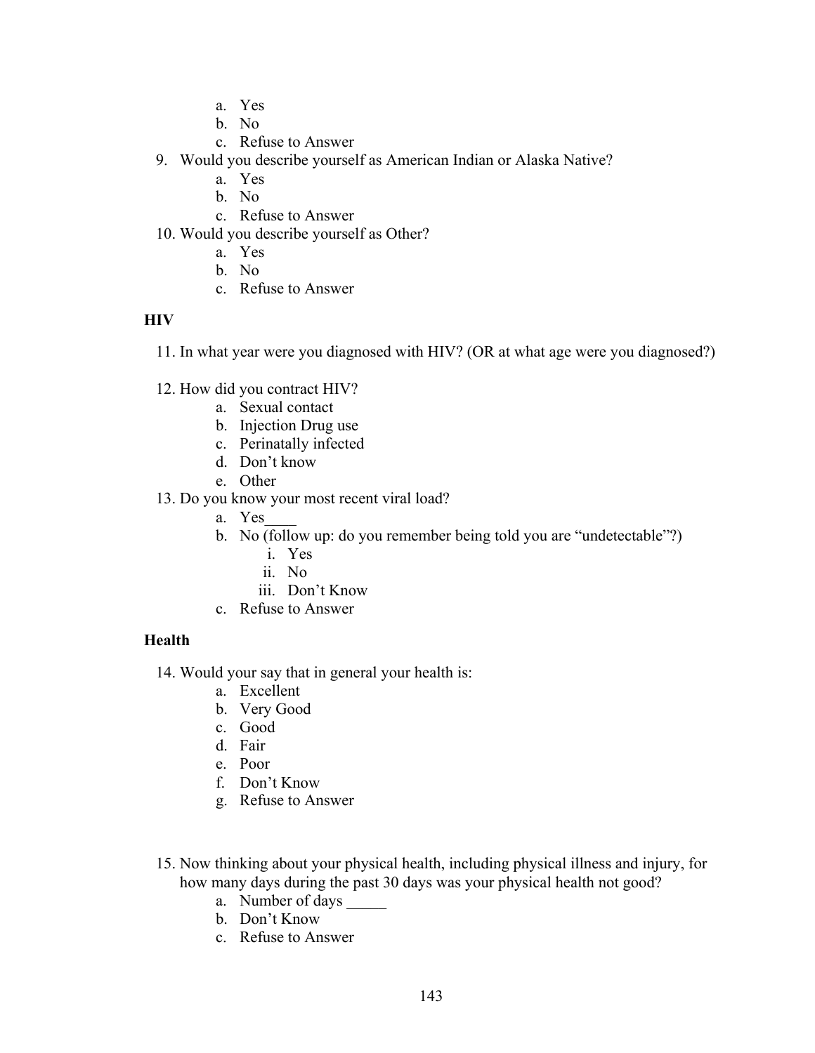a. Yes
    b. No
    c. Refuse to Answer

9. Would you describe yourself as American Indian or Alaska Native?
    a. Yes
    b. No
    c. Refuse to Answer
10. Would you describe yourself as Other?
    a. Yes
    b. No
    c. Refuse to Answer

**HIV**

11. In what year were you diagnosed with HIV? (OR at what age were you diagnosed?)

12. How did you contract HIV?
    a. Sexual contact
    b. Injection Drug use
    c. Perinatally infected
    d. Don't know
    e. Other
13. Do you know your most recent viral load?
    a. Yes____
    b. No (follow up: do you remember being told you are "undetectable"?)
        i. Yes
        ii. No
        iii. Don't Know
    c. Refuse to Answer

**Health**

14. Would your say that in general your health is:
    a. Excellent
    b. Very Good
    c. Good
    d. Fair
    e. Poor
    f. Don't Know
    g. Refuse to Answer

15. Now thinking about your physical health, including physical illness and injury, for how many days during the past 30 days was your physical health not good?
    a. Number of days _____
    b. Don't Know
    c. Refuse to Answer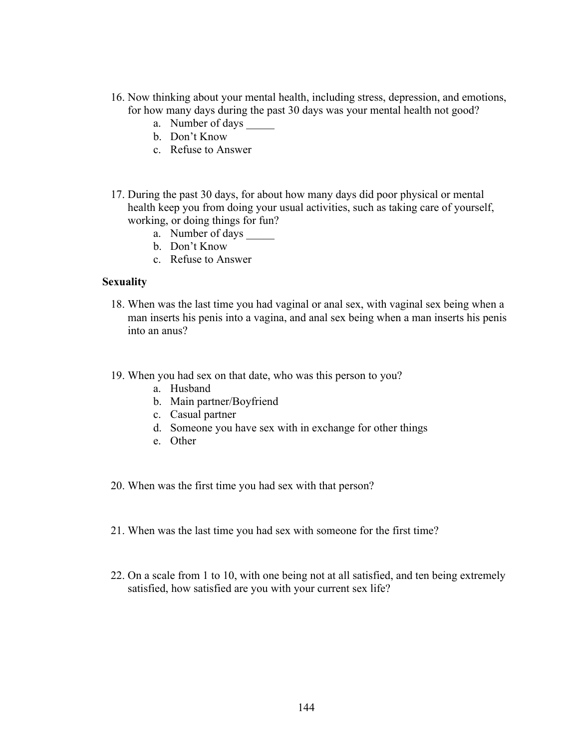16. Now thinking about your mental health, including stress, depression, and emotions, for how many days during the past 30 days was your mental health not good?
    a. Number of days _____
    b. Don't Know
    c. Refuse to Answer

17. During the past 30 days, for about how many days did poor physical or mental health keep you from doing your usual activities, such as taking care of yourself, working, or doing things for fun?
    a. Number of days _____
    b. Don't Know
    c. Refuse to Answer

**Sexuality**

18. When was the last time you had vaginal or anal sex, with vaginal sex being when a man inserts his penis into a vagina, and anal sex being when a man inserts his penis into an anus?

19. When you had sex on that date, who was this person to you?
    a. Husband
    b. Main partner/Boyfriend
    c. Casual partner
    d. Someone you have sex with in exchange for other things
    e. Other

20. When was the first time you had sex with that person?

21. When was the last time you had sex with someone for the first time?

22. On a scale from 1 to 10, with one being not at all satisfied, and ten being extremely satisfied, how satisfied are you with your current sex life?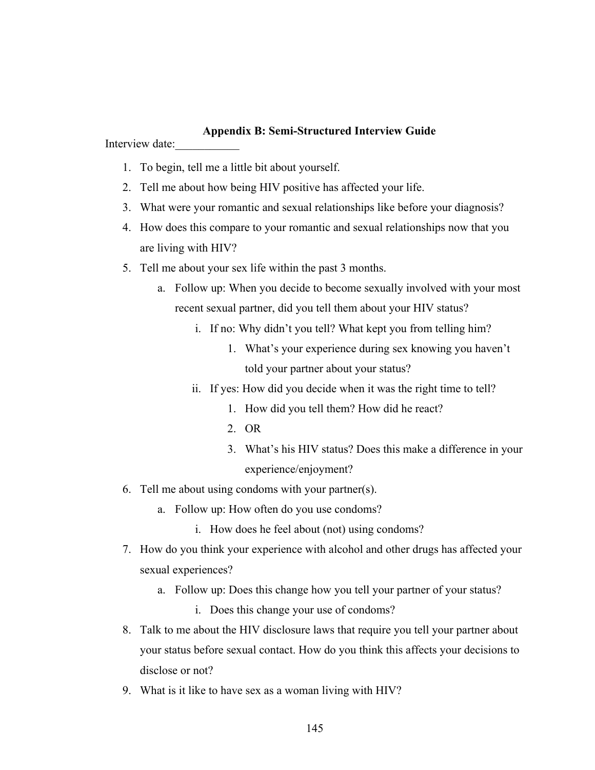## Appendix B: Semi-Structured Interview Guide

Interview date:___________

1. To begin, tell me a little bit about yourself.
2. Tell me about how being HIV positive has affected your life.
3. What were your romantic and sexual relationships like before your diagnosis?
4. How does this compare to your romantic and sexual relationships now that you are living with HIV?
5. Tell me about your sex life within the past 3 months.
    a. Follow up: When you decide to become sexually involved with your most recent sexual partner, did you tell them about your HIV status?
        i. If no: Why didn't you tell? What kept you from telling him?
            1. What's your experience during sex knowing you haven't told your partner about your status?
        ii. If yes: How did you decide when it was the right time to tell?
            1. How did you tell them? How did he react?
            2. OR
            3. What's his HIV status? Does this make a difference in your experience/enjoyment?
6. Tell me about using condoms with your partner(s).
    a. Follow up: How often do you use condoms?
        i. How does he feel about (not) using condoms?
7. How do you think your experience with alcohol and other drugs has affected your sexual experiences?
    a. Follow up: Does this change how you tell your partner of your status?
        i. Does this change your use of condoms?
8. Talk to me about the HIV disclosure laws that require you tell your partner about your status before sexual contact. How do you think this affects your decisions to disclose or not?
9. What is it like to have sex as a woman living with HIV?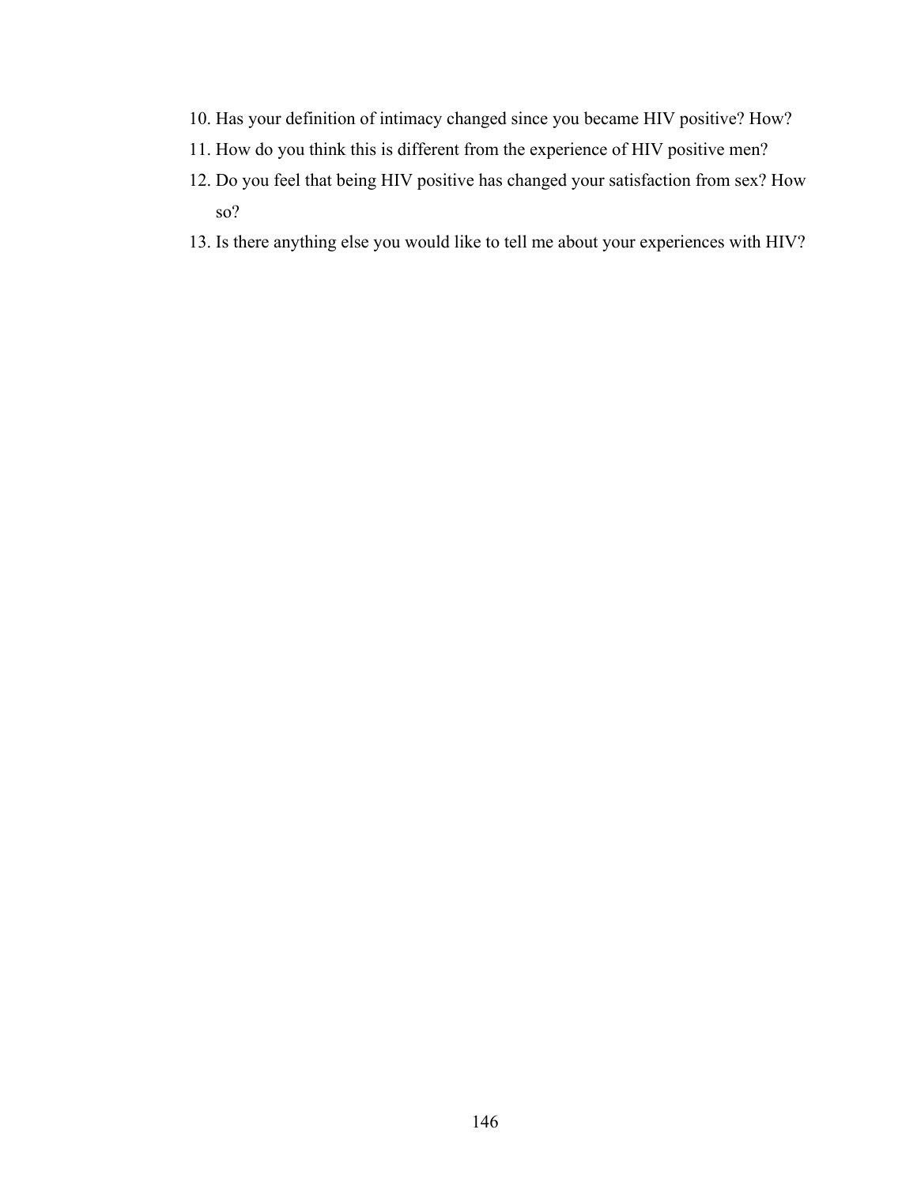10. Has your definition of intimacy changed since you became HIV positive? How?
11. How do you think this is different from the experience of HIV positive men?
12. Do you feel that being HIV positive has changed your satisfaction from sex? How so?
13. Is there anything else you would like to tell me about your experiences with HIV?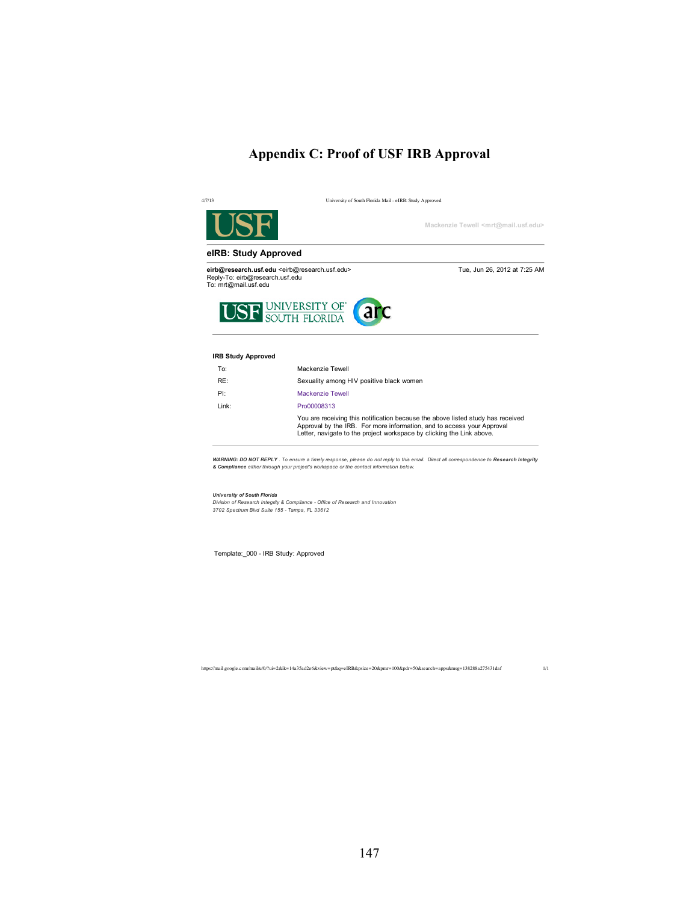# Appendix C: Proof of USF IRB Approval

4/7/13 University of South Florida Mail - eIRB: Study Approved

USF

Mackenzie Tewell <mrt@mail.usf.edu>

## eIRB: Study Approved

**eirb@research.usf.edu** <eirb@research.usf.edu> Tue, Jun 26, 2012 at 7:25 AM
Reply-To: eirb@research.usf.edu
To: mrt@mail.usf.edu

USF UNIVERSITY OF SOUTH FLORIDA arc

**IRB Study Approved**

| | |
|---|---|
| To: | Mackenzie Tewell |
| RE: | Sexuality among HIV positive black women |
| PI: | Mackenzie Tewell |
| Link: | Pro00008313 |
| | You are receiving this notification because the above listed study has received Approval by the IRB. For more information, and to access your Approval Letter, navigate to the project workspace by clicking the Link above. |

***WARNING: DO NOT REPLY** . To ensure a timely response, please do not reply to this email. Direct all correspondence to **Research Integrity & Compliance** either through your project's workspace or the contact information below.*

***University of South Florida***
*Division of Research Integrity & Compliance - Office of Research and Innovation*
*3702 Spectrum Blvd Suite 155 - Tampa, FL 33612*

Template:_000 - IRB Study: Approved

https://mail.google.com/mail/u/0/?ui=2&ik=14a35ad2e6&view=pt&q=eIRB&psize=20&pmr=100&pdr=50&search=apps&msg=138288a275431daf 1/1